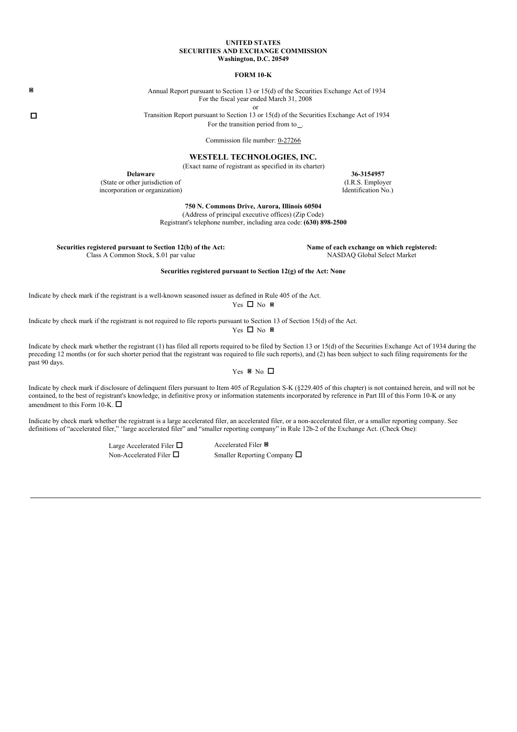**UNITED STATES**
**SECURITIES AND EXCHANGE COMMISSION**
**Washington, D.C. 20549**

**FORM 10-K**

☒ Annual Report pursuant to Section 13 or 15(d) of the Securities Exchange Act of 1934
For the fiscal year ended March 31, 2008

or

☐ Transition Report pursuant to Section 13 or 15(d) of the Securities Exchange Act of 1934
For the transition period from to _.

Commission file number: 0-27266

**WESTELL TECHNOLOGIES, INC.**
(Exact name of registrant as specified in its charter)

| **Delaware** | **36-3154957** |
|---|---|
| (State or other jurisdiction of incorporation or organization) | (I.R.S. Employer Identification No.) |

**750 N. Commons Drive, Aurora, Illinois 60504**
(Address of principal executive offices) (Zip Code)
Registrant's telephone number, including area code: **(630) 898-2500**

| **Securities registered pursuant to Section 12(b) of the Act:** | **Name of each exchange on which registered:** |
|---|---|
| Class A Common Stock, $.01 par value | NASDAQ Global Select Market |

**Securities registered pursuant to Section 12(g) of the Act: None**

Indicate by check mark if the registrant is a well-known seasoned issuer as defined in Rule 405 of the Act.
Yes ☐ No ☒

Indicate by check mark if the registrant is not required to file reports pursuant to Section 13 of Section 15(d) of the Act.
Yes ☐ No ☒

Indicate by check mark whether the registrant (1) has filed all reports required to be filed by Section 13 or 15(d) of the Securities Exchange Act of 1934 during the preceding 12 months (or for such shorter period that the registrant was required to file such reports), and (2) has been subject to such filing requirements for the past 90 days.

Yes ☒ No ☐

Indicate by check mark if disclosure of delinquent filers pursuant to Item 405 of Regulation S-K (§229.405 of this chapter) is not contained herein, and will not be contained, to the best of registrant's knowledge, in definitive proxy or information statements incorporated by reference in Part III of this Form 10-K or any amendment to this Form 10-K. ☐

Indicate by check mark whether the registrant is a large accelerated filer, an accelerated filer, or a non-accelerated filer, or a smaller reporting company. See definitions of "accelerated filer," 'large accelerated filer" and "smaller reporting company" in Rule 12b-2 of the Exchange Act. (Check One):

| | |
|---|---|
| Large Accelerated Filer ☐ | Accelerated Filer ☒ |
| Non-Accelerated Filer ☐ | Smaller Reporting Company ☐ |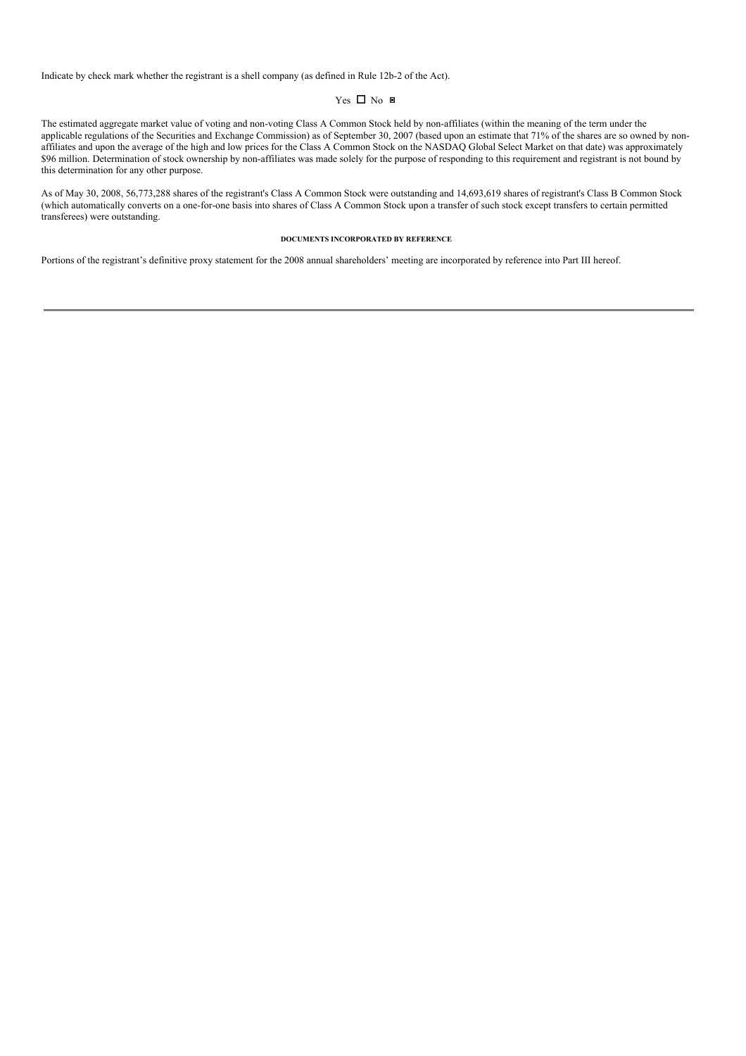Indicate by check mark whether the registrant is a shell company (as defined in Rule 12b-2 of the Act).

Yes ☐ No ☒

The estimated aggregate market value of voting and non-voting Class A Common Stock held by non-affiliates (within the meaning of the term under the applicable regulations of the Securities and Exchange Commission) as of September 30, 2007 (based upon an estimate that 71% of the shares are so owned by non-affiliates and upon the average of the high and low prices for the Class A Common Stock on the NASDAQ Global Select Market on that date) was approximately $96 million. Determination of stock ownership by non-affiliates was made solely for the purpose of responding to this requirement and registrant is not bound by this determination for any other purpose.

As of May 30, 2008, 56,773,288 shares of the registrant's Class A Common Stock were outstanding and 14,693,619 shares of registrant's Class B Common Stock (which automatically converts on a one-for-one basis into shares of Class A Common Stock upon a transfer of such stock except transfers to certain permitted transferees) were outstanding.

**DOCUMENTS INCORPORATED BY REFERENCE**

Portions of the registrant's definitive proxy statement for the 2008 annual shareholders' meeting are incorporated by reference into Part III hereof.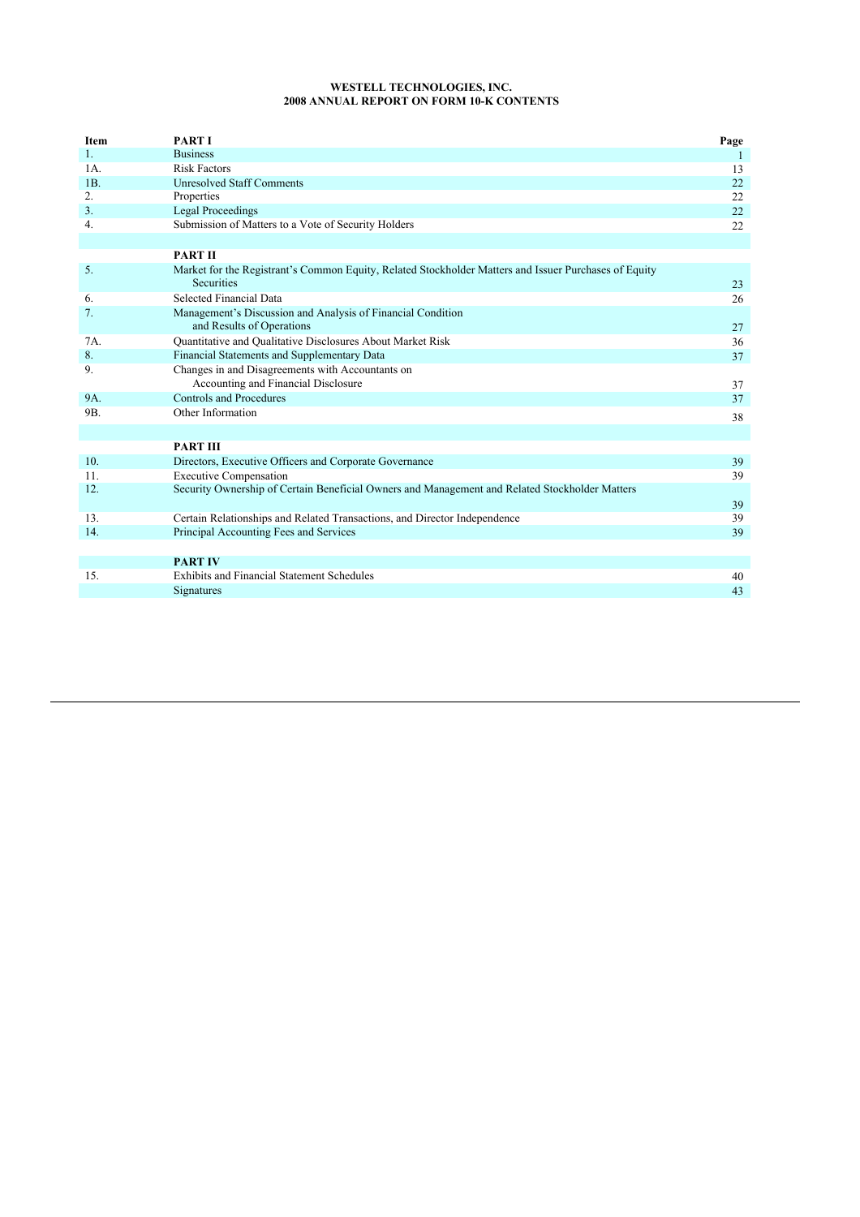**WESTELL TECHNOLOGIES, INC.**
**2008 ANNUAL REPORT ON FORM 10-K CONTENTS**

| Item | | Page |
|---|---|---|
| | **PART I** | |
| 1. | Business | 1 |
| 1A. | Risk Factors | 13 |
| 1B. | Unresolved Staff Comments | 22 |
| 2. | Properties | 22 |
| 3. | Legal Proceedings | 22 |
| 4. | Submission of Matters to a Vote of Security Holders | 22 |
| | **PART II** | |
| 5. | Market for the Registrant's Common Equity, Related Stockholder Matters and Issuer Purchases of Equity Securities | 23 |
| 6. | Selected Financial Data | 26 |
| 7. | Management's Discussion and Analysis of Financial Condition and Results of Operations | 27 |
| 7A. | Quantitative and Qualitative Disclosures About Market Risk | 36 |
| 8. | Financial Statements and Supplementary Data | 37 |
| 9. | Changes in and Disagreements with Accountants on Accounting and Financial Disclosure | 37 |
| 9A. | Controls and Procedures | 37 |
| 9B. | Other Information | 38 |
| | **PART III** | |
| 10. | Directors, Executive Officers and Corporate Governance | 39 |
| 11. | Executive Compensation | 39 |
| 12. | Security Ownership of Certain Beneficial Owners and Management and Related Stockholder Matters | 39 |
| 13. | Certain Relationships and Related Transactions, and Director Independence | 39 |
| 14. | Principal Accounting Fees and Services | 39 |
| | **PART IV** | |
| 15. | Exhibits and Financial Statement Schedules | 40 |
| | Signatures | 43 |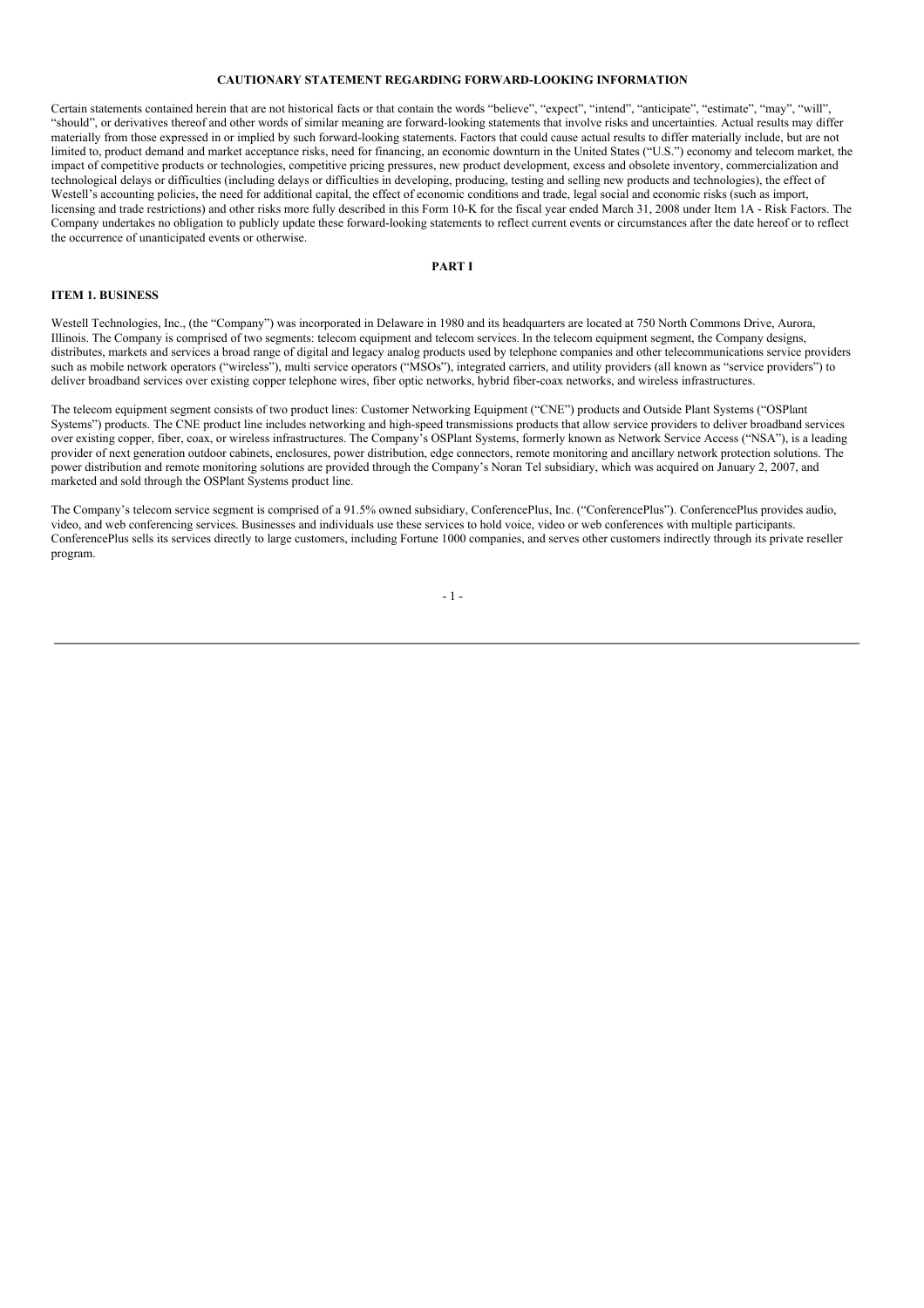**CAUTIONARY STATEMENT REGARDING FORWARD-LOOKING INFORMATION**

Certain statements contained herein that are not historical facts or that contain the words "believe", "expect", "intend", "anticipate", "estimate", "may", "will", "should", or derivatives thereof and other words of similar meaning are forward-looking statements that involve risks and uncertainties. Actual results may differ materially from those expressed in or implied by such forward-looking statements. Factors that could cause actual results to differ materially include, but are not limited to, product demand and market acceptance risks, need for financing, an economic downturn in the United States ("U.S.") economy and telecom market, the impact of competitive products or technologies, competitive pricing pressures, new product development, excess and obsolete inventory, commercialization and technological delays or difficulties (including delays or difficulties in developing, producing, testing and selling new products and technologies), the effect of Westell's accounting policies, the need for additional capital, the effect of economic conditions and trade, legal social and economic risks (such as import, licensing and trade restrictions) and other risks more fully described in this Form 10-K for the fiscal year ended March 31, 2008 under Item 1A - Risk Factors. The Company undertakes no obligation to publicly update these forward-looking statements to reflect current events or circumstances after the date hereof or to reflect the occurrence of unanticipated events or otherwise.

# PART I

## ITEM 1. BUSINESS

Westell Technologies, Inc., (the "Company") was incorporated in Delaware in 1980 and its headquarters are located at 750 North Commons Drive, Aurora, Illinois. The Company is comprised of two segments: telecom equipment and telecom services. In the telecom equipment segment, the Company designs, distributes, markets and services a broad range of digital and legacy analog products used by telephone companies and other telecommunications service providers such as mobile network operators ("wireless"), multi service operators ("MSOs"), integrated carriers, and utility providers (all known as "service providers") to deliver broadband services over existing copper telephone wires, fiber optic networks, hybrid fiber-coax networks, and wireless infrastructures.

The telecom equipment segment consists of two product lines: Customer Networking Equipment ("CNE") products and Outside Plant Systems ("OSPlant Systems") products. The CNE product line includes networking and high-speed transmissions products that allow service providers to deliver broadband services over existing copper, fiber, coax, or wireless infrastructures. The Company's OSPlant Systems, formerly known as Network Service Access ("NSA"), is a leading provider of next generation outdoor cabinets, enclosures, power distribution, edge connectors, remote monitoring and ancillary network protection solutions. The power distribution and remote monitoring solutions are provided through the Company's Noran Tel subsidiary, which was acquired on January 2, 2007, and marketed and sold through the OSPlant Systems product line.

The Company's telecom service segment is comprised of a 91.5% owned subsidiary, ConferencePlus, Inc. ("ConferencePlus"). ConferencePlus provides audio, video, and web conferencing services. Businesses and individuals use these services to hold voice, video or web conferences with multiple participants. ConferencePlus sells its services directly to large customers, including Fortune 1000 companies, and serves other customers indirectly through its private reseller program.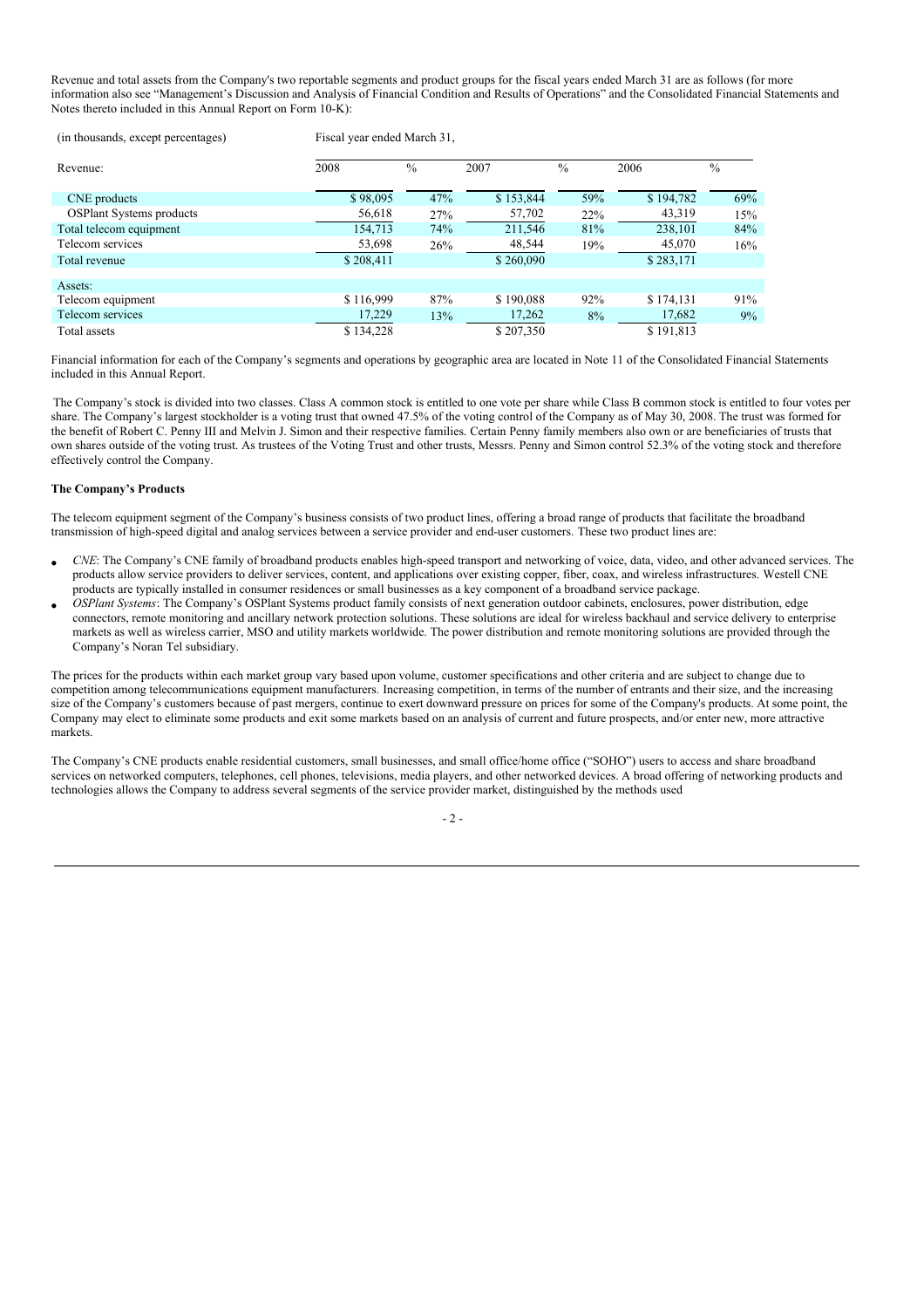Revenue and total assets from the Company's two reportable segments and product groups for the fiscal years ended March 31 are as follows (for more information also see "Management's Discussion and Analysis of Financial Condition and Results of Operations" and the Consolidated Financial Statements and Notes thereto included in this Annual Report on Form 10-K):

| (in thousands, except percentages) | Fiscal year ended March 31, | | | | | |
|---|---|---|---|---|---|---|
| Revenue: | 2008 | % | 2007 | % | 2006 | % |
| CNE products | $ 98,095 | 47% | $ 153,844 | 59% | $ 194,782 | 69% |
| OSPlant Systems products | 56,618 | 27% | 57,702 | 22% | 43,319 | 15% |
| Total telecom equipment | 154,713 | 74% | 211,546 | 81% | 238,101 | 84% |
| Telecom services | 53,698 | 26% | 48,544 | 19% | 45,070 | 16% |
| Total revenue | $ 208,411 | | $ 260,090 | | $ 283,171 | |
| Assets: | | | | | | |
| Telecom equipment | $ 116,999 | 87% | $ 190,088 | 92% | $ 174,131 | 91% |
| Telecom services | 17,229 | 13% | 17,262 | 8% | 17,682 | 9% |
| Total assets | $ 134,228 | | $ 207,350 | | $ 191,813 | |

Financial information for each of the Company's segments and operations by geographic area are located in Note 11 of the Consolidated Financial Statements included in this Annual Report.

The Company's stock is divided into two classes. Class A common stock is entitled to one vote per share while Class B common stock is entitled to four votes per share. The Company's largest stockholder is a voting trust that owned 47.5% of the voting control of the Company as of May 30, 2008. The trust was formed for the benefit of Robert C. Penny III and Melvin J. Simon and their respective families. Certain Penny family members also own or are beneficiaries of trusts that own shares outside of the voting trust. As trustees of the Voting Trust and other trusts, Messrs. Penny and Simon control 52.3% of the voting stock and therefore effectively control the Company.

**The Company's Products**

The telecom equipment segment of the Company's business consists of two product lines, offering a broad range of products that facilitate the broadband transmission of high-speed digital and analog services between a service provider and end-user customers. These two product lines are:

- *CNE*: The Company's CNE family of broadband products enables high-speed transport and networking of voice, data, video, and other advanced services. The products allow service providers to deliver services, content, and applications over existing copper, fiber, coax, and wireless infrastructures. Westell CNE products are typically installed in consumer residences or small businesses as a key component of a broadband service package.
- *OSPlant Systems*: The Company's OSPlant Systems product family consists of next generation outdoor cabinets, enclosures, power distribution, edge connectors, remote monitoring and ancillary network protection solutions. These solutions are ideal for wireless backhaul and service delivery to enterprise markets as well as wireless carrier, MSO and utility markets worldwide. The power distribution and remote monitoring solutions are provided through the Company's Noran Tel subsidiary.

The prices for the products within each market group vary based upon volume, customer specifications and other criteria and are subject to change due to competition among telecommunications equipment manufacturers. Increasing competition, in terms of the number of entrants and their size, and the increasing size of the Company's customers because of past mergers, continue to exert downward pressure on prices for some of the Company's products. At some point, the Company may elect to eliminate some products and exit some markets based on an analysis of current and future prospects, and/or enter new, more attractive markets.

The Company's CNE products enable residential customers, small businesses, and small office/home office ("SOHO") users to access and share broadband services on networked computers, telephones, cell phones, televisions, media players, and other networked devices. A broad offering of networking products and technologies allows the Company to address several segments of the service provider market, distinguished by the methods used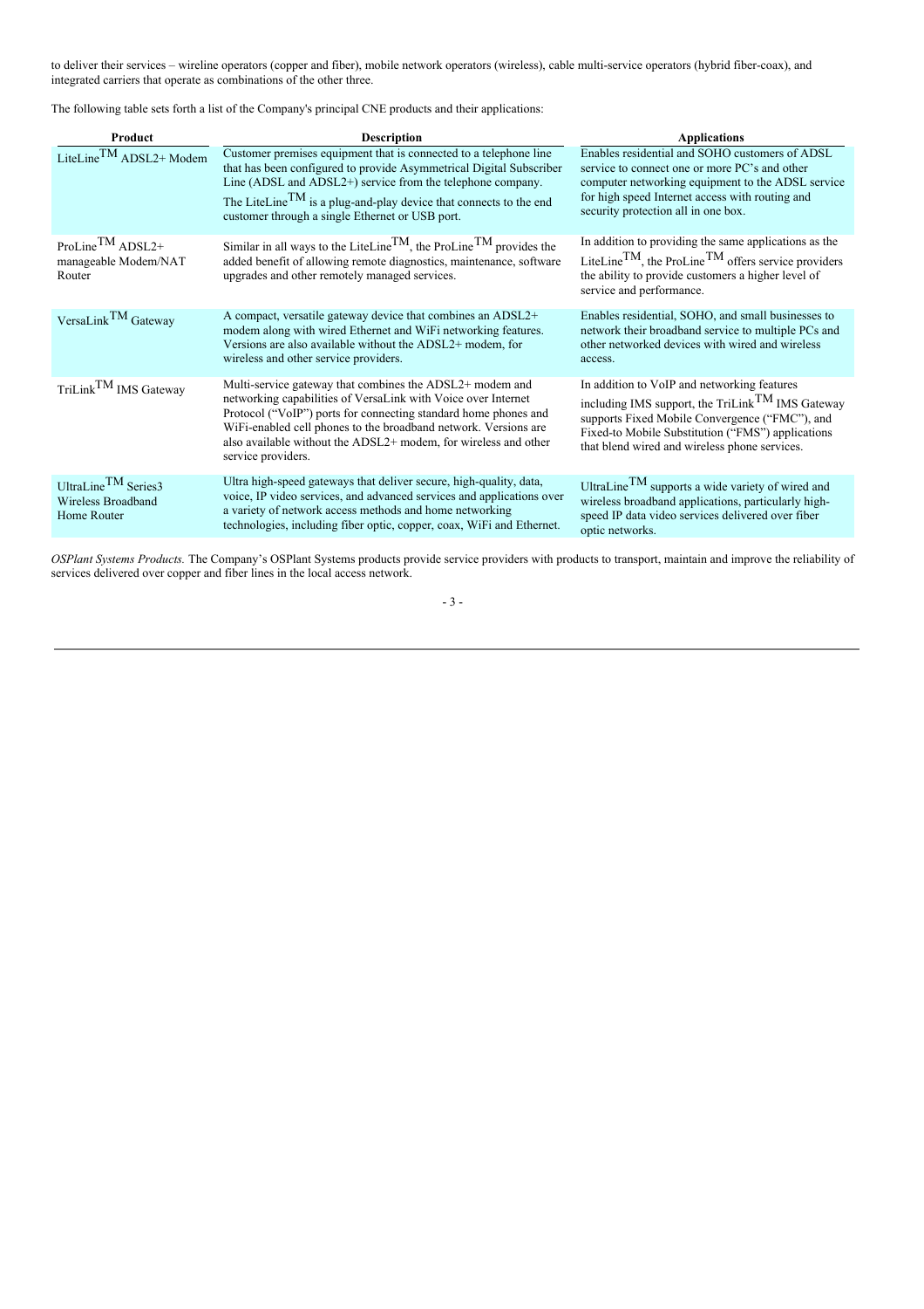to deliver their services – wireline operators (copper and fiber), mobile network operators (wireless), cable multi-service operators (hybrid fiber-coax), and integrated carriers that operate as combinations of the other three.

The following table sets forth a list of the Company's principal CNE products and their applications:

| Product | Description | Applications |
|---|---|---|
| LiteLine™ ADSL2+ Modem | Customer premises equipment that is connected to a telephone line that has been configured to provide Asymmetrical Digital Subscriber Line (ADSL and ADSL2+) service from the telephone company. The LiteLine™ is a plug-and-play device that connects to the end customer through a single Ethernet or USB port. | Enables residential and SOHO customers of ADSL service to connect one or more PC's and other computer networking equipment to the ADSL service for high speed Internet access with routing and security protection all in one box. |
| ProLine™ ADSL2+ manageable Modem/NAT Router | Similar in all ways to the LiteLine™, the ProLine™ provides the added benefit of allowing remote diagnostics, maintenance, software upgrades and other remotely managed services. | In addition to providing the same applications as the LiteLine™, the ProLine™ offers service providers the ability to provide customers a higher level of service and performance. |
| VersaLink™ Gateway | A compact, versatile gateway device that combines an ADSL2+ modem along with wired Ethernet and WiFi networking features. Versions are also available without the ADSL2+ modem, for wireless and other service providers. | Enables residential, SOHO, and small businesses to network their broadband service to multiple PCs and other networked devices with wired and wireless access. |
| TriLink™ IMS Gateway | Multi-service gateway that combines the ADSL2+ modem and networking capabilities of VersaLink with Voice over Internet Protocol ("VoIP") ports for connecting standard home phones and WiFi-enabled cell phones to the broadband network. Versions are also available without the ADSL2+ modem, for wireless and other service providers. | In addition to VoIP and networking features including IMS support, the TriLink™ IMS Gateway supports Fixed Mobile Convergence ("FMC"), and Fixed-to Mobile Substitution ("FMS") applications that blend wired and wireless phone services. |
| UltraLine™ Series3 Wireless Broadband Home Router | Ultra high-speed gateways that deliver secure, high-quality, data, voice, IP video services, and advanced services and applications over a variety of network access methods and home networking technologies, including fiber optic, copper, coax, WiFi and Ethernet. | UltraLine™ supports a wide variety of wired and wireless broadband applications, particularly high-speed IP data video services delivered over fiber optic networks. |

*OSPlant Systems Products.* The Company's OSPlant Systems products provide service providers with products to transport, maintain and improve the reliability of services delivered over copper and fiber lines in the local access network.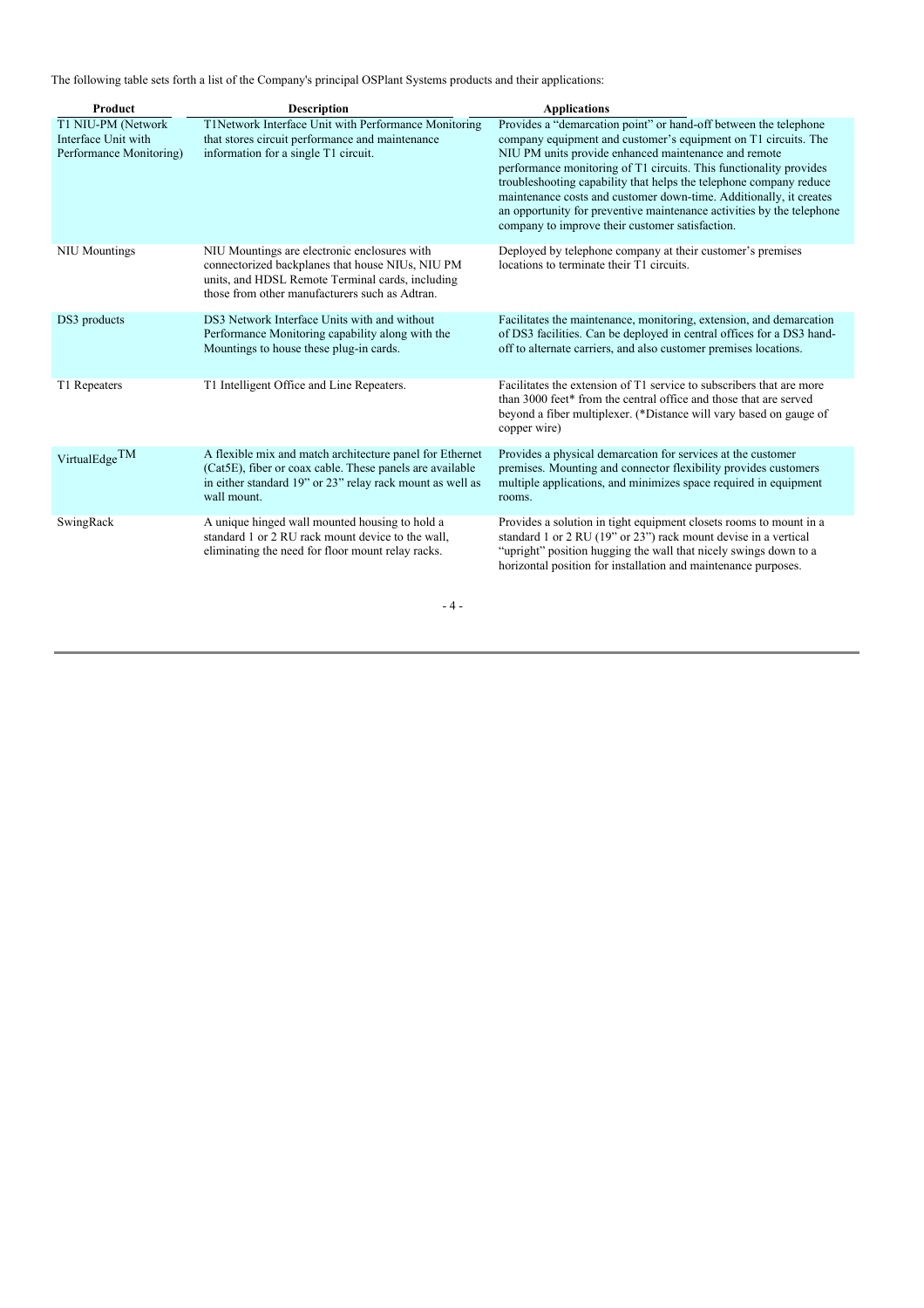The following table sets forth a list of the Company's principal OSPlant Systems products and their applications:

| Product | Description | Applications |
|---|---|---|
| T1 NIU-PM (Network Interface Unit with Performance Monitoring) | T1Network Interface Unit with Performance Monitoring that stores circuit performance and maintenance information for a single T1 circuit. | Provides a "demarcation point" or hand-off between the telephone company equipment and customer's equipment on T1 circuits. The NIU PM units provide enhanced maintenance and remote performance monitoring of T1 circuits. This functionality provides troubleshooting capability that helps the telephone company reduce maintenance costs and customer down-time. Additionally, it creates an opportunity for preventive maintenance activities by the telephone company to improve their customer satisfaction. |
| NIU Mountings | NIU Mountings are electronic enclosures with connectorized backplanes that house NIUs, NIU PM units, and HDSL Remote Terminal cards, including those from other manufacturers such as Adtran. | Deployed by telephone company at their customer's premises locations to terminate their T1 circuits. |
| DS3 products | DS3 Network Interface Units with and without Performance Monitoring capability along with the Mountings to house these plug-in cards. | Facilitates the maintenance, monitoring, extension, and demarcation of DS3 facilities. Can be deployed in central offices for a DS3 hand-off to alternate carriers, and also customer premises locations. |
| T1 Repeaters | T1 Intelligent Office and Line Repeaters. | Facilitates the extension of T1 service to subscribers that are more than 3000 feet* from the central office and those that are served beyond a fiber multiplexer. (*Distance will vary based on gauge of copper wire) |
| VirtualEdge™ | A flexible mix and match architecture panel for Ethernet (Cat5E), fiber or coax cable. These panels are available in either standard 19" or 23" relay rack mount as well as wall mount. | Provides a physical demarcation for services at the customer premises. Mounting and connector flexibility provides customers multiple applications, and minimizes space required in equipment rooms. |
| SwingRack | A unique hinged wall mounted housing to hold a standard 1 or 2 RU rack mount device to the wall, eliminating the need for floor mount relay racks. | Provides a solution in tight equipment closets rooms to mount in a standard 1 or 2 RU (19" or 23") rack mount devise in a vertical "upright" position hugging the wall that nicely swings down to a horizontal position for installation and maintenance purposes. |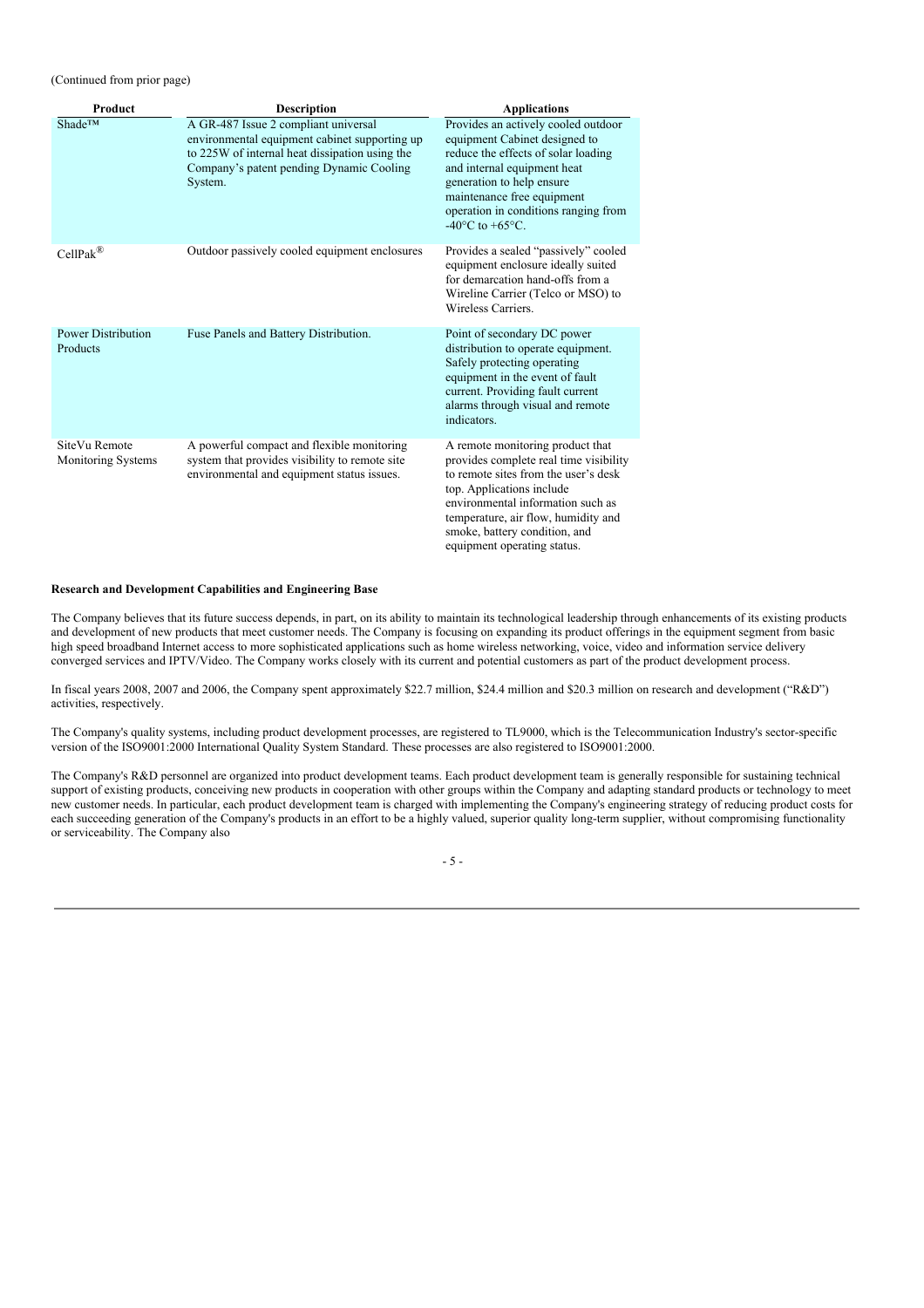(Continued from prior page)

| Product | Description | Applications |
| --- | --- | --- |
| Shade™ | A GR-487 Issue 2 compliant universal environmental equipment cabinet supporting up to 225W of internal heat dissipation using the Company's patent pending Dynamic Cooling System. | Provides an actively cooled outdoor equipment Cabinet designed to reduce the effects of solar loading and internal equipment heat generation to help ensure maintenance free equipment operation in conditions ranging from -40°C to +65°C. |
| CellPak® | Outdoor passively cooled equipment enclosures | Provides a sealed "passively" cooled equipment enclosure ideally suited for demarcation hand-offs from a Wireline Carrier (Telco or MSO) to Wireless Carriers. |
| Power Distribution Products | Fuse Panels and Battery Distribution. | Point of secondary DC power distribution to operate equipment. Safely protecting operating equipment in the event of fault current. Providing fault current alarms through visual and remote indicators. |
| SiteVu Remote Monitoring Systems | A powerful compact and flexible monitoring system that provides visibility to remote site environmental and equipment status issues. | A remote monitoring product that provides complete real time visibility to remote sites from the user's desk top. Applications include environmental information such as temperature, air flow, humidity and smoke, battery condition, and equipment operating status. |

**Research and Development Capabilities and Engineering Base**

The Company believes that its future success depends, in part, on its ability to maintain its technological leadership through enhancements of its existing products and development of new products that meet customer needs. The Company is focusing on expanding its product offerings in the equipment segment from basic high speed broadband Internet access to more sophisticated applications such as home wireless networking, voice, video and information service delivery converged services and IPTV/Video. The Company works closely with its current and potential customers as part of the product development process.

In fiscal years 2008, 2007 and 2006, the Company spent approximately $22.7 million, $24.4 million and $20.3 million on research and development ("R&D") activities, respectively.

The Company's quality systems, including product development processes, are registered to TL9000, which is the Telecommunication Industry's sector-specific version of the ISO9001:2000 International Quality System Standard. These processes are also registered to ISO9001:2000.

The Company's R&D personnel are organized into product development teams. Each product development team is generally responsible for sustaining technical support of existing products, conceiving new products in cooperation with other groups within the Company and adapting standard products or technology to meet new customer needs. In particular, each product development team is charged with implementing the Company's engineering strategy of reducing product costs for each succeeding generation of the Company's products in an effort to be a highly valued, superior quality long-term supplier, without compromising functionality or serviceability. The Company also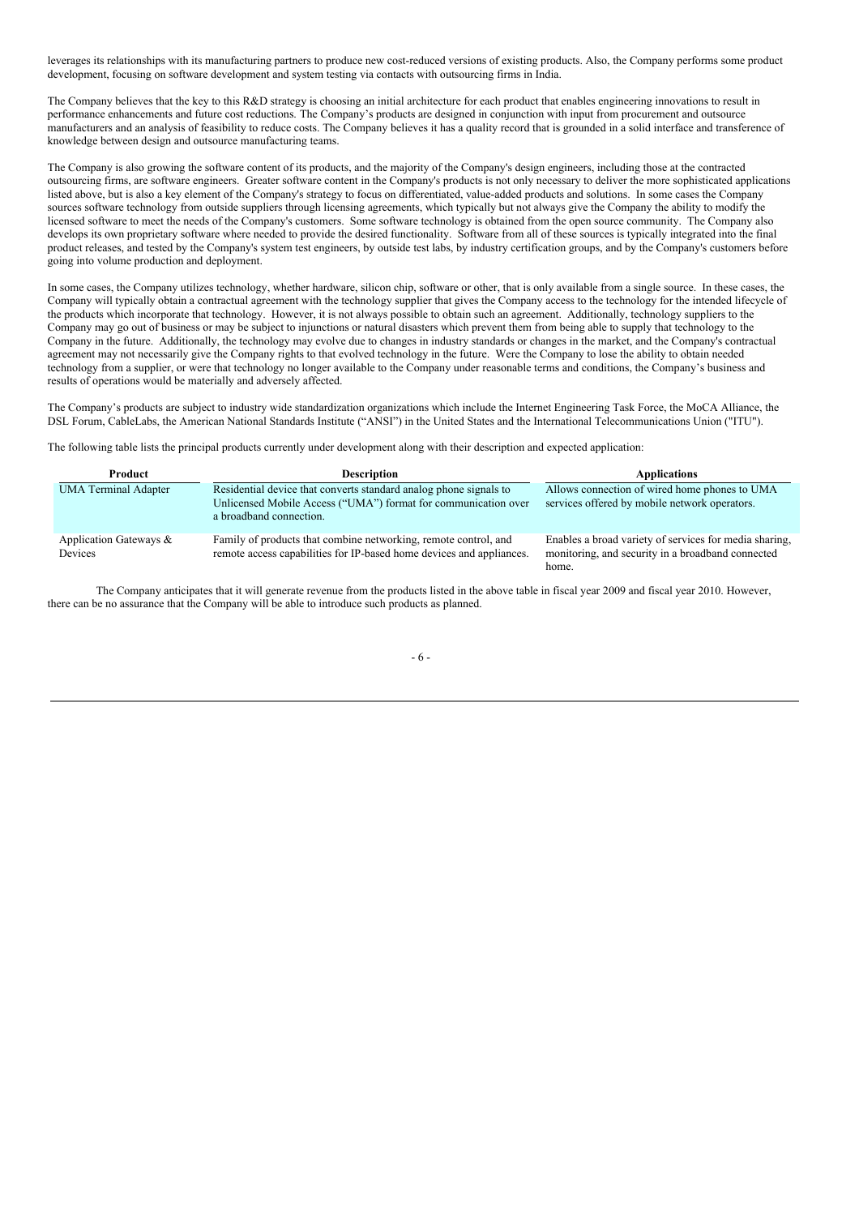leverages its relationships with its manufacturing partners to produce new cost-reduced versions of existing products. Also, the Company performs some product development, focusing on software development and system testing via contacts with outsourcing firms in India.

The Company believes that the key to this R&D strategy is choosing an initial architecture for each product that enables engineering innovations to result in performance enhancements and future cost reductions. The Company's products are designed in conjunction with input from procurement and outsource manufacturers and an analysis of feasibility to reduce costs. The Company believes it has a quality record that is grounded in a solid interface and transference of knowledge between design and outsource manufacturing teams.

The Company is also growing the software content of its products, and the majority of the Company's design engineers, including those at the contracted outsourcing firms, are software engineers. Greater software content in the Company's products is not only necessary to deliver the more sophisticated applications listed above, but is also a key element of the Company's strategy to focus on differentiated, value-added products and solutions. In some cases the Company sources software technology from outside suppliers through licensing agreements, which typically but not always give the Company the ability to modify the licensed software to meet the needs of the Company's customers. Some software technology is obtained from the open source community. The Company also develops its own proprietary software where needed to provide the desired functionality. Software from all of these sources is typically integrated into the final product releases, and tested by the Company's system test engineers, by outside test labs, by industry certification groups, and by the Company's customers before going into volume production and deployment.

In some cases, the Company utilizes technology, whether hardware, silicon chip, software or other, that is only available from a single source. In these cases, the Company will typically obtain a contractual agreement with the technology supplier that gives the Company access to the technology for the intended lifecycle of the products which incorporate that technology. However, it is not always possible to obtain such an agreement. Additionally, technology suppliers to the Company may go out of business or may be subject to injunctions or natural disasters which prevent them from being able to supply that technology to the Company in the future. Additionally, the technology may evolve due to changes in industry standards or changes in the market, and the Company's contractual agreement may not necessarily give the Company rights to that evolved technology in the future. Were the Company to lose the ability to obtain needed technology from a supplier, or were that technology no longer available to the Company under reasonable terms and conditions, the Company's business and results of operations would be materially and adversely affected.

The Company's products are subject to industry wide standardization organizations which include the Internet Engineering Task Force, the MoCA Alliance, the DSL Forum, CableLabs, the American National Standards Institute ("ANSI") in the United States and the International Telecommunications Union ("ITU").

The following table lists the principal products currently under development along with their description and expected application:

| Product | Description | Applications |
|---|---|---|
| UMA Terminal Adapter | Residential device that converts standard analog phone signals to Unlicensed Mobile Access ("UMA") format for communication over a broadband connection. | Allows connection of wired home phones to UMA services offered by mobile network operators. |
| Application Gateways & Devices | Family of products that combine networking, remote control, and remote access capabilities for IP-based home devices and appliances. | Enables a broad variety of services for media sharing, monitoring, and security in a broadband connected home. |

The Company anticipates that it will generate revenue from the products listed in the above table in fiscal year 2009 and fiscal year 2010. However, there can be no assurance that the Company will be able to introduce such products as planned.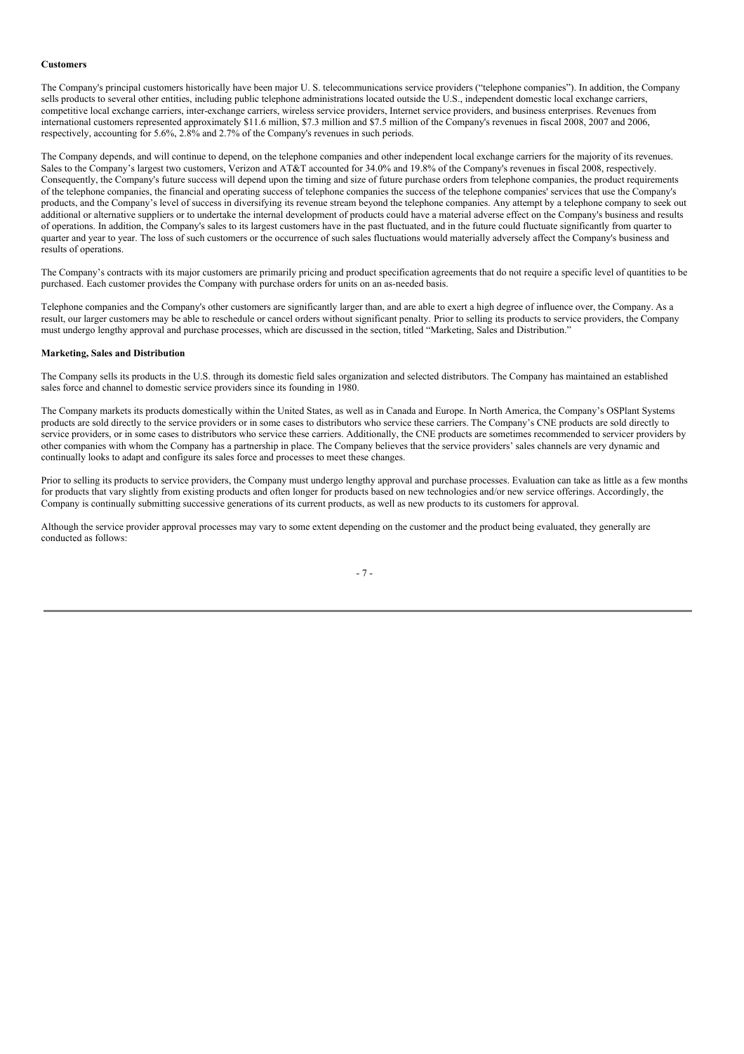**Customers**

The Company's principal customers historically have been major U. S. telecommunications service providers ("telephone companies"). In addition, the Company sells products to several other entities, including public telephone administrations located outside the U.S., independent domestic local exchange carriers, competitive local exchange carriers, inter-exchange carriers, wireless service providers, Internet service providers, and business enterprises. Revenues from international customers represented approximately $11.6 million, $7.3 million and $7.5 million of the Company's revenues in fiscal 2008, 2007 and 2006, respectively, accounting for 5.6%, 2.8% and 2.7% of the Company's revenues in such periods.

The Company depends, and will continue to depend, on the telephone companies and other independent local exchange carriers for the majority of its revenues. Sales to the Company's largest two customers, Verizon and AT&T accounted for 34.0% and 19.8% of the Company's revenues in fiscal 2008, respectively. Consequently, the Company's future success will depend upon the timing and size of future purchase orders from telephone companies, the product requirements of the telephone companies, the financial and operating success of telephone companies the success of the telephone companies' services that use the Company's products, and the Company's level of success in diversifying its revenue stream beyond the telephone companies. Any attempt by a telephone company to seek out additional or alternative suppliers or to undertake the internal development of products could have a material adverse effect on the Company's business and results of operations. In addition, the Company's sales to its largest customers have in the past fluctuated, and in the future could fluctuate significantly from quarter to quarter and year to year. The loss of such customers or the occurrence of such sales fluctuations would materially adversely affect the Company's business and results of operations.

The Company's contracts with its major customers are primarily pricing and product specification agreements that do not require a specific level of quantities to be purchased. Each customer provides the Company with purchase orders for units on an as-needed basis.

Telephone companies and the Company's other customers are significantly larger than, and are able to exert a high degree of influence over, the Company. As a result, our larger customers may be able to reschedule or cancel orders without significant penalty. Prior to selling its products to service providers, the Company must undergo lengthy approval and purchase processes, which are discussed in the section, titled "Marketing, Sales and Distribution."

**Marketing, Sales and Distribution**

The Company sells its products in the U.S. through its domestic field sales organization and selected distributors. The Company has maintained an established sales force and channel to domestic service providers since its founding in 1980.

The Company markets its products domestically within the United States, as well as in Canada and Europe. In North America, the Company's OSPlant Systems products are sold directly to the service providers or in some cases to distributors who service these carriers. The Company's CNE products are sold directly to service providers, or in some cases to distributors who service these carriers. Additionally, the CNE products are sometimes recommended to servicer providers by other companies with whom the Company has a partnership in place. The Company believes that the service providers' sales channels are very dynamic and continually looks to adapt and configure its sales force and processes to meet these changes.

Prior to selling its products to service providers, the Company must undergo lengthy approval and purchase processes. Evaluation can take as little as a few months for products that vary slightly from existing products and often longer for products based on new technologies and/or new service offerings. Accordingly, the Company is continually submitting successive generations of its current products, as well as new products to its customers for approval.

Although the service provider approval processes may vary to some extent depending on the customer and the product being evaluated, they generally are conducted as follows: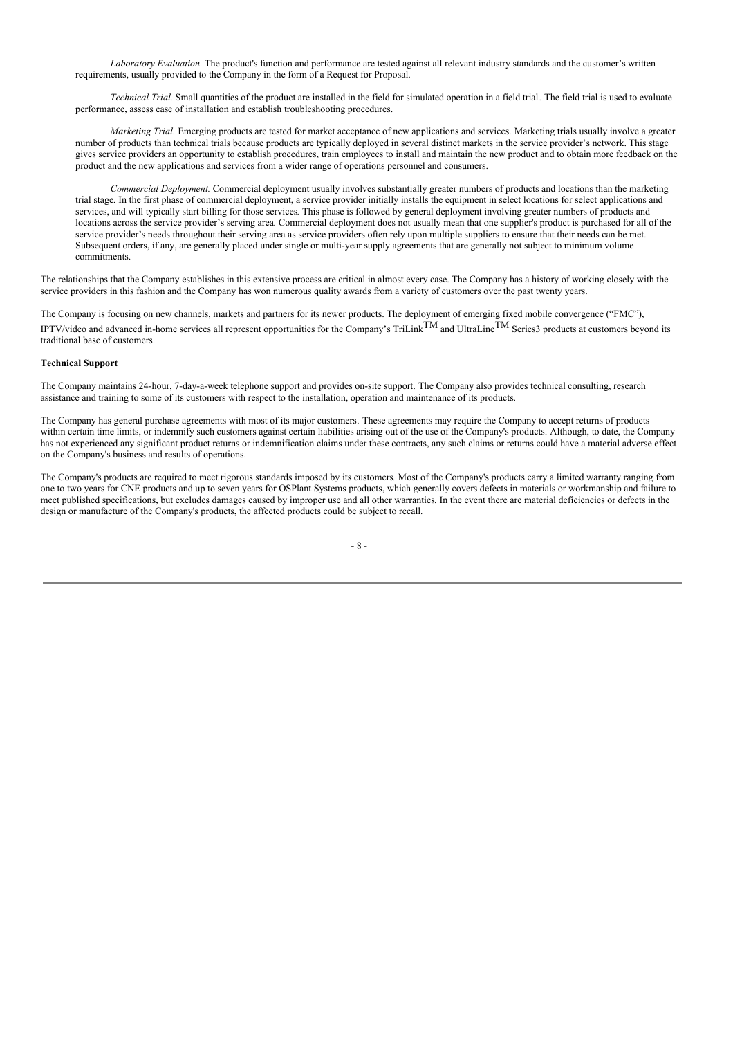*Laboratory Evaluation*. The product's function and performance are tested against all relevant industry standards and the customer's written requirements, usually provided to the Company in the form of a Request for Proposal.

*Technical Trial.* Small quantities of the product are installed in the field for simulated operation in a field trial. The field trial is used to evaluate performance, assess ease of installation and establish troubleshooting procedures.

*Marketing Trial.* Emerging products are tested for market acceptance of new applications and services. Marketing trials usually involve a greater number of products than technical trials because products are typically deployed in several distinct markets in the service provider's network. This stage gives service providers an opportunity to establish procedures, train employees to install and maintain the new product and to obtain more feedback on the product and the new applications and services from a wider range of operations personnel and consumers.

*Commercial Deployment.* Commercial deployment usually involves substantially greater numbers of products and locations than the marketing trial stage. In the first phase of commercial deployment, a service provider initially installs the equipment in select locations for select applications and services, and will typically start billing for those services. This phase is followed by general deployment involving greater numbers of products and locations across the service provider's serving area. Commercial deployment does not usually mean that one supplier's product is purchased for all of the service provider's needs throughout their serving area as service providers often rely upon multiple suppliers to ensure that their needs can be met. Subsequent orders, if any, are generally placed under single or multi-year supply agreements that are generally not subject to minimum volume commitments.

The relationships that the Company establishes in this extensive process are critical in almost every case. The Company has a history of working closely with the service providers in this fashion and the Company has won numerous quality awards from a variety of customers over the past twenty years.

The Company is focusing on new channels, markets and partners for its newer products. The deployment of emerging fixed mobile convergence ("FMC"), IPTV/video and advanced in-home services all represent opportunities for the Company's TriLink™ and UltraLine™ Series3 products at customers beyond its traditional base of customers.

**Technical Support**

The Company maintains 24-hour, 7-day-a-week telephone support and provides on-site support. The Company also provides technical consulting, research assistance and training to some of its customers with respect to the installation, operation and maintenance of its products.

The Company has general purchase agreements with most of its major customers. These agreements may require the Company to accept returns of products within certain time limits, or indemnify such customers against certain liabilities arising out of the use of the Company's products. Although, to date, the Company has not experienced any significant product returns or indemnification claims under these contracts, any such claims or returns could have a material adverse effect on the Company's business and results of operations.

The Company's products are required to meet rigorous standards imposed by its customers. Most of the Company's products carry a limited warranty ranging from one to two years for CNE products and up to seven years for OSPlant Systems products, which generally covers defects in materials or workmanship and failure to meet published specifications, but excludes damages caused by improper use and all other warranties. In the event there are material deficiencies or defects in the design or manufacture of the Company's products, the affected products could be subject to recall.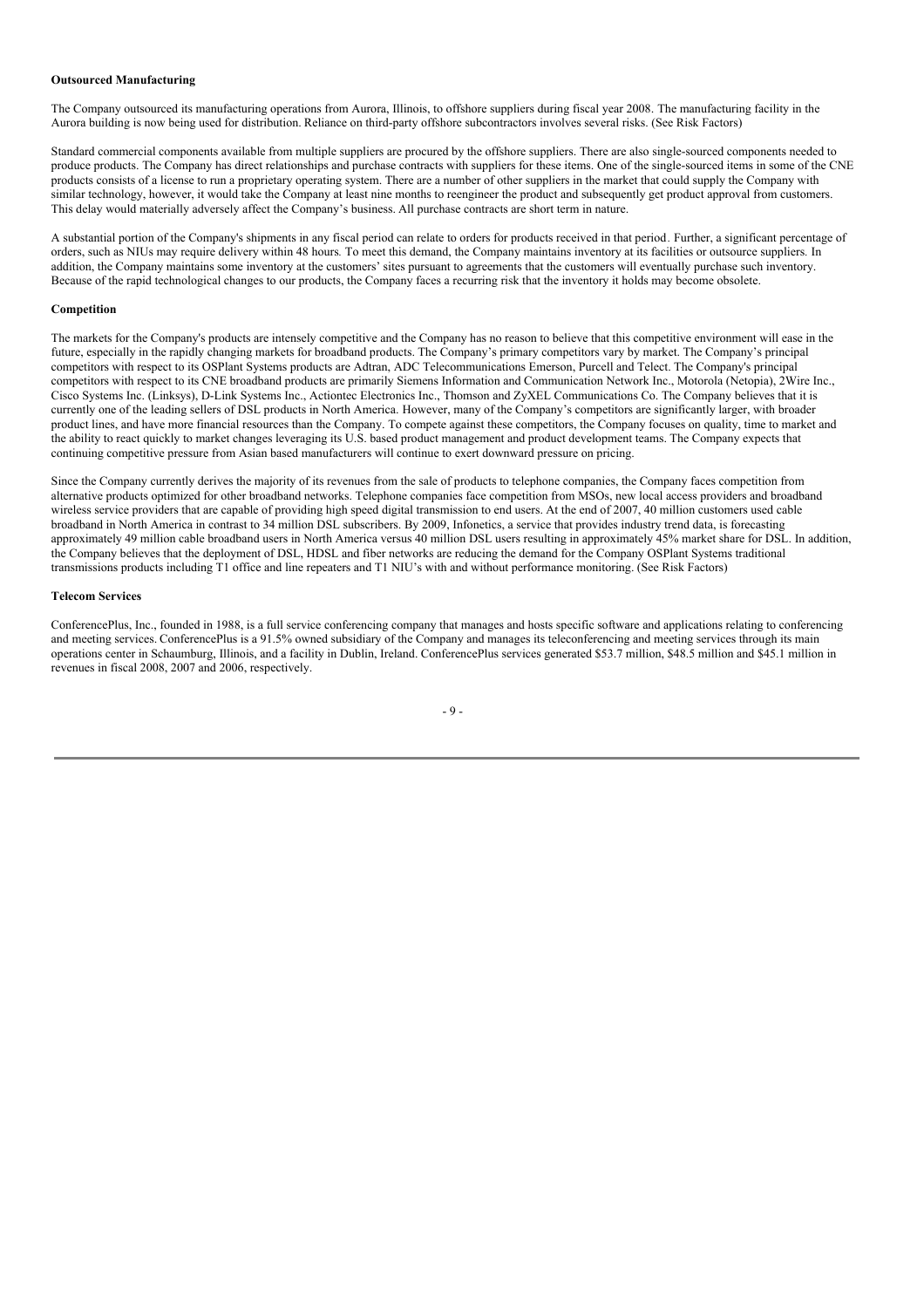**Outsourced Manufacturing**

The Company outsourced its manufacturing operations from Aurora, Illinois, to offshore suppliers during fiscal year 2008. The manufacturing facility in the Aurora building is now being used for distribution. Reliance on third-party offshore subcontractors involves several risks. (See Risk Factors)

Standard commercial components available from multiple suppliers are procured by the offshore suppliers. There are also single-sourced components needed to produce products. The Company has direct relationships and purchase contracts with suppliers for these items. One of the single-sourced items in some of the CNE products consists of a license to run a proprietary operating system. There are a number of other suppliers in the market that could supply the Company with similar technology, however, it would take the Company at least nine months to reengineer the product and subsequently get product approval from customers. This delay would materially adversely affect the Company's business. All purchase contracts are short term in nature.

A substantial portion of the Company's shipments in any fiscal period can relate to orders for products received in that period. Further, a significant percentage of orders, such as NIUs may require delivery within 48 hours. To meet this demand, the Company maintains inventory at its facilities or outsource suppliers. In addition, the Company maintains some inventory at the customers' sites pursuant to agreements that the customers will eventually purchase such inventory. Because of the rapid technological changes to our products, the Company faces a recurring risk that the inventory it holds may become obsolete.

**Competition**

The markets for the Company's products are intensely competitive and the Company has no reason to believe that this competitive environment will ease in the future, especially in the rapidly changing markets for broadband products. The Company's primary competitors vary by market. The Company's principal competitors with respect to its OSPlant Systems products are Adtran, ADC Telecommunications Emerson, Purcell and Telect. The Company's principal competitors with respect to its CNE broadband products are primarily Siemens Information and Communication Network Inc., Motorola (Netopia), 2Wire Inc., Cisco Systems Inc. (Linksys), D-Link Systems Inc., Actiontec Electronics Inc., Thomson and ZyXEL Communications Co. The Company believes that it is currently one of the leading sellers of DSL products in North America. However, many of the Company's competitors are significantly larger, with broader product lines, and have more financial resources than the Company. To compete against these competitors, the Company focuses on quality, time to market and the ability to react quickly to market changes leveraging its U.S. based product management and product development teams. The Company expects that continuing competitive pressure from Asian based manufacturers will continue to exert downward pressure on pricing.

Since the Company currently derives the majority of its revenues from the sale of products to telephone companies, the Company faces competition from alternative products optimized for other broadband networks. Telephone companies face competition from MSOs, new local access providers and broadband wireless service providers that are capable of providing high speed digital transmission to end users. At the end of 2007, 40 million customers used cable broadband in North America in contrast to 34 million DSL subscribers. By 2009, Infonetics, a service that provides industry trend data, is forecasting approximately 49 million cable broadband users in North America versus 40 million DSL users resulting in approximately 45% market share for DSL. In addition, the Company believes that the deployment of DSL, HDSL and fiber networks are reducing the demand for the Company OSPlant Systems traditional transmissions products including T1 office and line repeaters and T1 NIU's with and without performance monitoring. (See Risk Factors)

**Telecom Services**

ConferencePlus, Inc., founded in 1988, is a full service conferencing company that manages and hosts specific software and applications relating to conferencing and meeting services. ConferencePlus is a 91.5% owned subsidiary of the Company and manages its teleconferencing and meeting services through its main operations center in Schaumburg, Illinois, and a facility in Dublin, Ireland. ConferencePlus services generated $53.7 million, $48.5 million and $45.1 million in revenues in fiscal 2008, 2007 and 2006, respectively.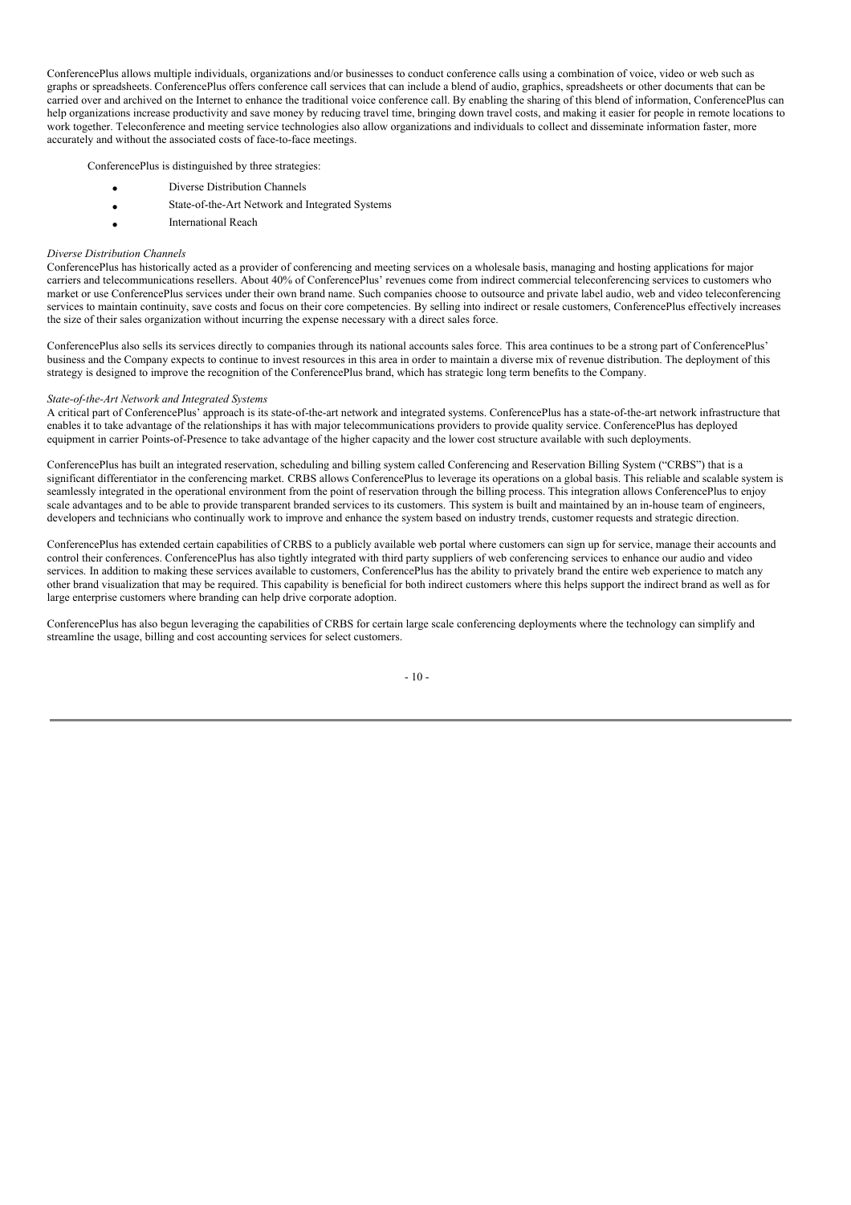ConferencePlus allows multiple individuals, organizations and/or businesses to conduct conference calls using a combination of voice, video or web such as graphs or spreadsheets. ConferencePlus offers conference call services that can include a blend of audio, graphics, spreadsheets or other documents that can be carried over and archived on the Internet to enhance the traditional voice conference call. By enabling the sharing of this blend of information, ConferencePlus can help organizations increase productivity and save money by reducing travel time, bringing down travel costs, and making it easier for people in remote locations to work together. Teleconference and meeting service technologies also allow organizations and individuals to collect and disseminate information faster, more accurately and without the associated costs of face-to-face meetings.

ConferencePlus is distinguished by three strategies:

- Diverse Distribution Channels
- State-of-the-Art Network and Integrated Systems
- International Reach

*Diverse Distribution Channels*

ConferencePlus has historically acted as a provider of conferencing and meeting services on a wholesale basis, managing and hosting applications for major carriers and telecommunications resellers. About 40% of ConferencePlus' revenues come from indirect commercial teleconferencing services to customers who market or use ConferencePlus services under their own brand name. Such companies choose to outsource and private label audio, web and video teleconferencing services to maintain continuity, save costs and focus on their core competencies. By selling into indirect or resale customers, ConferencePlus effectively increases the size of their sales organization without incurring the expense necessary with a direct sales force.

ConferencePlus also sells its services directly to companies through its national accounts sales force. This area continues to be a strong part of ConferencePlus' business and the Company expects to continue to invest resources in this area in order to maintain a diverse mix of revenue distribution. The deployment of this strategy is designed to improve the recognition of the ConferencePlus brand, which has strategic long term benefits to the Company.

*State-of-the-Art Network and Integrated Systems*

A critical part of ConferencePlus' approach is its state-of-the-art network and integrated systems. ConferencePlus has a state-of-the-art network infrastructure that enables it to take advantage of the relationships it has with major telecommunications providers to provide quality service. ConferencePlus has deployed equipment in carrier Points-of-Presence to take advantage of the higher capacity and the lower cost structure available with such deployments.

ConferencePlus has built an integrated reservation, scheduling and billing system called Conferencing and Reservation Billing System ("CRBS") that is a significant differentiator in the conferencing market. CRBS allows ConferencePlus to leverage its operations on a global basis. This reliable and scalable system is seamlessly integrated in the operational environment from the point of reservation through the billing process. This integration allows ConferencePlus to enjoy scale advantages and to be able to provide transparent branded services to its customers. This system is built and maintained by an in-house team of engineers, developers and technicians who continually work to improve and enhance the system based on industry trends, customer requests and strategic direction.

ConferencePlus has extended certain capabilities of CRBS to a publicly available web portal where customers can sign up for service, manage their accounts and control their conferences. ConferencePlus has also tightly integrated with third party suppliers of web conferencing services to enhance our audio and video services. In addition to making these services available to customers, ConferencePlus has the ability to privately brand the entire web experience to match any other brand visualization that may be required. This capability is beneficial for both indirect customers where this helps support the indirect brand as well as for large enterprise customers where branding can help drive corporate adoption.

ConferencePlus has also begun leveraging the capabilities of CRBS for certain large scale conferencing deployments where the technology can simplify and streamline the usage, billing and cost accounting services for select customers.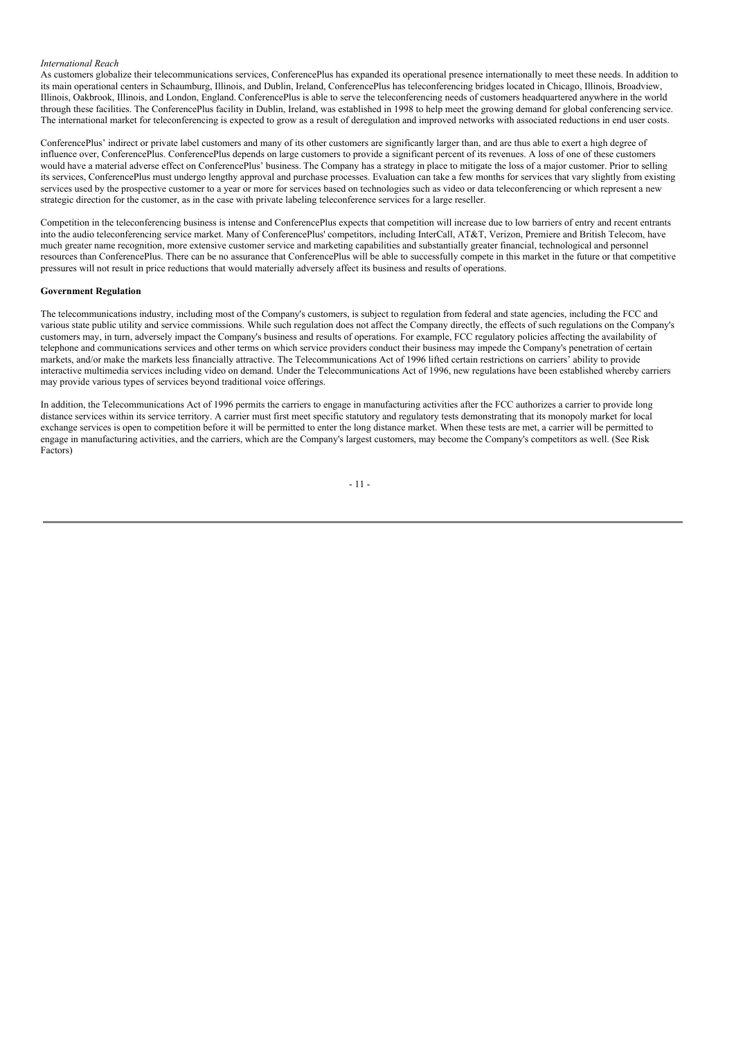*International Reach*

As customers globalize their telecommunications services, ConferencePlus has expanded its operational presence internationally to meet these needs. In addition to its main operational centers in Schaumburg, Illinois, and Dublin, Ireland, ConferencePlus has teleconferencing bridges located in Chicago, Illinois, Broadview, Illinois, Oakbrook, Illinois, and London, England. ConferencePlus is able to serve the teleconferencing needs of customers headquartered anywhere in the world through these facilities. The ConferencePlus facility in Dublin, Ireland, was established in 1998 to help meet the growing demand for global conferencing service. The international market for teleconferencing is expected to grow as a result of deregulation and improved networks with associated reductions in end user costs.

ConferencePlus' indirect or private label customers and many of its other customers are significantly larger than, and are thus able to exert a high degree of influence over, ConferencePlus. ConferencePlus depends on large customers to provide a significant percent of its revenues. A loss of one of these customers would have a material adverse effect on ConferencePlus' business. The Company has a strategy in place to mitigate the loss of a major customer. Prior to selling its services, ConferencePlus must undergo lengthy approval and purchase processes. Evaluation can take a few months for services that vary slightly from existing services used by the prospective customer to a year or more for services based on technologies such as video or data teleconferencing or which represent a new strategic direction for the customer, as in the case with private labeling teleconference services for a large reseller.

Competition in the teleconferencing business is intense and ConferencePlus expects that competition will increase due to low barriers of entry and recent entrants into the audio teleconferencing service market. Many of ConferencePlus' competitors, including InterCall, AT&T, Verizon, Premiere and British Telecom, have much greater name recognition, more extensive customer service and marketing capabilities and substantially greater financial, technological and personnel resources than ConferencePlus. There can be no assurance that ConferencePlus will be able to successfully compete in this market in the future or that competitive pressures will not result in price reductions that would materially adversely affect its business and results of operations.

**Government Regulation**

The telecommunications industry, including most of the Company's customers, is subject to regulation from federal and state agencies, including the FCC and various state public utility and service commissions. While such regulation does not affect the Company directly, the effects of such regulations on the Company's customers may, in turn, adversely impact the Company's business and results of operations. For example, FCC regulatory policies affecting the availability of telephone and communications services and other terms on which service providers conduct their business may impede the Company's penetration of certain markets, and/or make the markets less financially attractive. The Telecommunications Act of 1996 lifted certain restrictions on carriers' ability to provide interactive multimedia services including video on demand. Under the Telecommunications Act of 1996, new regulations have been established whereby carriers may provide various types of services beyond traditional voice offerings.

In addition, the Telecommunications Act of 1996 permits the carriers to engage in manufacturing activities after the FCC authorizes a carrier to provide long distance services within its service territory. A carrier must first meet specific statutory and regulatory tests demonstrating that its monopoly market for local exchange services is open to competition before it will be permitted to enter the long distance market. When these tests are met, a carrier will be permitted to engage in manufacturing activities, and the carriers, which are the Company's largest customers, may become the Company's competitors as well. (See Risk Factors)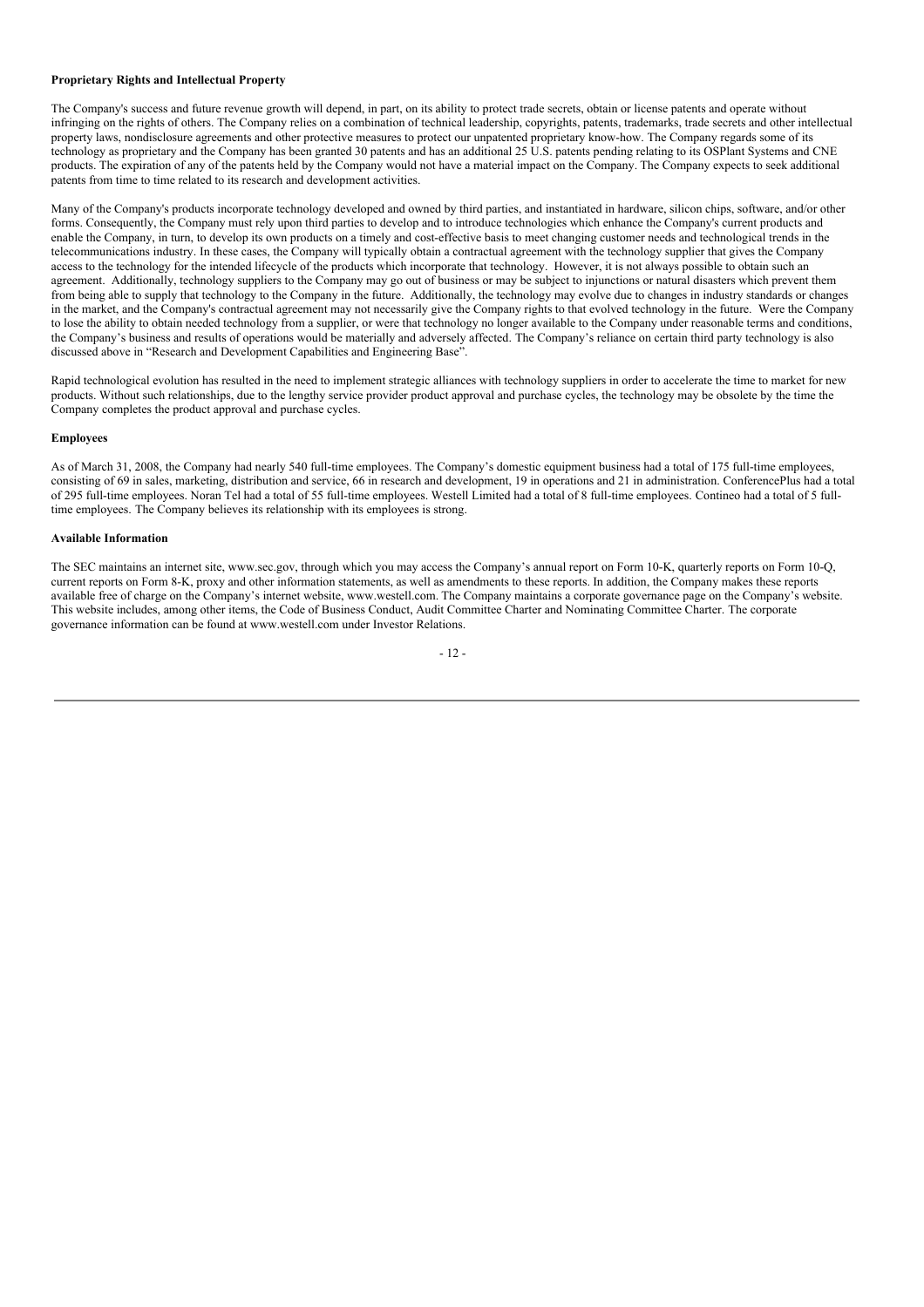**Proprietary Rights and Intellectual Property**

The Company's success and future revenue growth will depend, in part, on its ability to protect trade secrets, obtain or license patents and operate without infringing on the rights of others. The Company relies on a combination of technical leadership, copyrights, patents, trademarks, trade secrets and other intellectual property laws, nondisclosure agreements and other protective measures to protect our unpatented proprietary know-how. The Company regards some of its technology as proprietary and the Company has been granted 30 patents and has an additional 25 U.S. patents pending relating to its OSPlant Systems and CNE products. The expiration of any of the patents held by the Company would not have a material impact on the Company. The Company expects to seek additional patents from time to time related to its research and development activities.

Many of the Company's products incorporate technology developed and owned by third parties, and instantiated in hardware, silicon chips, software, and/or other forms. Consequently, the Company must rely upon third parties to develop and to introduce technologies which enhance the Company's current products and enable the Company, in turn, to develop its own products on a timely and cost-effective basis to meet changing customer needs and technological trends in the telecommunications industry. In these cases, the Company will typically obtain a contractual agreement with the technology supplier that gives the Company access to the technology for the intended lifecycle of the products which incorporate that technology. However, it is not always possible to obtain such an agreement. Additionally, technology suppliers to the Company may go out of business or may be subject to injunctions or natural disasters which prevent them from being able to supply that technology to the Company in the future. Additionally, the technology may evolve due to changes in industry standards or changes in the market, and the Company's contractual agreement may not necessarily give the Company rights to that evolved technology in the future. Were the Company to lose the ability to obtain needed technology from a supplier, or were that technology no longer available to the Company under reasonable terms and conditions, the Company's business and results of operations would be materially and adversely affected. The Company's reliance on certain third party technology is also discussed above in "Research and Development Capabilities and Engineering Base".

Rapid technological evolution has resulted in the need to implement strategic alliances with technology suppliers in order to accelerate the time to market for new products. Without such relationships, due to the lengthy service provider product approval and purchase cycles, the technology may be obsolete by the time the Company completes the product approval and purchase cycles.

**Employees**

As of March 31, 2008, the Company had nearly 540 full-time employees. The Company's domestic equipment business had a total of 175 full-time employees, consisting of 69 in sales, marketing, distribution and service, 66 in research and development, 19 in operations and 21 in administration. ConferencePlus had a total of 295 full-time employees. Noran Tel had a total of 55 full-time employees. Westell Limited had a total of 8 full-time employees. Contineo had a total of 5 full-time employees. The Company believes its relationship with its employees is strong.

**Available Information**

The SEC maintains an internet site, www.sec.gov, through which you may access the Company's annual report on Form 10-K, quarterly reports on Form 10-Q, current reports on Form 8-K, proxy and other information statements, as well as amendments to these reports. In addition, the Company makes these reports available free of charge on the Company's internet website, www.westell.com. The Company maintains a corporate governance page on the Company's website. This website includes, among other items, the Code of Business Conduct, Audit Committee Charter and Nominating Committee Charter. The corporate governance information can be found at www.westell.com under Investor Relations.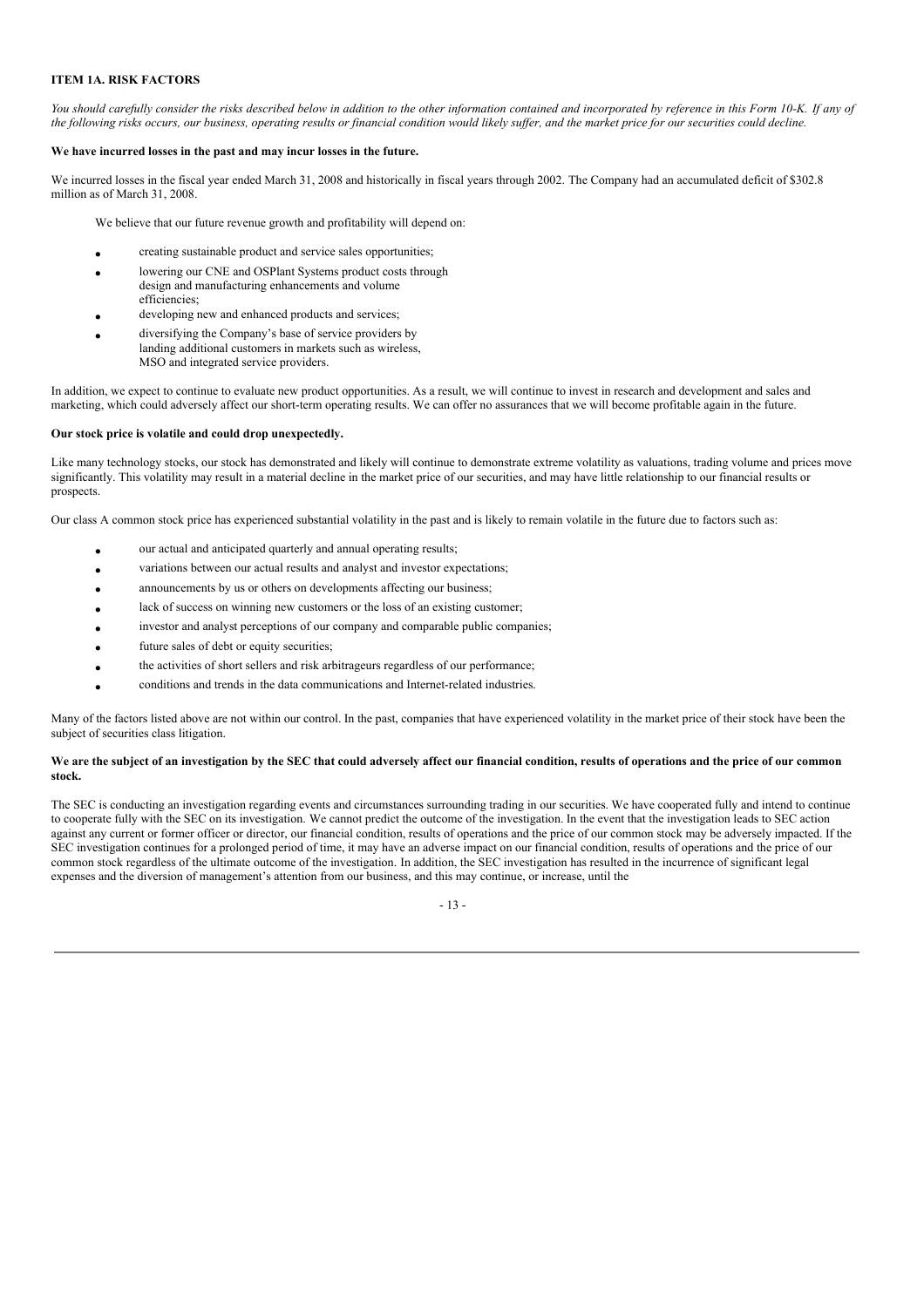## ITEM 1A. RISK FACTORS

*You should carefully consider the risks described below in addition to the other information contained and incorporated by reference in this Form 10-K. If any of the following risks occurs, our business, operating results or financial condition would likely suffer, and the market price for our securities could decline.*

**We have incurred losses in the past and may incur losses in the future.**

We incurred losses in the fiscal year ended March 31, 2008 and historically in fiscal years through 2002. The Company had an accumulated deficit of $302.8 million as of March 31, 2008.

We believe that our future revenue growth and profitability will depend on:

- creating sustainable product and service sales opportunities;
- lowering our CNE and OSPlant Systems product costs through design and manufacturing enhancements and volume efficiencies;
- developing new and enhanced products and services;
- diversifying the Company's base of service providers by landing additional customers in markets such as wireless, MSO and integrated service providers.

In addition, we expect to continue to evaluate new product opportunities. As a result, we will continue to invest in research and development and sales and marketing, which could adversely affect our short-term operating results. We can offer no assurances that we will become profitable again in the future.

**Our stock price is volatile and could drop unexpectedly.**

Like many technology stocks, our stock has demonstrated and likely will continue to demonstrate extreme volatility as valuations, trading volume and prices move significantly. This volatility may result in a material decline in the market price of our securities, and may have little relationship to our financial results or prospects.

Our class A common stock price has experienced substantial volatility in the past and is likely to remain volatile in the future due to factors such as:

- our actual and anticipated quarterly and annual operating results;
- variations between our actual results and analyst and investor expectations;
- announcements by us or others on developments affecting our business;
- lack of success on winning new customers or the loss of an existing customer;
- investor and analyst perceptions of our company and comparable public companies;
- future sales of debt or equity securities;
- the activities of short sellers and risk arbitrageurs regardless of our performance;
- conditions and trends in the data communications and Internet-related industries.

Many of the factors listed above are not within our control. In the past, companies that have experienced volatility in the market price of their stock have been the subject of securities class litigation.

**We are the subject of an investigation by the SEC that could adversely affect our financial condition, results of operations and the price of our common stock.**

The SEC is conducting an investigation regarding events and circumstances surrounding trading in our securities. We have cooperated fully and intend to continue to cooperate fully with the SEC on its investigation. We cannot predict the outcome of the investigation. In the event that the investigation leads to SEC action against any current or former officer or director, our financial condition, results of operations and the price of our common stock may be adversely impacted. If the SEC investigation continues for a prolonged period of time, it may have an adverse impact on our financial condition, results of operations and the price of our common stock regardless of the ultimate outcome of the investigation. In addition, the SEC investigation has resulted in the incurrence of significant legal expenses and the diversion of management's attention from our business, and this may continue, or increase, until the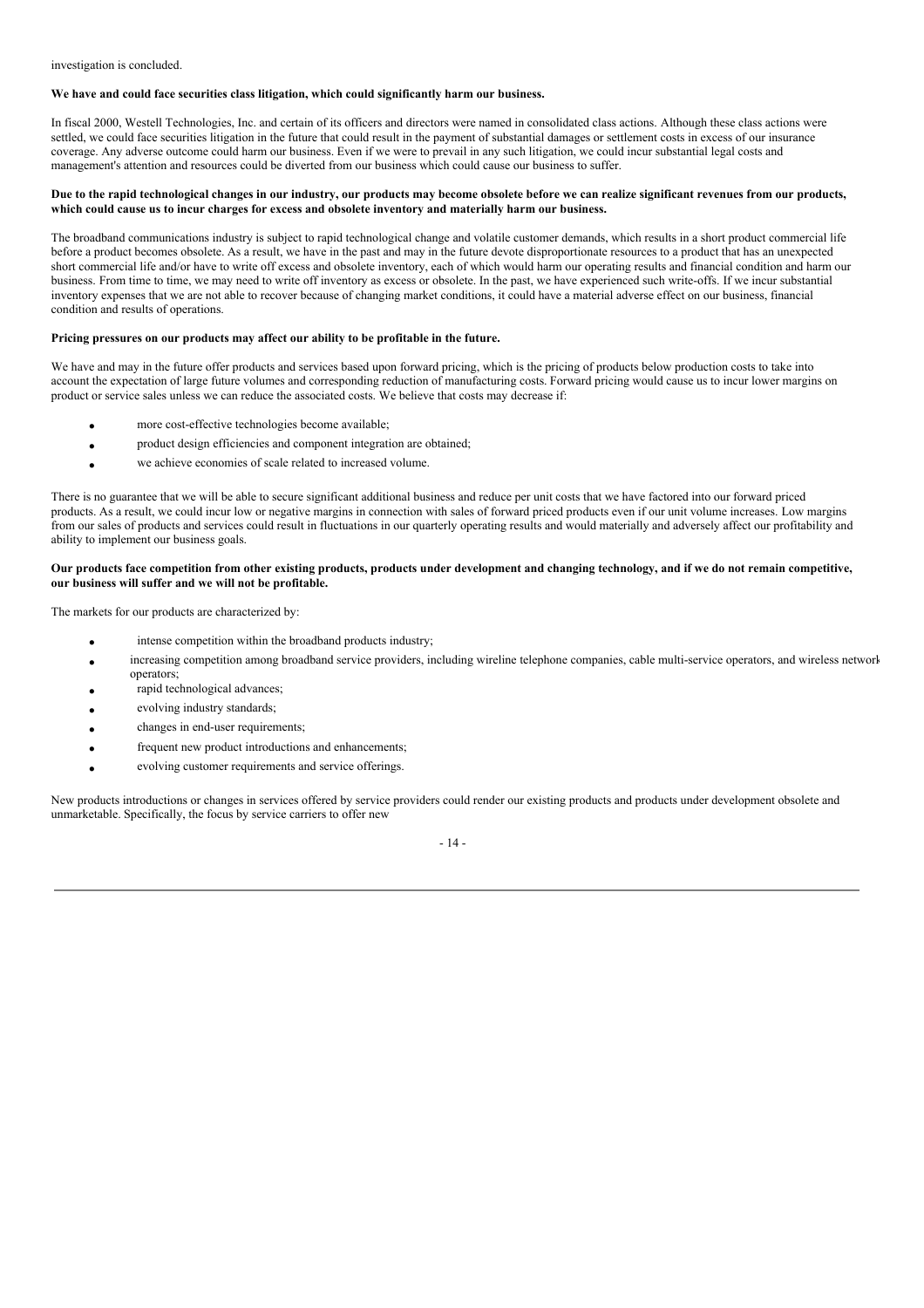investigation is concluded.

**We have and could face securities class litigation, which could significantly harm our business.**

In fiscal 2000, Westell Technologies, Inc. and certain of its officers and directors were named in consolidated class actions. Although these class actions were settled, we could face securities litigation in the future that could result in the payment of substantial damages or settlement costs in excess of our insurance coverage. Any adverse outcome could harm our business. Even if we were to prevail in any such litigation, we could incur substantial legal costs and management's attention and resources could be diverted from our business which could cause our business to suffer.

**Due to the rapid technological changes in our industry, our products may become obsolete before we can realize significant revenues from our products, which could cause us to incur charges for excess and obsolete inventory and materially harm our business.**

The broadband communications industry is subject to rapid technological change and volatile customer demands, which results in a short product commercial life before a product becomes obsolete. As a result, we have in the past and may in the future devote disproportionate resources to a product that has an unexpected short commercial life and/or have to write off excess and obsolete inventory, each of which would harm our operating results and financial condition and harm our business. From time to time, we may need to write off inventory as excess or obsolete. In the past, we have experienced such write-offs. If we incur substantial inventory expenses that we are not able to recover because of changing market conditions, it could have a material adverse effect on our business, financial condition and results of operations.

**Pricing pressures on our products may affect our ability to be profitable in the future.**

We have and may in the future offer products and services based upon forward pricing, which is the pricing of products below production costs to take into account the expectation of large future volumes and corresponding reduction of manufacturing costs. Forward pricing would cause us to incur lower margins on product or service sales unless we can reduce the associated costs. We believe that costs may decrease if:

- more cost-effective technologies become available;
- product design efficiencies and component integration are obtained;
- we achieve economies of scale related to increased volume.

There is no guarantee that we will be able to secure significant additional business and reduce per unit costs that we have factored into our forward priced products. As a result, we could incur low or negative margins in connection with sales of forward priced products even if our unit volume increases. Low margins from our sales of products and services could result in fluctuations in our quarterly operating results and would materially and adversely affect our profitability and ability to implement our business goals.

**Our products face competition from other existing products, products under development and changing technology, and if we do not remain competitive, our business will suffer and we will not be profitable.**

The markets for our products are characterized by:

- intense competition within the broadband products industry;
- increasing competition among broadband service providers, including wireline telephone companies, cable multi-service operators, and wireless network operators;
- rapid technological advances;
- evolving industry standards;
- changes in end-user requirements;
- frequent new product introductions and enhancements;
- evolving customer requirements and service offerings.

New products introductions or changes in services offered by service providers could render our existing products and products under development obsolete and unmarketable. Specifically, the focus by service carriers to offer new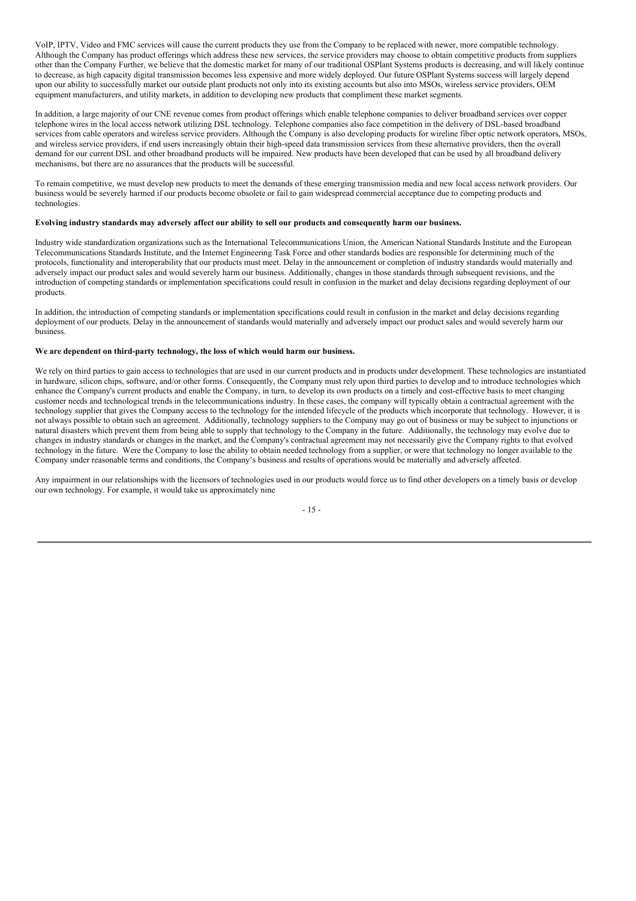VoIP, IPTV, Video and FMC services will cause the current products they use from the Company to be replaced with newer, more compatible technology. Although the Company has product offerings which address these new services, the service providers may choose to obtain competitive products from suppliers other than the Company Further, we believe that the domestic market for many of our traditional OSPlant Systems products is decreasing, and will likely continue to decrease, as high capacity digital transmission becomes less expensive and more widely deployed. Our future OSPlant Systems success will largely depend upon our ability to successfully market our outside plant products not only into its existing accounts but also into MSOs, wireless service providers, OEM equipment manufacturers, and utility markets, in addition to developing new products that compliment these market segments.

In addition, a large majority of our CNE revenue comes from product offerings which enable telephone companies to deliver broadband services over copper telephone wires in the local access network utilizing DSL technology. Telephone companies also face competition in the delivery of DSL-based broadband services from cable operators and wireless service providers. Although the Company is also developing products for wireline fiber optic network operators, MSOs, and wireless service providers, if end users increasingly obtain their high-speed data transmission services from these alternative providers, then the overall demand for our current DSL and other broadband products will be impaired. New products have been developed that can be used by all broadband delivery mechanisms, but there are no assurances that the products will be successful.

To remain competitive, we must develop new products to meet the demands of these emerging transmission media and new local access network providers. Our business would be severely harmed if our products become obsolete or fail to gain widespread commercial acceptance due to competing products and technologies.

**Evolving industry standards may adversely affect our ability to sell our products and consequently harm our business.**

Industry wide standardization organizations such as the International Telecommunications Union, the American National Standards Institute and the European Telecommunications Standards Institute, and the Internet Engineering Task Force and other standards bodies are responsible for determining much of the protocols, functionality and interoperability that our products must meet. Delay in the announcement or completion of industry standards would materially and adversely impact our product sales and would severely harm our business. Additionally, changes in those standards through subsequent revisions, and the introduction of competing standards or implementation specifications could result in confusion in the market and delay decisions regarding deployment of our products.

In addition, the introduction of competing standards or implementation specifications could result in confusion in the market and delay decisions regarding deployment of our products. Delay in the announcement of standards would materially and adversely impact our product sales and would severely harm our business.

**We are dependent on third-party technology, the loss of which would harm our business.**

We rely on third parties to gain access to technologies that are used in our current products and in products under development. These technologies are instantiated in hardware, silicon chips, software, and/or other forms. Consequently, the Company must rely upon third parties to develop and to introduce technologies which enhance the Company's current products and enable the Company, in turn, to develop its own products on a timely and cost-effective basis to meet changing customer needs and technological trends in the telecommunications industry. In these cases, the company will typically obtain a contractual agreement with the technology supplier that gives the Company access to the technology for the intended lifecycle of the products which incorporate that technology. However, it is not always possible to obtain such an agreement. Additionally, technology suppliers to the Company may go out of business or may be subject to injunctions or natural disasters which prevent them from being able to supply that technology to the Company in the future. Additionally, the technology may evolve due to changes in industry standards or changes in the market, and the Company's contractual agreement may not necessarily give the Company rights to that evolved technology in the future. Were the Company to lose the ability to obtain needed technology from a supplier, or were that technology no longer available to the Company under reasonable terms and conditions, the Company's business and results of operations would be materially and adversely affected.

Any impairment in our relationships with the licensors of technologies used in our products would force us to find other developers on a timely basis or develop our own technology. For example, it would take us approximately nine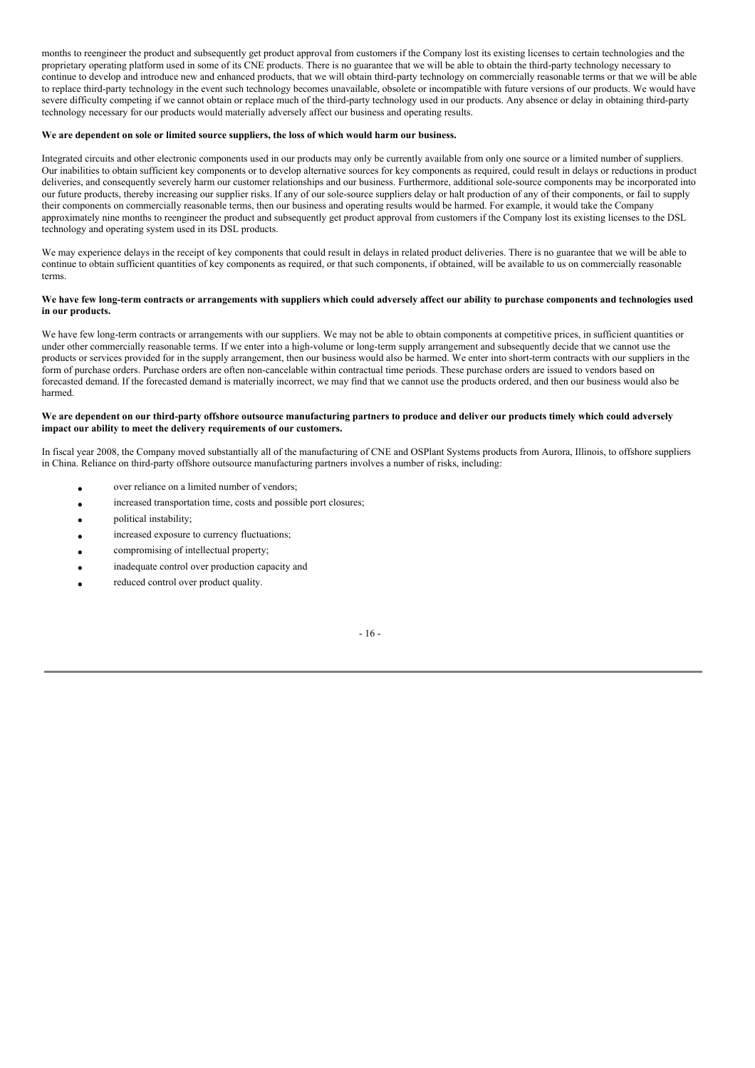months to reengineer the product and subsequently get product approval from customers if the Company lost its existing licenses to certain technologies and the proprietary operating platform used in some of its CNE products. There is no guarantee that we will be able to obtain the third-party technology necessary to continue to develop and introduce new and enhanced products, that we will obtain third-party technology on commercially reasonable terms or that we will be able to replace third-party technology in the event such technology becomes unavailable, obsolete or incompatible with future versions of our products. We would have severe difficulty competing if we cannot obtain or replace much of the third-party technology used in our products. Any absence or delay in obtaining third-party technology necessary for our products would materially adversely affect our business and operating results.

**We are dependent on sole or limited source suppliers, the loss of which would harm our business.**

Integrated circuits and other electronic components used in our products may only be currently available from only one source or a limited number of suppliers. Our inabilities to obtain sufficient key components or to develop alternative sources for key components as required, could result in delays or reductions in product deliveries, and consequently severely harm our customer relationships and our business. Furthermore, additional sole-source components may be incorporated into our future products, thereby increasing our supplier risks. If any of our sole-source suppliers delay or halt production of any of their components, or fail to supply their components on commercially reasonable terms, then our business and operating results would be harmed. For example, it would take the Company approximately nine months to reengineer the product and subsequently get product approval from customers if the Company lost its existing licenses to the DSL technology and operating system used in its DSL products.

We may experience delays in the receipt of key components that could result in delays in related product deliveries. There is no guarantee that we will be able to continue to obtain sufficient quantities of key components as required, or that such components, if obtained, will be available to us on commercially reasonable terms.

**We have few long-term contracts or arrangements with suppliers which could adversely affect our ability to purchase components and technologies used in our products.**

We have few long-term contracts or arrangements with our suppliers. We may not be able to obtain components at competitive prices, in sufficient quantities or under other commercially reasonable terms. If we enter into a high-volume or long-term supply arrangement and subsequently decide that we cannot use the products or services provided for in the supply arrangement, then our business would also be harmed. We enter into short-term contracts with our suppliers in the form of purchase orders. Purchase orders are often non-cancelable within contractual time periods. These purchase orders are issued to vendors based on forecasted demand. If the forecasted demand is materially incorrect, we may find that we cannot use the products ordered, and then our business would also be harmed.

**We are dependent on our third-party offshore outsource manufacturing partners to produce and deliver our products timely which could adversely impact our ability to meet the delivery requirements of our customers.**

In fiscal year 2008, the Company moved substantially all of the manufacturing of CNE and OSPlant Systems products from Aurora, Illinois, to offshore suppliers in China. Reliance on third-party offshore outsource manufacturing partners involves a number of risks, including:

- over reliance on a limited number of vendors;
- increased transportation time, costs and possible port closures;
- political instability;
- increased exposure to currency fluctuations;
- compromising of intellectual property;
- inadequate control over production capacity and
- reduced control over product quality.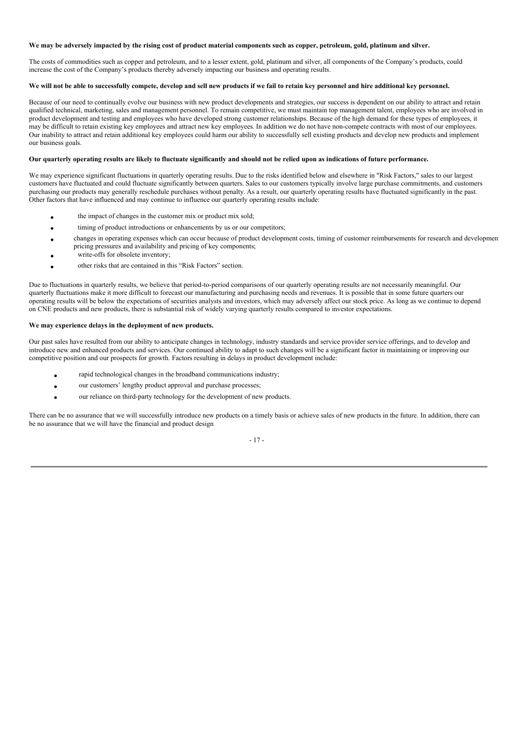**We may be adversely impacted by the rising cost of product material components such as copper, petroleum, gold, platinum and silver.**

The costs of commodities such as copper and petroleum, and to a lesser extent, gold, platinum and silver, all components of the Company's products, could increase the cost of the Company's products thereby adversely impacting our business and operating results.

**We will not be able to successfully compete, develop and sell new products if we fail to retain key personnel and hire additional key personnel.**

Because of our need to continually evolve our business with new product developments and strategies, our success is dependent on our ability to attract and retain qualified technical, marketing, sales and management personnel. To remain competitive, we must maintain top management talent, employees who are involved in product development and testing and employees who have developed strong customer relationships. Because of the high demand for these types of employees, it may be difficult to retain existing key employees and attract new key employees. In addition we do not have non-compete contracts with most of our employees. Our inability to attract and retain additional key employees could harm our ability to successfully sell existing products and develop new products and implement our business goals.

**Our quarterly operating results are likely to fluctuate significantly and should not be relied upon as indications of future performance.**

We may experience significant fluctuations in quarterly operating results. Due to the risks identified below and elsewhere in "Risk Factors," sales to our largest customers have fluctuated and could fluctuate significantly between quarters. Sales to our customers typically involve large purchase commitments, and customers purchasing our products may generally reschedule purchases without penalty. As a result, our quarterly operating results have fluctuated significantly in the past. Other factors that have influenced and may continue to influence our quarterly operating results include:

- the impact of changes in the customer mix or product mix sold;
- timing of product introductions or enhancements by us or our competitors;
- changes in operating expenses which can occur because of product development costs, timing of customer reimbursements for research and developmen pricing pressures and availability and pricing of key components;
- write-offs for obsolete inventory;
- other risks that are contained in this "Risk Factors" section.

Due to fluctuations in quarterly results, we believe that period-to-period comparisons of our quarterly operating results are not necessarily meaningful. Our quarterly fluctuations make it more difficult to forecast our manufacturing and purchasing needs and revenues. It is possible that in some future quarters our operating results will be below the expectations of securities analysts and investors, which may adversely affect our stock price. As long as we continue to depend on CNE products and new products, there is substantial risk of widely varying quarterly results compared to investor expectations.

**We may experience delays in the deployment of new products.**

Our past sales have resulted from our ability to anticipate changes in technology, industry standards and service provider service offerings, and to develop and introduce new and enhanced products and services. Our continued ability to adapt to such changes will be a significant factor in maintaining or improving our competitive position and our prospects for growth. Factors resulting in delays in product development include:

- rapid technological changes in the broadband communications industry;
- our customers' lengthy product approval and purchase processes;
- our reliance on third-party technology for the development of new products.

There can be no assurance that we will successfully introduce new products on a timely basis or achieve sales of new products in the future. In addition, there can be no assurance that we will have the financial and product design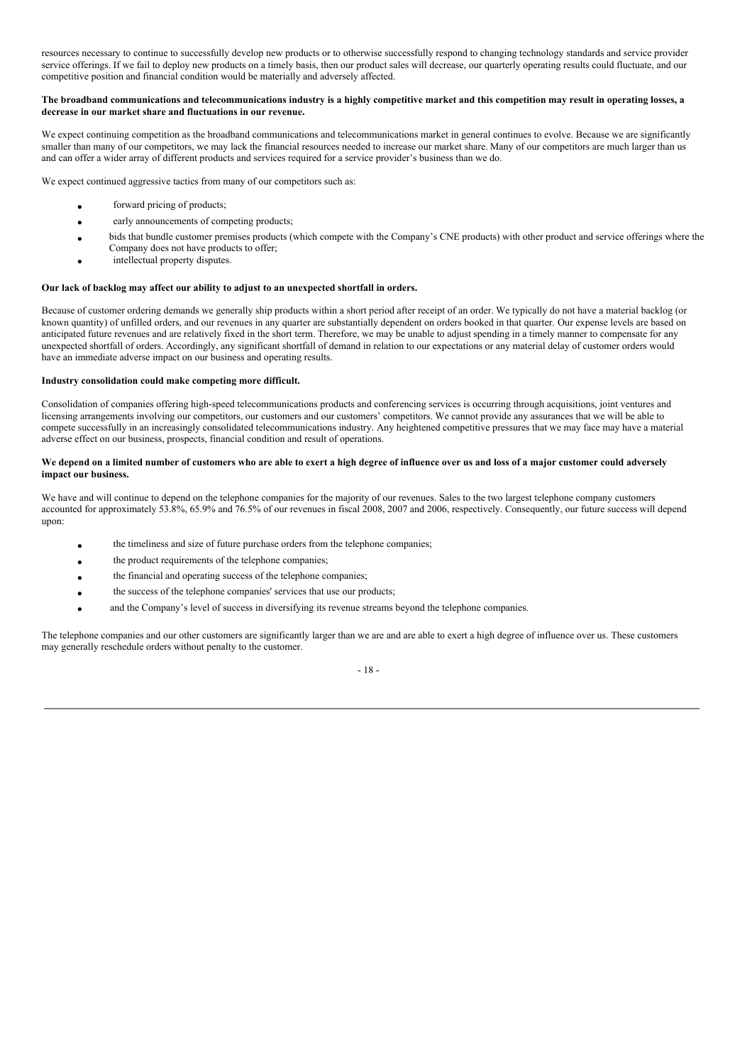resources necessary to continue to successfully develop new products or to otherwise successfully respond to changing technology standards and service provider service offerings. If we fail to deploy new products on a timely basis, then our product sales will decrease, our quarterly operating results could fluctuate, and our competitive position and financial condition would be materially and adversely affected.

**The broadband communications and telecommunications industry is a highly competitive market and this competition may result in operating losses, a decrease in our market share and fluctuations in our revenue.**

We expect continuing competition as the broadband communications and telecommunications market in general continues to evolve. Because we are significantly smaller than many of our competitors, we may lack the financial resources needed to increase our market share. Many of our competitors are much larger than us and can offer a wider array of different products and services required for a service provider's business than we do.

We expect continued aggressive tactics from many of our competitors such as:

- forward pricing of products;
- early announcements of competing products;
- bids that bundle customer premises products (which compete with the Company's CNE products) with other product and service offerings where the Company does not have products to offer;
- intellectual property disputes.

**Our lack of backlog may affect our ability to adjust to an unexpected shortfall in orders.**

Because of customer ordering demands we generally ship products within a short period after receipt of an order. We typically do not have a material backlog (or known quantity) of unfilled orders, and our revenues in any quarter are substantially dependent on orders booked in that quarter. Our expense levels are based on anticipated future revenues and are relatively fixed in the short term. Therefore, we may be unable to adjust spending in a timely manner to compensate for any unexpected shortfall of orders. Accordingly, any significant shortfall of demand in relation to our expectations or any material delay of customer orders would have an immediate adverse impact on our business and operating results.

**Industry consolidation could make competing more difficult.**

Consolidation of companies offering high-speed telecommunications products and conferencing services is occurring through acquisitions, joint ventures and licensing arrangements involving our competitors, our customers and our customers' competitors. We cannot provide any assurances that we will be able to compete successfully in an increasingly consolidated telecommunications industry. Any heightened competitive pressures that we may face may have a material adverse effect on our business, prospects, financial condition and result of operations.

**We depend on a limited number of customers who are able to exert a high degree of influence over us and loss of a major customer could adversely impact our business.**

We have and will continue to depend on the telephone companies for the majority of our revenues. Sales to the two largest telephone company customers accounted for approximately 53.8%, 65.9% and 76.5% of our revenues in fiscal 2008, 2007 and 2006, respectively. Consequently, our future success will depend upon:

- the timeliness and size of future purchase orders from the telephone companies;
- the product requirements of the telephone companies;
- the financial and operating success of the telephone companies;
- the success of the telephone companies' services that use our products;
- and the Company's level of success in diversifying its revenue streams beyond the telephone companies.

The telephone companies and our other customers are significantly larger than we are and are able to exert a high degree of influence over us. These customers may generally reschedule orders without penalty to the customer.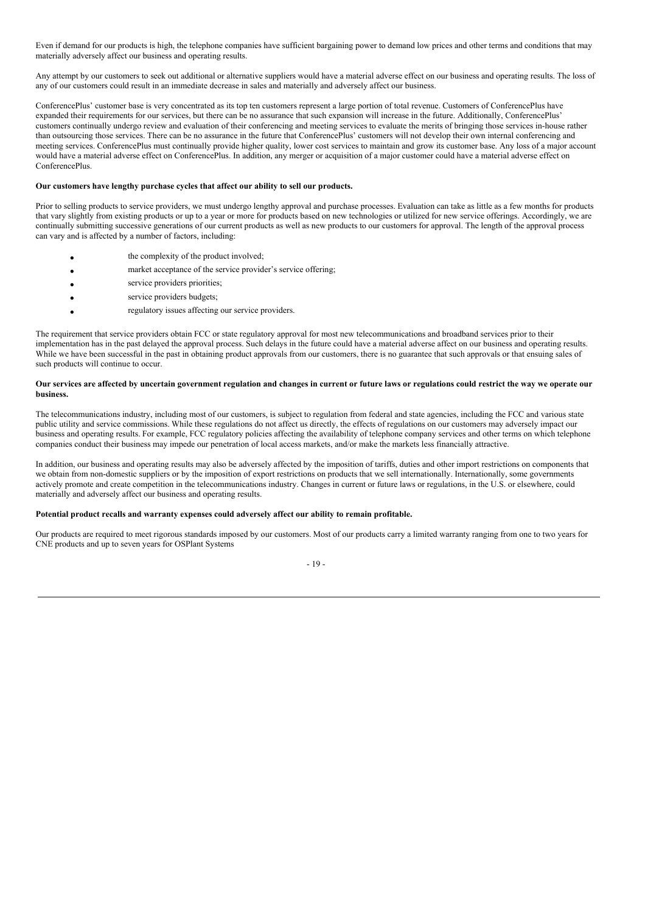Even if demand for our products is high, the telephone companies have sufficient bargaining power to demand low prices and other terms and conditions that may materially adversely affect our business and operating results.

Any attempt by our customers to seek out additional or alternative suppliers would have a material adverse effect on our business and operating results. The loss of any of our customers could result in an immediate decrease in sales and materially and adversely affect our business.

ConferencePlus' customer base is very concentrated as its top ten customers represent a large portion of total revenue. Customers of ConferencePlus have expanded their requirements for our services, but there can be no assurance that such expansion will increase in the future. Additionally, ConferencePlus' customers continually undergo review and evaluation of their conferencing and meeting services to evaluate the merits of bringing those services in-house rather than outsourcing those services. There can be no assurance in the future that ConferencePlus' customers will not develop their own internal conferencing and meeting services. ConferencePlus must continually provide higher quality, lower cost services to maintain and grow its customer base. Any loss of a major account would have a material adverse effect on ConferencePlus. In addition, any merger or acquisition of a major customer could have a material adverse effect on ConferencePlus.

**Our customers have lengthy purchase cycles that affect our ability to sell our products.**

Prior to selling products to service providers, we must undergo lengthy approval and purchase processes. Evaluation can take as little as a few months for products that vary slightly from existing products or up to a year or more for products based on new technologies or utilized for new service offerings. Accordingly, we are continually submitting successive generations of our current products as well as new products to our customers for approval. The length of the approval process can vary and is affected by a number of factors, including:

- the complexity of the product involved;
- market acceptance of the service provider's service offering;
- service providers priorities;
- service providers budgets;
- regulatory issues affecting our service providers.

The requirement that service providers obtain FCC or state regulatory approval for most new telecommunications and broadband services prior to their implementation has in the past delayed the approval process. Such delays in the future could have a material adverse affect on our business and operating results. While we have been successful in the past in obtaining product approvals from our customers, there is no guarantee that such approvals or that ensuing sales of such products will continue to occur.

**Our services are affected by uncertain government regulation and changes in current or future laws or regulations could restrict the way we operate our business.**

The telecommunications industry, including most of our customers, is subject to regulation from federal and state agencies, including the FCC and various state public utility and service commissions. While these regulations do not affect us directly, the effects of regulations on our customers may adversely impact our business and operating results. For example, FCC regulatory policies affecting the availability of telephone company services and other terms on which telephone companies conduct their business may impede our penetration of local access markets, and/or make the markets less financially attractive.

In addition, our business and operating results may also be adversely affected by the imposition of tariffs, duties and other import restrictions on components that we obtain from non-domestic suppliers or by the imposition of export restrictions on products that we sell internationally. Internationally, some governments actively promote and create competition in the telecommunications industry. Changes in current or future laws or regulations, in the U.S. or elsewhere, could materially and adversely affect our business and operating results.

**Potential product recalls and warranty expenses could adversely affect our ability to remain profitable.**

Our products are required to meet rigorous standards imposed by our customers. Most of our products carry a limited warranty ranging from one to two years for CNE products and up to seven years for OSPlant Systems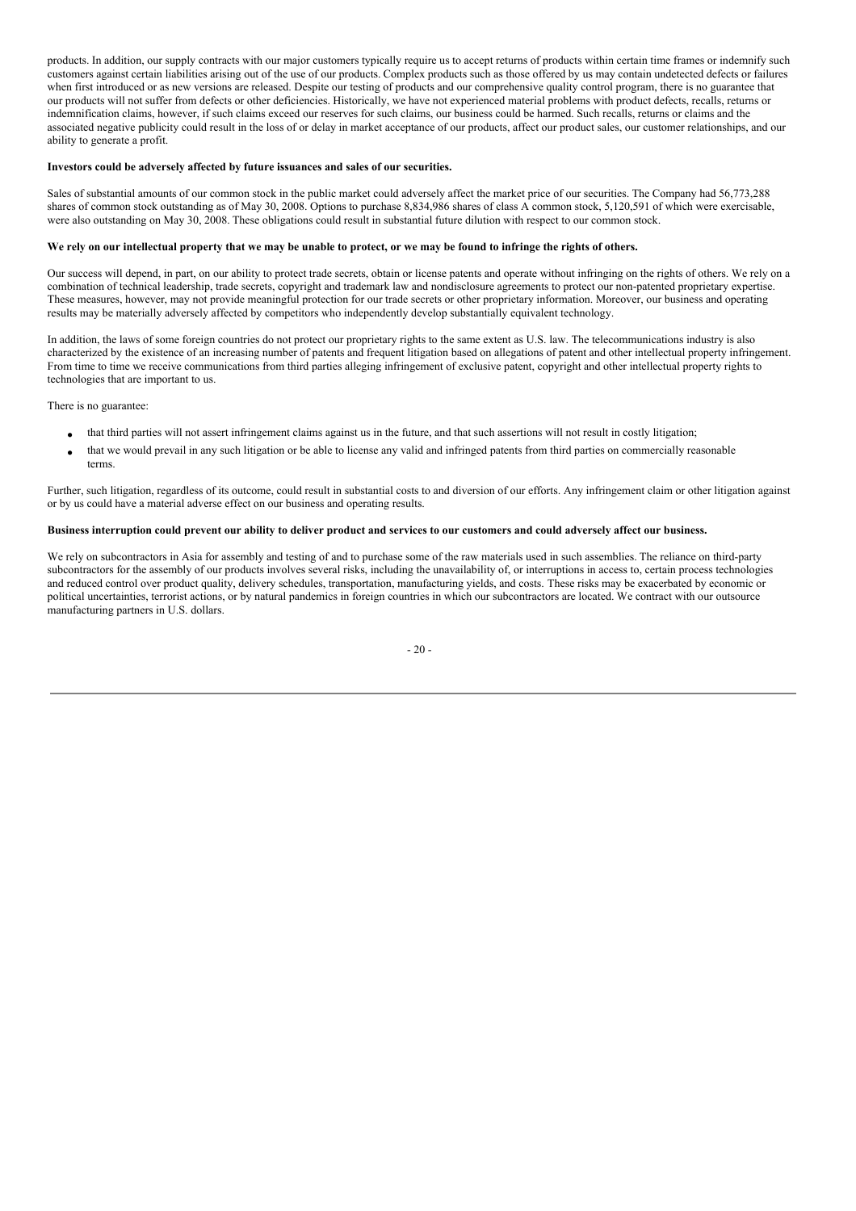products. In addition, our supply contracts with our major customers typically require us to accept returns of products within certain time frames or indemnify such customers against certain liabilities arising out of the use of our products. Complex products such as those offered by us may contain undetected defects or failures when first introduced or as new versions are released. Despite our testing of products and our comprehensive quality control program, there is no guarantee that our products will not suffer from defects or other deficiencies. Historically, we have not experienced material problems with product defects, recalls, returns or indemnification claims, however, if such claims exceed our reserves for such claims, our business could be harmed. Such recalls, returns or claims and the associated negative publicity could result in the loss of or delay in market acceptance of our products, affect our product sales, our customer relationships, and our ability to generate a profit.

**Investors could be adversely affected by future issuances and sales of our securities.**

Sales of substantial amounts of our common stock in the public market could adversely affect the market price of our securities. The Company had 56,773,288 shares of common stock outstanding as of May 30, 2008. Options to purchase 8,834,986 shares of class A common stock, 5,120,591 of which were exercisable, were also outstanding on May 30, 2008. These obligations could result in substantial future dilution with respect to our common stock.

**We rely on our intellectual property that we may be unable to protect, or we may be found to infringe the rights of others.**

Our success will depend, in part, on our ability to protect trade secrets, obtain or license patents and operate without infringing on the rights of others. We rely on a combination of technical leadership, trade secrets, copyright and trademark law and nondisclosure agreements to protect our non-patented proprietary expertise. These measures, however, may not provide meaningful protection for our trade secrets or other proprietary information. Moreover, our business and operating results may be materially adversely affected by competitors who independently develop substantially equivalent technology.

In addition, the laws of some foreign countries do not protect our proprietary rights to the same extent as U.S. law. The telecommunications industry is also characterized by the existence of an increasing number of patents and frequent litigation based on allegations of patent and other intellectual property infringement. From time to time we receive communications from third parties alleging infringement of exclusive patent, copyright and other intellectual property rights to technologies that are important to us.

There is no guarantee:

- that third parties will not assert infringement claims against us in the future, and that such assertions will not result in costly litigation;
- that we would prevail in any such litigation or be able to license any valid and infringed patents from third parties on commercially reasonable terms.

Further, such litigation, regardless of its outcome, could result in substantial costs to and diversion of our efforts. Any infringement claim or other litigation against or by us could have a material adverse effect on our business and operating results.

**Business interruption could prevent our ability to deliver product and services to our customers and could adversely affect our business.**

We rely on subcontractors in Asia for assembly and testing of and to purchase some of the raw materials used in such assemblies. The reliance on third-party subcontractors for the assembly of our products involves several risks, including the unavailability of, or interruptions in access to, certain process technologies and reduced control over product quality, delivery schedules, transportation, manufacturing yields, and costs. These risks may be exacerbated by economic or political uncertainties, terrorist actions, or by natural pandemics in foreign countries in which our subcontractors are located. We contract with our outsource manufacturing partners in U.S. dollars.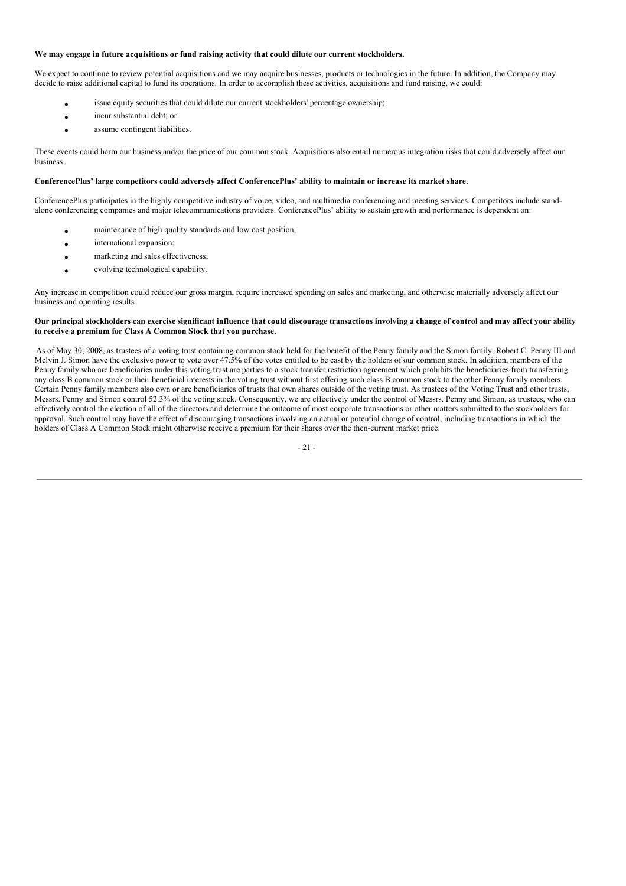**We may engage in future acquisitions or fund raising activity that could dilute our current stockholders.**

We expect to continue to review potential acquisitions and we may acquire businesses, products or technologies in the future. In addition, the Company may decide to raise additional capital to fund its operations. In order to accomplish these activities, acquisitions and fund raising, we could:

- issue equity securities that could dilute our current stockholders' percentage ownership;
- incur substantial debt; or
- assume contingent liabilities.

These events could harm our business and/or the price of our common stock. Acquisitions also entail numerous integration risks that could adversely affect our business.

**ConferencePlus' large competitors could adversely affect ConferencePlus' ability to maintain or increase its market share.**

ConferencePlus participates in the highly competitive industry of voice, video, and multimedia conferencing and meeting services. Competitors include stand-alone conferencing companies and major telecommunications providers. ConferencePlus' ability to sustain growth and performance is dependent on:

- maintenance of high quality standards and low cost position;
- international expansion;
- marketing and sales effectiveness;
- evolving technological capability.

Any increase in competition could reduce our gross margin, require increased spending on sales and marketing, and otherwise materially adversely affect our business and operating results.

**Our principal stockholders can exercise significant influence that could discourage transactions involving a change of control and may affect your ability to receive a premium for Class A Common Stock that you purchase.**

As of May 30, 2008, as trustees of a voting trust containing common stock held for the benefit of the Penny family and the Simon family, Robert C. Penny III and Melvin J. Simon have the exclusive power to vote over 47.5% of the votes entitled to be cast by the holders of our common stock. In addition, members of the Penny family who are beneficiaries under this voting trust are parties to a stock transfer restriction agreement which prohibits the beneficiaries from transferring any class B common stock or their beneficial interests in the voting trust without first offering such class B common stock to the other Penny family members. Certain Penny family members also own or are beneficiaries of trusts that own shares outside of the voting trust. As trustees of the Voting Trust and other trusts, Messrs. Penny and Simon control 52.3% of the voting stock. Consequently, we are effectively under the control of Messrs. Penny and Simon, as trustees, who can effectively control the election of all of the directors and determine the outcome of most corporate transactions or other matters submitted to the stockholders for approval. Such control may have the effect of discouraging transactions involving an actual or potential change of control, including transactions in which the holders of Class A Common Stock might otherwise receive a premium for their shares over the then-current market price.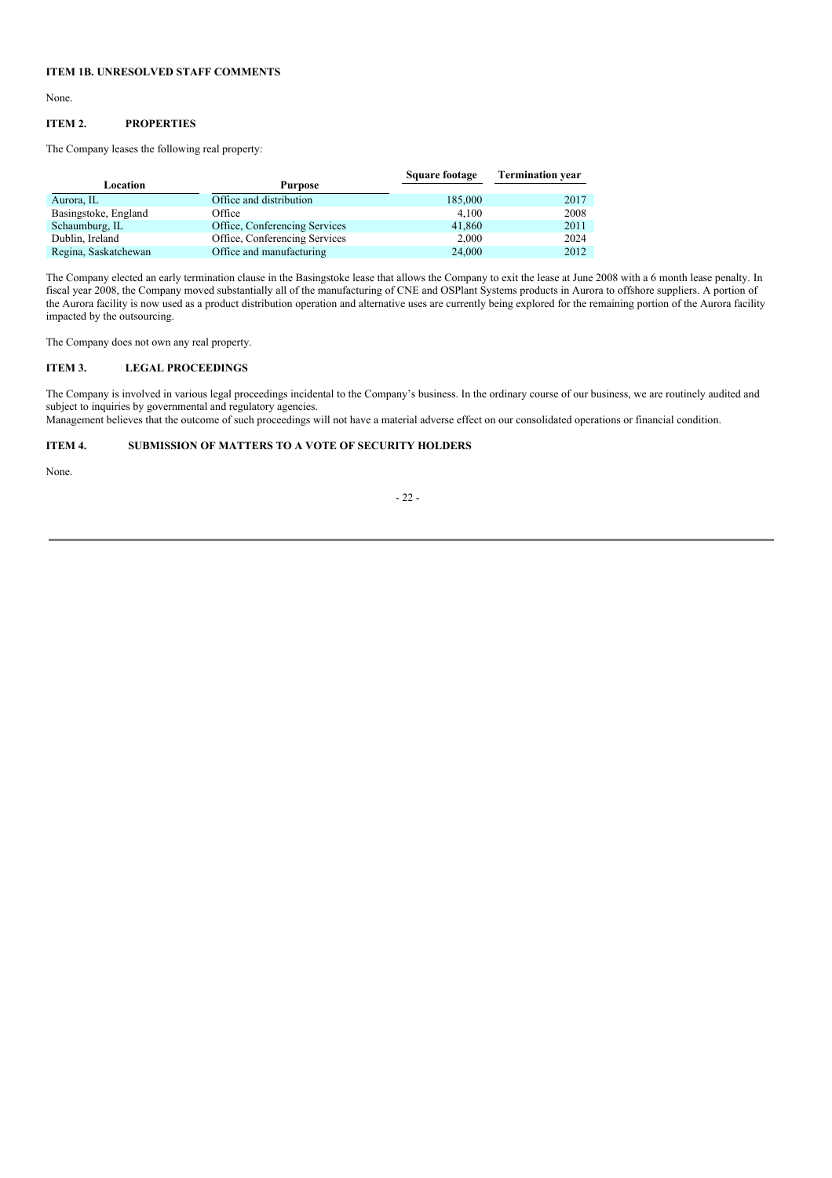## ITEM 1B. UNRESOLVED STAFF COMMENTS

None.

## ITEM 2. PROPERTIES

The Company leases the following real property:

| Location | Purpose | Square footage | Termination year |
|---|---|---|---|
| Aurora, IL | Office and distribution | 185,000 | 2017 |
| Basingstoke, England | Office | 4,100 | 2008 |
| Schaumburg, IL | Office, Conferencing Services | 41,860 | 2011 |
| Dublin, Ireland | Office, Conferencing Services | 2,000 | 2024 |
| Regina, Saskatchewan | Office and manufacturing | 24,000 | 2012 |

The Company elected an early termination clause in the Basingstoke lease that allows the Company to exit the lease at June 2008 with a 6 month lease penalty. In fiscal year 2008, the Company moved substantially all of the manufacturing of CNE and OSPlant Systems products in Aurora to offshore suppliers. A portion of the Aurora facility is now used as a product distribution operation and alternative uses are currently being explored for the remaining portion of the Aurora facility impacted by the outsourcing.

The Company does not own any real property.

## ITEM 3. LEGAL PROCEEDINGS

The Company is involved in various legal proceedings incidental to the Company's business. In the ordinary course of our business, we are routinely audited and subject to inquiries by governmental and regulatory agencies.
Management believes that the outcome of such proceedings will not have a material adverse effect on our consolidated operations or financial condition.

## ITEM 4. SUBMISSION OF MATTERS TO A VOTE OF SECURITY HOLDERS

None.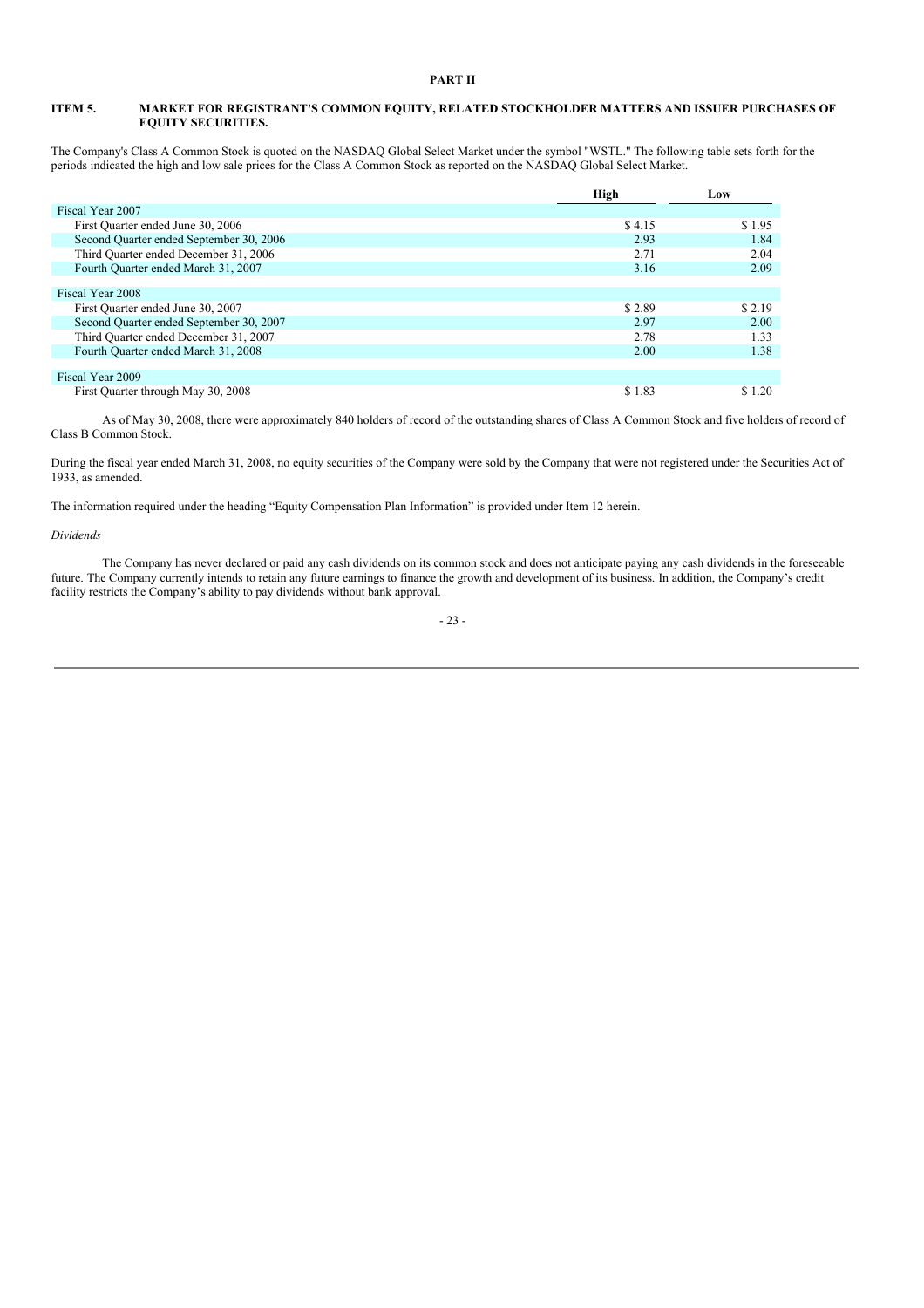# PART II

## ITEM 5. MARKET FOR REGISTRANT'S COMMON EQUITY, RELATED STOCKHOLDER MATTERS AND ISSUER PURCHASES OF EQUITY SECURITIES.

The Company's Class A Common Stock is quoted on the NASDAQ Global Select Market under the symbol "WSTL." The following table sets forth for the periods indicated the high and low sale prices for the Class A Common Stock as reported on the NASDAQ Global Select Market.

| | High | Low |
|---|---|---|
| Fiscal Year 2007 | | |
| First Quarter ended June 30, 2006 | $ 4.15 | $ 1.95 |
| Second Quarter ended September 30, 2006 | 2.93 | 1.84 |
| Third Quarter ended December 31, 2006 | 2.71 | 2.04 |
| Fourth Quarter ended March 31, 2007 | 3.16 | 2.09 |
| Fiscal Year 2008 | | |
| First Quarter ended June 30, 2007 | $ 2.89 | $ 2.19 |
| Second Quarter ended September 30, 2007 | 2.97 | 2.00 |
| Third Quarter ended December 31, 2007 | 2.78 | 1.33 |
| Fourth Quarter ended March 31, 2008 | 2.00 | 1.38 |
| Fiscal Year 2009 | | |
| First Quarter through May 30, 2008 | $ 1.83 | $ 1.20 |

As of May 30, 2008, there were approximately 840 holders of record of the outstanding shares of Class A Common Stock and five holders of record of Class B Common Stock.

During the fiscal year ended March 31, 2008, no equity securities of the Company were sold by the Company that were not registered under the Securities Act of 1933, as amended.

The information required under the heading "Equity Compensation Plan Information" is provided under Item 12 herein.

*Dividends*

The Company has never declared or paid any cash dividends on its common stock and does not anticipate paying any cash dividends in the foreseeable future. The Company currently intends to retain any future earnings to finance the growth and development of its business. In addition, the Company's credit facility restricts the Company's ability to pay dividends without bank approval.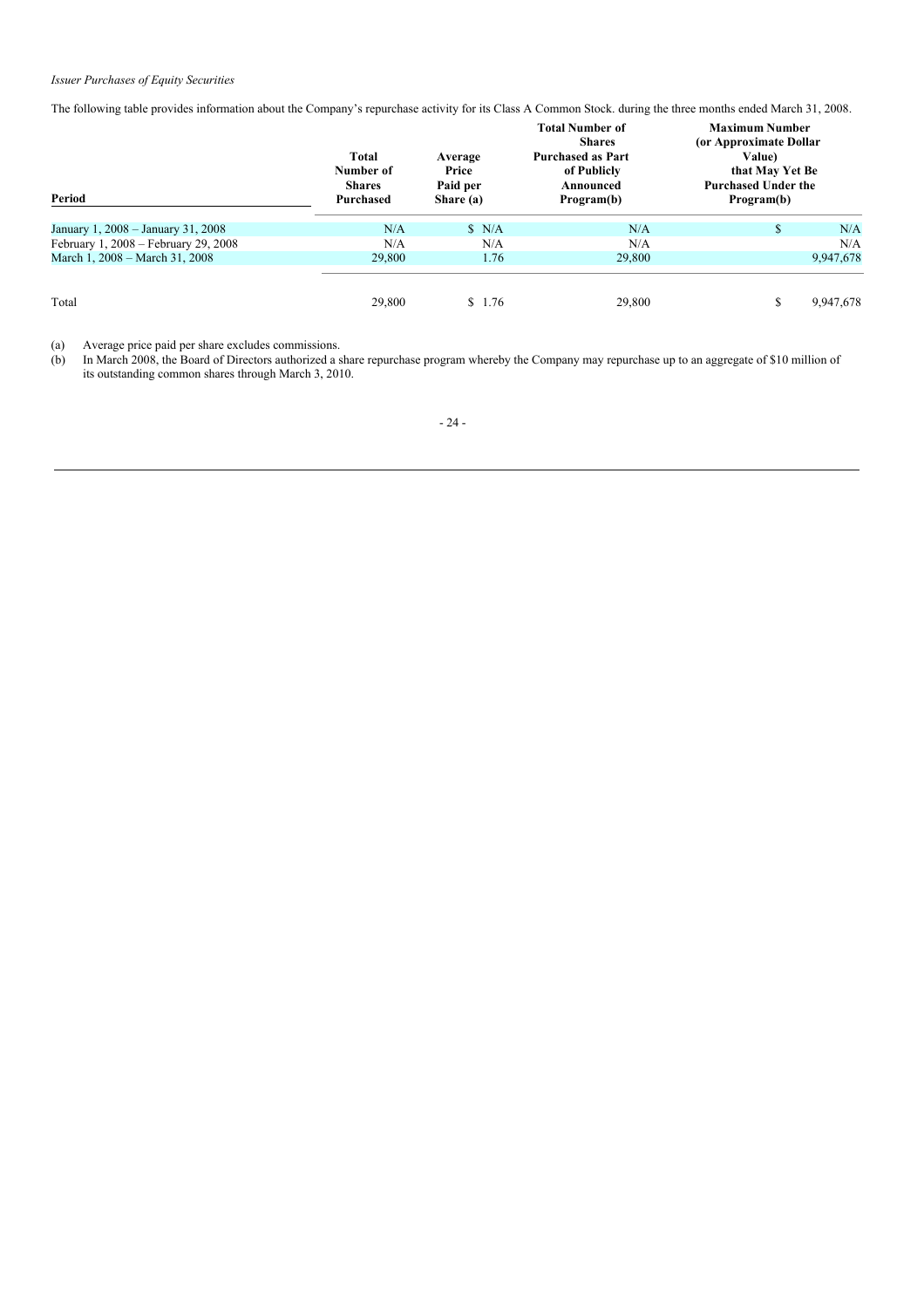*Issuer Purchases of Equity Securities*

The following table provides information about the Company's repurchase activity for its Class A Common Stock. during the three months ended March 31, 2008.

| Period | Total Number of Shares Purchased | Average Price Paid per Share (a) | Total Number of Shares Purchased as Part of Publicly Announced Program(b) | Maximum Number (or Approximate Dollar Value) that May Yet Be Purchased Under the Program(b) |
|---|---|---|---|---|
| January 1, 2008 – January 31, 2008 | N/A | $ N/A | N/A | $ N/A |
| February 1, 2008 – February 29, 2008 | N/A | N/A | N/A | N/A |
| March 1, 2008 – March 31, 2008 | 29,800 | 1.76 | 29,800 | 9,947,678 |
| Total | 29,800 | $ 1.76 | 29,800 | $ 9,947,678 |

(a) Average price paid per share excludes commissions.

(b) In March 2008, the Board of Directors authorized a share repurchase program whereby the Company may repurchase up to an aggregate of $10 million of its outstanding common shares through March 3, 2010.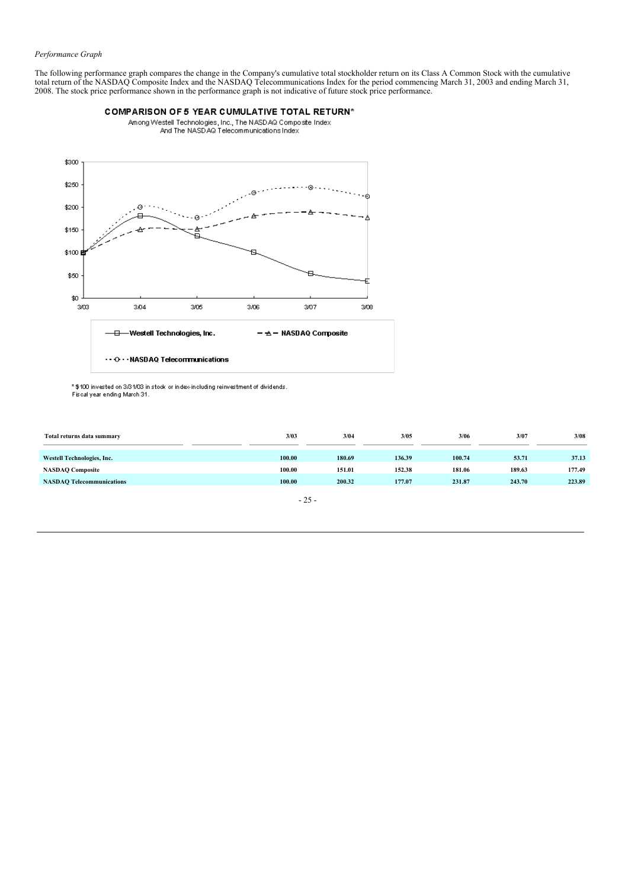*Performance Graph*

The following performance graph compares the change in the Company's cumulative total stockholder return on its Class A Common Stock with the cumulative total return of the NASDAQ Composite Index and the NASDAQ Telecommunications Index for the period commencing March 31, 2003 and ending March 31, 2008. The stock price performance shown in the performance graph is not indicative of future stock price performance.

**COMPARISON OF 5 YEAR CUMULATIVE TOTAL RETURN***

Among Westell Technologies, Inc., The NASDAQ Composite Index
And The NASDAQ Telecommunications Index

\* $100 invested on 3/31/03 in stock or index-including reinvestment of dividends.
Fiscal year ending March 31.

| Total returns data summary | 3/03 | 3/04 | 3/05 | 3/06 | 3/07 | 3/08 |
|---|---|---|---|---|---|---|
| **Westell Technologies, Inc.** | **100.00** | **180.69** | **136.39** | **100.74** | **53.71** | **37.13** |
| **NASDAQ Composite** | **100.00** | **151.01** | **152.38** | **181.06** | **189.63** | **177.49** |
| **NASDAQ Telecommunications** | **100.00** | **200.32** | **177.07** | **231.87** | **243.70** | **223.89** |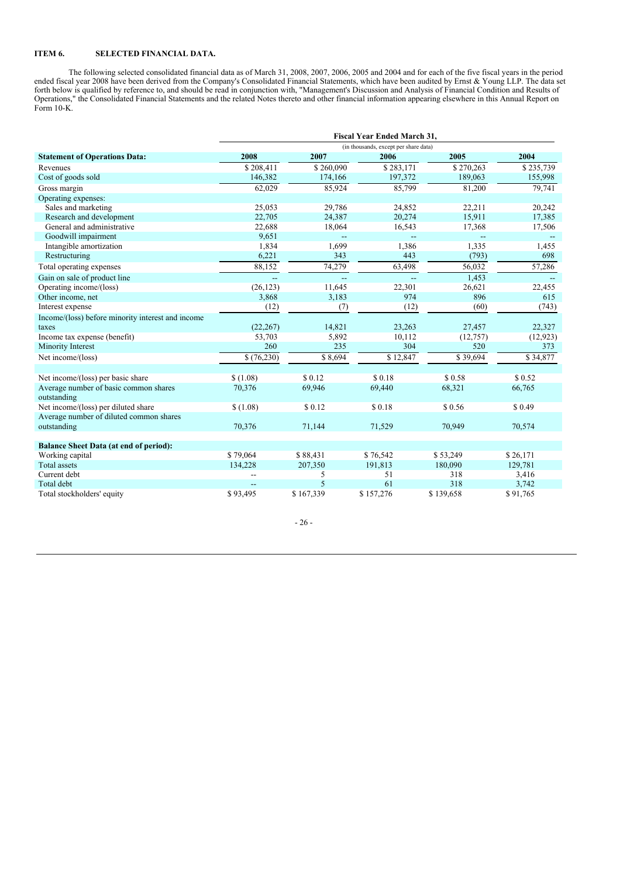## ITEM 6. SELECTED FINANCIAL DATA.

The following selected consolidated financial data as of March 31, 2008, 2007, 2006, 2005 and 2004 and for each of the five fiscal years in the period ended fiscal year 2008 have been derived from the Company's Consolidated Financial Statements, which have been audited by Ernst & Young LLP. The data set forth below is qualified by reference to, and should be read in conjunction with, "Management's Discussion and Analysis of Financial Condition and Results of Operations," the Consolidated Financial Statements and the related Notes thereto and other financial information appearing elsewhere in this Annual Report on Form 10-K.

| | Fiscal Year Ended March 31, (in thousands, except per share data) | | | | |
|---|---|---|---|---|---|
| **Statement of Operations Data:** | **2008** | **2007** | **2006** | **2005** | **2004** |
| Revenues | $ 208,411 | $ 260,090 | $ 283,171 | $ 270,263 | $ 235,739 |
| Cost of goods sold | 146,382 | 174,166 | 197,372 | 189,063 | 155,998 |
| Gross margin | 62,029 | 85,924 | 85,799 | 81,200 | 79,741 |
| Operating expenses: | | | | | |
| Sales and marketing | 25,053 | 29,786 | 24,852 | 22,211 | 20,242 |
| Research and development | 22,705 | 24,387 | 20,274 | 15,911 | 17,385 |
| General and administrative | 22,688 | 18,064 | 16,543 | 17,368 | 17,506 |
| Goodwill impairment | 9,651 | -- | -- | -- | -- |
| Intangible amortization | 1,834 | 1,699 | 1,386 | 1,335 | 1,455 |
| Restructuring | 6,221 | 343 | 443 | (793) | 698 |
| Total operating expenses | 88,152 | 74,279 | 63,498 | 56,032 | 57,286 |
| Gain on sale of product line | -- | -- | -- | 1,453 | -- |
| Operating income/(loss) | (26,123) | 11,645 | 22,301 | 26,621 | 22,455 |
| Other income, net | 3,868 | 3,183 | 974 | 896 | 615 |
| Interest expense | (12) | (7) | (12) | (60) | (743) |
| Income/(loss) before minority interest and income taxes | (22,267) | 14,821 | 23,263 | 27,457 | 22,327 |
| Income tax expense (benefit) | 53,703 | 5,892 | 10,112 | (12,757) | (12,923) |
| Minority Interest | 260 | 235 | 304 | 520 | 373 |
| Net income/(loss) | $ (76,230) | $ 8,694 | $ 12,847 | $ 39,694 | $ 34,877 |
| | | | | | |
| Net income/(loss) per basic share | $ (1.08) | $ 0.12 | $ 0.18 | $ 0.58 | $ 0.52 |
| Average number of basic common shares outstanding | 70,376 | 69,946 | 69,440 | 68,321 | 66,765 |
| Net income/(loss) per diluted share | $ (1.08) | $ 0.12 | $ 0.18 | $ 0.56 | $ 0.49 |
| Average number of diluted common shares outstanding | 70,376 | 71,144 | 71,529 | 70,949 | 70,574 |
| | | | | | |
| **Balance Sheet Data (at end of period):** | | | | | |
| Working capital | $ 79,064 | $ 88,431 | $ 76,542 | $ 53,249 | $ 26,171 |
| Total assets | 134,228 | 207,350 | 191,813 | 180,090 | 129,781 |
| Current debt | -- | 5 | 51 | 318 | 3,416 |
| Total debt | -- | 5 | 61 | 318 | 3,742 |
| Total stockholders' equity | $ 93,495 | $ 167,339 | $ 157,276 | $ 139,658 | $ 91,765 |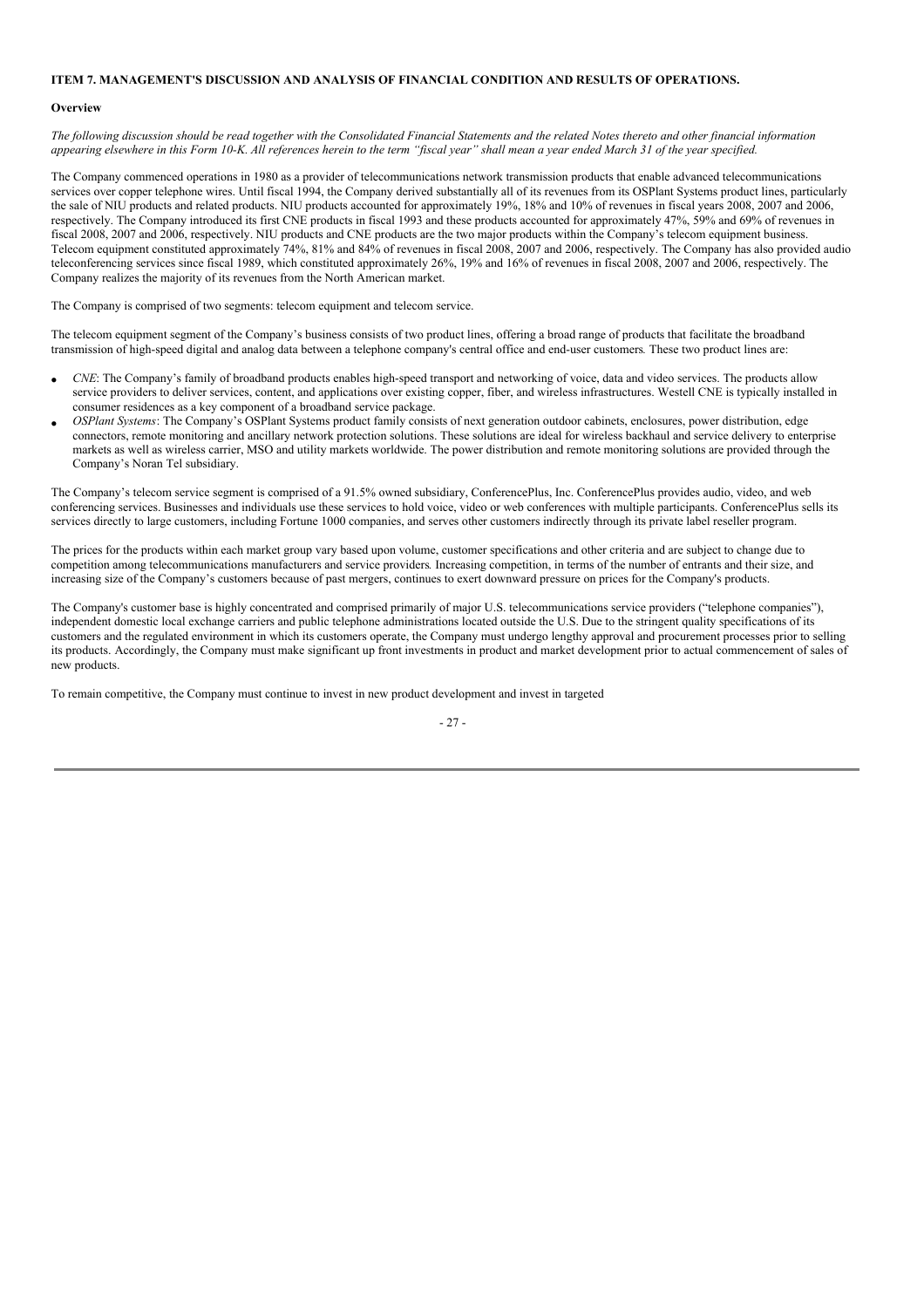**ITEM 7. MANAGEMENT'S DISCUSSION AND ANALYSIS OF FINANCIAL CONDITION AND RESULTS OF OPERATIONS.**

**Overview**

*The following discussion should be read together with the Consolidated Financial Statements and the related Notes thereto and other financial information appearing elsewhere in this Form 10-K. All references herein to the term "fiscal year" shall mean a year ended March 31 of the year specified.*

The Company commenced operations in 1980 as a provider of telecommunications network transmission products that enable advanced telecommunications services over copper telephone wires. Until fiscal 1994, the Company derived substantially all of its revenues from its OSPlant Systems product lines, particularly the sale of NIU products and related products. NIU products accounted for approximately 19%, 18% and 10% of revenues in fiscal years 2008, 2007 and 2006, respectively. The Company introduced its first CNE products in fiscal 1993 and these products accounted for approximately 47%, 59% and 69% of revenues in fiscal 2008, 2007 and 2006, respectively. NIU products and CNE products are the two major products within the Company's telecom equipment business. Telecom equipment constituted approximately 74%, 81% and 84% of revenues in fiscal 2008, 2007 and 2006, respectively. The Company has also provided audio teleconferencing services since fiscal 1989, which constituted approximately 26%, 19% and 16% of revenues in fiscal 2008, 2007 and 2006, respectively. The Company realizes the majority of its revenues from the North American market.

The Company is comprised of two segments: telecom equipment and telecom service.

The telecom equipment segment of the Company's business consists of two product lines, offering a broad range of products that facilitate the broadband transmission of high-speed digital and analog data between a telephone company's central office and end-user customers*.* These two product lines are:

- *CNE*: The Company's family of broadband products enables high-speed transport and networking of voice, data and video services. The products allow service providers to deliver services, content, and applications over existing copper, fiber, and wireless infrastructures. Westell CNE is typically installed in consumer residences as a key component of a broadband service package.
- *OSPlant Systems*: The Company's OSPlant Systems product family consists of next generation outdoor cabinets, enclosures, power distribution, edge connectors, remote monitoring and ancillary network protection solutions. These solutions are ideal for wireless backhaul and service delivery to enterprise markets as well as wireless carrier, MSO and utility markets worldwide. The power distribution and remote monitoring solutions are provided through the Company's Noran Tel subsidiary.

The Company's telecom service segment is comprised of a 91.5% owned subsidiary, ConferencePlus, Inc. ConferencePlus provides audio, video, and web conferencing services. Businesses and individuals use these services to hold voice, video or web conferences with multiple participants. ConferencePlus sells its services directly to large customers, including Fortune 1000 companies, and serves other customers indirectly through its private label reseller program.

The prices for the products within each market group vary based upon volume, customer specifications and other criteria and are subject to change due to competition among telecommunications manufacturers and service providers*.* Increasing competition, in terms of the number of entrants and their size, and increasing size of the Company's customers because of past mergers, continues to exert downward pressure on prices for the Company's products.

The Company's customer base is highly concentrated and comprised primarily of major U.S. telecommunications service providers ("telephone companies"), independent domestic local exchange carriers and public telephone administrations located outside the U.S. Due to the stringent quality specifications of its customers and the regulated environment in which its customers operate, the Company must undergo lengthy approval and procurement processes prior to selling its products. Accordingly, the Company must make significant up front investments in product and market development prior to actual commencement of sales of new products.

To remain competitive, the Company must continue to invest in new product development and invest in targeted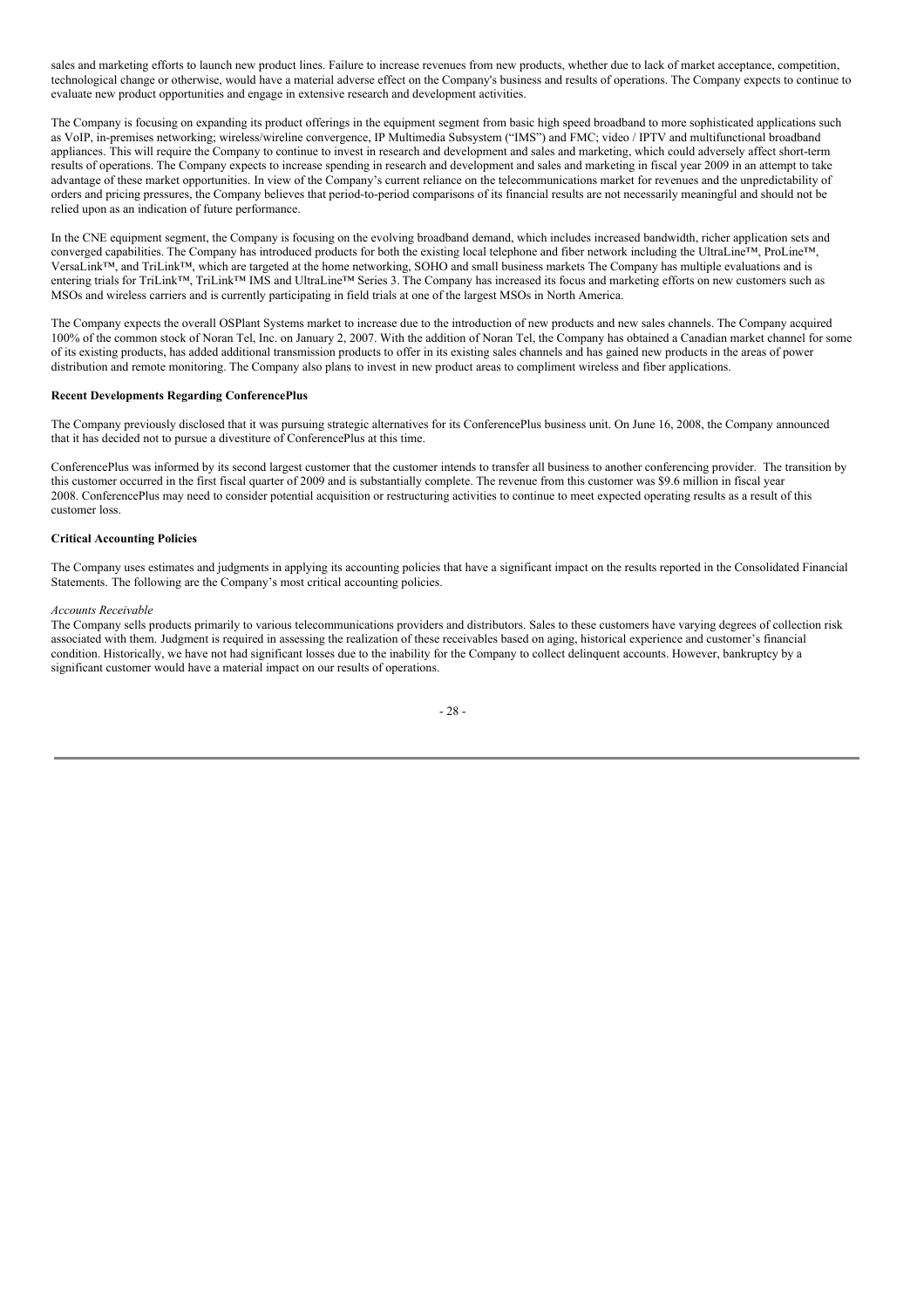sales and marketing efforts to launch new product lines. Failure to increase revenues from new products, whether due to lack of market acceptance, competition, technological change or otherwise, would have a material adverse effect on the Company's business and results of operations. The Company expects to continue to evaluate new product opportunities and engage in extensive research and development activities.

The Company is focusing on expanding its product offerings in the equipment segment from basic high speed broadband to more sophisticated applications such as VoIP, in-premises networking; wireless/wireline convergence, IP Multimedia Subsystem ("IMS") and FMC; video / IPTV and multifunctional broadband appliances. This will require the Company to continue to invest in research and development and sales and marketing, which could adversely affect short-term results of operations. The Company expects to increase spending in research and development and sales and marketing in fiscal year 2009 in an attempt to take advantage of these market opportunities. In view of the Company's current reliance on the telecommunications market for revenues and the unpredictability of orders and pricing pressures, the Company believes that period-to-period comparisons of its financial results are not necessarily meaningful and should not be relied upon as an indication of future performance.

In the CNE equipment segment, the Company is focusing on the evolving broadband demand, which includes increased bandwidth, richer application sets and converged capabilities. The Company has introduced products for both the existing local telephone and fiber network including the UltraLine™, ProLine™, VersaLink™, and TriLink™, which are targeted at the home networking, SOHO and small business markets The Company has multiple evaluations and is entering trials for TriLink™, TriLink™ IMS and UltraLine™ Series 3. The Company has increased its focus and marketing efforts on new customers such as MSOs and wireless carriers and is currently participating in field trials at one of the largest MSOs in North America.

The Company expects the overall OSPlant Systems market to increase due to the introduction of new products and new sales channels. The Company acquired 100% of the common stock of Noran Tel, Inc. on January 2, 2007. With the addition of Noran Tel, the Company has obtained a Canadian market channel for some of its existing products, has added additional transmission products to offer in its existing sales channels and has gained new products in the areas of power distribution and remote monitoring. The Company also plans to invest in new product areas to compliment wireless and fiber applications.

**Recent Developments Regarding ConferencePlus**

The Company previously disclosed that it was pursuing strategic alternatives for its ConferencePlus business unit. On June 16, 2008, the Company announced that it has decided not to pursue a divestiture of ConferencePlus at this time.

ConferencePlus was informed by its second largest customer that the customer intends to transfer all business to another conferencing provider. The transition by this customer occurred in the first fiscal quarter of 2009 and is substantially complete. The revenue from this customer was $9.6 million in fiscal year 2008. ConferencePlus may need to consider potential acquisition or restructuring activities to continue to meet expected operating results as a result of this customer loss.

**Critical Accounting Policies**

The Company uses estimates and judgments in applying its accounting policies that have a significant impact on the results reported in the Consolidated Financial Statements. The following are the Company's most critical accounting policies.

*Accounts Receivable*

The Company sells products primarily to various telecommunications providers and distributors. Sales to these customers have varying degrees of collection risk associated with them. Judgment is required in assessing the realization of these receivables based on aging, historical experience and customer's financial condition. Historically, we have not had significant losses due to the inability for the Company to collect delinquent accounts. However, bankruptcy by a significant customer would have a material impact on our results of operations.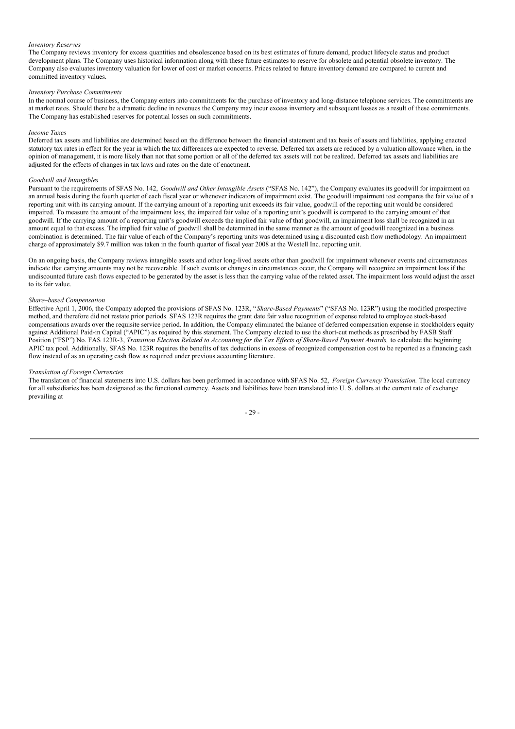*Inventory Reserves*

The Company reviews inventory for excess quantities and obsolescence based on its best estimates of future demand, product lifecycle status and product development plans. The Company uses historical information along with these future estimates to reserve for obsolete and potential obsolete inventory. The Company also evaluates inventory valuation for lower of cost or market concerns. Prices related to future inventory demand are compared to current and committed inventory values.

*Inventory Purchase Commitments*

In the normal course of business, the Company enters into commitments for the purchase of inventory and long-distance telephone services. The commitments are at market rates. Should there be a dramatic decline in revenues the Company may incur excess inventory and subsequent losses as a result of these commitments. The Company has established reserves for potential losses on such commitments.

*Income Taxes*

Deferred tax assets and liabilities are determined based on the difference between the financial statement and tax basis of assets and liabilities, applying enacted statutory tax rates in effect for the year in which the tax differences are expected to reverse. Deferred tax assets are reduced by a valuation allowance when, in the opinion of management, it is more likely than not that some portion or all of the deferred tax assets will not be realized. Deferred tax assets and liabilities are adjusted for the effects of changes in tax laws and rates on the date of enactment.

*Goodwill and Intangibles*

Pursuant to the requirements of SFAS No. 142, *Goodwill and Other Intangible Assets* ("SFAS No. 142"), the Company evaluates its goodwill for impairment on an annual basis during the fourth quarter of each fiscal year or whenever indicators of impairment exist. The goodwill impairment test compares the fair value of a reporting unit with its carrying amount. If the carrying amount of a reporting unit exceeds its fair value, goodwill of the reporting unit would be considered impaired. To measure the amount of the impairment loss, the impaired fair value of a reporting unit's goodwill is compared to the carrying amount of that goodwill. If the carrying amount of a reporting unit's goodwill exceeds the implied fair value of that goodwill, an impairment loss shall be recognized in an amount equal to that excess. The implied fair value of goodwill shall be determined in the same manner as the amount of goodwill recognized in a business combination is determined. The fair value of each of the Company's reporting units was determined using a discounted cash flow methodology. An impairment charge of approximately $9.7 million was taken in the fourth quarter of fiscal year 2008 at the Westell Inc. reporting unit.

On an ongoing basis, the Company reviews intangible assets and other long-lived assets other than goodwill for impairment whenever events and circumstances indicate that carrying amounts may not be recoverable. If such events or changes in circumstances occur, the Company will recognize an impairment loss if the undiscounted future cash flows expected to be generated by the asset is less than the carrying value of the related asset. The impairment loss would adjust the asset to its fair value.

*Share–based Compensation*

Effective April 1, 2006, the Company adopted the provisions of SFAS No. 123R, "*Share-Based Payments*" ("SFAS No. 123R") using the modified prospective method, and therefore did not restate prior periods. SFAS 123R requires the grant date fair value recognition of expense related to employee stock-based compensations awards over the requisite service period. In addition, the Company eliminated the balance of deferred compensation expense in stockholders equity against Additional Paid-in Capital ("APIC") as required by this statement. The Company elected to use the short-cut methods as prescribed by FASB Staff Position ("FSP") No. FAS 123R-3, *Transition Election Related to Accounting for the Tax Effects of Share-Based Payment Awards,* to calculate the beginning APIC tax pool. Additionally, SFAS No. 123R requires the benefits of tax deductions in excess of recognized compensation cost to be reported as a financing cash flow instead of as an operating cash flow as required under previous accounting literature.

*Translation of Foreign Currencies*

The translation of financial statements into U.S. dollars has been performed in accordance with SFAS No. 52, *Foreign Currency Translation.* The local currency for all subsidiaries has been designated as the functional currency. Assets and liabilities have been translated into U. S. dollars at the current rate of exchange prevailing at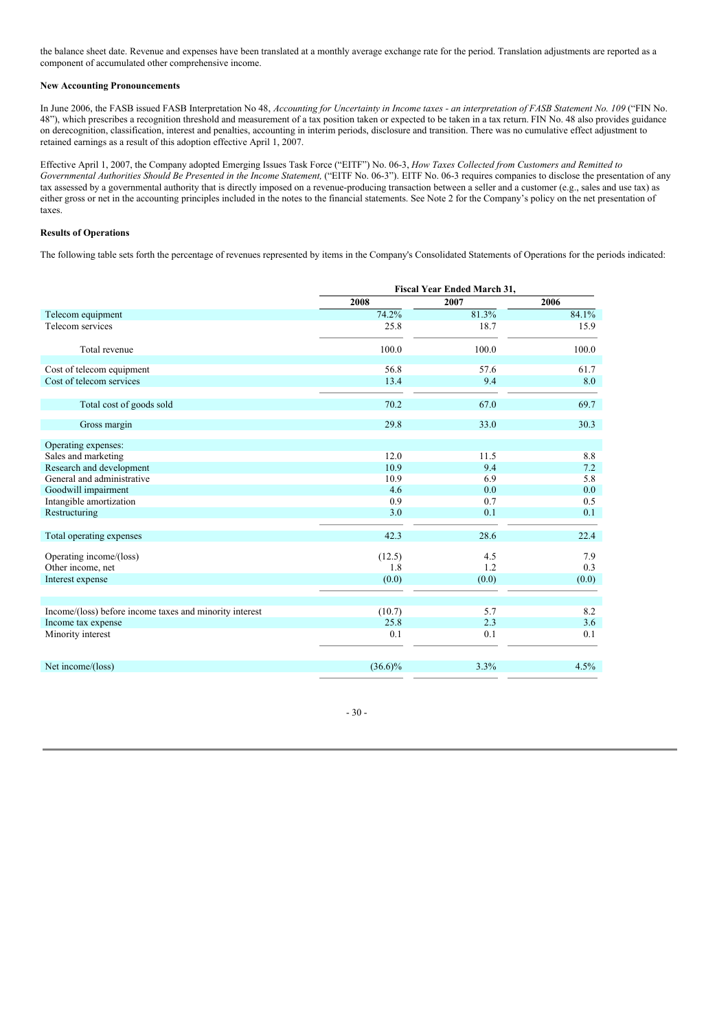the balance sheet date. Revenue and expenses have been translated at a monthly average exchange rate for the period. Translation adjustments are reported as a component of accumulated other comprehensive income.

**New Accounting Pronouncements**

In June 2006, the FASB issued FASB Interpretation No 48, *Accounting for Uncertainty in Income taxes - an interpretation of FASB Statement No. 109* ("FIN No. 48"), which prescribes a recognition threshold and measurement of a tax position taken or expected to be taken in a tax return. FIN No. 48 also provides guidance on derecognition, classification, interest and penalties, accounting in interim periods, disclosure and transition. There was no cumulative effect adjustment to retained earnings as a result of this adoption effective April 1, 2007.

Effective April 1, 2007, the Company adopted Emerging Issues Task Force ("EITF") No. 06-3, *How Taxes Collected from Customers and Remitted to Governmental Authorities Should Be Presented in the Income Statement,* ("EITF No. 06-3"). EITF No. 06-3 requires companies to disclose the presentation of any tax assessed by a governmental authority that is directly imposed on a revenue-producing transaction between a seller and a customer (e.g., sales and use tax) as either gross or net in the accounting principles included in the notes to the financial statements. See Note 2 for the Company's policy on the net presentation of taxes.

**Results of Operations**

The following table sets forth the percentage of revenues represented by items in the Company's Consolidated Statements of Operations for the periods indicated:

| | Fiscal Year Ended March 31, | | |
|---|---|---|---|
| | 2008 | 2007 | 2006 |
| Telecom equipment | 74.2% | 81.3% | 84.1% |
| Telecom services | 25.8 | 18.7 | 15.9 |
| Total revenue | 100.0 | 100.0 | 100.0 |
| Cost of telecom equipment | 56.8 | 57.6 | 61.7 |
| Cost of telecom services | 13.4 | 9.4 | 8.0 |
| Total cost of goods sold | 70.2 | 67.0 | 69.7 |
| Gross margin | 29.8 | 33.0 | 30.3 |
| Operating expenses: | | | |
| Sales and marketing | 12.0 | 11.5 | 8.8 |
| Research and development | 10.9 | 9.4 | 7.2 |
| General and administrative | 10.9 | 6.9 | 5.8 |
| Goodwill impairment | 4.6 | 0.0 | 0.0 |
| Intangible amortization | 0.9 | 0.7 | 0.5 |
| Restructuring | 3.0 | 0.1 | 0.1 |
| Total operating expenses | 42.3 | 28.6 | 22.4 |
| Operating income/(loss) | (12.5) | 4.5 | 7.9 |
| Other income, net | 1.8 | 1.2 | 0.3 |
| Interest expense | (0.0) | (0.0) | (0.0) |
| Income/(loss) before income taxes and minority interest | (10.7) | 5.7 | 8.2 |
| Income tax expense | 25.8 | 2.3 | 3.6 |
| Minority interest | 0.1 | 0.1 | 0.1 |
| Net income/(loss) | (36.6)% | 3.3% | 4.5% |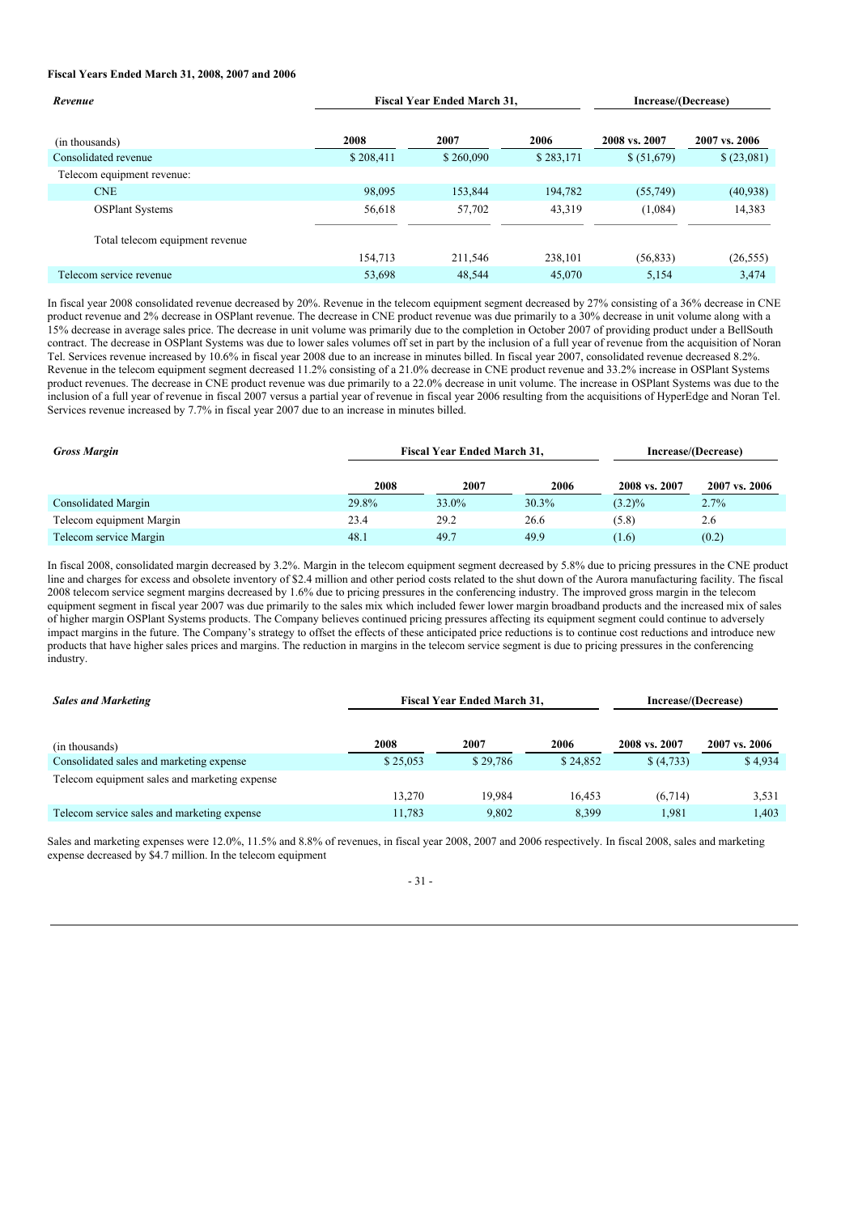**Fiscal Years Ended March 31, 2008, 2007 and 2006**

| *Revenue* | Fiscal Year Ended March 31, | | | Increase/(Decrease) | |
|---|---|---|---|---|---|
| (in thousands) | 2008 | 2007 | 2006 | 2008 vs. 2007 | 2007 vs. 2006 |
| Consolidated revenue | $ 208,411 | $ 260,090 | $ 283,171 | $ (51,679) | $ (23,081) |
| Telecom equipment revenue: | | | | | |
| CNE | 98,095 | 153,844 | 194,782 | (55,749) | (40,938) |
| OSPlant Systems | 56,618 | 57,702 | 43,319 | (1,084) | 14,383 |
| Total telecom equipment revenue | 154,713 | 211,546 | 238,101 | (56,833) | (26,555) |
| Telecom service revenue | 53,698 | 48,544 | 45,070 | 5,154 | 3,474 |

In fiscal year 2008 consolidated revenue decreased by 20%. Revenue in the telecom equipment segment decreased by 27% consisting of a 36% decrease in CNE product revenue and 2% decrease in OSPlant revenue. The decrease in CNE product revenue was due primarily to a 30% decrease in unit volume along with a 15% decrease in average sales price. The decrease in unit volume was primarily due to the completion in October 2007 of providing product under a BellSouth contract. The decrease in OSPlant Systems was due to lower sales volumes off set in part by the inclusion of a full year of revenue from the acquisition of Noran Tel. Services revenue increased by 10.6% in fiscal year 2008 due to an increase in minutes billed. In fiscal year 2007, consolidated revenue decreased 8.2%. Revenue in the telecom equipment segment decreased 11.2% consisting of a 21.0% decrease in CNE product revenue and 33.2% increase in OSPlant Systems product revenues. The decrease in CNE product revenue was due primarily to a 22.0% decrease in unit volume. The increase in OSPlant Systems was due to the inclusion of a full year of revenue in fiscal 2007 versus a partial year of revenue in fiscal year 2006 resulting from the acquisitions of HyperEdge and Noran Tel. Services revenue increased by 7.7% in fiscal year 2007 due to an increase in minutes billed.

| *Gross Margin* | Fiscal Year Ended March 31, | | | Increase/(Decrease) | |
|---|---|---|---|---|---|
| | 2008 | 2007 | 2006 | 2008 vs. 2007 | 2007 vs. 2006 |
| Consolidated Margin | 29.8% | 33.0% | 30.3% | (3.2)% | 2.7% |
| Telecom equipment Margin | 23.4 | 29.2 | 26.6 | (5.8) | 2.6 |
| Telecom service Margin | 48.1 | 49.7 | 49.9 | (1.6) | (0.2) |

In fiscal 2008, consolidated margin decreased by 3.2%. Margin in the telecom equipment segment decreased by 5.8% due to pricing pressures in the CNE product line and charges for excess and obsolete inventory of $2.4 million and other period costs related to the shut down of the Aurora manufacturing facility. The fiscal 2008 telecom service segment margins decreased by 1.6% due to pricing pressures in the conferencing industry. The improved gross margin in the telecom equipment segment in fiscal year 2007 was due primarily to the sales mix which included fewer lower margin broadband products and the increased mix of sales of higher margin OSPlant Systems products. The Company believes continued pricing pressures affecting its equipment segment could continue to adversely impact margins in the future. The Company's strategy to offset the effects of these anticipated price reductions is to continue cost reductions and introduce new products that have higher sales prices and margins. The reduction in margins in the telecom service segment is due to pricing pressures in the conferencing industry.

| *Sales and Marketing* | Fiscal Year Ended March 31, | | | Increase/(Decrease) | |
|---|---|---|---|---|---|
| (in thousands) | 2008 | 2007 | 2006 | 2008 vs. 2007 | 2007 vs. 2006 |
| Consolidated sales and marketing expense | $ 25,053 | $ 29,786 | $ 24,852 | $ (4,733) | $ 4,934 |
| Telecom equipment sales and marketing expense | 13,270 | 19,984 | 16,453 | (6,714) | 3,531 |
| Telecom service sales and marketing expense | 11,783 | 9,802 | 8,399 | 1,981 | 1,403 |

Sales and marketing expenses were 12.0%, 11.5% and 8.8% of revenues, in fiscal year 2008, 2007 and 2006 respectively. In fiscal 2008, sales and marketing expense decreased by $4.7 million. In the telecom equipment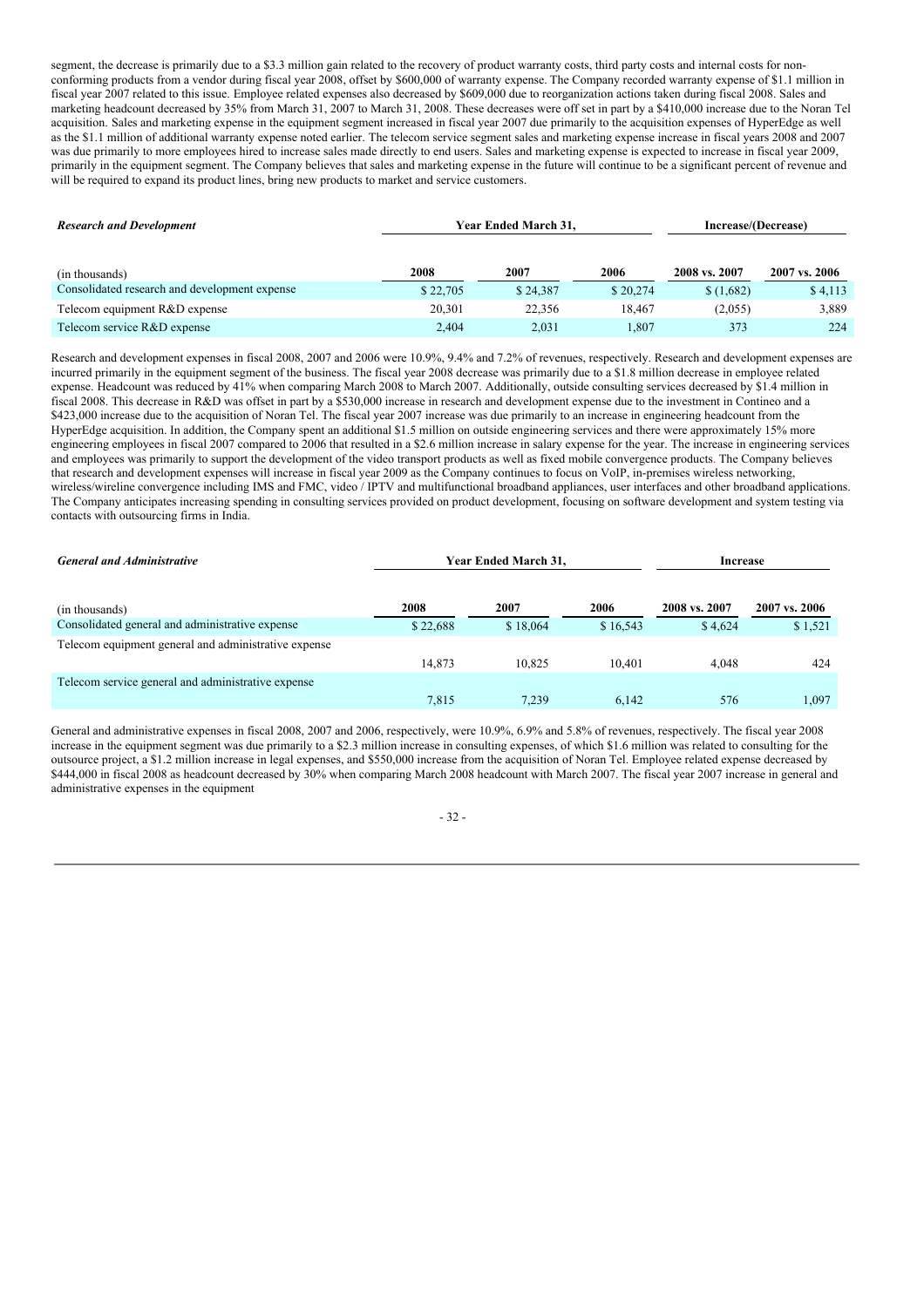segment, the decrease is primarily due to a $3.3 million gain related to the recovery of product warranty costs, third party costs and internal costs for non-conforming products from a vendor during fiscal year 2008, offset by $600,000 of warranty expense. The Company recorded warranty expense of $1.1 million in fiscal year 2007 related to this issue. Employee related expenses also decreased by $609,000 due to reorganization actions taken during fiscal 2008. Sales and marketing headcount decreased by 35% from March 31, 2007 to March 31, 2008. These decreases were off set in part by a $410,000 increase due to the Noran Tel acquisition. Sales and marketing expense in the equipment segment increased in fiscal year 2007 due primarily to the acquisition expenses of HyperEdge as well as the $1.1 million of additional warranty expense noted earlier. The telecom service segment sales and marketing expense increase in fiscal years 2008 and 2007 was due primarily to more employees hired to increase sales made directly to end users. Sales and marketing expense is expected to increase in fiscal year 2009, primarily in the equipment segment. The Company believes that sales and marketing expense in the future will continue to be a significant percent of revenue and will be required to expand its product lines, bring new products to market and service customers.

| ***Research and Development*** | Year Ended March 31, | | | Increase/(Decrease) | |
|---|---|---|---|---|---|
| (in thousands) | 2008 | 2007 | 2006 | 2008 vs. 2007 | 2007 vs. 2006 |
| Consolidated research and development expense | $ 22,705 | $ 24,387 | $ 20,274 | $ (1,682) | $ 4,113 |
| Telecom equipment R&D expense | 20,301 | 22,356 | 18,467 | (2,055) | 3,889 |
| Telecom service R&D expense | 2,404 | 2,031 | 1,807 | 373 | 224 |

Research and development expenses in fiscal 2008, 2007 and 2006 were 10.9%, 9.4% and 7.2% of revenues, respectively. Research and development expenses are incurred primarily in the equipment segment of the business. The fiscal year 2008 decrease was primarily due to a $1.8 million decrease in employee related expense. Headcount was reduced by 41% when comparing March 2008 to March 2007. Additionally, outside consulting services decreased by $1.4 million in fiscal 2008. This decrease in R&D was offset in part by a $530,000 increase in research and development expense due to the investment in Contineo and a $423,000 increase due to the acquisition of Noran Tel. The fiscal year 2007 increase was due primarily to an increase in engineering headcount from the HyperEdge acquisition. In addition, the Company spent an additional $1.5 million on outside engineering services and there were approximately 15% more engineering employees in fiscal 2007 compared to 2006 that resulted in a $2.6 million increase in salary expense for the year. The increase in engineering services and employees was primarily to support the development of the video transport products as well as fixed mobile convergence products. The Company believes that research and development expenses will increase in fiscal year 2009 as the Company continues to focus on VoIP, in-premises wireless networking, wireless/wireline convergence including IMS and FMC, video / IPTV and multifunctional broadband appliances, user interfaces and other broadband applications. The Company anticipates increasing spending in consulting services provided on product development, focusing on software development and system testing via contacts with outsourcing firms in India.

| ***General and Administrative*** | Year Ended March 31, | | | Increase | |
|---|---|---|---|---|---|
| (in thousands) | 2008 | 2007 | 2006 | 2008 vs. 2007 | 2007 vs. 2006 |
| Consolidated general and administrative expense | $ 22,688 | $ 18,064 | $ 16,543 | $ 4,624 | $ 1,521 |
| Telecom equipment general and administrative expense | 14,873 | 10,825 | 10,401 | 4,048 | 424 |
| Telecom service general and administrative expense | 7,815 | 7,239 | 6,142 | 576 | 1,097 |

General and administrative expenses in fiscal 2008, 2007 and 2006, respectively, were 10.9%, 6.9% and 5.8% of revenues, respectively. The fiscal year 2008 increase in the equipment segment was due primarily to a $2.3 million increase in consulting expenses, of which $1.6 million was related to consulting for the outsource project, a $1.2 million increase in legal expenses, and $550,000 increase from the acquisition of Noran Tel. Employee related expense decreased by $444,000 in fiscal 2008 as headcount decreased by 30% when comparing March 2008 headcount with March 2007. The fiscal year 2007 increase in general and administrative expenses in the equipment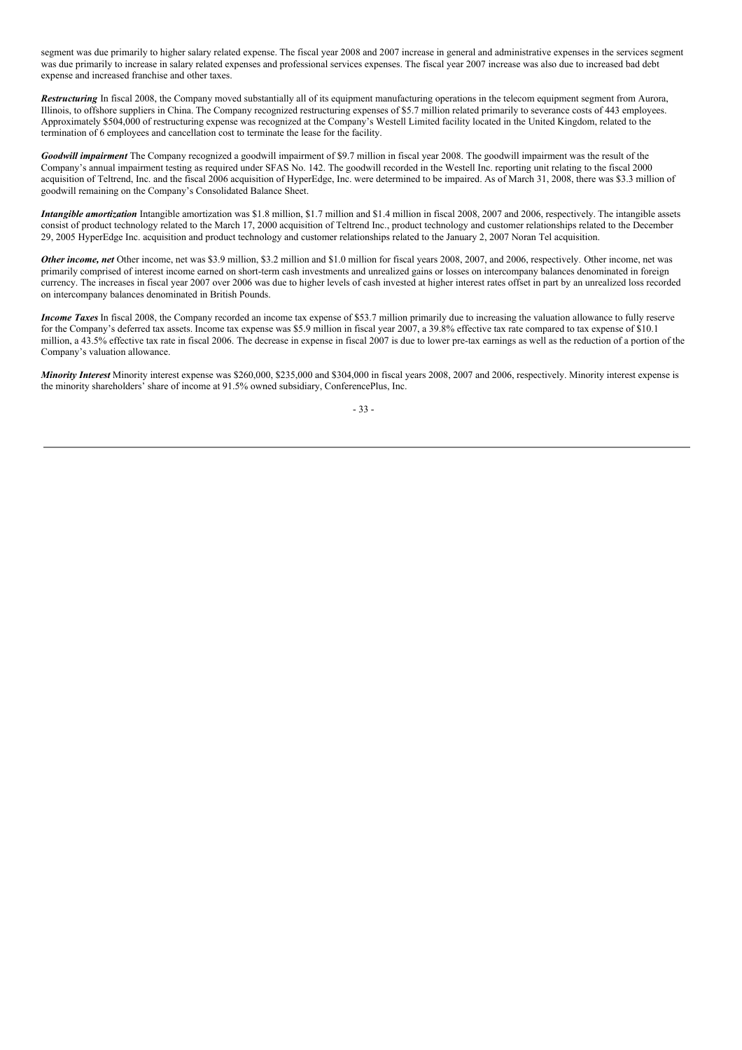segment was due primarily to higher salary related expense. The fiscal year 2008 and 2007 increase in general and administrative expenses in the services segment was due primarily to increase in salary related expenses and professional services expenses. The fiscal year 2007 increase was also due to increased bad debt expense and increased franchise and other taxes.

***Restructuring*** In fiscal 2008, the Company moved substantially all of its equipment manufacturing operations in the telecom equipment segment from Aurora, Illinois, to offshore suppliers in China. The Company recognized restructuring expenses of $5.7 million related primarily to severance costs of 443 employees. Approximately $504,000 of restructuring expense was recognized at the Company's Westell Limited facility located in the United Kingdom, related to the termination of 6 employees and cancellation cost to terminate the lease for the facility.

***Goodwill impairment*** The Company recognized a goodwill impairment of $9.7 million in fiscal year 2008. The goodwill impairment was the result of the Company's annual impairment testing as required under SFAS No. 142. The goodwill recorded in the Westell Inc. reporting unit relating to the fiscal 2000 acquisition of Teltrend, Inc. and the fiscal 2006 acquisition of HyperEdge, Inc. were determined to be impaired. As of March 31, 2008, there was $3.3 million of goodwill remaining on the Company's Consolidated Balance Sheet.

***Intangible amortization*** Intangible amortization was $1.8 million, $1.7 million and $1.4 million in fiscal 2008, 2007 and 2006, respectively. The intangible assets consist of product technology related to the March 17, 2000 acquisition of Teltrend Inc., product technology and customer relationships related to the December 29, 2005 HyperEdge Inc. acquisition and product technology and customer relationships related to the January 2, 2007 Noran Tel acquisition.

***Other income, net*** Other income, net was $3.9 million, $3.2 million and $1.0 million for fiscal years 2008, 2007, and 2006, respectively. Other income, net was primarily comprised of interest income earned on short-term cash investments and unrealized gains or losses on intercompany balances denominated in foreign currency. The increases in fiscal year 2007 over 2006 was due to higher levels of cash invested at higher interest rates offset in part by an unrealized loss recorded on intercompany balances denominated in British Pounds.

***Income Taxes*** In fiscal 2008, the Company recorded an income tax expense of $53.7 million primarily due to increasing the valuation allowance to fully reserve for the Company's deferred tax assets. Income tax expense was $5.9 million in fiscal year 2007, a 39.8% effective tax rate compared to tax expense of $10.1 million, a 43.5% effective tax rate in fiscal 2006. The decrease in expense in fiscal 2007 is due to lower pre-tax earnings as well as the reduction of a portion of the Company's valuation allowance.

***Minority Interest*** Minority interest expense was $260,000, $235,000 and $304,000 in fiscal years 2008, 2007 and 2006, respectively. Minority interest expense is the minority shareholders' share of income at 91.5% owned subsidiary, ConferencePlus, Inc.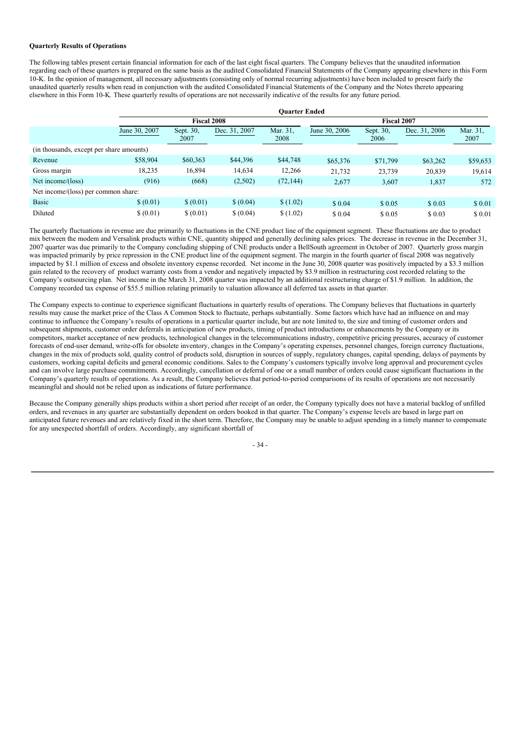**Quarterly Results of Operations**

The following tables present certain financial information for each of the last eight fiscal quarters. The Company believes that the unaudited information regarding each of these quarters is prepared on the same basis as the audited Consolidated Financial Statements of the Company appearing elsewhere in this Form 10-K. In the opinion of management, all necessary adjustments (consisting only of normal recurring adjustments) have been included to present fairly the unaudited quarterly results when read in conjunction with the audited Consolidated Financial Statements of the Company and the Notes thereto appearing elsewhere in this Form 10-K. These quarterly results of operations are not necessarily indicative of the results for any future period.

| | Quarter Ended | | | | | | | |
|---|---|---|---|---|---|---|---|---|
| | Fiscal 2008 | | | | Fiscal 2007 | | | |
| | June 30, 2007 | Sept. 30, 2007 | Dec. 31, 2007 | Mar. 31, 2008 | June 30, 2006 | Sept. 30, 2006 | Dec. 31, 2006 | Mar. 31, 2007 |
| (in thousands, except per share amounts) | | | | | | | | |
| Revenue | $58,904 | $60,363 | $44,396 | $44,748 | $65,376 | $71,799 | $63,262 | $59,653 |
| Gross margin | 18,235 | 16,894 | 14,634 | 12,266 | 21,732 | 23,739 | 20,839 | 19,614 |
| Net income/(loss) | (916) | (668) | (2,502) | (72,144) | 2,677 | 3,607 | 1,837 | 572 |
| Net income/(loss) per common share: | | | | | | | | |
| Basic | $ (0.01) | $ (0.01) | $ (0.04) | $ (1.02) | $ 0.04 | $ 0.05 | $ 0.03 | $ 0.01 |
| Diluted | $ (0.01) | $ (0.01) | $ (0.04) | $ (1.02) | $ 0.04 | $ 0.05 | $ 0.03 | $ 0.01 |

The quarterly fluctuations in revenue are due primarily to fluctuations in the CNE product line of the equipment segment. These fluctuations are due to product mix between the modem and Versalink products within CNE, quantity shipped and generally declining sales prices. The decrease in revenue in the December 31, 2007 quarter was due primarily to the Company concluding shipping of CNE products under a BellSouth agreement in October of 2007. Quarterly gross margin was impacted primarily by price repression in the CNE product line of the equipment segment. The margin in the fourth quarter of fiscal 2008 was negatively impacted by $1.1 million of excess and obsolete inventory expense recorded. Net income in the June 30, 2008 quarter was positively impacted by a $3.3 million gain related to the recovery of product warranty costs from a vendor and negatively impacted by $3.9 million in restructuring cost recorded relating to the Company's outsourcing plan. Net income in the March 31, 2008 quarter was impacted by an additional restructuring charge of $1.9 million. In addition, the Company recorded tax expense of $55.5 million relating primarily to valuation allowance all deferred tax assets in that quarter.

The Company expects to continue to experience significant fluctuations in quarterly results of operations. The Company believes that fluctuations in quarterly results may cause the market price of the Class A Common Stock to fluctuate, perhaps substantially. Some factors which have had an influence on and may continue to influence the Company's results of operations in a particular quarter include, but are note limited to, the size and timing of customer orders and subsequent shipments, customer order deferrals in anticipation of new products, timing of product introductions or enhancements by the Company or its competitors, market acceptance of new products, technological changes in the telecommunications industry, competitive pricing pressures, accuracy of customer forecasts of end-user demand, write-offs for obsolete inventory, changes in the Company's operating expenses, personnel changes, foreign currency fluctuations, changes in the mix of products sold, quality control of products sold, disruption in sources of supply, regulatory changes, capital spending, delays of payments by customers, working capital deficits and general economic conditions. Sales to the Company's customers typically involve long approval and procurement cycles and can involve large purchase commitments. Accordingly, cancellation or deferral of one or a small number of orders could cause significant fluctuations in the Company's quarterly results of operations. As a result, the Company believes that period-to-period comparisons of its results of operations are not necessarily meaningful and should not be relied upon as indications of future performance.

Because the Company generally ships products within a short period after receipt of an order, the Company typically does not have a material backlog of unfilled orders, and revenues in any quarter are substantially dependent on orders booked in that quarter. The Company's expense levels are based in large part on anticipated future revenues and are relatively fixed in the short term. Therefore, the Company may be unable to adjust spending in a timely manner to compensate for any unexpected shortfall of orders. Accordingly, any significant shortfall of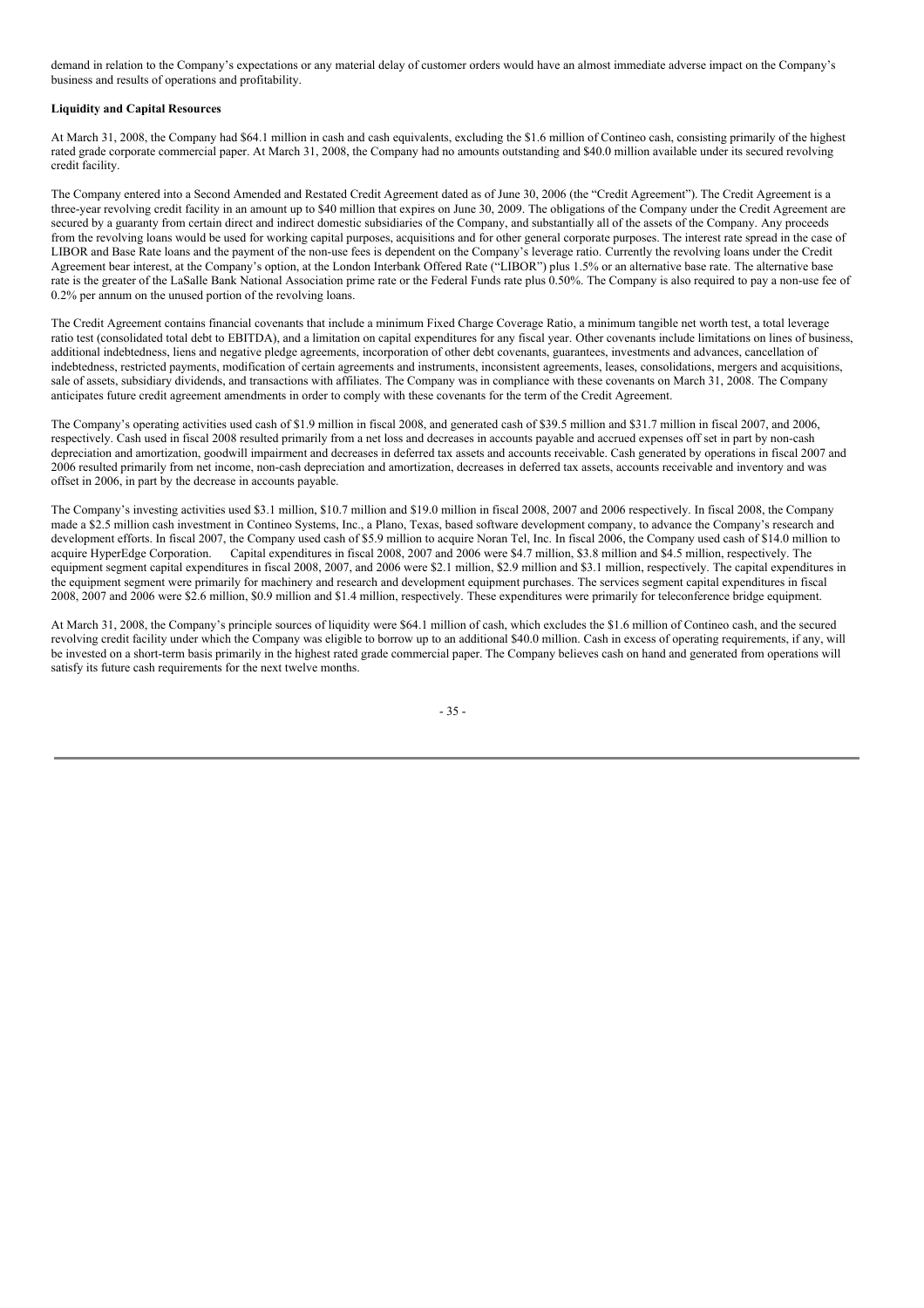demand in relation to the Company's expectations or any material delay of customer orders would have an almost immediate adverse impact on the Company's business and results of operations and profitability.

**Liquidity and Capital Resources**

At March 31, 2008, the Company had $64.1 million in cash and cash equivalents, excluding the $1.6 million of Contineo cash, consisting primarily of the highest rated grade corporate commercial paper. At March 31, 2008, the Company had no amounts outstanding and $40.0 million available under its secured revolving credit facility.

The Company entered into a Second Amended and Restated Credit Agreement dated as of June 30, 2006 (the "Credit Agreement"). The Credit Agreement is a three-year revolving credit facility in an amount up to $40 million that expires on June 30, 2009. The obligations of the Company under the Credit Agreement are secured by a guaranty from certain direct and indirect domestic subsidiaries of the Company, and substantially all of the assets of the Company. Any proceeds from the revolving loans would be used for working capital purposes, acquisitions and for other general corporate purposes. The interest rate spread in the case of LIBOR and Base Rate loans and the payment of the non-use fees is dependent on the Company's leverage ratio. Currently the revolving loans under the Credit Agreement bear interest, at the Company's option, at the London Interbank Offered Rate ("LIBOR") plus 1.5% or an alternative base rate. The alternative base rate is the greater of the LaSalle Bank National Association prime rate or the Federal Funds rate plus 0.50%. The Company is also required to pay a non-use fee of 0.2% per annum on the unused portion of the revolving loans.

The Credit Agreement contains financial covenants that include a minimum Fixed Charge Coverage Ratio, a minimum tangible net worth test, a total leverage ratio test (consolidated total debt to EBITDA), and a limitation on capital expenditures for any fiscal year. Other covenants include limitations on lines of business, additional indebtedness, liens and negative pledge agreements, incorporation of other debt covenants, guarantees, investments and advances, cancellation of indebtedness, restricted payments, modification of certain agreements and instruments, inconsistent agreements, leases, consolidations, mergers and acquisitions, sale of assets, subsidiary dividends, and transactions with affiliates. The Company was in compliance with these covenants on March 31, 2008. The Company anticipates future credit agreement amendments in order to comply with these covenants for the term of the Credit Agreement.

The Company's operating activities used cash of $1.9 million in fiscal 2008, and generated cash of $39.5 million and $31.7 million in fiscal 2007, and 2006, respectively. Cash used in fiscal 2008 resulted primarily from a net loss and decreases in accounts payable and accrued expenses off set in part by non-cash depreciation and amortization, goodwill impairment and decreases in deferred tax assets and accounts receivable. Cash generated by operations in fiscal 2007 and 2006 resulted primarily from net income, non-cash depreciation and amortization, decreases in deferred tax assets, accounts receivable and inventory and was offset in 2006, in part by the decrease in accounts payable.

The Company's investing activities used $3.1 million, $10.7 million and $19.0 million in fiscal 2008, 2007 and 2006 respectively. In fiscal 2008, the Company made a $2.5 million cash investment in Contineo Systems, Inc., a Plano, Texas, based software development company, to advance the Company's research and development efforts. In fiscal 2007, the Company used cash of $5.9 million to acquire Noran Tel, Inc. In fiscal 2006, the Company used cash of $14.0 million to acquire HyperEdge Corporation. Capital expenditures in fiscal 2008, 2007 and 2006 were $4.7 million, $3.8 million and $4.5 million, respectively. The equipment segment capital expenditures in fiscal 2008, 2007, and 2006 were $2.1 million, $2.9 million and $3.1 million, respectively. The capital expenditures in the equipment segment were primarily for machinery and research and development equipment purchases. The services segment capital expenditures in fiscal 2008, 2007 and 2006 were $2.6 million, $0.9 million and $1.4 million, respectively. These expenditures were primarily for teleconference bridge equipment.

At March 31, 2008, the Company's principle sources of liquidity were $64.1 million of cash, which excludes the $1.6 million of Contineo cash, and the secured revolving credit facility under which the Company was eligible to borrow up to an additional $40.0 million. Cash in excess of operating requirements, if any, will be invested on a short-term basis primarily in the highest rated grade commercial paper. The Company believes cash on hand and generated from operations will satisfy its future cash requirements for the next twelve months.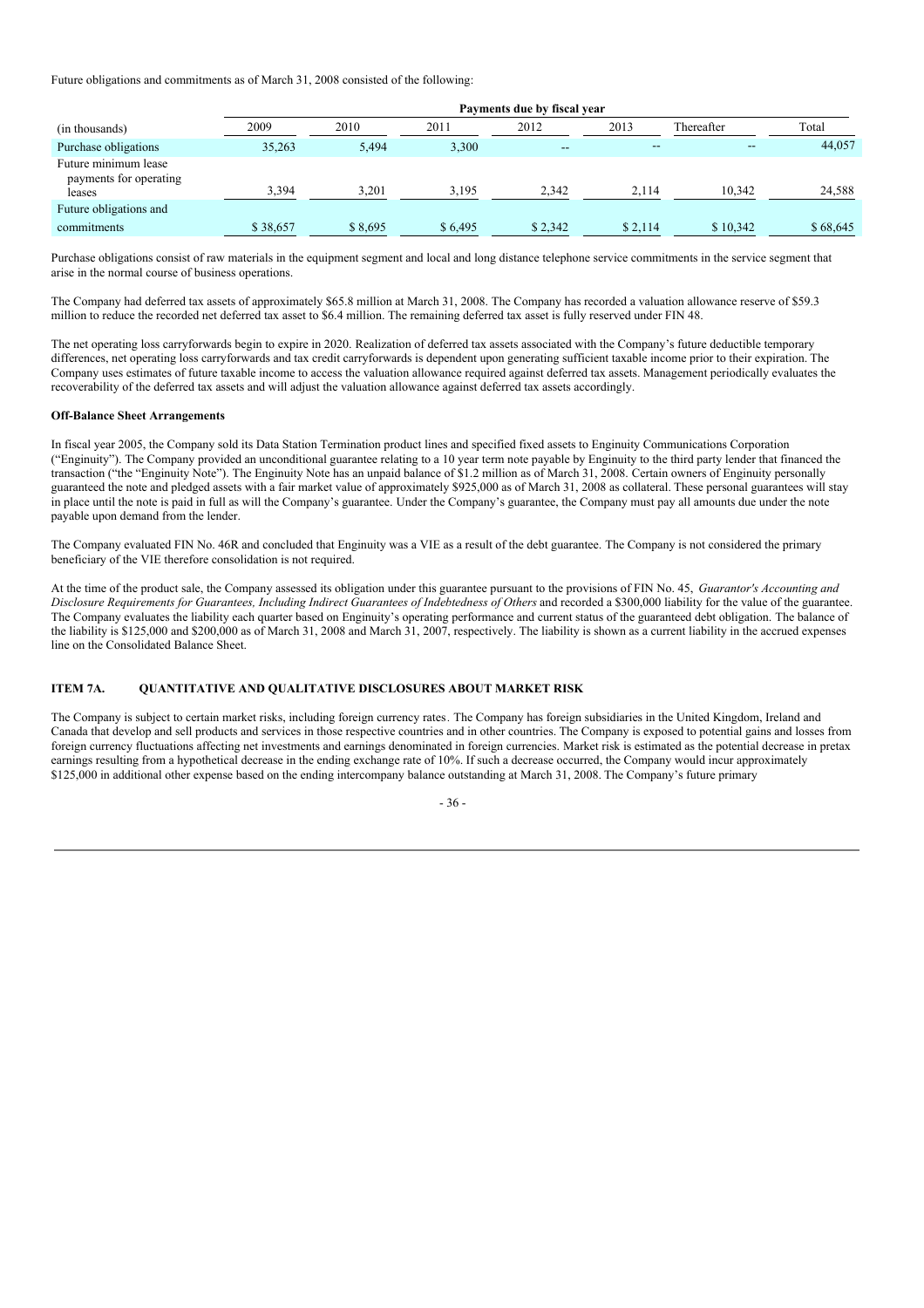Future obligations and commitments as of March 31, 2008 consisted of the following:

| | Payments due by fiscal year | | | | | | |
|---|---|---|---|---|---|---|---|
| (in thousands) | 2009 | 2010 | 2011 | 2012 | 2013 | Thereafter | Total |
| Purchase obligations | 35,263 | 5,494 | 3,300 | -- | -- | -- | 44,057 |
| Future minimum lease payments for operating leases | 3,394 | 3,201 | 3,195 | 2,342 | 2,114 | 10,342 | 24,588 |
| Future obligations and commitments | $ 38,657 | $ 8,695 | $ 6,495 | $ 2,342 | $ 2,114 | $ 10,342 | $ 68,645 |

Purchase obligations consist of raw materials in the equipment segment and local and long distance telephone service commitments in the service segment that arise in the normal course of business operations.

The Company had deferred tax assets of approximately $65.8 million at March 31, 2008. The Company has recorded a valuation allowance reserve of $59.3 million to reduce the recorded net deferred tax asset to $6.4 million. The remaining deferred tax asset is fully reserved under FIN 48.

The net operating loss carryforwards begin to expire in 2020. Realization of deferred tax assets associated with the Company's future deductible temporary differences, net operating loss carryforwards and tax credit carryforwards is dependent upon generating sufficient taxable income prior to their expiration. The Company uses estimates of future taxable income to access the valuation allowance required against deferred tax assets. Management periodically evaluates the recoverability of the deferred tax assets and will adjust the valuation allowance against deferred tax assets accordingly.

**Off-Balance Sheet Arrangements**

In fiscal year 2005, the Company sold its Data Station Termination product lines and specified fixed assets to Enginuity Communications Corporation ("Enginuity"). The Company provided an unconditional guarantee relating to a 10 year term note payable by Enginuity to the third party lender that financed the transaction ("the "Enginuity Note"). The Enginuity Note has an unpaid balance of $1.2 million as of March 31, 2008. Certain owners of Enginuity personally guaranteed the note and pledged assets with a fair market value of approximately $925,000 as of March 31, 2008 as collateral. These personal guarantees will stay in place until the note is paid in full as will the Company's guarantee. Under the Company's guarantee, the Company must pay all amounts due under the note payable upon demand from the lender.

The Company evaluated FIN No. 46R and concluded that Enginuity was a VIE as a result of the debt guarantee. The Company is not considered the primary beneficiary of the VIE therefore consolidation is not required.

At the time of the product sale, the Company assessed its obligation under this guarantee pursuant to the provisions of FIN No. 45, *Guarantor's Accounting and Disclosure Requirements for Guarantees, Including Indirect Guarantees of Indebtedness of Others* and recorded a $300,000 liability for the value of the guarantee. The Company evaluates the liability each quarter based on Enginuity's operating performance and current status of the guaranteed debt obligation. The balance of the liability is $125,000 and $200,000 as of March 31, 2008 and March 31, 2007, respectively. The liability is shown as a current liability in the accrued expenses line on the Consolidated Balance Sheet.

## ITEM 7A. QUANTITATIVE AND QUALITATIVE DISCLOSURES ABOUT MARKET RISK

The Company is subject to certain market risks, including foreign currency rates. The Company has foreign subsidiaries in the United Kingdom, Ireland and Canada that develop and sell products and services in those respective countries and in other countries. The Company is exposed to potential gains and losses from foreign currency fluctuations affecting net investments and earnings denominated in foreign currencies. Market risk is estimated as the potential decrease in pretax earnings resulting from a hypothetical decrease in the ending exchange rate of 10%. If such a decrease occurred, the Company would incur approximately $125,000 in additional other expense based on the ending intercompany balance outstanding at March 31, 2008. The Company's future primary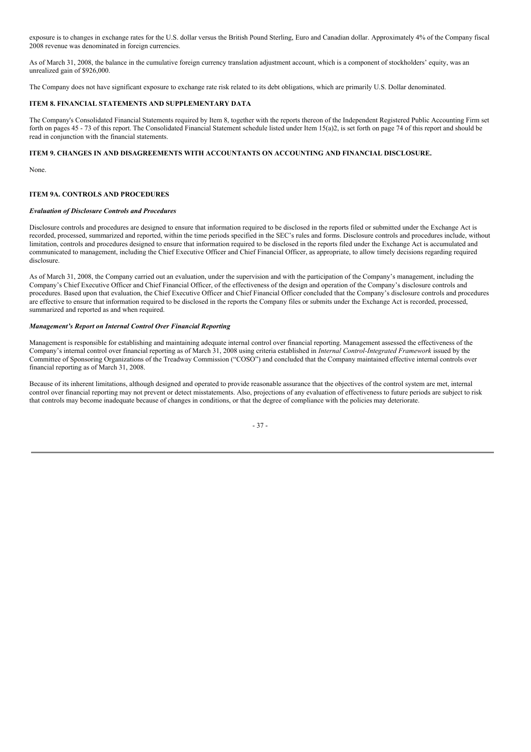exposure is to changes in exchange rates for the U.S. dollar versus the British Pound Sterling, Euro and Canadian dollar. Approximately 4% of the Company fiscal 2008 revenue was denominated in foreign currencies.

As of March 31, 2008, the balance in the cumulative foreign currency translation adjustment account, which is a component of stockholders' equity, was an unrealized gain of $926,000.

The Company does not have significant exposure to exchange rate risk related to its debt obligations, which are primarily U.S. Dollar denominated.

### ITEM 8. FINANCIAL STATEMENTS AND SUPPLEMENTARY DATA

The Company's Consolidated Financial Statements required by Item 8, together with the reports thereon of the Independent Registered Public Accounting Firm set forth on pages 45 - 73 of this report. The Consolidated Financial Statement schedule listed under Item 15(a)2, is set forth on page 74 of this report and should be read in conjunction with the financial statements.

### ITEM 9. CHANGES IN AND DISAGREEMENTS WITH ACCOUNTANTS ON ACCOUNTING AND FINANCIAL DISCLOSURE.

None.

### ITEM 9A. CONTROLS AND PROCEDURES

***Evaluation of Disclosure Controls and Procedures***

Disclosure controls and procedures are designed to ensure that information required to be disclosed in the reports filed or submitted under the Exchange Act is recorded, processed, summarized and reported, within the time periods specified in the SEC's rules and forms. Disclosure controls and procedures include, without limitation, controls and procedures designed to ensure that information required to be disclosed in the reports filed under the Exchange Act is accumulated and communicated to management, including the Chief Executive Officer and Chief Financial Officer, as appropriate, to allow timely decisions regarding required disclosure.

As of March 31, 2008, the Company carried out an evaluation, under the supervision and with the participation of the Company's management, including the Company's Chief Executive Officer and Chief Financial Officer, of the effectiveness of the design and operation of the Company's disclosure controls and procedures. Based upon that evaluation, the Chief Executive Officer and Chief Financial Officer concluded that the Company's disclosure controls and procedures are effective to ensure that information required to be disclosed in the reports the Company files or submits under the Exchange Act is recorded, processed, summarized and reported as and when required.

***Management's Report on Internal Control Over Financial Reporting***

Management is responsible for establishing and maintaining adequate internal control over financial reporting. Management assessed the effectiveness of the Company's internal control over financial reporting as of March 31, 2008 using criteria established in *Internal Control-Integrated Framework* issued by the Committee of Sponsoring Organizations of the Treadway Commission ("COSO") and concluded that the Company maintained effective internal controls over financial reporting as of March 31, 2008.

Because of its inherent limitations, although designed and operated to provide reasonable assurance that the objectives of the control system are met, internal control over financial reporting may not prevent or detect misstatements. Also, projections of any evaluation of effectiveness to future periods are subject to risk that controls may become inadequate because of changes in conditions, or that the degree of compliance with the policies may deteriorate.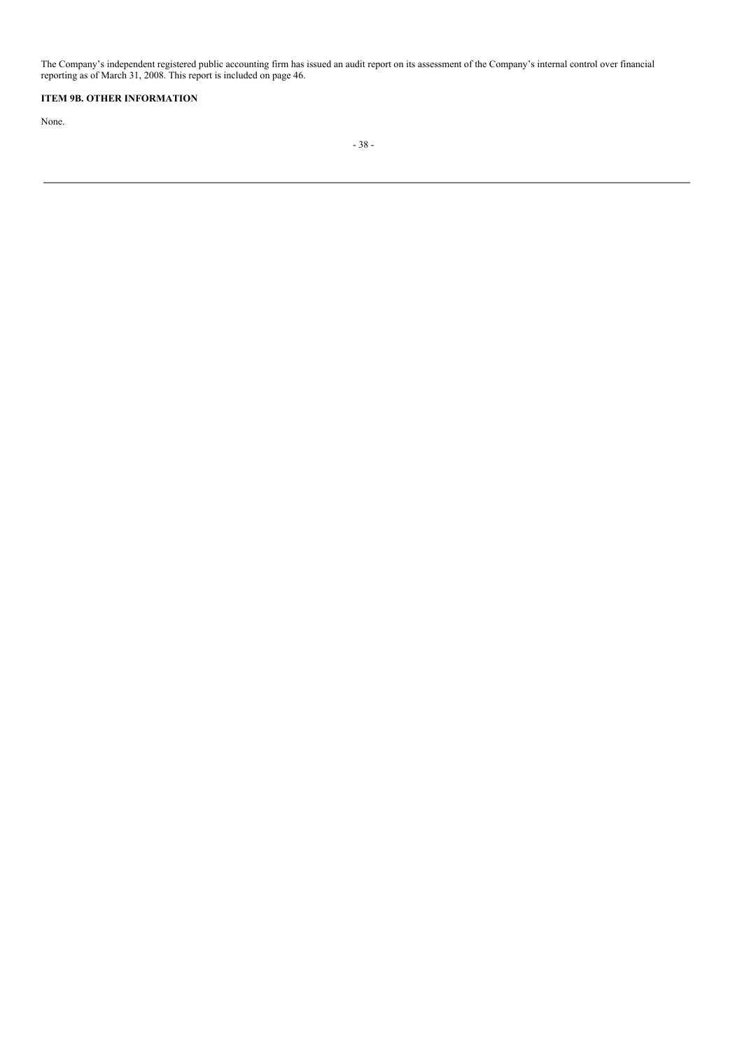The Company's independent registered public accounting firm has issued an audit report on its assessment of the Company's internal control over financial reporting as of March 31, 2008. This report is included on page 46.

## ITEM 9B. OTHER INFORMATION

None.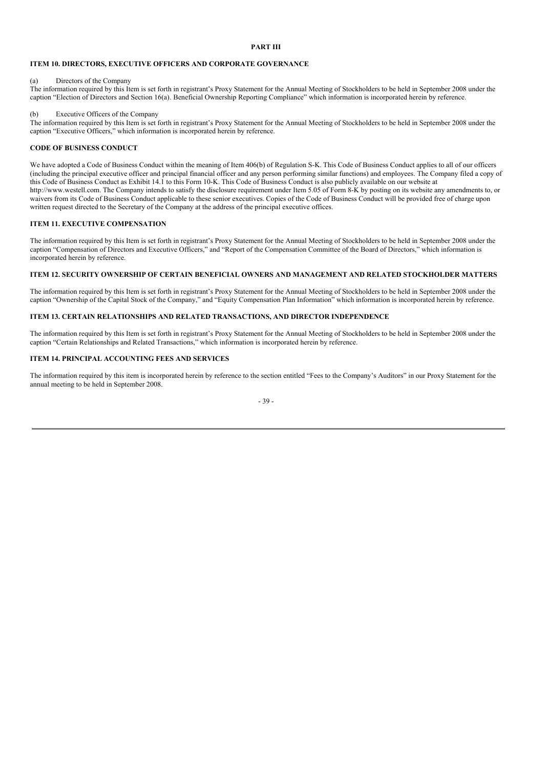# PART III

## ITEM 10. DIRECTORS, EXECUTIVE OFFICERS AND CORPORATE GOVERNANCE

(a) Directors of the Company

The information required by this Item is set forth in registrant's Proxy Statement for the Annual Meeting of Stockholders to be held in September 2008 under the caption "Election of Directors and Section 16(a). Beneficial Ownership Reporting Compliance" which information is incorporated herein by reference.

(b) Executive Officers of the Company

The information required by this Item is set forth in registrant's Proxy Statement for the Annual Meeting of Stockholders to be held in September 2008 under the caption "Executive Officers," which information is incorporated herein by reference.

## CODE OF BUSINESS CONDUCT

We have adopted a Code of Business Conduct within the meaning of Item 406(b) of Regulation S-K. This Code of Business Conduct applies to all of our officers (including the principal executive officer and principal financial officer and any person performing similar functions) and employees. The Company filed a copy of this Code of Business Conduct as Exhibit 14.1 to this Form 10-K. This Code of Business Conduct is also publicly available on our website at http://www.westell.com. The Company intends to satisfy the disclosure requirement under Item 5.05 of Form 8-K by posting on its website any amendments to, or waivers from its Code of Business Conduct applicable to these senior executives. Copies of the Code of Business Conduct will be provided free of charge upon written request directed to the Secretary of the Company at the address of the principal executive offices.

## ITEM 11. EXECUTIVE COMPENSATION

The information required by this Item is set forth in registrant's Proxy Statement for the Annual Meeting of Stockholders to be held in September 2008 under the caption "Compensation of Directors and Executive Officers," and "Report of the Compensation Committee of the Board of Directors," which information is incorporated herein by reference.

## ITEM 12. SECURITY OWNERSHIP OF CERTAIN BENEFICIAL OWNERS AND MANAGEMENT AND RELATED STOCKHOLDER MATTERS

The information required by this Item is set forth in registrant's Proxy Statement for the Annual Meeting of Stockholders to be held in September 2008 under the caption "Ownership of the Capital Stock of the Company," and "Equity Compensation Plan Information" which information is incorporated herein by reference.

## ITEM 13. CERTAIN RELATIONSHIPS AND RELATED TRANSACTIONS, AND DIRECTOR INDEPENDENCE

The information required by this Item is set forth in registrant's Proxy Statement for the Annual Meeting of Stockholders to be held in September 2008 under the caption "Certain Relationships and Related Transactions," which information is incorporated herein by reference.

## ITEM 14. PRINCIPAL ACCOUNTING FEES AND SERVICES

The information required by this item is incorporated herein by reference to the section entitled "Fees to the Company's Auditors" in our Proxy Statement for the annual meeting to be held in September 2008.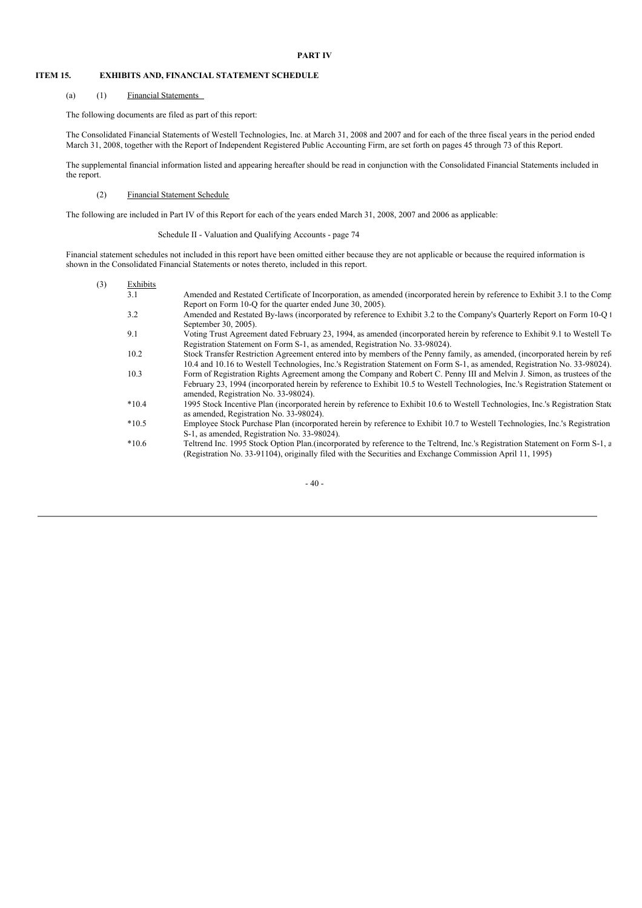# PART IV

## ITEM 15. EXHIBITS AND, FINANCIAL STATEMENT SCHEDULE

(a) (1) Financial Statements

The following documents are filed as part of this report:

The Consolidated Financial Statements of Westell Technologies, Inc. at March 31, 2008 and 2007 and for each of the three fiscal years in the period ended March 31, 2008, together with the Report of Independent Registered Public Accounting Firm, are set forth on pages 45 through 73 of this Report.

The supplemental financial information listed and appearing hereafter should be read in conjunction with the Consolidated Financial Statements included in the report.

(2) Financial Statement Schedule

The following are included in Part IV of this Report for each of the years ended March 31, 2008, 2007 and 2006 as applicable:

Schedule II - Valuation and Qualifying Accounts - page 74

Financial statement schedules not included in this report have been omitted either because they are not applicable or because the required information is shown in the Consolidated Financial Statements or notes thereto, included in this report.

(3) Exhibits

| | |
|---|---|
| 3.1 | Amended and Restated Certificate of Incorporation, as amended (incorporated herein by reference to Exhibit 3.1 to the Comp Report on Form 10-Q for the quarter ended June 30, 2005). |
| 3.2 | Amended and Restated By-laws (incorporated by reference to Exhibit 3.2 to the Company's Quarterly Report on Form 10-Q f September 30, 2005). |
| 9.1 | Voting Trust Agreement dated February 23, 1994, as amended (incorporated herein by reference to Exhibit 9.1 to Westell Te Registration Statement on Form S-1, as amended, Registration No. 33-98024). |
| 10.2 | Stock Transfer Restriction Agreement entered into by members of the Penny family, as amended, (incorporated herein by ref 10.4 and 10.16 to Westell Technologies, Inc.'s Registration Statement on Form S-1, as amended, Registration No. 33-98024). |
| 10.3 | Form of Registration Rights Agreement among the Company and Robert C. Penny III and Melvin J. Simon, as trustees of the February 23, 1994 (incorporated herein by reference to Exhibit 10.5 to Westell Technologies, Inc.'s Registration Statement or amended, Registration No. 33-98024). |
| *10.4 | 1995 Stock Incentive Plan (incorporated herein by reference to Exhibit 10.6 to Westell Technologies, Inc.'s Registration State as amended, Registration No. 33-98024). |
| *10.5 | Employee Stock Purchase Plan (incorporated herein by reference to Exhibit 10.7 to Westell Technologies, Inc.'s Registration S-1, as amended, Registration No. 33-98024). |
| *10.6 | Teltrend Inc. 1995 Stock Option Plan.(incorporated by reference to the Teltrend, Inc.'s Registration Statement on Form S-1, a (Registration No. 33-91104), originally filed with the Securities and Exchange Commission April 11, 1995) |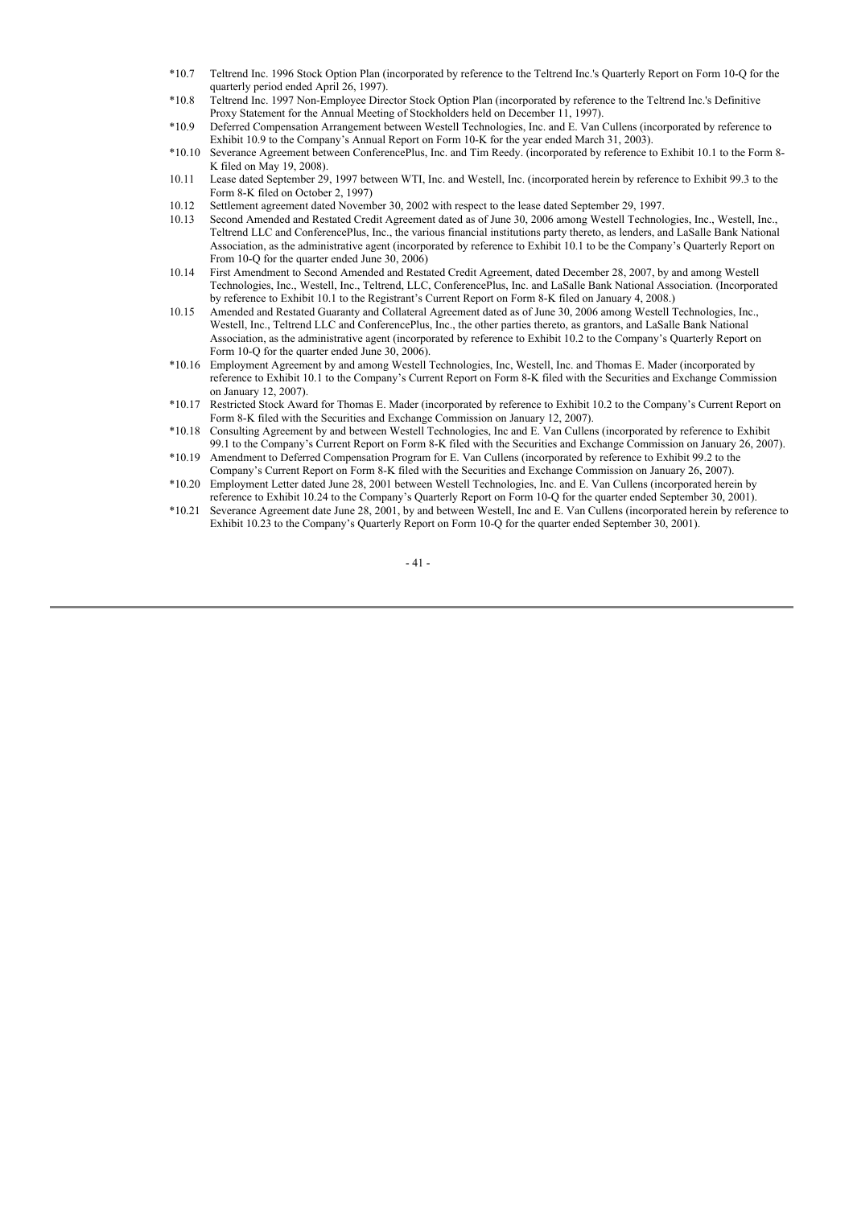| | |
|---|---|
| *10.7 | Teltrend Inc. 1996 Stock Option Plan (incorporated by reference to the Teltrend Inc.'s Quarterly Report on Form 10-Q for the quarterly period ended April 26, 1997). |
| *10.8 | Teltrend Inc. 1997 Non-Employee Director Stock Option Plan (incorporated by reference to the Teltrend Inc.'s Definitive Proxy Statement for the Annual Meeting of Stockholders held on December 11, 1997). |
| *10.9 | Deferred Compensation Arrangement between Westell Technologies, Inc. and E. Van Cullens (incorporated by reference to Exhibit 10.9 to the Company's Annual Report on Form 10-K for the year ended March 31, 2003). |
| *10.10 | Severance Agreement between ConferencePlus, Inc. and Tim Reedy. (incorporated by reference to Exhibit 10.1 to the Form 8-K filed on May 19, 2008). |
| 10.11 | Lease dated September 29, 1997 between WTI, Inc. and Westell, Inc. (incorporated herein by reference to Exhibit 99.3 to the Form 8-K filed on October 2, 1997) |
| 10.12 | Settlement agreement dated November 30, 2002 with respect to the lease dated September 29, 1997. |
| 10.13 | Second Amended and Restated Credit Agreement dated as of June 30, 2006 among Westell Technologies, Inc., Westell, Inc., Teltrend LLC and ConferencePlus, Inc., the various financial institutions party thereto, as lenders, and LaSalle Bank National Association, as the administrative agent (incorporated by reference to Exhibit 10.1 to be the Company's Quarterly Report on From 10-Q for the quarter ended June 30, 2006) |
| 10.14 | First Amendment to Second Amended and Restated Credit Agreement, dated December 28, 2007, by and among Westell Technologies, Inc., Westell, Inc., Teltrend, LLC, ConferencePlus, Inc. and LaSalle Bank National Association. (Incorporated by reference to Exhibit 10.1 to the Registrant's Current Report on Form 8-K filed on January 4, 2008.) |
| 10.15 | Amended and Restated Guaranty and Collateral Agreement dated as of June 30, 2006 among Westell Technologies, Inc., Westell, Inc., Teltrend LLC and ConferencePlus, Inc., the other parties thereto, as grantors, and LaSalle Bank National Association, as the administrative agent (incorporated by reference to Exhibit 10.2 to the Company's Quarterly Report on Form 10-Q for the quarter ended June 30, 2006). |
| *10.16 | Employment Agreement by and among Westell Technologies, Inc, Westell, Inc. and Thomas E. Mader (incorporated by reference to Exhibit 10.1 to the Company's Current Report on Form 8-K filed with the Securities and Exchange Commission on January 12, 2007). |
| *10.17 | Restricted Stock Award for Thomas E. Mader (incorporated by reference to Exhibit 10.2 to the Company's Current Report on Form 8-K filed with the Securities and Exchange Commission on January 12, 2007). |
| *10.18 | Consulting Agreement by and between Westell Technologies, Inc and E. Van Cullens (incorporated by reference to Exhibit 99.1 to the Company's Current Report on Form 8-K filed with the Securities and Exchange Commission on January 26, 2007). |
| *10.19 | Amendment to Deferred Compensation Program for E. Van Cullens (incorporated by reference to Exhibit 99.2 to the Company's Current Report on Form 8-K filed with the Securities and Exchange Commission on January 26, 2007). |
| *10.20 | Employment Letter dated June 28, 2001 between Westell Technologies, Inc. and E. Van Cullens (incorporated herein by reference to Exhibit 10.24 to the Company's Quarterly Report on Form 10-Q for the quarter ended September 30, 2001). |
| *10.21 | Severance Agreement date June 28, 2001, by and between Westell, Inc and E. Van Cullens (incorporated herein by reference to Exhibit 10.23 to the Company's Quarterly Report on Form 10-Q for the quarter ended September 30, 2001). |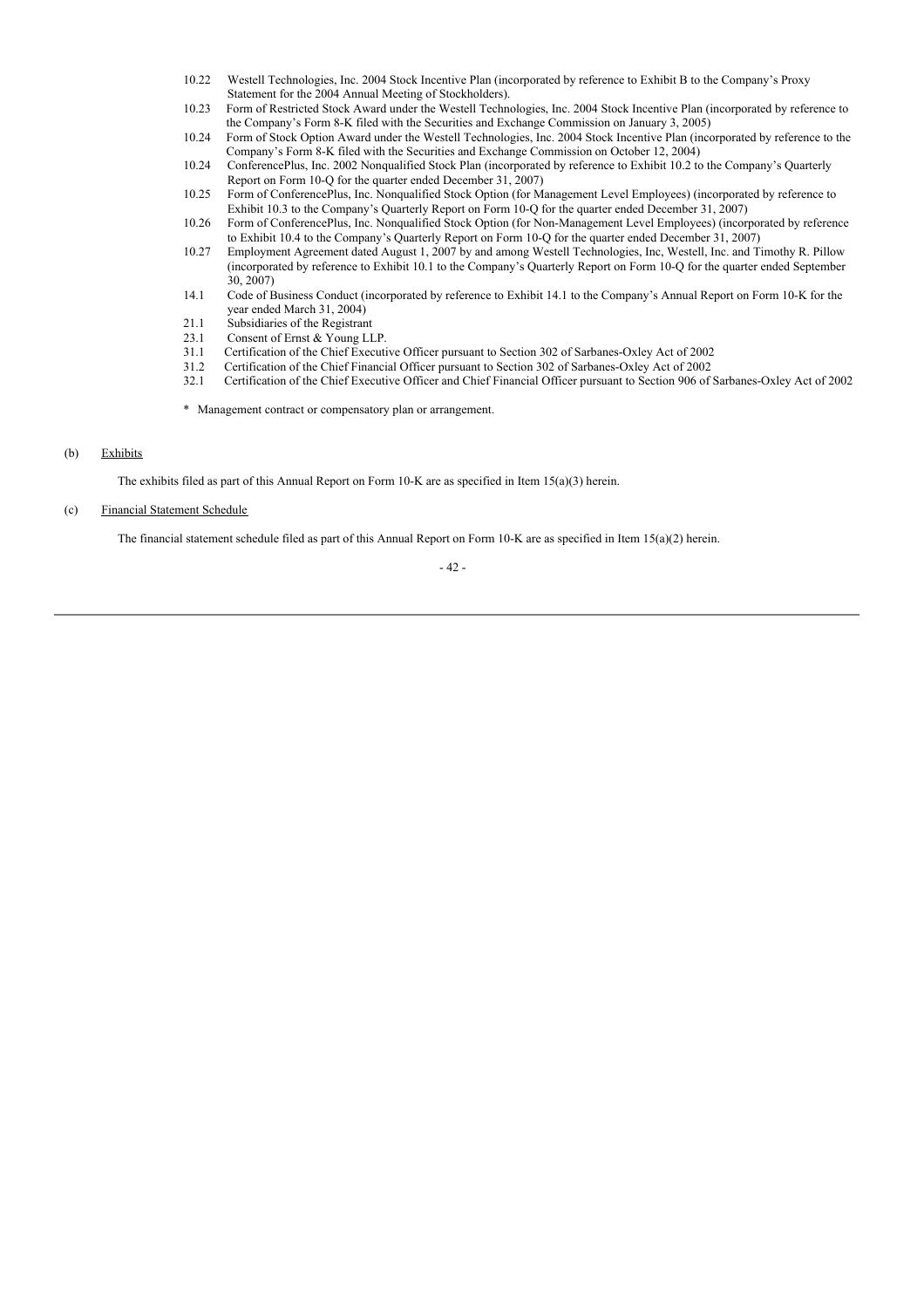10.22 Westell Technologies, Inc. 2004 Stock Incentive Plan (incorporated by reference to Exhibit B to the Company's Proxy Statement for the 2004 Annual Meeting of Stockholders).

10.23 Form of Restricted Stock Award under the Westell Technologies, Inc. 2004 Stock Incentive Plan (incorporated by reference to the Company's Form 8-K filed with the Securities and Exchange Commission on January 3, 2005)

10.24 Form of Stock Option Award under the Westell Technologies, Inc. 2004 Stock Incentive Plan (incorporated by reference to the Company's Form 8-K filed with the Securities and Exchange Commission on October 12, 2004)

10.24 ConferencePlus, Inc. 2002 Nonqualified Stock Plan (incorporated by reference to Exhibit 10.2 to the Company's Quarterly Report on Form 10-Q for the quarter ended December 31, 2007)

10.25 Form of ConferencePlus, Inc. Nonqualified Stock Option (for Management Level Employees) (incorporated by reference to Exhibit 10.3 to the Company's Quarterly Report on Form 10-Q for the quarter ended December 31, 2007)

10.26 Form of ConferencePlus, Inc. Nonqualified Stock Option (for Non-Management Level Employees) (incorporated by reference to Exhibit 10.4 to the Company's Quarterly Report on Form 10-Q for the quarter ended December 31, 2007)

10.27 Employment Agreement dated August 1, 2007 by and among Westell Technologies, Inc, Westell, Inc. and Timothy R. Pillow (incorporated by reference to Exhibit 10.1 to the Company's Quarterly Report on Form 10-Q for the quarter ended September 30, 2007)

14.1 Code of Business Conduct (incorporated by reference to Exhibit 14.1 to the Company's Annual Report on Form 10-K for the year ended March 31, 2004)

21.1 Subsidiaries of the Registrant

23.1 Consent of Ernst & Young LLP.

31.1 Certification of the Chief Executive Officer pursuant to Section 302 of Sarbanes-Oxley Act of 2002

31.2 Certification of the Chief Financial Officer pursuant to Section 302 of Sarbanes-Oxley Act of 2002

32.1 Certification of the Chief Executive Officer and Chief Financial Officer pursuant to Section 906 of Sarbanes-Oxley Act of 2002

\* Management contract or compensatory plan or arrangement.

(b) Exhibits

The exhibits filed as part of this Annual Report on Form 10-K are as specified in Item 15(a)(3) herein.

(c) Financial Statement Schedule

The financial statement schedule filed as part of this Annual Report on Form 10-K are as specified in Item 15(a)(2) herein.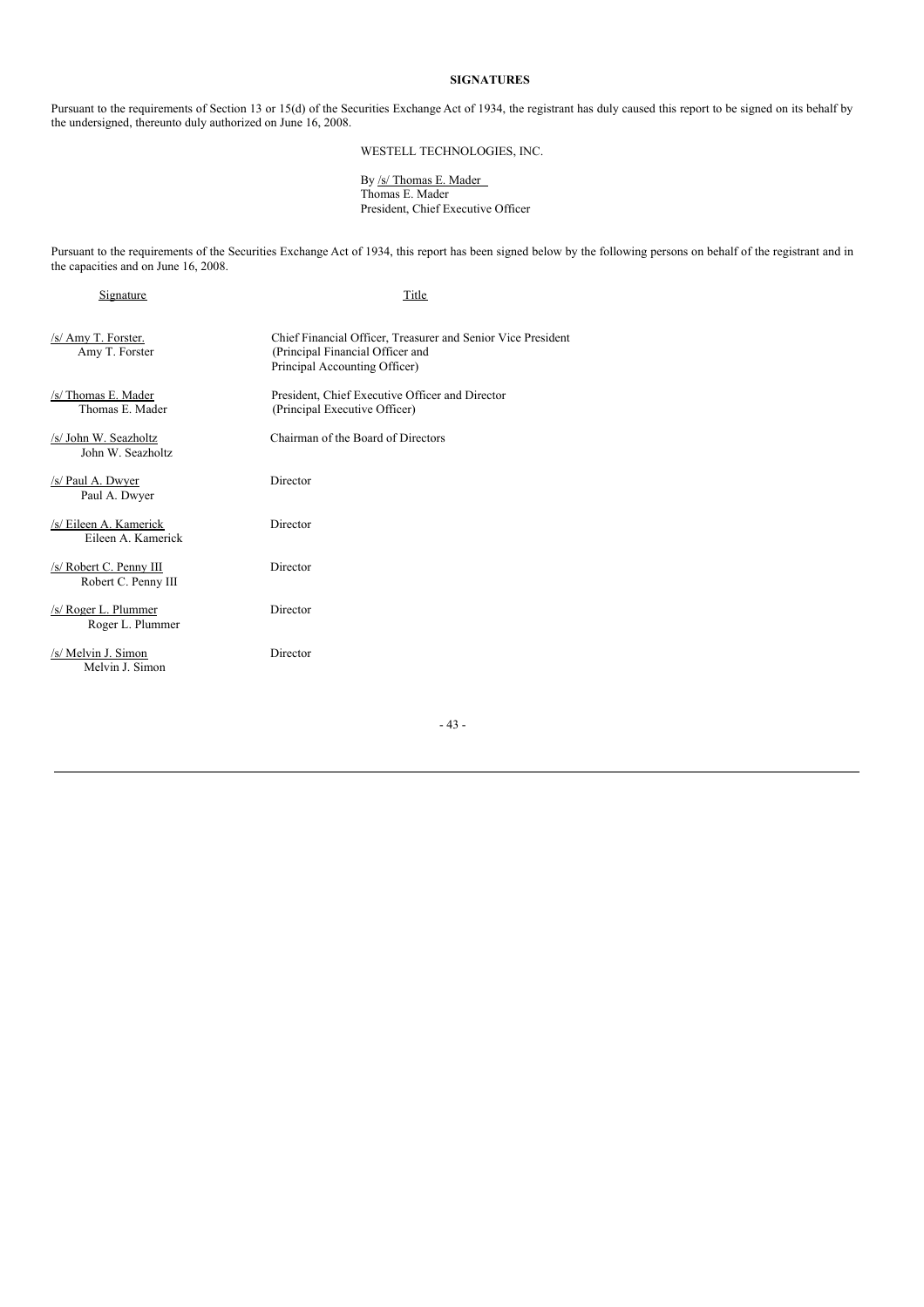**SIGNATURES**

Pursuant to the requirements of Section 13 or 15(d) of the Securities Exchange Act of 1934, the registrant has duly caused this report to be signed on its behalf by the undersigned, thereunto duly authorized on June 16, 2008.

WESTELL TECHNOLOGIES, INC.

By /s/ Thomas E. Mader
Thomas E. Mader
President, Chief Executive Officer

Pursuant to the requirements of the Securities Exchange Act of 1934, this report has been signed below by the following persons on behalf of the registrant and in the capacities and on June 16, 2008.

| Signature | Title |
|---|---|
| /s/ Amy T. Forster.<br>Amy T. Forster | Chief Financial Officer, Treasurer and Senior Vice President<br>(Principal Financial Officer and<br>Principal Accounting Officer) |
| /s/ Thomas E. Mader<br>Thomas E. Mader | President, Chief Executive Officer and Director<br>(Principal Executive Officer) |
| /s/ John W. Seazholtz<br>John W. Seazholtz | Chairman of the Board of Directors |
| /s/ Paul A. Dwyer<br>Paul A. Dwyer | Director |
| /s/ Eileen A. Kamerick<br>Eileen A. Kamerick | Director |
| /s/ Robert C. Penny III<br>Robert C. Penny III | Director |
| /s/ Roger L. Plummer<br>Roger L. Plummer | Director |
| /s/ Melvin J. Simon<br>Melvin J. Simon | Director |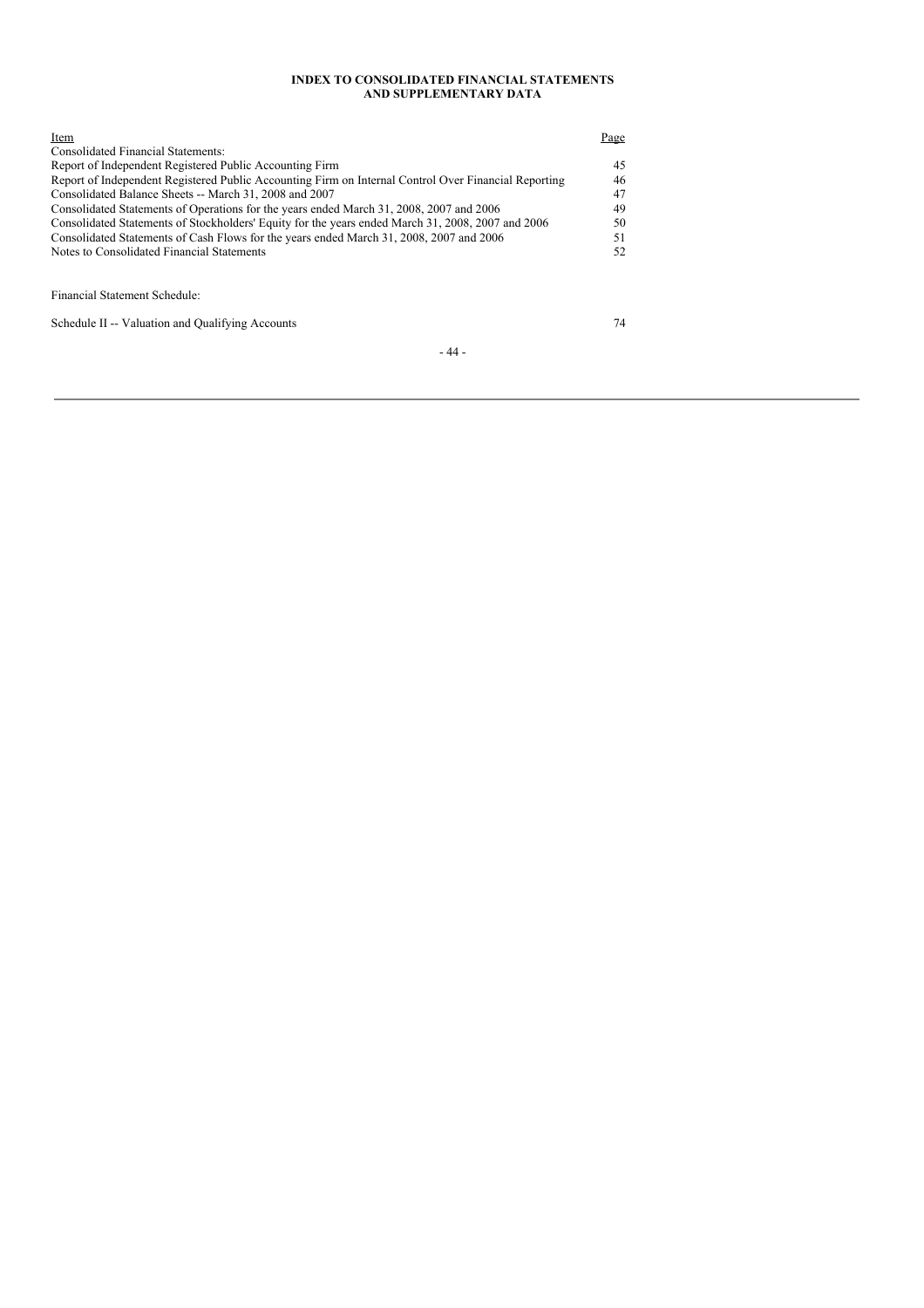# INDEX TO CONSOLIDATED FINANCIAL STATEMENTS AND SUPPLEMENTARY DATA

| Item | Page |
|---|---|
| Consolidated Financial Statements: | |
| Report of Independent Registered Public Accounting Firm | 45 |
| Report of Independent Registered Public Accounting Firm on Internal Control Over Financial Reporting | 46 |
| Consolidated Balance Sheets -- March 31, 2008 and 2007 | 47 |
| Consolidated Statements of Operations for the years ended March 31, 2008, 2007 and 2006 | 49 |
| Consolidated Statements of Stockholders' Equity for the years ended March 31, 2008, 2007 and 2006 | 50 |
| Consolidated Statements of Cash Flows for the years ended March 31, 2008, 2007 and 2006 | 51 |
| Notes to Consolidated Financial Statements | 52 |
| Financial Statement Schedule: | |
| Schedule II -- Valuation and Qualifying Accounts | 74 |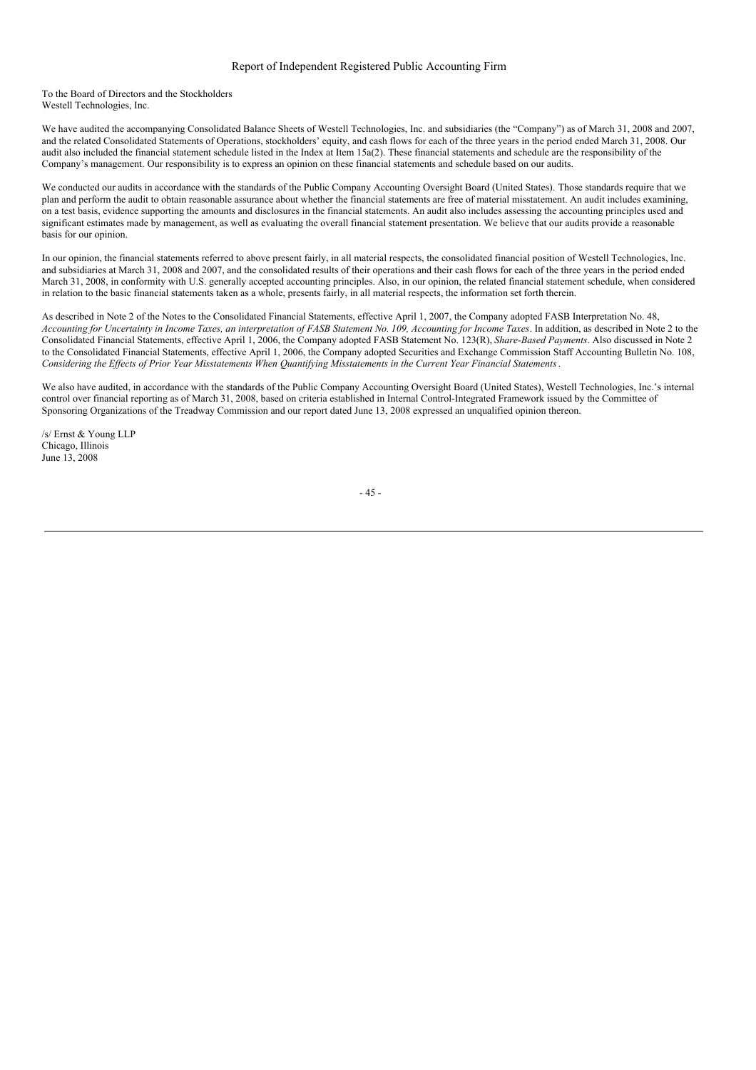# Report of Independent Registered Public Accounting Firm

To the Board of Directors and the Stockholders
Westell Technologies, Inc.

We have audited the accompanying Consolidated Balance Sheets of Westell Technologies, Inc. and subsidiaries (the "Company") as of March 31, 2008 and 2007, and the related Consolidated Statements of Operations, stockholders' equity, and cash flows for each of the three years in the period ended March 31, 2008. Our audit also included the financial statement schedule listed in the Index at Item 15a(2). These financial statements and schedule are the responsibility of the Company's management. Our responsibility is to express an opinion on these financial statements and schedule based on our audits.

We conducted our audits in accordance with the standards of the Public Company Accounting Oversight Board (United States). Those standards require that we plan and perform the audit to obtain reasonable assurance about whether the financial statements are free of material misstatement. An audit includes examining, on a test basis, evidence supporting the amounts and disclosures in the financial statements. An audit also includes assessing the accounting principles used and significant estimates made by management, as well as evaluating the overall financial statement presentation. We believe that our audits provide a reasonable basis for our opinion.

In our opinion, the financial statements referred to above present fairly, in all material respects, the consolidated financial position of Westell Technologies, Inc. and subsidiaries at March 31, 2008 and 2007, and the consolidated results of their operations and their cash flows for each of the three years in the period ended March 31, 2008, in conformity with U.S. generally accepted accounting principles. Also, in our opinion, the related financial statement schedule, when considered in relation to the basic financial statements taken as a whole, presents fairly, in all material respects, the information set forth therein.

As described in Note 2 of the Notes to the Consolidated Financial Statements, effective April 1, 2007, the Company adopted FASB Interpretation No. 48, *Accounting for Uncertainty in Income Taxes, an interpretation of FASB Statement No. 109, Accounting for Income Taxes*. In addition, as described in Note 2 to the Consolidated Financial Statements, effective April 1, 2006, the Company adopted FASB Statement No. 123(R), *Share-Based Payments*. Also discussed in Note 2 to the Consolidated Financial Statements, effective April 1, 2006, the Company adopted Securities and Exchange Commission Staff Accounting Bulletin No. 108, *Considering the Effects of Prior Year Misstatements When Quantifying Misstatements in the Current Year Financial Statements*.

We also have audited, in accordance with the standards of the Public Company Accounting Oversight Board (United States), Westell Technologies, Inc.'s internal control over financial reporting as of March 31, 2008, based on criteria established in Internal Control-Integrated Framework issued by the Committee of Sponsoring Organizations of the Treadway Commission and our report dated June 13, 2008 expressed an unqualified opinion thereon.

/s/ Ernst & Young LLP
Chicago, Illinois
June 13, 2008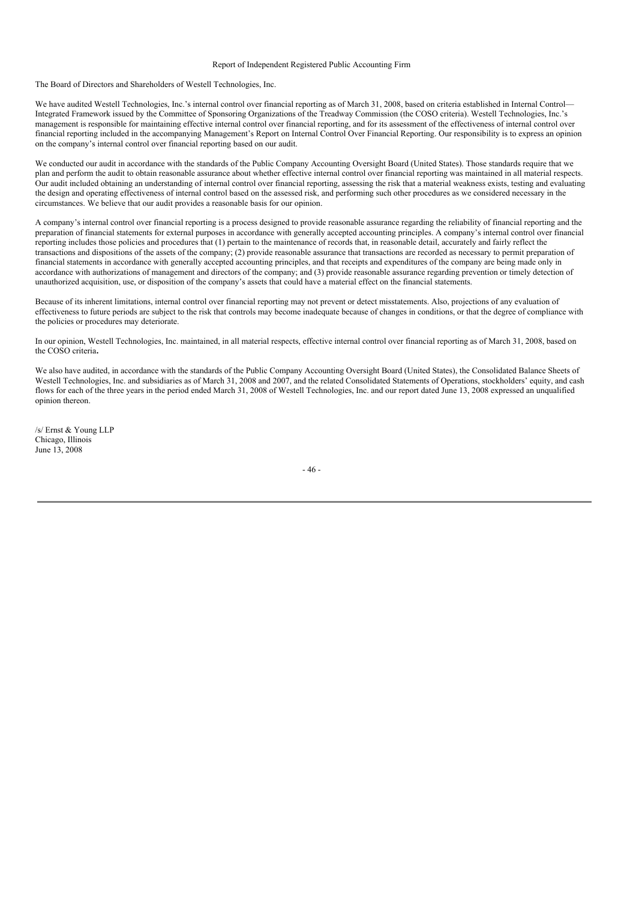## Report of Independent Registered Public Accounting Firm

The Board of Directors and Shareholders of Westell Technologies, Inc.

We have audited Westell Technologies, Inc.'s internal control over financial reporting as of March 31, 2008, based on criteria established in Internal Control—Integrated Framework issued by the Committee of Sponsoring Organizations of the Treadway Commission (the COSO criteria). Westell Technologies, Inc.'s management is responsible for maintaining effective internal control over financial reporting, and for its assessment of the effectiveness of internal control over financial reporting included in the accompanying Management's Report on Internal Control Over Financial Reporting. Our responsibility is to express an opinion on the company's internal control over financial reporting based on our audit.

We conducted our audit in accordance with the standards of the Public Company Accounting Oversight Board (United States). Those standards require that we plan and perform the audit to obtain reasonable assurance about whether effective internal control over financial reporting was maintained in all material respects. Our audit included obtaining an understanding of internal control over financial reporting, assessing the risk that a material weakness exists, testing and evaluating the design and operating effectiveness of internal control based on the assessed risk, and performing such other procedures as we considered necessary in the circumstances. We believe that our audit provides a reasonable basis for our opinion.

A company's internal control over financial reporting is a process designed to provide reasonable assurance regarding the reliability of financial reporting and the preparation of financial statements for external purposes in accordance with generally accepted accounting principles. A company's internal control over financial reporting includes those policies and procedures that (1) pertain to the maintenance of records that, in reasonable detail, accurately and fairly reflect the transactions and dispositions of the assets of the company; (2) provide reasonable assurance that transactions are recorded as necessary to permit preparation of financial statements in accordance with generally accepted accounting principles, and that receipts and expenditures of the company are being made only in accordance with authorizations of management and directors of the company; and (3) provide reasonable assurance regarding prevention or timely detection of unauthorized acquisition, use, or disposition of the company's assets that could have a material effect on the financial statements.

Because of its inherent limitations, internal control over financial reporting may not prevent or detect misstatements. Also, projections of any evaluation of effectiveness to future periods are subject to the risk that controls may become inadequate because of changes in conditions, or that the degree of compliance with the policies or procedures may deteriorate.

In our opinion, Westell Technologies, Inc. maintained, in all material respects, effective internal control over financial reporting as of March 31, 2008, based on the COSO criteria**.**

We also have audited, in accordance with the standards of the Public Company Accounting Oversight Board (United States), the Consolidated Balance Sheets of Westell Technologies, Inc. and subsidiaries as of March 31, 2008 and 2007, and the related Consolidated Statements of Operations, stockholders' equity, and cash flows for each of the three years in the period ended March 31, 2008 of Westell Technologies, Inc. and our report dated June 13, 2008 expressed an unqualified opinion thereon.

/s/ Ernst & Young LLP
Chicago, Illinois
June 13, 2008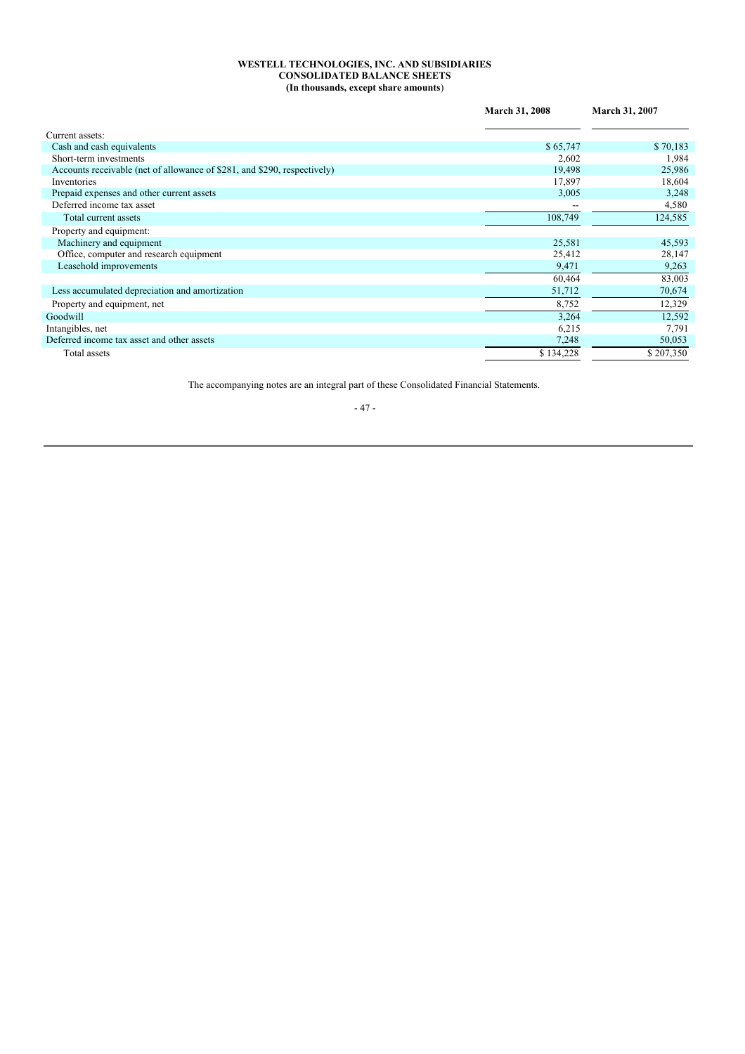**WESTELL TECHNOLOGIES, INC. AND SUBSIDIARIES**
**CONSOLIDATED BALANCE SHEETS**
**(In thousands, except share amounts)**

| | March 31, 2008 | March 31, 2007 |
|---|---|---|
| Current assets: | | |
| Cash and cash equivalents | $ 65,747 | $ 70,183 |
| Short-term investments | 2,602 | 1,984 |
| Accounts receivable (net of allowance of $281, and $290, respectively) | 19,498 | 25,986 |
| Inventories | 17,897 | 18,604 |
| Prepaid expenses and other current assets | 3,005 | 3,248 |
| Deferred income tax asset | -- | 4,580 |
| Total current assets | 108,749 | 124,585 |
| Property and equipment: | | |
| Machinery and equipment | 25,581 | 45,593 |
| Office, computer and research equipment | 25,412 | 28,147 |
| Leasehold improvements | 9,471 | 9,263 |
| | 60,464 | 83,003 |
| Less accumulated depreciation and amortization | 51,712 | 70,674 |
| Property and equipment, net | 8,752 | 12,329 |
| Goodwill | 3,264 | 12,592 |
| Intangibles, net | 6,215 | 7,791 |
| Deferred income tax asset and other assets | 7,248 | 50,053 |
| Total assets | $ 134,228 | $ 207,350 |

The accompanying notes are an integral part of these Consolidated Financial Statements.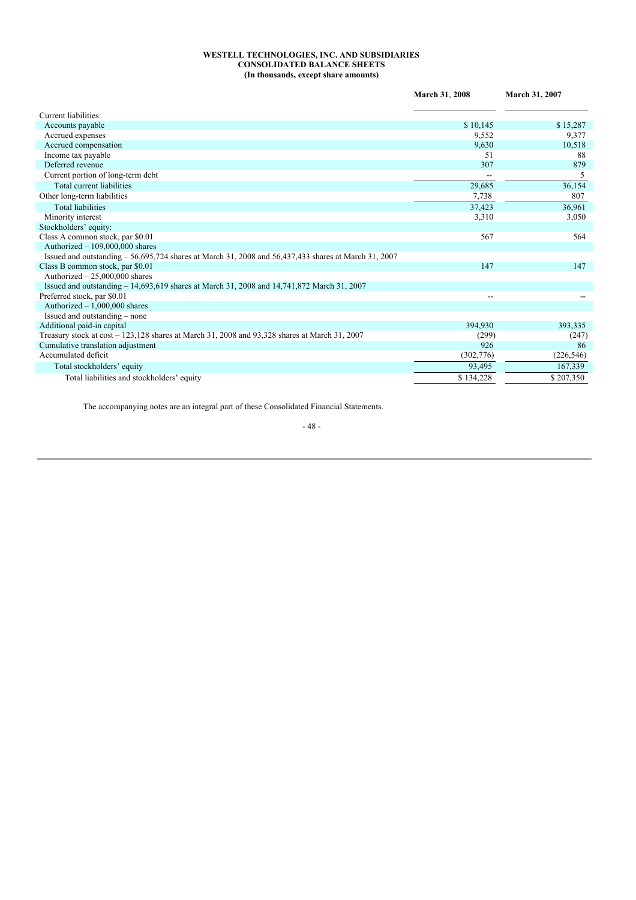**WESTELL TECHNOLOGIES, INC. AND SUBSIDIARIES**
**CONSOLIDATED BALANCE SHEETS**
**(In thousands, except share amounts)**

| | March 31, 2008 | March 31, 2007 |
|---|---|---|
| Current liabilities: | | |
| Accounts payable | $ 10,145 | $ 15,287 |
| Accrued expenses | 9,552 | 9,377 |
| Accrued compensation | 9,630 | 10,518 |
| Income tax payable | 51 | 88 |
| Deferred revenue | 307 | 879 |
| Current portion of long-term debt | -- | 5 |
| Total current liabilities | 29,685 | 36,154 |
| Other long-term liabilities | 7,738 | 807 |
| Total liabilities | 37,423 | 36,961 |
| Minority interest | 3,310 | 3,050 |
| Stockholders' equity: | | |
| Class A common stock, par $0.01 | 567 | 564 |
| Authorized – 109,000,000 shares | | |
| Issued and outstanding – 56,695,724 shares at March 31, 2008 and 56,437,433 shares at March 31, 2007 | | |
| Class B common stock, par $0.01 | 147 | 147 |
| Authorized – 25,000,000 shares | | |
| Issued and outstanding – 14,693,619 shares at March 31, 2008 and 14,741,872 March 31, 2007 | | |
| Preferred stock, par $0.01 | -- | -- |
| Authorized – 1,000,000 shares | | |
| Issued and outstanding – none | | |
| Additional paid-in capital | 394,930 | 393,335 |
| Treasury stock at cost – 123,128 shares at March 31, 2008 and 93,328 shares at March 31, 2007 | (299) | (247) |
| Cumulative translation adjustment | 926 | 86 |
| Accumulated deficit | (302,776) | (226,546) |
| Total stockholders' equity | 93,495 | 167,339 |
| Total liabilities and stockholders' equity | $ 134,228 | $ 207,350 |

The accompanying notes are an integral part of these Consolidated Financial Statements.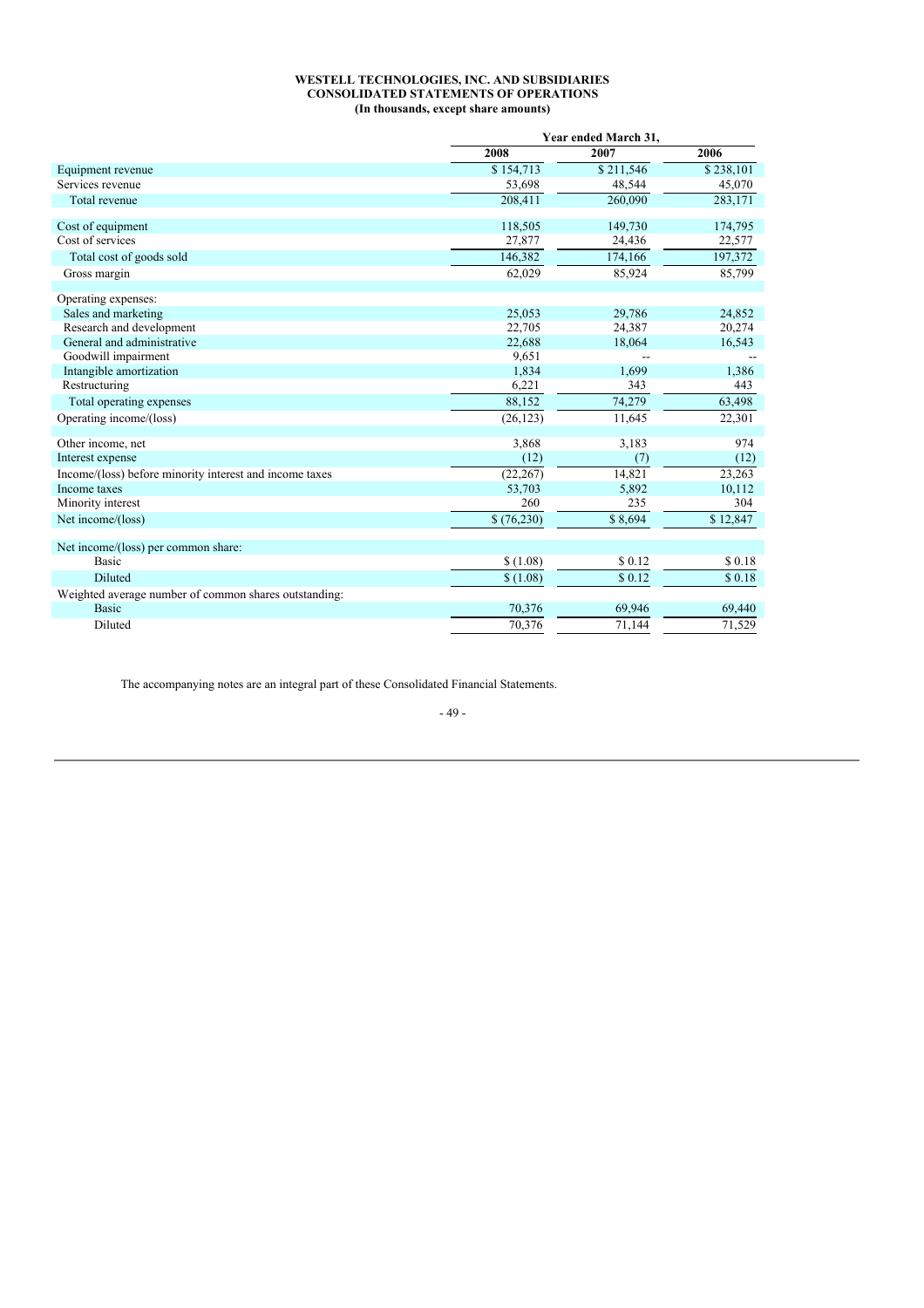**WESTELL TECHNOLOGIES, INC. AND SUBSIDIARIES**
**CONSOLIDATED STATEMENTS OF OPERATIONS**
**(In thousands, except share amounts)**

| | Year ended March 31, | | |
|---|---|---|---|
| | 2008 | 2007 | 2006 |
| Equipment revenue | $ 154,713 | $ 211,546 | $ 238,101 |
| Services revenue | 53,698 | 48,544 | 45,070 |
| Total revenue | 208,411 | 260,090 | 283,171 |
| | | | |
| Cost of equipment | 118,505 | 149,730 | 174,795 |
| Cost of services | 27,877 | 24,436 | 22,577 |
| Total cost of goods sold | 146,382 | 174,166 | 197,372 |
| Gross margin | 62,029 | 85,924 | 85,799 |
| | | | |
| Operating expenses: | | | |
| Sales and marketing | 25,053 | 29,786 | 24,852 |
| Research and development | 22,705 | 24,387 | 20,274 |
| General and administrative | 22,688 | 18,064 | 16,543 |
| Goodwill impairment | 9,651 | -- | -- |
| Intangible amortization | 1,834 | 1,699 | 1,386 |
| Restructuring | 6,221 | 343 | 443 |
| Total operating expenses | 88,152 | 74,279 | 63,498 |
| Operating income/(loss) | (26,123) | 11,645 | 22,301 |
| | | | |
| Other income, net | 3,868 | 3,183 | 974 |
| Interest expense | (12) | (7) | (12) |
| Income/(loss) before minority interest and income taxes | (22,267) | 14,821 | 23,263 |
| Income taxes | 53,703 | 5,892 | 10,112 |
| Minority interest | 260 | 235 | 304 |
| Net income/(loss) | $ (76,230) | $ 8,694 | $ 12,847 |
| | | | |
| Net income/(loss) per common share: | | | |
| Basic | $ (1.08) | $ 0.12 | $ 0.18 |
| Diluted | $ (1.08) | $ 0.12 | $ 0.18 |
| Weighted average number of common shares outstanding: | | | |
| Basic | 70,376 | 69,946 | 69,440 |
| Diluted | 70,376 | 71,144 | 71,529 |

The accompanying notes are an integral part of these Consolidated Financial Statements.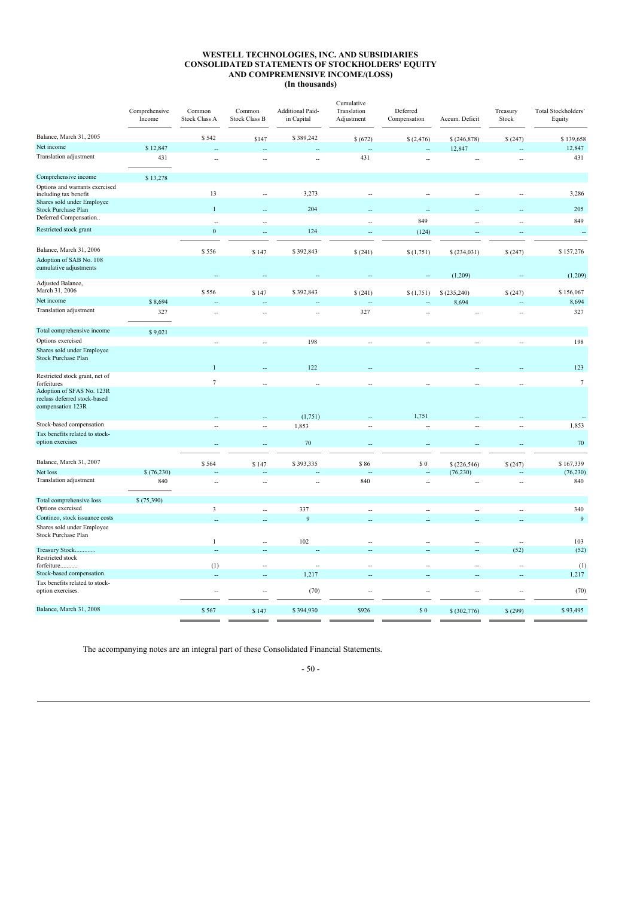# WESTELL TECHNOLOGIES, INC. AND SUBSIDIARIES
# CONSOLIDATED STATEMENTS OF STOCKHOLDERS' EQUITY AND COMPREMENSIVE INCOME/(LOSS)
## (In thousands)

| | Comprehensive Income | Common Stock Class A | Common Stock Class B | Additional Paid-in Capital | Cumulative Translation Adjustment | Deferred Compensation | Accum. Deficit | Treasury Stock | Total Stockholders' Equity |
|---|---|---|---|---|---|---|---|---|---|
| Balance, March 31, 2005 | | $ 542 | $147 | $ 389,242 | $ (672) | $ (2,476) | $ (246,878) | $ (247) | $ 139,658 |
| Net income | $ 12,847 | -- | -- | -- | -- | -- | 12,847 | -- | 12,847 |
| Translation adjustment | 431 | -- | -- | -- | 431 | -- | -- | -- | 431 |
| Comprehensive income | $ 13,278 | | | | | | | | |
| Options and warrants exercised including tax benefit | | 13 | -- | 3,273 | -- | -- | -- | -- | 3,286 |
| Shares sold under Employee Stock Purchase Plan | | 1 | -- | 204 | -- | -- | -- | -- | 205 |
| Deferred Compensation.. | | -- | -- | | -- | 849 | -- | -- | 849 |
| Restricted stock grant | | 0 | -- | 124 | -- | (124) | -- | -- | -- |
| Balance, March 31, 2006 | | $ 556 | $ 147 | $ 392,843 | $ (241) | $ (1,751) | $ (234,031) | $ (247) | $ 157,276 |
| Adoption of SAB No. 108 cumulative adjustments | | -- | -- | -- | -- | -- | (1,209) | -- | (1,209) |
| Adjusted Balance, March 31, 2006 | | $ 556 | $ 147 | $ 392,843 | $ (241) | $ (1,751) | $ (235,240) | $ (247) | $ 156,067 |
| Net income | $ 8,694 | -- | -- | -- | -- | -- | 8,694 | -- | 8,694 |
| Translation adjustment | 327 | -- | -- | -- | 327 | -- | -- | -- | 327 |
| Total comprehensive income | $ 9,021 | | | | | | | | |
| Options exercised | | -- | -- | 198 | -- | -- | -- | -- | 198 |
| Shares sold under Employee Stock Purchase Plan | | 1 | -- | 122 | -- | | -- | -- | 123 |
| Restricted stock grant, net of forfeitures | | 7 | -- | -- | -- | -- | -- | -- | 7 |
| Adoption of SFAS No. 123R reclass deferred stock-based compensation 123R | | -- | -- | (1,751) | -- | 1,751 | -- | -- | -- |
| Stock-based compensation | | -- | -- | 1,853 | -- | -- | -- | -- | 1,853 |
| Tax benefits related to stock-option exercises | | -- | -- | 70 | -- | -- | -- | -- | 70 |
| Balance, March 31, 2007 | | $ 564 | $ 147 | $ 393,335 | $ 86 | $ 0 | $ (226,546) | $ (247) | $ 167,339 |
| Net loss | $ (76,230) | -- | -- | -- | -- | -- | (76,230) | -- | (76,230) |
| Translation adjustment | 840 | -- | -- | -- | 840 | -- | -- | -- | 840 |
| Total comprehensive loss | $ (75,390) | | | | | | | | |
| Options exercised | | 3 | -- | 337 | -- | -- | -- | -- | 340 |
| Contineo, stock issuance costs | | -- | -- | 9 | -- | -- | -- | -- | 9 |
| Shares sold under Employee Stock Purchase Plan | | 1 | -- | 102 | -- | -- | -- | -- | 103 |
| Treasury Stock............ | | -- | -- | -- | -- | -- | -- | (52) | (52) |
| Restricted stock forfeiture........... | | (1) | -- | -- | -- | -- | -- | -- | (1) |
| Stock-based compensation. | | -- | -- | 1,217 | -- | -- | -- | -- | 1,217 |
| Tax benefits related to stock-option exercises. | | -- | -- | (70) | -- | -- | -- | -- | (70) |
| Balance, March 31, 2008 | | $ 567 | $ 147 | $ 394,930 | $926 | $ 0 | $ (302,776) | $ (299) | $ 93,495 |

The accompanying notes are an integral part of these Consolidated Financial Statements.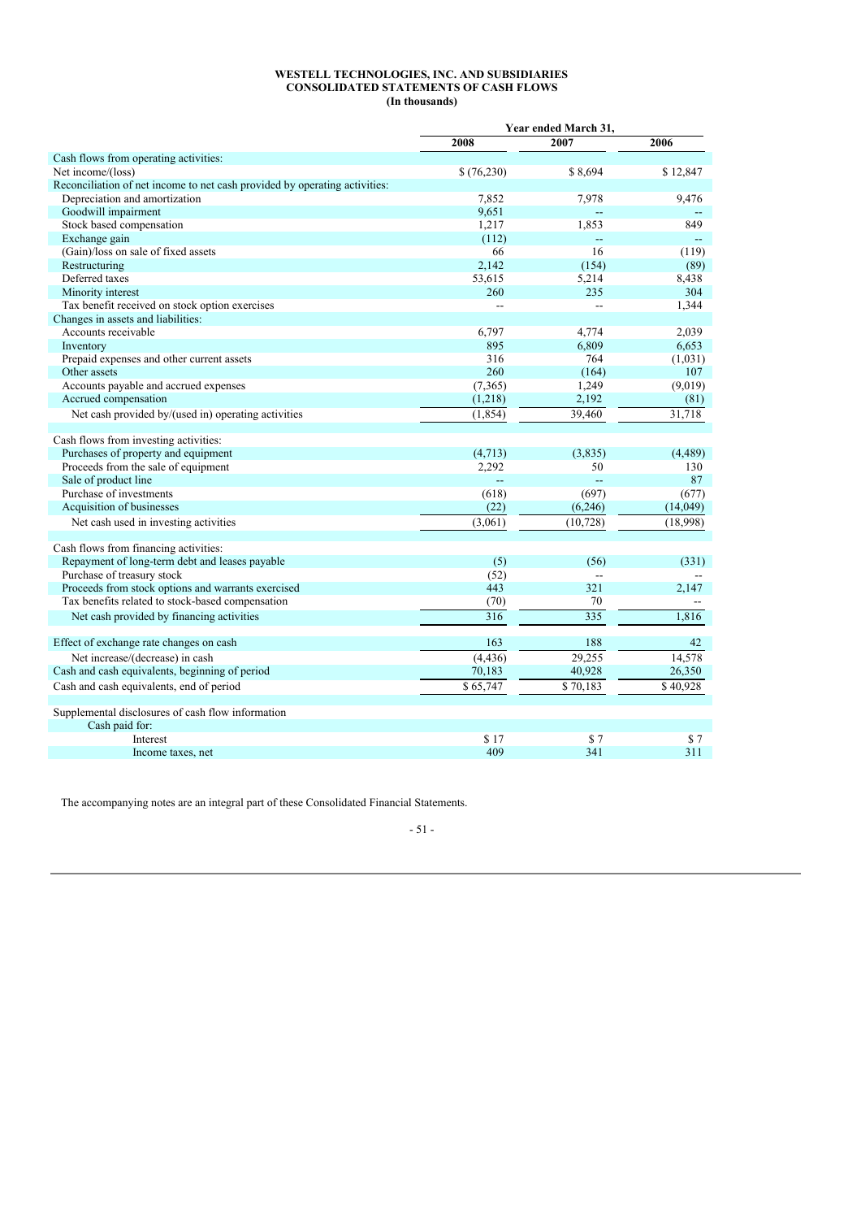**WESTELL TECHNOLOGIES, INC. AND SUBSIDIARIES**
**CONSOLIDATED STATEMENTS OF CASH FLOWS**
**(In thousands)**

| | Year ended March 31, | | |
|---|---|---|---|
| | 2008 | 2007 | 2006 |
| Cash flows from operating activities: | | | |
| Net income/(loss) | $ (76,230) | $ 8,694 | $ 12,847 |
| Reconciliation of net income to net cash provided by operating activities: | | | |
| Depreciation and amortization | 7,852 | 7,978 | 9,476 |
| Goodwill impairment | 9,651 | -- | -- |
| Stock based compensation | 1,217 | 1,853 | 849 |
| Exchange gain | (112) | -- | -- |
| (Gain)/loss on sale of fixed assets | 66 | 16 | (119) |
| Restructuring | 2,142 | (154) | (89) |
| Deferred taxes | 53,615 | 5,214 | 8,438 |
| Minority interest | 260 | 235 | 304 |
| Tax benefit received on stock option exercises | -- | -- | 1,344 |
| Changes in assets and liabilities: | | | |
| Accounts receivable | 6,797 | 4,774 | 2,039 |
| Inventory | 895 | 6,809 | 6,653 |
| Prepaid expenses and other current assets | 316 | 764 | (1,031) |
| Other assets | 260 | (164) | 107 |
| Accounts payable and accrued expenses | (7,365) | 1,249 | (9,019) |
| Accrued compensation | (1,218) | 2,192 | (81) |
| Net cash provided by/(used in) operating activities | (1,854) | 39,460 | 31,718 |
| | | | |
| Cash flows from investing activities: | | | |
| Purchases of property and equipment | (4,713) | (3,835) | (4,489) |
| Proceeds from the sale of equipment | 2,292 | 50 | 130 |
| Sale of product line | -- | -- | 87 |
| Purchase of investments | (618) | (697) | (677) |
| Acquisition of businesses | (22) | (6,246) | (14,049) |
| Net cash used in investing activities | (3,061) | (10,728) | (18,998) |
| | | | |
| Cash flows from financing activities: | | | |
| Repayment of long-term debt and leases payable | (5) | (56) | (331) |
| Purchase of treasury stock | (52) | -- | -- |
| Proceeds from stock options and warrants exercised | 443 | 321 | 2,147 |
| Tax benefits related to stock-based compensation | (70) | 70 | -- |
| Net cash provided by financing activities | 316 | 335 | 1,816 |
| | | | |
| Effect of exchange rate changes on cash | 163 | 188 | 42 |
| Net increase/(decrease) in cash | (4,436) | 29,255 | 14,578 |
| Cash and cash equivalents, beginning of period | 70,183 | 40,928 | 26,350 |
| Cash and cash equivalents, end of period | $ 65,747 | $ 70,183 | $ 40,928 |
| | | | |
| Supplemental disclosures of cash flow information | | | |
| Cash paid for: | | | |
| Interest | $ 17 | $ 7 | $ 7 |
| Income taxes, net | 409 | 341 | 311 |

The accompanying notes are an integral part of these Consolidated Financial Statements.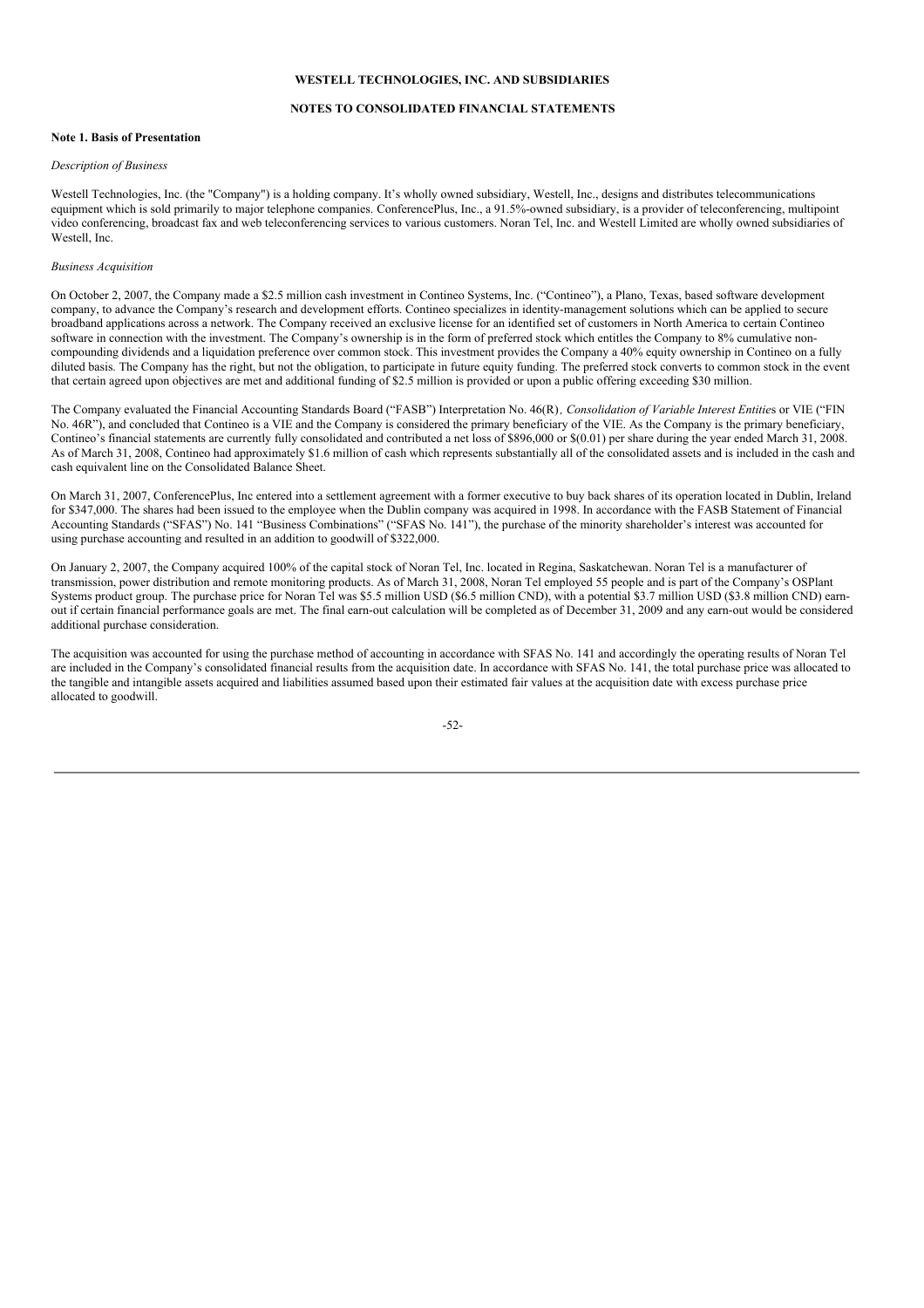**WESTELL TECHNOLOGIES, INC. AND SUBSIDIARIES**

**NOTES TO CONSOLIDATED FINANCIAL STATEMENTS**

**Note 1. Basis of Presentation**

*Description of Business*

Westell Technologies, Inc. (the "Company") is a holding company. It's wholly owned subsidiary, Westell, Inc., designs and distributes telecommunications equipment which is sold primarily to major telephone companies. ConferencePlus, Inc., a 91.5%-owned subsidiary, is a provider of teleconferencing, multipoint video conferencing, broadcast fax and web teleconferencing services to various customers. Noran Tel, Inc. and Westell Limited are wholly owned subsidiaries of Westell, Inc.

*Business Acquisition*

On October 2, 2007, the Company made a $2.5 million cash investment in Contineo Systems, Inc. ("Contineo"), a Plano, Texas, based software development company, to advance the Company's research and development efforts. Contineo specializes in identity-management solutions which can be applied to secure broadband applications across a network. The Company received an exclusive license for an identified set of customers in North America to certain Contineo software in connection with the investment. The Company's ownership is in the form of preferred stock which entitles the Company to 8% cumulative non-compounding dividends and a liquidation preference over common stock. This investment provides the Company a 40% equity ownership in Contineo on a fully diluted basis. The Company has the right, but not the obligation, to participate in future equity funding. The preferred stock converts to common stock in the event that certain agreed upon objectives are met and additional funding of $2.5 million is provided or upon a public offering exceeding $30 million.

The Company evaluated the Financial Accounting Standards Board ("FASB") Interpretation No. 46(R), *Consolidation of Variable Interest Entities* or VIE ("FIN No. 46R"), and concluded that Contineo is a VIE and the Company is considered the primary beneficiary of the VIE. As the Company is the primary beneficiary, Contineo's financial statements are currently fully consolidated and contributed a net loss of $896,000 or $(0.01) per share during the year ended March 31, 2008. As of March 31, 2008, Contineo had approximately $1.6 million of cash which represents substantially all of the consolidated assets and is included in the cash and cash equivalent line on the Consolidated Balance Sheet.

On March 31, 2007, ConferencePlus, Inc entered into a settlement agreement with a former executive to buy back shares of its operation located in Dublin, Ireland for $347,000. The shares had been issued to the employee when the Dublin company was acquired in 1998. In accordance with the FASB Statement of Financial Accounting Standards ("SFAS") No. 141 "Business Combinations" ("SFAS No. 141"), the purchase of the minority shareholder's interest was accounted for using purchase accounting and resulted in an addition to goodwill of $322,000.

On January 2, 2007, the Company acquired 100% of the capital stock of Noran Tel, Inc. located in Regina, Saskatchewan. Noran Tel is a manufacturer of transmission, power distribution and remote monitoring products. As of March 31, 2008, Noran Tel employed 55 people and is part of the Company's OSPlant Systems product group. The purchase price for Noran Tel was $5.5 million USD ($6.5 million CND), with a potential $3.7 million USD ($3.8 million CND) earn-out if certain financial performance goals are met. The final earn-out calculation will be completed as of December 31, 2009 and any earn-out would be considered additional purchase consideration.

The acquisition was accounted for using the purchase method of accounting in accordance with SFAS No. 141 and accordingly the operating results of Noran Tel are included in the Company's consolidated financial results from the acquisition date. In accordance with SFAS No. 141, the total purchase price was allocated to the tangible and intangible assets acquired and liabilities assumed based upon their estimated fair values at the acquisition date with excess purchase price allocated to goodwill.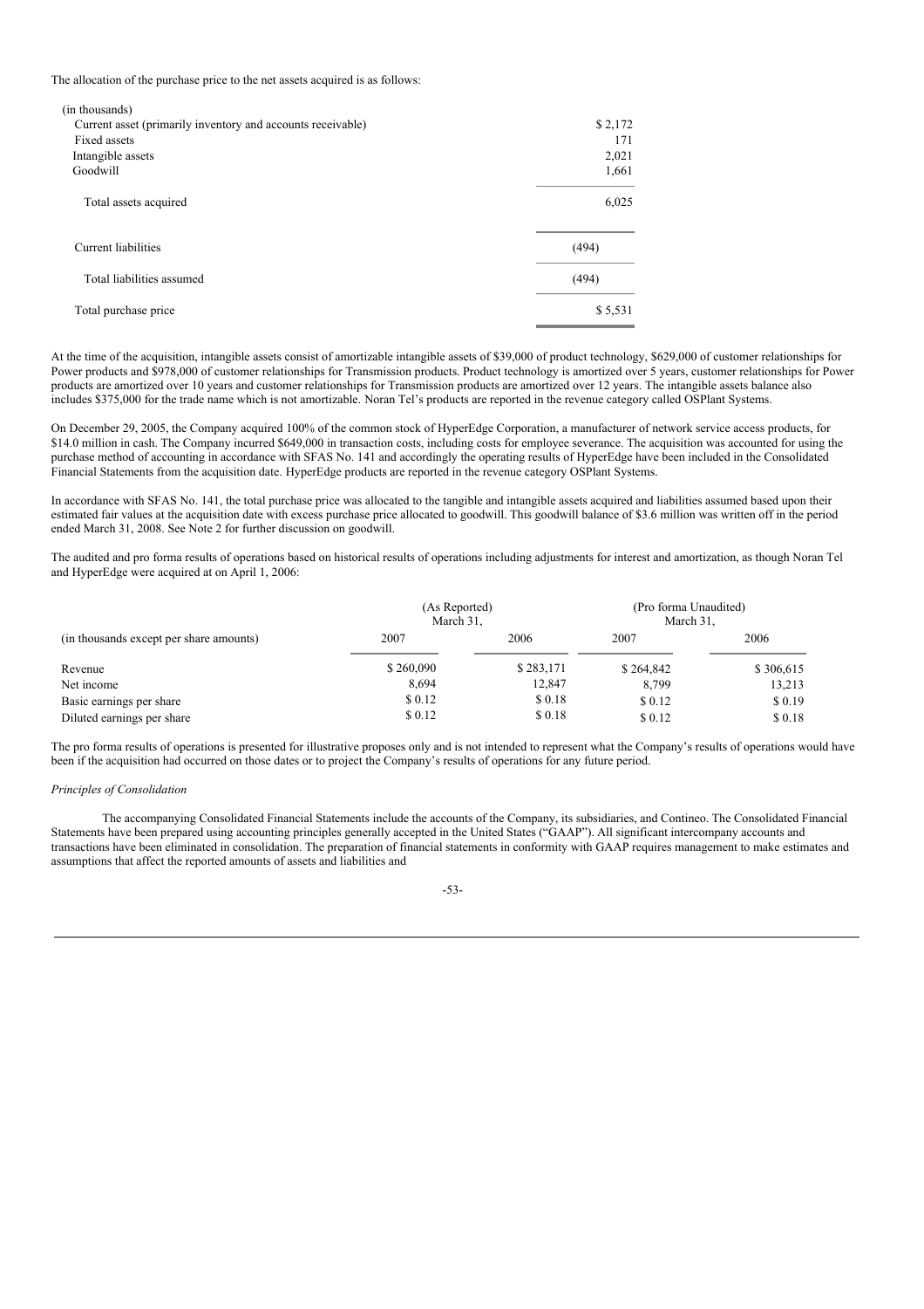The allocation of the purchase price to the net assets acquired is as follows:

| (in thousands) | |
|---|---|
| Current asset (primarily inventory and accounts receivable) | $ 2,172 |
| Fixed assets | 171 |
| Intangible assets | 2,021 |
| Goodwill | 1,661 |
| Total assets acquired | 6,025 |
| Current liabilities | (494) |
| Total liabilities assumed | (494) |
| Total purchase price | $ 5,531 |

At the time of the acquisition, intangible assets consist of amortizable intangible assets of $39,000 of product technology, $629,000 of customer relationships for Power products and $978,000 of customer relationships for Transmission products. Product technology is amortized over 5 years, customer relationships for Power products are amortized over 10 years and customer relationships for Transmission products are amortized over 12 years. The intangible assets balance also includes $375,000 for the trade name which is not amortizable. Noran Tel's products are reported in the revenue category called OSPlant Systems.

On December 29, 2005, the Company acquired 100% of the common stock of HyperEdge Corporation, a manufacturer of network service access products, for $14.0 million in cash. The Company incurred $649,000 in transaction costs, including costs for employee severance. The acquisition was accounted for using the purchase method of accounting in accordance with SFAS No. 141 and accordingly the operating results of HyperEdge have been included in the Consolidated Financial Statements from the acquisition date. HyperEdge products are reported in the revenue category OSPlant Systems.

In accordance with SFAS No. 141, the total purchase price was allocated to the tangible and intangible assets acquired and liabilities assumed based upon their estimated fair values at the acquisition date with excess purchase price allocated to goodwill. This goodwill balance of $3.6 million was written off in the period ended March 31, 2008. See Note 2 for further discussion on goodwill.

The audited and pro forma results of operations based on historical results of operations including adjustments for interest and amortization, as though Noran Tel and HyperEdge were acquired at on April 1, 2006:

| | (As Reported) March 31, | | (Pro forma Unaudited) March 31, | |
|---|---|---|---|---|
| (in thousands except per share amounts) | 2007 | 2006 | 2007 | 2006 |
| Revenue | $ 260,090 | $ 283,171 | $ 264,842 | $ 306,615 |
| Net income | 8,694 | 12,847 | 8,799 | 13,213 |
| Basic earnings per share | $ 0.12 | $ 0.18 | $ 0.12 | $ 0.19 |
| Diluted earnings per share | $ 0.12 | $ 0.18 | $ 0.12 | $ 0.18 |

The pro forma results of operations is presented for illustrative proposes only and is not intended to represent what the Company's results of operations would have been if the acquisition had occurred on those dates or to project the Company's results of operations for any future period.

*Principles of Consolidation*

The accompanying Consolidated Financial Statements include the accounts of the Company, its subsidiaries, and Contineo. The Consolidated Financial Statements have been prepared using accounting principles generally accepted in the United States ("GAAP"). All significant intercompany accounts and transactions have been eliminated in consolidation. The preparation of financial statements in conformity with GAAP requires management to make estimates and assumptions that affect the reported amounts of assets and liabilities and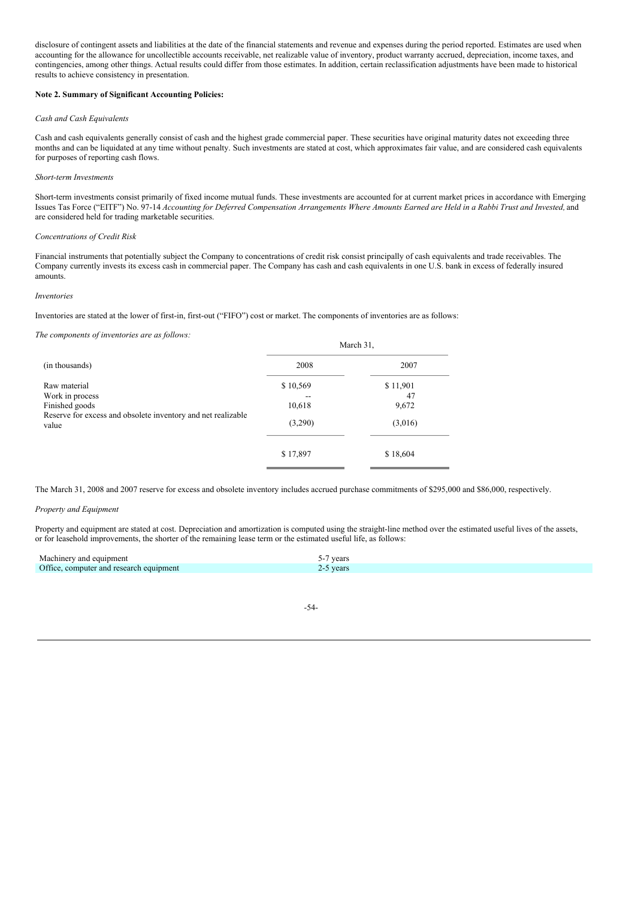disclosure of contingent assets and liabilities at the date of the financial statements and revenue and expenses during the period reported. Estimates are used when accounting for the allowance for uncollectible accounts receivable, net realizable value of inventory, product warranty accrued, depreciation, income taxes, and contingencies, among other things. Actual results could differ from those estimates. In addition, certain reclassification adjustments have been made to historical results to achieve consistency in presentation.

**Note 2. Summary of Significant Accounting Policies:**

*Cash and Cash Equivalents*

Cash and cash equivalents generally consist of cash and the highest grade commercial paper. These securities have original maturity dates not exceeding three months and can be liquidated at any time without penalty. Such investments are stated at cost, which approximates fair value, and are considered cash equivalents for purposes of reporting cash flows.

*Short-term Investments*

Short-term investments consist primarily of fixed income mutual funds. These investments are accounted for at current market prices in accordance with Emerging Issues Tas Force ("EITF") No. 97-14 *Accounting for Deferred Compensation Arrangements Where Amounts Earned are Held in a Rabbi Trust and Invested,* and are considered held for trading marketable securities.

*Concentrations of Credit Risk*

Financial instruments that potentially subject the Company to concentrations of credit risk consist principally of cash equivalents and trade receivables. The Company currently invests its excess cash in commercial paper. The Company has cash and cash equivalents in one U.S. bank in excess of federally insured amounts.

*Inventories*

Inventories are stated at the lower of first-in, first-out ("FIFO") cost or market. The components of inventories are as follows:

*The components of inventories are as follows:*

| | March 31, | |
|---|---|---|
| (in thousands) | 2008 | 2007 |
| Raw material | $ 10,569 | $ 11,901 |
| Work in process | -- | 47 |
| Finished goods | 10,618 | 9,672 |
| Reserve for excess and obsolete inventory and net realizable value | (3,290) | (3,016) |
| | $ 17,897 | $ 18,604 |

The March 31, 2008 and 2007 reserve for excess and obsolete inventory includes accrued purchase commitments of $295,000 and $86,000, respectively.

*Property and Equipment*

Property and equipment are stated at cost. Depreciation and amortization is computed using the straight-line method over the estimated useful lives of the assets, or for leasehold improvements, the shorter of the remaining lease term or the estimated useful life, as follows:

| | |
|---|---|
| Machinery and equipment | 5-7 years |
| Office, computer and research equipment | 2-5 years |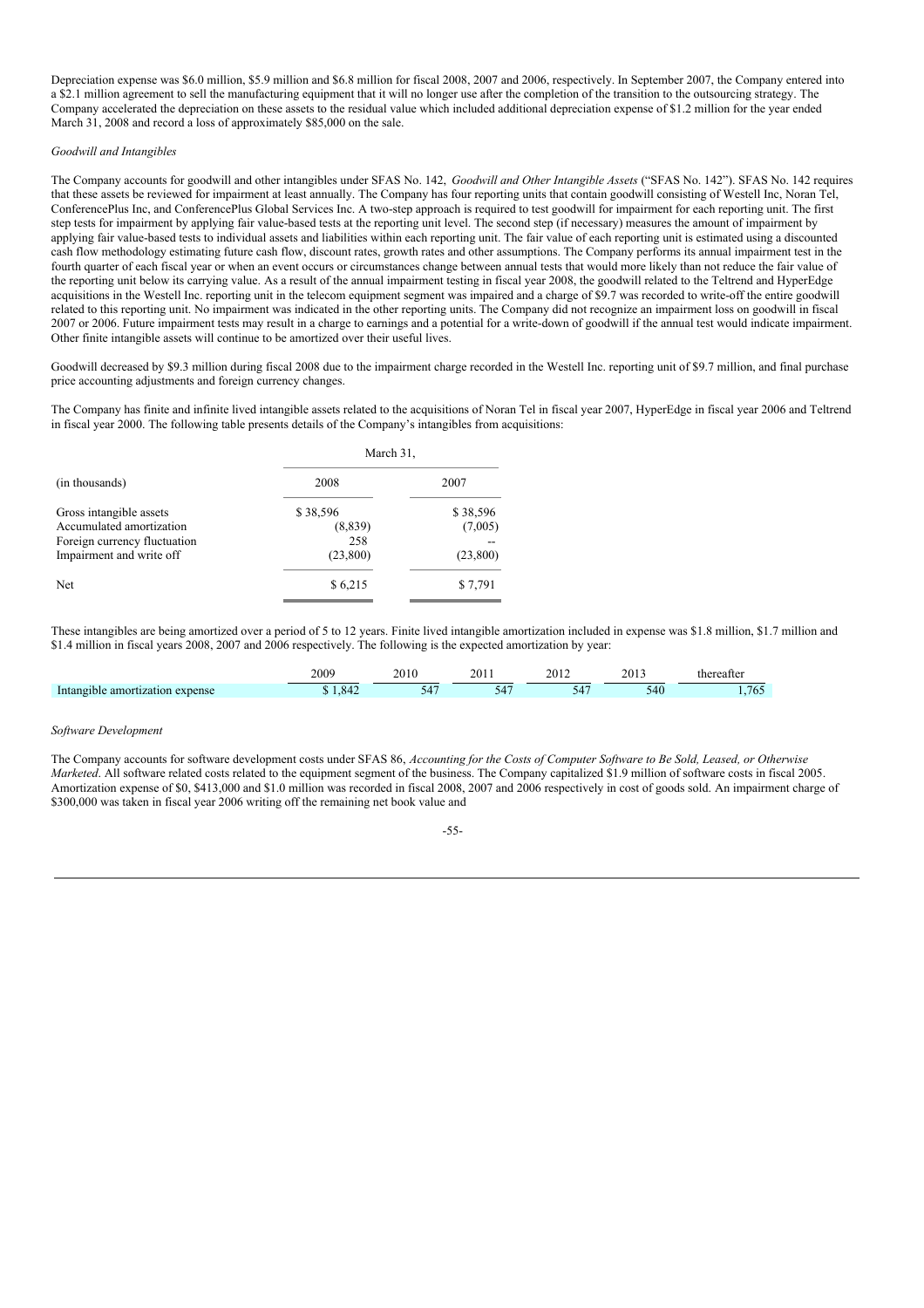Depreciation expense was $6.0 million, $5.9 million and $6.8 million for fiscal 2008, 2007 and 2006, respectively. In September 2007, the Company entered into a $2.1 million agreement to sell the manufacturing equipment that it will no longer use after the completion of the transition to the outsourcing strategy. The Company accelerated the depreciation on these assets to the residual value which included additional depreciation expense of $1.2 million for the year ended March 31, 2008 and record a loss of approximately $85,000 on the sale.

*Goodwill and Intangibles*

The Company accounts for goodwill and other intangibles under SFAS No. 142, *Goodwill and Other Intangible Assets* ("SFAS No. 142"). SFAS No. 142 requires that these assets be reviewed for impairment at least annually. The Company has four reporting units that contain goodwill consisting of Westell Inc, Noran Tel, ConferencePlus Inc, and ConferencePlus Global Services Inc. A two-step approach is required to test goodwill for impairment for each reporting unit. The first step tests for impairment by applying fair value-based tests at the reporting unit level. The second step (if necessary) measures the amount of impairment by applying fair value-based tests to individual assets and liabilities within each reporting unit. The fair value of each reporting unit is estimated using a discounted cash flow methodology estimating future cash flow, discount rates, growth rates and other assumptions. The Company performs its annual impairment test in the fourth quarter of each fiscal year or when an event occurs or circumstances change between annual tests that would more likely than not reduce the fair value of the reporting unit below its carrying value. As a result of the annual impairment testing in fiscal year 2008, the goodwill related to the Teltrend and HyperEdge acquisitions in the Westell Inc. reporting unit in the telecom equipment segment was impaired and a charge of $9.7 was recorded to write-off the entire goodwill related to this reporting unit. No impairment was indicated in the other reporting units. The Company did not recognize an impairment loss on goodwill in fiscal 2007 or 2006. Future impairment tests may result in a charge to earnings and a potential for a write-down of goodwill if the annual test would indicate impairment. Other finite intangible assets will continue to be amortized over their useful lives.

Goodwill decreased by $9.3 million during fiscal 2008 due to the impairment charge recorded in the Westell Inc. reporting unit of $9.7 million, and final purchase price accounting adjustments and foreign currency changes.

The Company has finite and infinite lived intangible assets related to the acquisitions of Noran Tel in fiscal year 2007, HyperEdge in fiscal year 2006 and Teltrend in fiscal year 2000. The following table presents details of the Company's intangibles from acquisitions:

| | March 31, | |
|---|---|---|
| (in thousands) | 2008 | 2007 |
| Gross intangible assets | $ 38,596 | $ 38,596 |
| Accumulated amortization | (8,839) | (7,005) |
| Foreign currency fluctuation | 258 | -- |
| Impairment and write off | (23,800) | (23,800) |
| Net | $ 6,215 | $ 7,791 |

These intangibles are being amortized over a period of 5 to 12 years. Finite lived intangible amortization included in expense was $1.8 million, $1.7 million and $1.4 million in fiscal years 2008, 2007 and 2006 respectively. The following is the expected amortization by year:

| | 2009 | 2010 | 2011 | 2012 | 2013 | thereafter |
|---|---|---|---|---|---|---|
| Intangible amortization expense | $ 1,842 | 547 | 547 | 547 | 540 | 1,765 |

*Software Development*

The Company accounts for software development costs under SFAS 86, *Accounting for the Costs of Computer Software to Be Sold, Leased, or Otherwise Marketed*. All software related costs related to the equipment segment of the business. The Company capitalized $1.9 million of software costs in fiscal 2005. Amortization expense of $0, $413,000 and $1.0 million was recorded in fiscal 2008, 2007 and 2006 respectively in cost of goods sold. An impairment charge of $300,000 was taken in fiscal year 2006 writing off the remaining net book value and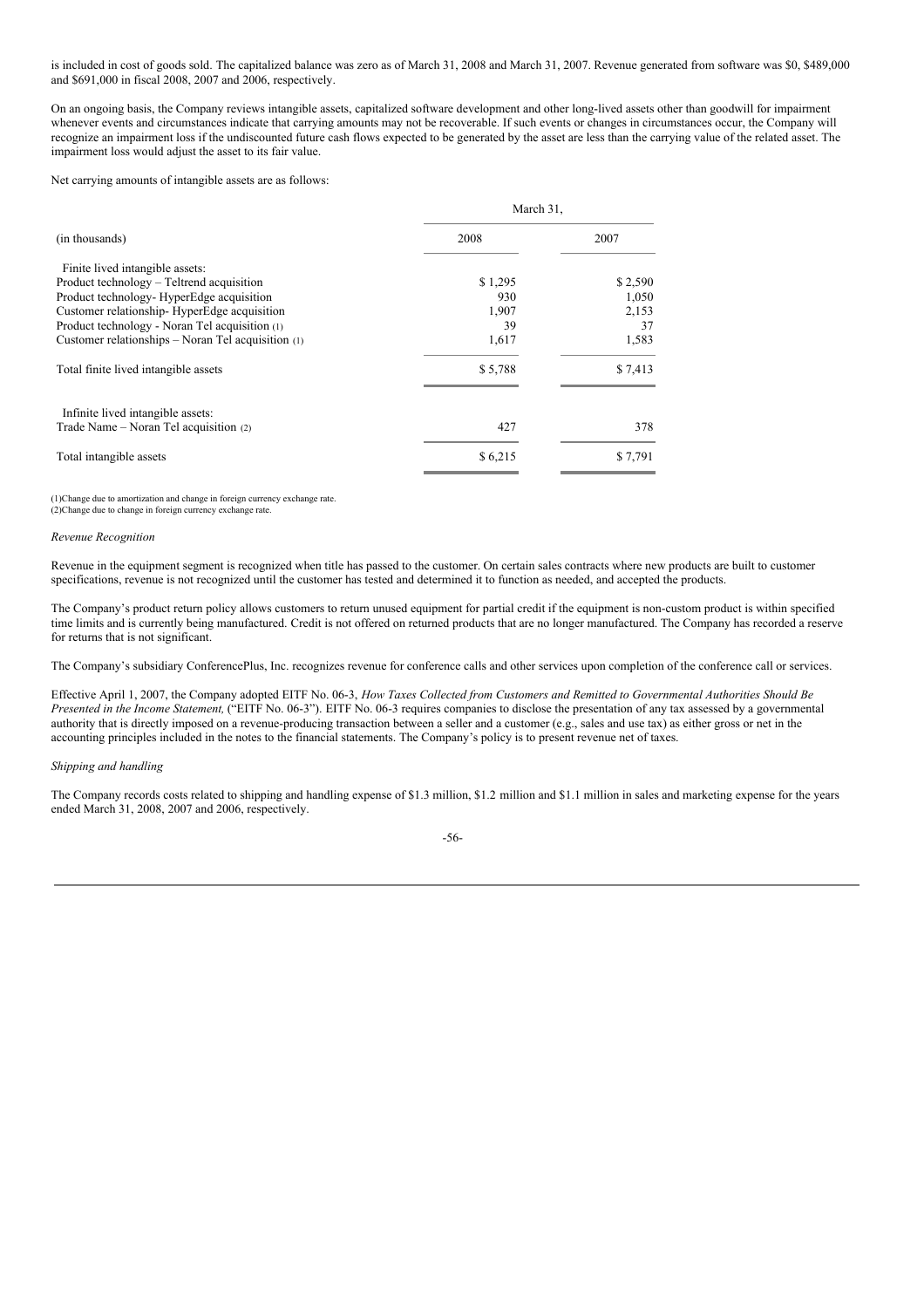is included in cost of goods sold. The capitalized balance was zero as of March 31, 2008 and March 31, 2007. Revenue generated from software was $0, $489,000 and $691,000 in fiscal 2008, 2007 and 2006, respectively.

On an ongoing basis, the Company reviews intangible assets, capitalized software development and other long-lived assets other than goodwill for impairment whenever events and circumstances indicate that carrying amounts may not be recoverable. If such events or changes in circumstances occur, the Company will recognize an impairment loss if the undiscounted future cash flows expected to be generated by the asset are less than the carrying value of the related asset. The impairment loss would adjust the asset to its fair value.

Net carrying amounts of intangible assets are as follows:

| | March 31, | |
|---|---|---|
| (in thousands) | 2008 | 2007 |
| Finite lived intangible assets: | | |
| Product technology – Teltrend acquisition | $ 1,295 | $ 2,590 |
| Product technology- HyperEdge acquisition | 930 | 1,050 |
| Customer relationship- HyperEdge acquisition | 1,907 | 2,153 |
| Product technology - Noran Tel acquisition (1) | 39 | 37 |
| Customer relationships – Noran Tel acquisition (1) | 1,617 | 1,583 |
| Total finite lived intangible assets | $ 5,788 | $ 7,413 |
| Infinite lived intangible assets: | | |
| Trade Name – Noran Tel acquisition (2) | 427 | 378 |
| Total intangible assets | $ 6,215 | $ 7,791 |

(1)Change due to amortization and change in foreign currency exchange rate.
(2)Change due to change in foreign currency exchange rate.

*Revenue Recognition*

Revenue in the equipment segment is recognized when title has passed to the customer. On certain sales contracts where new products are built to customer specifications, revenue is not recognized until the customer has tested and determined it to function as needed, and accepted the products.

The Company's product return policy allows customers to return unused equipment for partial credit if the equipment is non-custom product is within specified time limits and is currently being manufactured. Credit is not offered on returned products that are no longer manufactured. The Company has recorded a reserve for returns that is not significant.

The Company's subsidiary ConferencePlus, Inc. recognizes revenue for conference calls and other services upon completion of the conference call or services.

Effective April 1, 2007, the Company adopted EITF No. 06-3, *How Taxes Collected from Customers and Remitted to Governmental Authorities Should Be Presented in the Income Statement,* ("EITF No. 06-3"). EITF No. 06-3 requires companies to disclose the presentation of any tax assessed by a governmental authority that is directly imposed on a revenue-producing transaction between a seller and a customer (e.g., sales and use tax) as either gross or net in the accounting principles included in the notes to the financial statements. The Company's policy is to present revenue net of taxes.

*Shipping and handling*

The Company records costs related to shipping and handling expense of $1.3 million, $1.2 million and $1.1 million in sales and marketing expense for the years ended March 31, 2008, 2007 and 2006, respectively.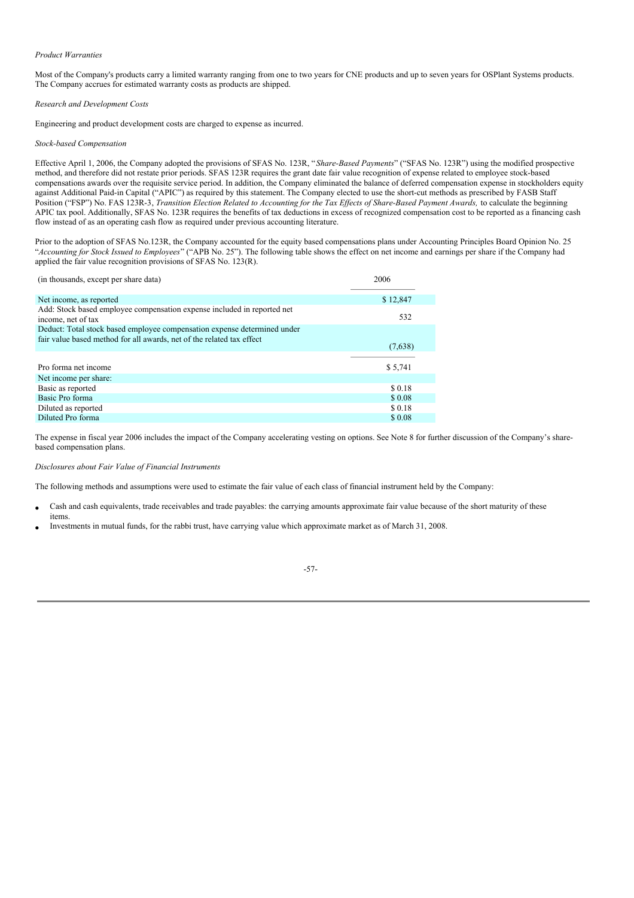*Product Warranties*

Most of the Company's products carry a limited warranty ranging from one to two years for CNE products and up to seven years for OSPlant Systems products. The Company accrues for estimated warranty costs as products are shipped.

*Research and Development Costs*

Engineering and product development costs are charged to expense as incurred.

*Stock-based Compensation*

Effective April 1, 2006, the Company adopted the provisions of SFAS No. 123R, "*Share-Based Payments*" ("SFAS No. 123R") using the modified prospective method, and therefore did not restate prior periods. SFAS 123R requires the grant date fair value recognition of expense related to employee stock-based compensations awards over the requisite service period. In addition, the Company eliminated the balance of deferred compensation expense in stockholders equity against Additional Paid-in Capital ("APIC") as required by this statement. The Company elected to use the short-cut methods as prescribed by FASB Staff Position ("FSP") No. FAS 123R-3, *Transition Election Related to Accounting for the Tax Effects of Share-Based Payment Awards,* to calculate the beginning APIC tax pool. Additionally, SFAS No. 123R requires the benefits of tax deductions in excess of recognized compensation cost to be reported as a financing cash flow instead of as an operating cash flow as required under previous accounting literature.

Prior to the adoption of SFAS No.123R, the Company accounted for the equity based compensations plans under Accounting Principles Board Opinion No. 25 "*Accounting for Stock Issued to Employees*" ("APB No. 25"). The following table shows the effect on net income and earnings per share if the Company had applied the fair value recognition provisions of SFAS No. 123(R).

| (in thousands, except per share data) | 2006 |
|---|---|
| Net income, as reported | $ 12,847 |
| Add: Stock based employee compensation expense included in reported net income, net of tax | 532 |
| Deduct: Total stock based employee compensation expense determined under fair value based method for all awards, net of the related tax effect | (7,638) |
| Pro forma net income | $ 5,741 |
| Net income per share: | |
| Basic as reported | $ 0.18 |
| Basic Pro forma | $ 0.08 |
| Diluted as reported | $ 0.18 |
| Diluted Pro forma | $ 0.08 |

The expense in fiscal year 2006 includes the impact of the Company accelerating vesting on options. See Note 8 for further discussion of the Company's share-based compensation plans.

*Disclosures about Fair Value of Financial Instruments*

The following methods and assumptions were used to estimate the fair value of each class of financial instrument held by the Company:

- Cash and cash equivalents, trade receivables and trade payables: the carrying amounts approximate fair value because of the short maturity of these items.
- Investments in mutual funds, for the rabbi trust, have carrying value which approximate market as of March 31, 2008.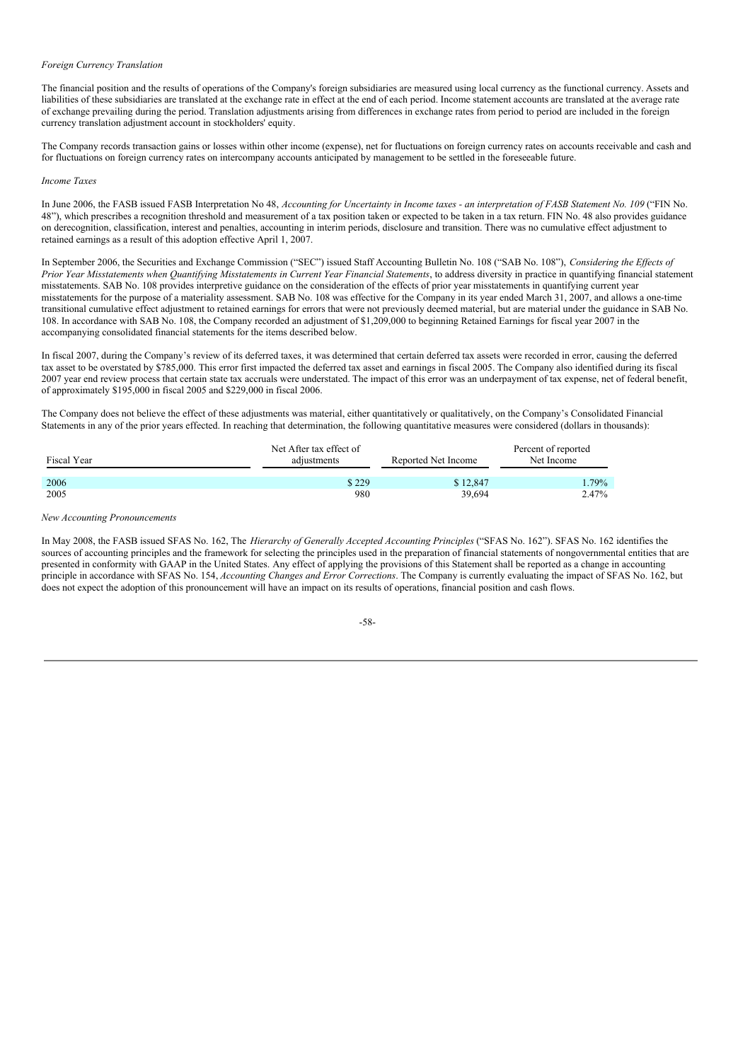*Foreign Currency Translation*

The financial position and the results of operations of the Company's foreign subsidiaries are measured using local currency as the functional currency. Assets and liabilities of these subsidiaries are translated at the exchange rate in effect at the end of each period. Income statement accounts are translated at the average rate of exchange prevailing during the period. Translation adjustments arising from differences in exchange rates from period to period are included in the foreign currency translation adjustment account in stockholders' equity.

The Company records transaction gains or losses within other income (expense), net for fluctuations on foreign currency rates on accounts receivable and cash and for fluctuations on foreign currency rates on intercompany accounts anticipated by management to be settled in the foreseeable future.

*Income Taxes*

In June 2006, the FASB issued FASB Interpretation No 48, *Accounting for Uncertainty in Income taxes - an interpretation of FASB Statement No. 109* ("FIN No. 48"), which prescribes a recognition threshold and measurement of a tax position taken or expected to be taken in a tax return. FIN No. 48 also provides guidance on derecognition, classification, interest and penalties, accounting in interim periods, disclosure and transition. There was no cumulative effect adjustment to retained earnings as a result of this adoption effective April 1, 2007.

In September 2006, the Securities and Exchange Commission ("SEC") issued Staff Accounting Bulletin No. 108 ("SAB No. 108"), *Considering the Effects of Prior Year Misstatements when Quantifying Misstatements in Current Year Financial Statements*, to address diversity in practice in quantifying financial statement misstatements. SAB No. 108 provides interpretive guidance on the consideration of the effects of prior year misstatements in quantifying current year misstatements for the purpose of a materiality assessment. SAB No. 108 was effective for the Company in its year ended March 31, 2007, and allows a one-time transitional cumulative effect adjustment to retained earnings for errors that were not previously deemed material, but are material under the guidance in SAB No. 108. In accordance with SAB No. 108, the Company recorded an adjustment of $1,209,000 to beginning Retained Earnings for fiscal year 2007 in the accompanying consolidated financial statements for the items described below.

In fiscal 2007, during the Company's review of its deferred taxes, it was determined that certain deferred tax assets were recorded in error, causing the deferred tax asset to be overstated by $785,000. This error first impacted the deferred tax asset and earnings in fiscal 2005. The Company also identified during its fiscal 2007 year end review process that certain state tax accruals were understated. The impact of this error was an underpayment of tax expense, net of federal benefit, of approximately $195,000 in fiscal 2005 and $229,000 in fiscal 2006.

The Company does not believe the effect of these adjustments was material, either quantitatively or qualitatively, on the Company's Consolidated Financial Statements in any of the prior years effected. In reaching that determination, the following quantitative measures were considered (dollars in thousands):

| Fiscal Year | Net After tax effect of adjustments | Reported Net Income | Percent of reported Net Income |
|---|---|---|---|
| 2006 | $ 229 | $ 12,847 | 1.79% |
| 2005 | 980 | 39,694 | 2.47% |

*New Accounting Pronouncements*

In May 2008, the FASB issued SFAS No. 162, The *Hierarchy of Generally Accepted Accounting Principles* ("SFAS No. 162"). SFAS No. 162 identifies the sources of accounting principles and the framework for selecting the principles used in the preparation of financial statements of nongovernmental entities that are presented in conformity with GAAP in the United States. Any effect of applying the provisions of this Statement shall be reported as a change in accounting principle in accordance with SFAS No. 154, *Accounting Changes and Error Corrections*. The Company is currently evaluating the impact of SFAS No. 162, but does not expect the adoption of this pronouncement will have an impact on its results of operations, financial position and cash flows.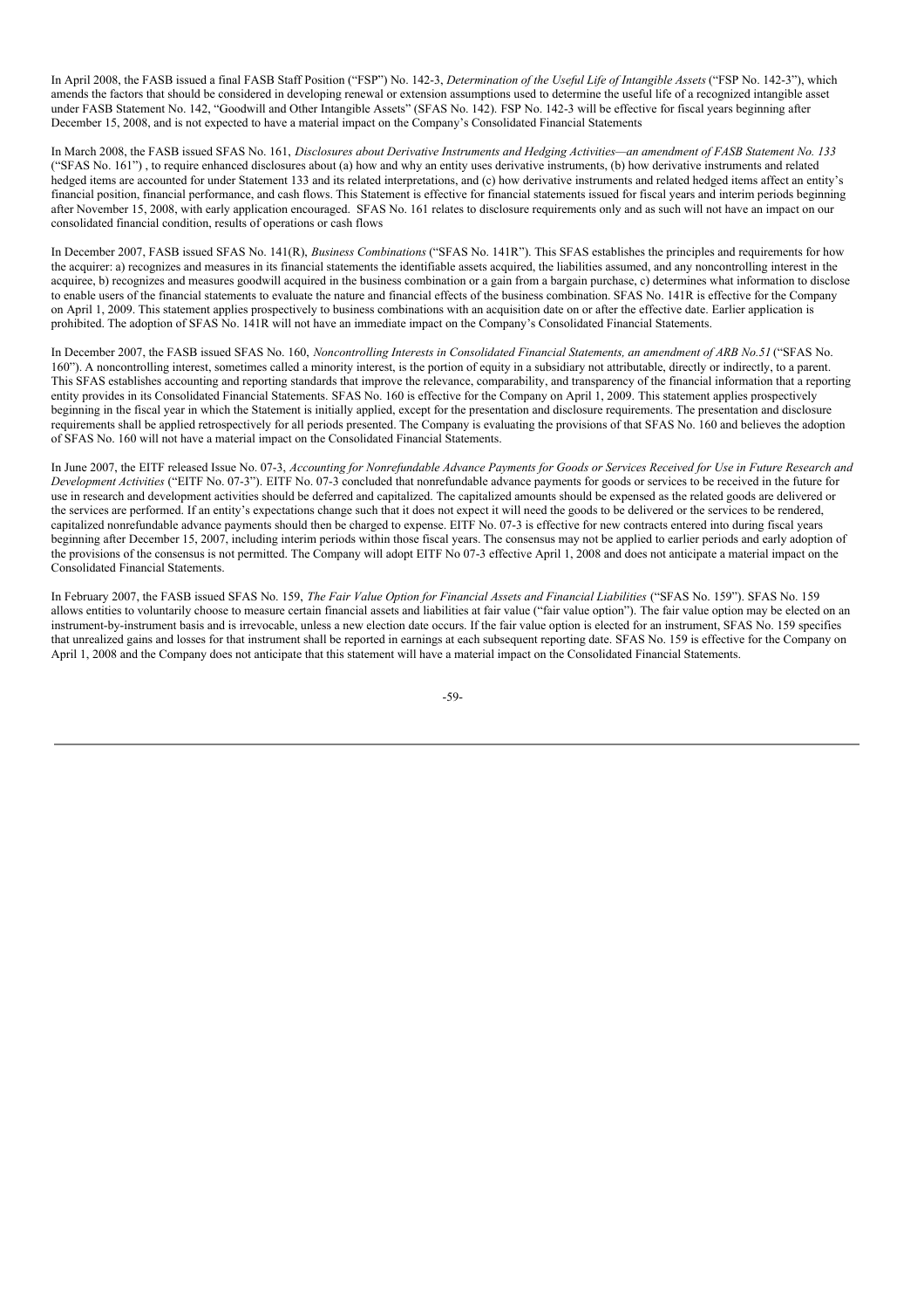In April 2008, the FASB issued a final FASB Staff Position ("FSP") No. 142-3, *Determination of the Useful Life of Intangible Assets* ("FSP No. 142-3"), which amends the factors that should be considered in developing renewal or extension assumptions used to determine the useful life of a recognized intangible asset under FASB Statement No. 142, "Goodwill and Other Intangible Assets" (SFAS No. 142). FSP No. 142-3 will be effective for fiscal years beginning after December 15, 2008, and is not expected to have a material impact on the Company's Consolidated Financial Statements

In March 2008, the FASB issued SFAS No. 161, *Disclosures about Derivative Instruments and Hedging Activities—an amendment of FASB Statement No. 133* ("SFAS No. 161") , to require enhanced disclosures about (a) how and why an entity uses derivative instruments, (b) how derivative instruments and related hedged items are accounted for under Statement 133 and its related interpretations, and (c) how derivative instruments and related hedged items affect an entity's financial position, financial performance, and cash flows. This Statement is effective for financial statements issued for fiscal years and interim periods beginning after November 15, 2008, with early application encouraged. SFAS No. 161 relates to disclosure requirements only and as such will not have an impact on our consolidated financial condition, results of operations or cash flows

In December 2007, FASB issued SFAS No. 141(R), *Business Combinations* ("SFAS No. 141R"). This SFAS establishes the principles and requirements for how the acquirer: a) recognizes and measures in its financial statements the identifiable assets acquired, the liabilities assumed, and any noncontrolling interest in the acquiree, b) recognizes and measures goodwill acquired in the business combination or a gain from a bargain purchase, c) determines what information to disclose to enable users of the financial statements to evaluate the nature and financial effects of the business combination. SFAS No. 141R is effective for the Company on April 1, 2009. This statement applies prospectively to business combinations with an acquisition date on or after the effective date. Earlier application is prohibited. The adoption of SFAS No. 141R will not have an immediate impact on the Company's Consolidated Financial Statements.

In December 2007, the FASB issued SFAS No. 160, *Noncontrolling Interests in Consolidated Financial Statements, an amendment of ARB No.51* ("SFAS No. 160"). A noncontrolling interest, sometimes called a minority interest, is the portion of equity in a subsidiary not attributable, directly or indirectly, to a parent. This SFAS establishes accounting and reporting standards that improve the relevance, comparability, and transparency of the financial information that a reporting entity provides in its Consolidated Financial Statements. SFAS No. 160 is effective for the Company on April 1, 2009. This statement applies prospectively beginning in the fiscal year in which the Statement is initially applied, except for the presentation and disclosure requirements. The presentation and disclosure requirements shall be applied retrospectively for all periods presented. The Company is evaluating the provisions of that SFAS No. 160 and believes the adoption of SFAS No. 160 will not have a material impact on the Consolidated Financial Statements.

In June 2007, the EITF released Issue No. 07-3, *Accounting for Nonrefundable Advance Payments for Goods or Services Received for Use in Future Research and Development Activities* ("EITF No. 07-3"). EITF No. 07-3 concluded that nonrefundable advance payments for goods or services to be received in the future for use in research and development activities should be deferred and capitalized. The capitalized amounts should be expensed as the related goods are delivered or the services are performed. If an entity's expectations change such that it does not expect it will need the goods to be delivered or the services to be rendered, capitalized nonrefundable advance payments should then be charged to expense. EITF No. 07-3 is effective for new contracts entered into during fiscal years beginning after December 15, 2007, including interim periods within those fiscal years. The consensus may not be applied to earlier periods and early adoption of the provisions of the consensus is not permitted. The Company will adopt EITF No 07-3 effective April 1, 2008 and does not anticipate a material impact on the Consolidated Financial Statements.

In February 2007, the FASB issued SFAS No. 159, *The Fair Value Option for Financial Assets and Financial Liabilities* ("SFAS No. 159"). SFAS No. 159 allows entities to voluntarily choose to measure certain financial assets and liabilities at fair value ("fair value option"). The fair value option may be elected on an instrument-by-instrument basis and is irrevocable, unless a new election date occurs. If the fair value option is elected for an instrument, SFAS No. 159 specifies that unrealized gains and losses for that instrument shall be reported in earnings at each subsequent reporting date. SFAS No. 159 is effective for the Company on April 1, 2008 and the Company does not anticipate that this statement will have a material impact on the Consolidated Financial Statements.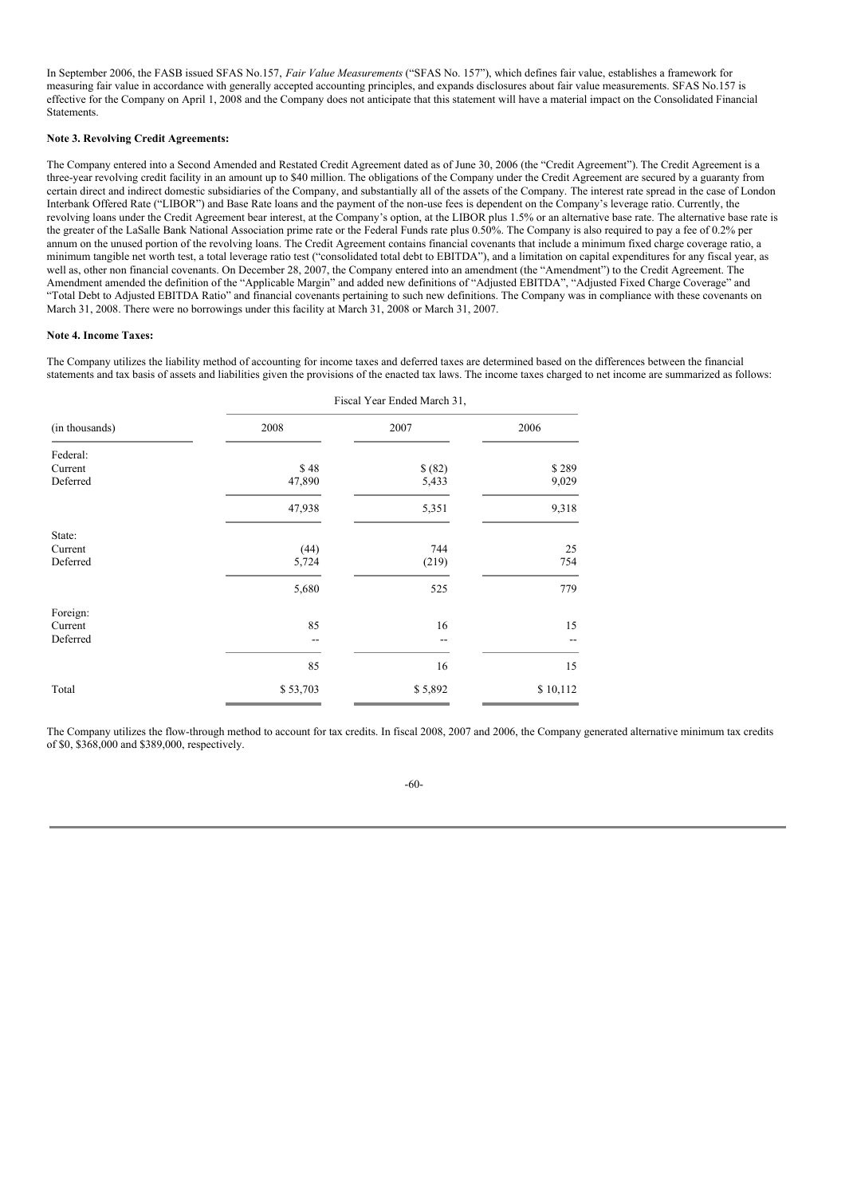In September 2006, the FASB issued SFAS No.157, *Fair Value Measurements* ("SFAS No. 157"), which defines fair value, establishes a framework for measuring fair value in accordance with generally accepted accounting principles, and expands disclosures about fair value measurements. SFAS No.157 is effective for the Company on April 1, 2008 and the Company does not anticipate that this statement will have a material impact on the Consolidated Financial Statements.

**Note 3. Revolving Credit Agreements:**

The Company entered into a Second Amended and Restated Credit Agreement dated as of June 30, 2006 (the "Credit Agreement"). The Credit Agreement is a three-year revolving credit facility in an amount up to $40 million. The obligations of the Company under the Credit Agreement are secured by a guaranty from certain direct and indirect domestic subsidiaries of the Company, and substantially all of the assets of the Company. The interest rate spread in the case of London Interbank Offered Rate ("LIBOR") and Base Rate loans and the payment of the non-use fees is dependent on the Company's leverage ratio. Currently, the revolving loans under the Credit Agreement bear interest, at the Company's option, at the LIBOR plus 1.5% or an alternative base rate. The alternative base rate is the greater of the LaSalle Bank National Association prime rate or the Federal Funds rate plus 0.50%. The Company is also required to pay a fee of 0.2% per annum on the unused portion of the revolving loans. The Credit Agreement contains financial covenants that include a minimum fixed charge coverage ratio, a minimum tangible net worth test, a total leverage ratio test ("consolidated total debt to EBITDA"), and a limitation on capital expenditures for any fiscal year, as well as, other non financial covenants. On December 28, 2007, the Company entered into an amendment (the "Amendment") to the Credit Agreement. The Amendment amended the definition of the "Applicable Margin" and added new definitions of "Adjusted EBITDA", "Adjusted Fixed Charge Coverage" and "Total Debt to Adjusted EBITDA Ratio" and financial covenants pertaining to such new definitions. The Company was in compliance with these covenants on March 31, 2008. There were no borrowings under this facility at March 31, 2008 or March 31, 2007.

**Note 4. Income Taxes:**

The Company utilizes the liability method of accounting for income taxes and deferred taxes are determined based on the differences between the financial statements and tax basis of assets and liabilities given the provisions of the enacted tax laws. The income taxes charged to net income are summarized as follows:

| | Fiscal Year Ended March 31, | | |
|---|---|---|---|
| (in thousands) | 2008 | 2007 | 2006 |
| Federal: | | | |
| Current | $ 48 | $ (82) | $ 289 |
| Deferred | 47,890 | 5,433 | 9,029 |
| | 47,938 | 5,351 | 9,318 |
| State: | | | |
| Current | (44) | 744 | 25 |
| Deferred | 5,724 | (219) | 754 |
| | 5,680 | 525 | 779 |
| Foreign: | | | |
| Current | 85 | 16 | 15 |
| Deferred | -- | -- | -- |
| | 85 | 16 | 15 |
| Total | $ 53,703 | $ 5,892 | $ 10,112 |

The Company utilizes the flow-through method to account for tax credits. In fiscal 2008, 2007 and 2006, the Company generated alternative minimum tax credits of $0, $368,000 and $389,000, respectively.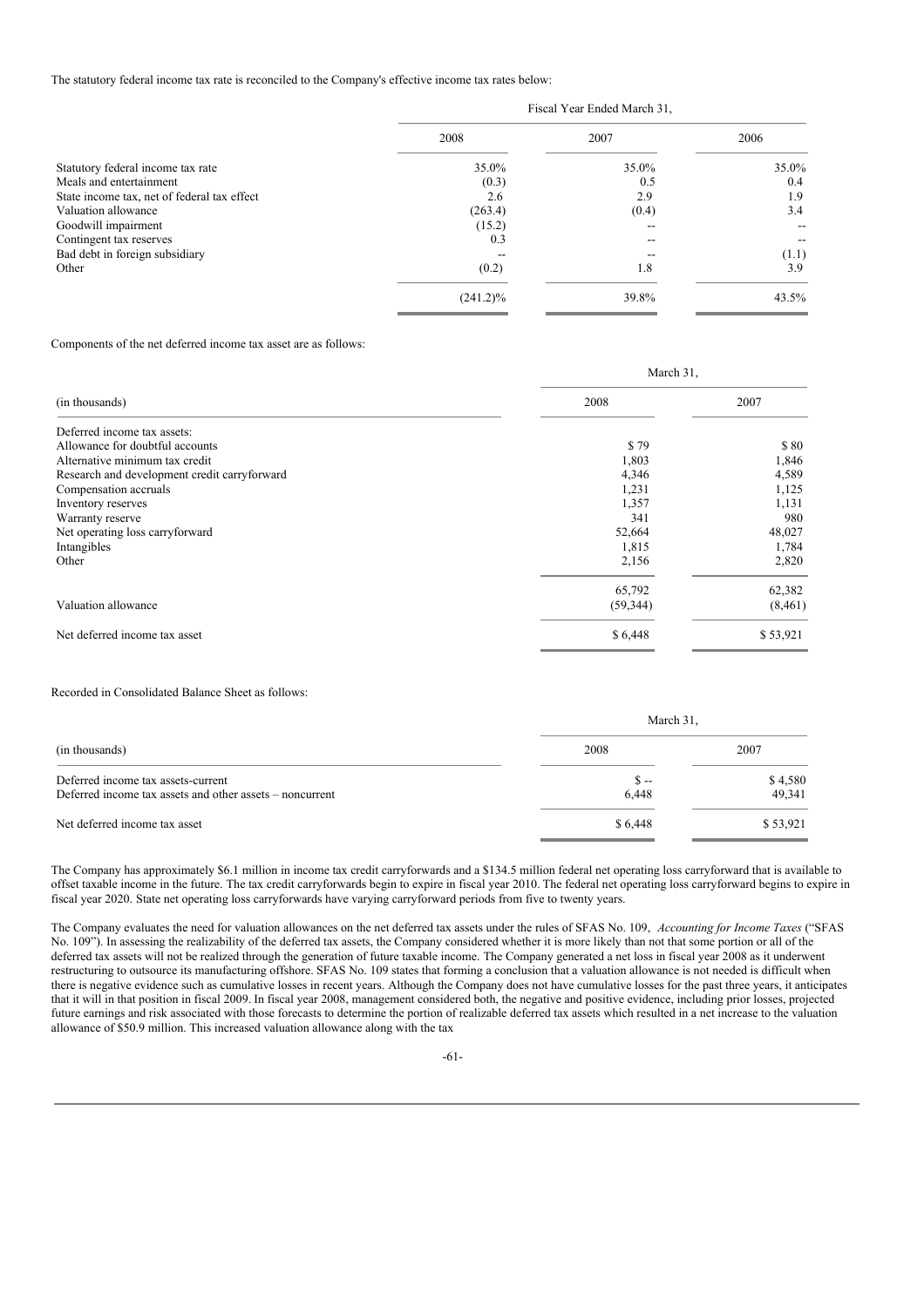The statutory federal income tax rate is reconciled to the Company's effective income tax rates below:

| | Fiscal Year Ended March 31, | | |
|---|---|---|---|
| | 2008 | 2007 | 2006 |
| Statutory federal income tax rate | 35.0% | 35.0% | 35.0% |
| Meals and entertainment | (0.3) | 0.5 | 0.4 |
| State income tax, net of federal tax effect | 2.6 | 2.9 | 1.9 |
| Valuation allowance | (263.4) | (0.4) | 3.4 |
| Goodwill impairment | (15.2) | -- | -- |
| Contingent tax reserves | 0.3 | -- | -- |
| Bad debt in foreign subsidiary | -- | -- | (1.1) |
| Other | (0.2) | 1.8 | 3.9 |
| | (241.2)% | 39.8% | 43.5% |

Components of the net deferred income tax asset are as follows:

| | March 31, | |
|---|---|---|
| (in thousands) | 2008 | 2007 |
| Deferred income tax assets: | | |
| Allowance for doubtful accounts | $ 79 | $ 80 |
| Alternative minimum tax credit | 1,803 | 1,846 |
| Research and development credit carryforward | 4,346 | 4,589 |
| Compensation accruals | 1,231 | 1,125 |
| Inventory reserves | 1,357 | 1,131 |
| Warranty reserve | 341 | 980 |
| Net operating loss carryforward | 52,664 | 48,027 |
| Intangibles | 1,815 | 1,784 |
| Other | 2,156 | 2,820 |
| | 65,792 | 62,382 |
| Valuation allowance | (59,344) | (8,461) |
| Net deferred income tax asset | $ 6,448 | $ 53,921 |

Recorded in Consolidated Balance Sheet as follows:

| | March 31, | |
|---|---|---|
| (in thousands) | 2008 | 2007 |
| Deferred income tax assets-current | $ -- | $ 4,580 |
| Deferred income tax assets and other assets – noncurrent | 6,448 | 49,341 |
| Net deferred income tax asset | $ 6,448 | $ 53,921 |

The Company has approximately $6.1 million in income tax credit carryforwards and a $134.5 million federal net operating loss carryforward that is available to offset taxable income in the future. The tax credit carryforwards begin to expire in fiscal year 2010. The federal net operating loss carryforward begins to expire in fiscal year 2020. State net operating loss carryforwards have varying carryforward periods from five to twenty years.

The Company evaluates the need for valuation allowances on the net deferred tax assets under the rules of SFAS No. 109, *Accounting for Income Taxes* ("SFAS No. 109"). In assessing the realizability of the deferred tax assets, the Company considered whether it is more likely than not that some portion or all of the deferred tax assets will not be realized through the generation of future taxable income. The Company generated a net loss in fiscal year 2008 as it underwent restructuring to outsource its manufacturing offshore. SFAS No. 109 states that forming a conclusion that a valuation allowance is not needed is difficult when there is negative evidence such as cumulative losses in recent years. Although the Company does not have cumulative losses for the past three years, it anticipates that it will in that position in fiscal 2009. In fiscal year 2008, management considered both, the negative and positive evidence, including prior losses, projected future earnings and risk associated with those forecasts to determine the portion of realizable deferred tax assets which resulted in a net increase to the valuation allowance of $50.9 million. This increased valuation allowance along with the tax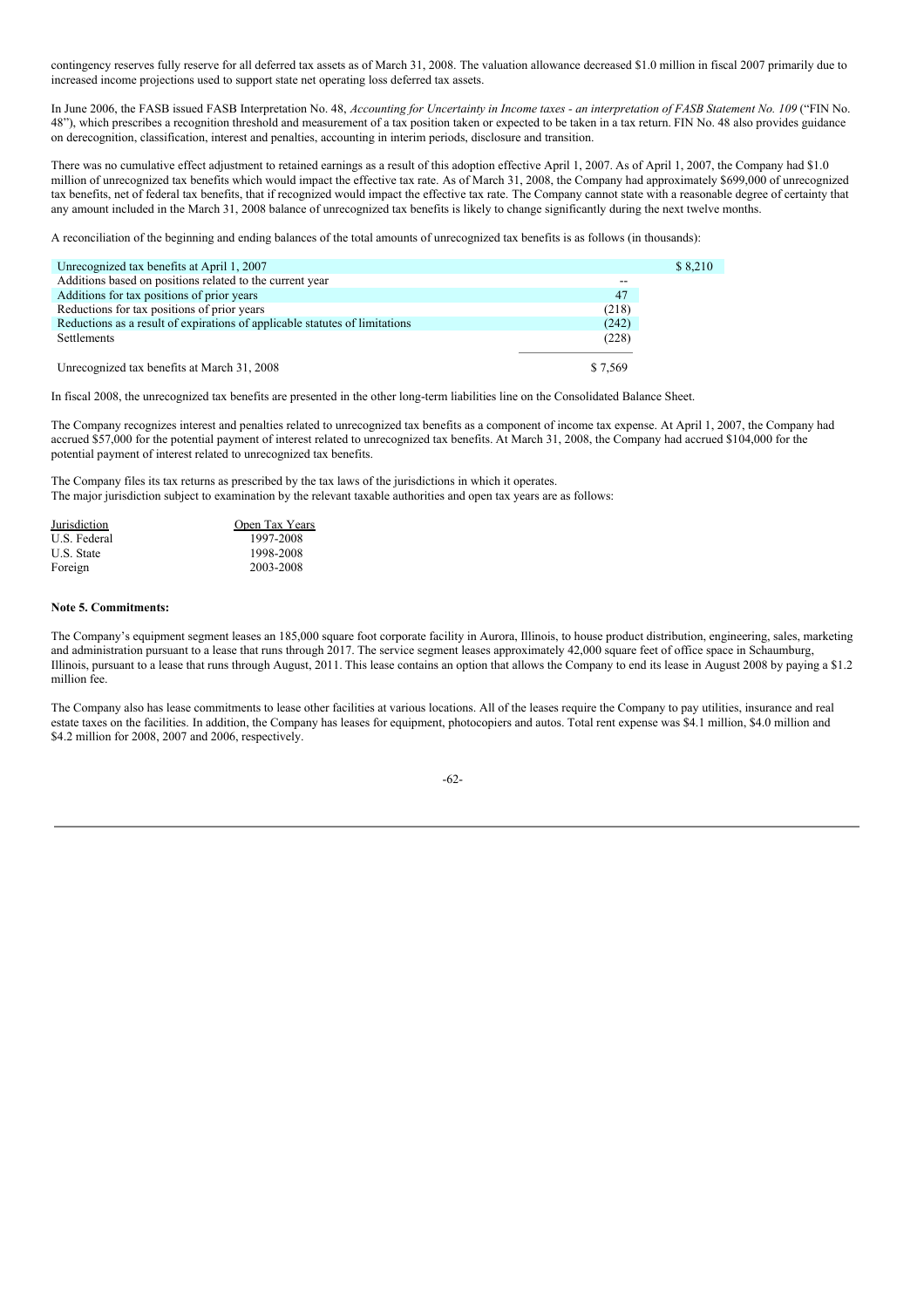contingency reserves fully reserve for all deferred tax assets as of March 31, 2008. The valuation allowance decreased $1.0 million in fiscal 2007 primarily due to increased income projections used to support state net operating loss deferred tax assets.

In June 2006, the FASB issued FASB Interpretation No. 48, *Accounting for Uncertainty in Income taxes - an interpretation of FASB Statement No. 109* ("FIN No. 48"), which prescribes a recognition threshold and measurement of a tax position taken or expected to be taken in a tax return. FIN No. 48 also provides guidance on derecognition, classification, interest and penalties, accounting in interim periods, disclosure and transition.

There was no cumulative effect adjustment to retained earnings as a result of this adoption effective April 1, 2007. As of April 1, 2007, the Company had $1.0 million of unrecognized tax benefits which would impact the effective tax rate. As of March 31, 2008, the Company had approximately $699,000 of unrecognized tax benefits, net of federal tax benefits, that if recognized would impact the effective tax rate. The Company cannot state with a reasonable degree of certainty that any amount included in the March 31, 2008 balance of unrecognized tax benefits is likely to change significantly during the next twelve months.

A reconciliation of the beginning and ending balances of the total amounts of unrecognized tax benefits is as follows (in thousands):

| | | |
|---|---|---|
| Unrecognized tax benefits at April 1, 2007 | | $ 8,210 |
| Additions based on positions related to the current year | -- | |
| Additions for tax positions of prior years | 47 | |
| Reductions for tax positions of prior years | (218) | |
| Reductions as a result of expirations of applicable statutes of limitations | (242) | |
| Settlements | (228) | |
| Unrecognized tax benefits at March 31, 2008 | $ 7,569 | |

In fiscal 2008, the unrecognized tax benefits are presented in the other long-term liabilities line on the Consolidated Balance Sheet.

The Company recognizes interest and penalties related to unrecognized tax benefits as a component of income tax expense. At April 1, 2007, the Company had accrued $57,000 for the potential payment of interest related to unrecognized tax benefits. At March 31, 2008, the Company had accrued $104,000 for the potential payment of interest related to unrecognized tax benefits.

The Company files its tax returns as prescribed by the tax laws of the jurisdictions in which it operates.
The major jurisdiction subject to examination by the relevant taxable authorities and open tax years are as follows:

| Jurisdiction | Open Tax Years |
|---|---|
| U.S. Federal | 1997-2008 |
| U.S. State | 1998-2008 |
| Foreign | 2003-2008 |

**Note 5. Commitments:**

The Company's equipment segment leases an 185,000 square foot corporate facility in Aurora, Illinois, to house product distribution, engineering, sales, marketing and administration pursuant to a lease that runs through 2017. The service segment leases approximately 42,000 square feet of office space in Schaumburg, Illinois, pursuant to a lease that runs through August, 2011. This lease contains an option that allows the Company to end its lease in August 2008 by paying a $1.2 million fee.

The Company also has lease commitments to lease other facilities at various locations. All of the leases require the Company to pay utilities, insurance and real estate taxes on the facilities. In addition, the Company has leases for equipment, photocopiers and autos. Total rent expense was $4.1 million, $4.0 million and $4.2 million for 2008, 2007 and 2006, respectively.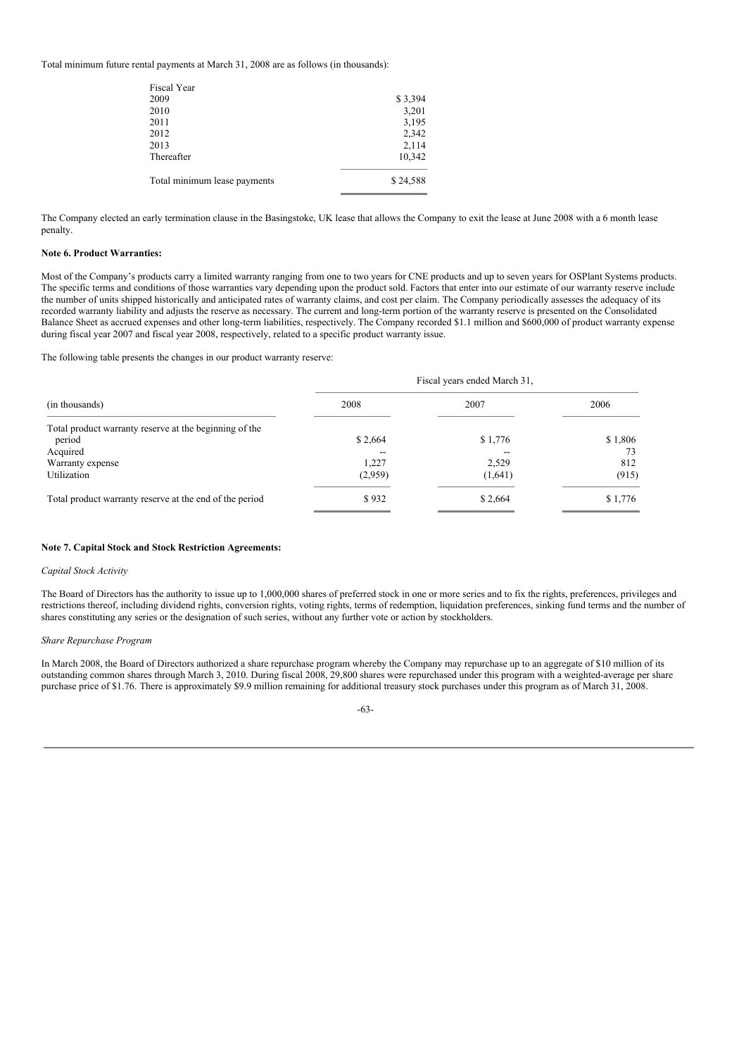Total minimum future rental payments at March 31, 2008 are as follows (in thousands):

| Fiscal Year | |
|---|---|
| 2009 | $ 3,394 |
| 2010 | 3,201 |
| 2011 | 3,195 |
| 2012 | 2,342 |
| 2013 | 2,114 |
| Thereafter | 10,342 |
| Total minimum lease payments | $ 24,588 |

The Company elected an early termination clause in the Basingstoke, UK lease that allows the Company to exit the lease at June 2008 with a 6 month lease penalty.

**Note 6. Product Warranties:**

Most of the Company's products carry a limited warranty ranging from one to two years for CNE products and up to seven years for OSPlant Systems products. The specific terms and conditions of those warranties vary depending upon the product sold. Factors that enter into our estimate of our warranty reserve include the number of units shipped historically and anticipated rates of warranty claims, and cost per claim. The Company periodically assesses the adequacy of its recorded warranty liability and adjusts the reserve as necessary. The current and long-term portion of the warranty reserve is presented on the Consolidated Balance Sheet as accrued expenses and other long-term liabilities, respectively. The Company recorded $1.1 million and $600,000 of product warranty expense during fiscal year 2007 and fiscal year 2008, respectively, related to a specific product warranty issue.

The following table presents the changes in our product warranty reserve:

| | Fiscal years ended March 31, | | |
|---|---|---|---|
| (in thousands) | 2008 | 2007 | 2006 |
| Total product warranty reserve at the beginning of the period | $ 2,664 | $ 1,776 | $ 1,806 |
| Acquired | -- | -- | 73 |
| Warranty expense | 1,227 | 2,529 | 812 |
| Utilization | (2,959) | (1,641) | (915) |
| Total product warranty reserve at the end of the period | $ 932 | $ 2,664 | $ 1,776 |

**Note 7. Capital Stock and Stock Restriction Agreements:**

*Capital Stock Activity*

The Board of Directors has the authority to issue up to 1,000,000 shares of preferred stock in one or more series and to fix the rights, preferences, privileges and restrictions thereof, including dividend rights, conversion rights, voting rights, terms of redemption, liquidation preferences, sinking fund terms and the number of shares constituting any series or the designation of such series, without any further vote or action by stockholders.

*Share Repurchase Program*

In March 2008, the Board of Directors authorized a share repurchase program whereby the Company may repurchase up to an aggregate of $10 million of its outstanding common shares through March 3, 2010. During fiscal 2008, 29,800 shares were repurchased under this program with a weighted-average per share purchase price of $1.76. There is approximately $9.9 million remaining for additional treasury stock purchases under this program as of March 31, 2008.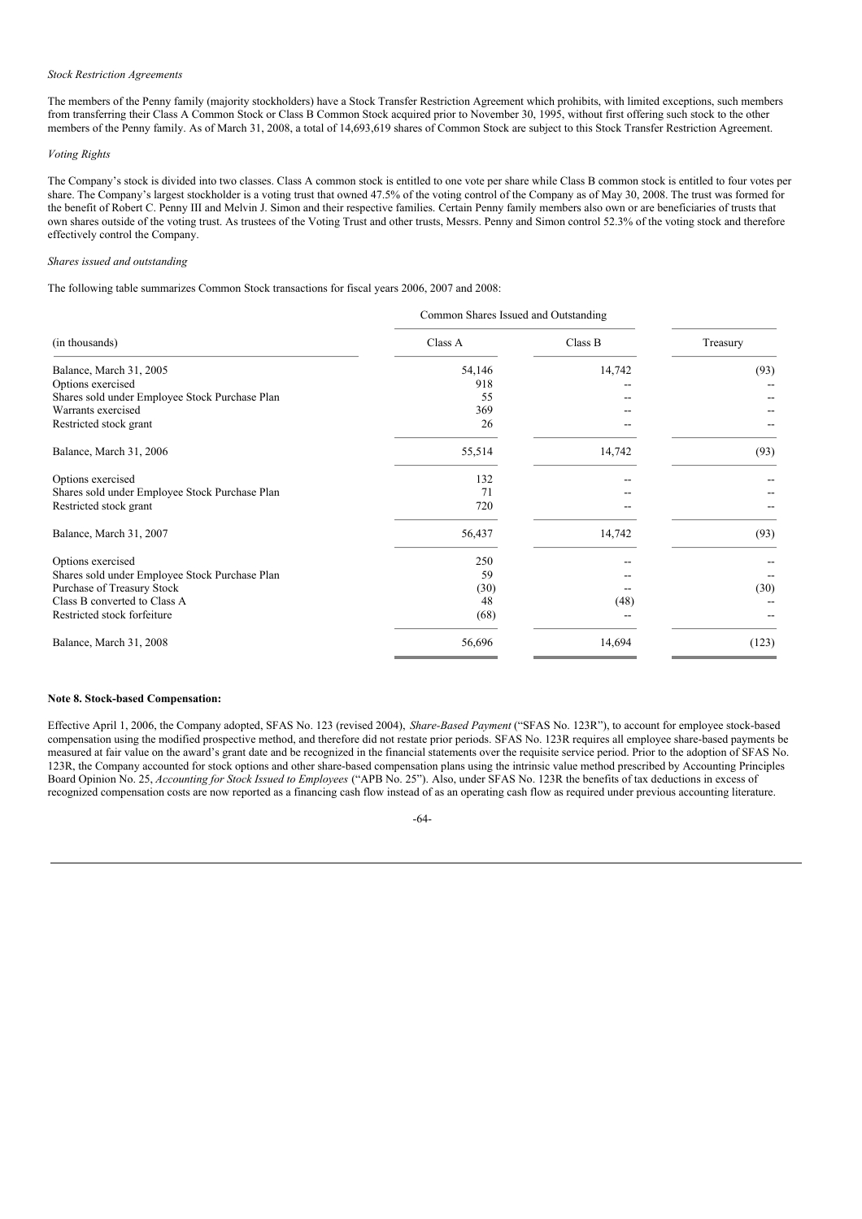*Stock Restriction Agreements*

The members of the Penny family (majority stockholders) have a Stock Transfer Restriction Agreement which prohibits, with limited exceptions, such members from transferring their Class A Common Stock or Class B Common Stock acquired prior to November 30, 1995, without first offering such stock to the other members of the Penny family. As of March 31, 2008, a total of 14,693,619 shares of Common Stock are subject to this Stock Transfer Restriction Agreement.

*Voting Rights*

The Company's stock is divided into two classes. Class A common stock is entitled to one vote per share while Class B common stock is entitled to four votes per share. The Company's largest stockholder is a voting trust that owned 47.5% of the voting control of the Company as of May 30, 2008. The trust was formed for the benefit of Robert C. Penny III and Melvin J. Simon and their respective families. Certain Penny family members also own or are beneficiaries of trusts that own shares outside of the voting trust. As trustees of the Voting Trust and other trusts, Messrs. Penny and Simon control 52.3% of the voting stock and therefore effectively control the Company.

*Shares issued and outstanding*

The following table summarizes Common Stock transactions for fiscal years 2006, 2007 and 2008:

| | Common Shares Issued and Outstanding | | |
|---|---|---|---|
| (in thousands) | Class A | Class B | Treasury |
| Balance, March 31, 2005 | 54,146 | 14,742 | (93) |
| Options exercised | 918 | -- | -- |
| Shares sold under Employee Stock Purchase Plan | 55 | -- | -- |
| Warrants exercised | 369 | -- | -- |
| Restricted stock grant | 26 | -- | -- |
| Balance, March 31, 2006 | 55,514 | 14,742 | (93) |
| Options exercised | 132 | -- | -- |
| Shares sold under Employee Stock Purchase Plan | 71 | -- | -- |
| Restricted stock grant | 720 | -- | -- |
| Balance, March 31, 2007 | 56,437 | 14,742 | (93) |
| Options exercised | 250 | -- | -- |
| Shares sold under Employee Stock Purchase Plan | 59 | -- | -- |
| Purchase of Treasury Stock | (30) | -- | (30) |
| Class B converted to Class A | 48 | (48) | -- |
| Restricted stock forfeiture | (68) | -- | -- |
| Balance, March 31, 2008 | 56,696 | 14,694 | (123) |

**Note 8. Stock-based Compensation:**

Effective April 1, 2006, the Company adopted, SFAS No. 123 (revised 2004), *Share-Based Payment* ("SFAS No. 123R"), to account for employee stock-based compensation using the modified prospective method, and therefore did not restate prior periods. SFAS No. 123R requires all employee share-based payments be measured at fair value on the award's grant date and be recognized in the financial statements over the requisite service period. Prior to the adoption of SFAS No. 123R, the Company accounted for stock options and other share-based compensation plans using the intrinsic value method prescribed by Accounting Principles Board Opinion No. 25, *Accounting for Stock Issued to Employees* ("APB No. 25"). Also, under SFAS No. 123R the benefits of tax deductions in excess of recognized compensation costs are now reported as a financing cash flow instead of as an operating cash flow as required under previous accounting literature.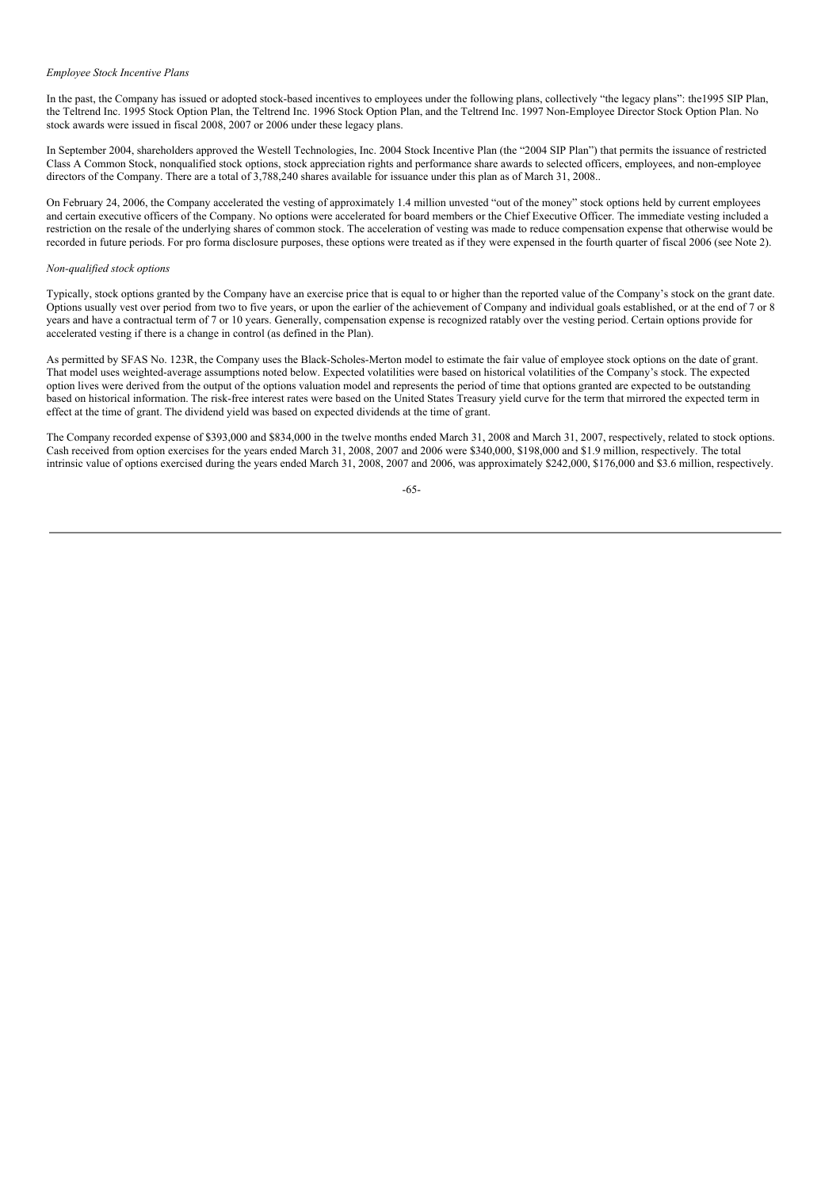*Employee Stock Incentive Plans*

In the past, the Company has issued or adopted stock-based incentives to employees under the following plans, collectively "the legacy plans": the1995 SIP Plan, the Teltrend Inc. 1995 Stock Option Plan, the Teltrend Inc. 1996 Stock Option Plan, and the Teltrend Inc. 1997 Non-Employee Director Stock Option Plan. No stock awards were issued in fiscal 2008, 2007 or 2006 under these legacy plans.

In September 2004, shareholders approved the Westell Technologies, Inc. 2004 Stock Incentive Plan (the "2004 SIP Plan") that permits the issuance of restricted Class A Common Stock, nonqualified stock options, stock appreciation rights and performance share awards to selected officers, employees, and non-employee directors of the Company. There are a total of 3,788,240 shares available for issuance under this plan as of March 31, 2008..

On February 24, 2006, the Company accelerated the vesting of approximately 1.4 million unvested "out of the money" stock options held by current employees and certain executive officers of the Company. No options were accelerated for board members or the Chief Executive Officer. The immediate vesting included a restriction on the resale of the underlying shares of common stock. The acceleration of vesting was made to reduce compensation expense that otherwise would be recorded in future periods. For pro forma disclosure purposes, these options were treated as if they were expensed in the fourth quarter of fiscal 2006 (see Note 2).

*Non-qualified stock options*

Typically, stock options granted by the Company have an exercise price that is equal to or higher than the reported value of the Company's stock on the grant date. Options usually vest over period from two to five years, or upon the earlier of the achievement of Company and individual goals established, or at the end of 7 or 8 years and have a contractual term of 7 or 10 years. Generally, compensation expense is recognized ratably over the vesting period. Certain options provide for accelerated vesting if there is a change in control (as defined in the Plan).

As permitted by SFAS No. 123R, the Company uses the Black-Scholes-Merton model to estimate the fair value of employee stock options on the date of grant. That model uses weighted-average assumptions noted below. Expected volatilities were based on historical volatilities of the Company's stock. The expected option lives were derived from the output of the options valuation model and represents the period of time that options granted are expected to be outstanding based on historical information. The risk-free interest rates were based on the United States Treasury yield curve for the term that mirrored the expected term in effect at the time of grant. The dividend yield was based on expected dividends at the time of grant.

The Company recorded expense of $393,000 and $834,000 in the twelve months ended March 31, 2008 and March 31, 2007, respectively, related to stock options. Cash received from option exercises for the years ended March 31, 2008, 2007 and 2006 were $340,000, $198,000 and $1.9 million, respectively. The total intrinsic value of options exercised during the years ended March 31, 2008, 2007 and 2006, was approximately $242,000, $176,000 and $3.6 million, respectively.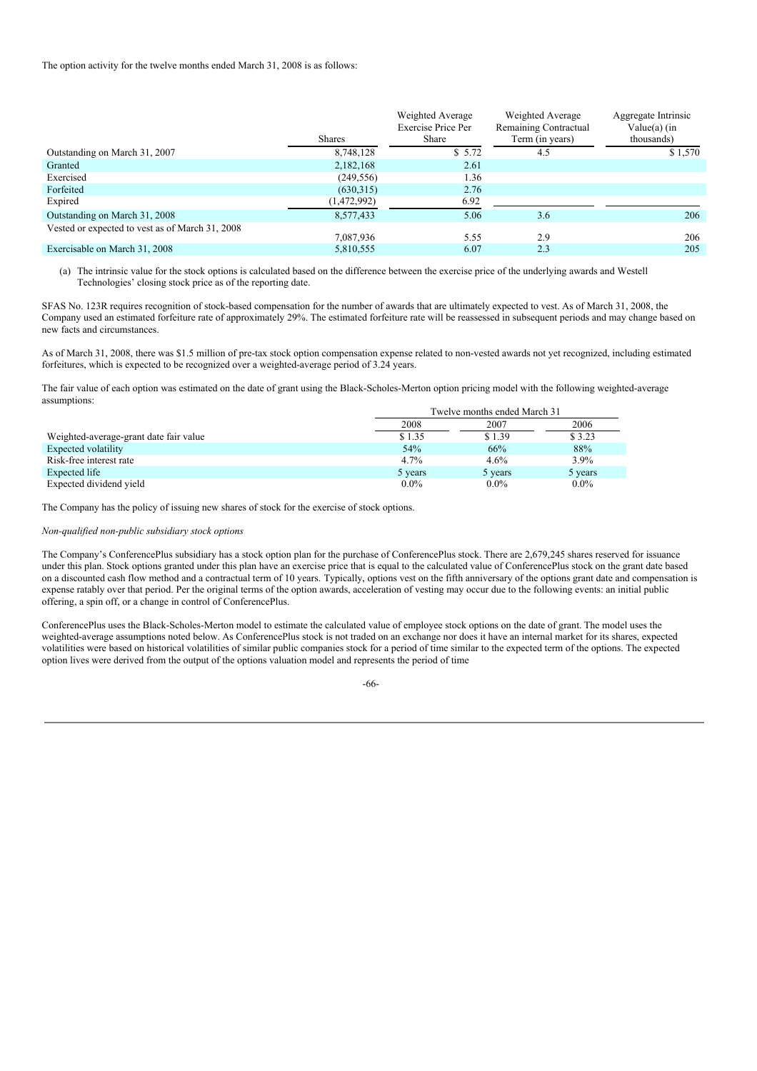The option activity for the twelve months ended March 31, 2008 is as follows:

| | Shares | Weighted Average Exercise Price Per Share | Weighted Average Remaining Contractual Term (in years) | Aggregate Intrinsic Value(a) (in thousands) |
|---|---|---|---|---|
| Outstanding on March 31, 2007 | 8,748,128 | $ 5.72 | 4.5 | $ 1,570 |
| Granted | 2,182,168 | 2.61 | | |
| Exercised | (249,556) | 1.36 | | |
| Forfeited | (630,315) | 2.76 | | |
| Expired | (1,472,992) | 6.92 | | |
| Outstanding on March 31, 2008 | 8,577,433 | 5.06 | 3.6 | 206 |
| Vested or expected to vest as of March 31, 2008 | 7,087,936 | 5.55 | 2.9 | 206 |
| Exercisable on March 31, 2008 | 5,810,555 | 6.07 | 2.3 | 205 |

(a) The intrinsic value for the stock options is calculated based on the difference between the exercise price of the underlying awards and Westell Technologies' closing stock price as of the reporting date.

SFAS No. 123R requires recognition of stock-based compensation for the number of awards that are ultimately expected to vest. As of March 31, 2008, the Company used an estimated forfeiture rate of approximately 29%. The estimated forfeiture rate will be reassessed in subsequent periods and may change based on new facts and circumstances.

As of March 31, 2008, there was $1.5 million of pre-tax stock option compensation expense related to non-vested awards not yet recognized, including estimated forfeitures, which is expected to be recognized over a weighted-average period of 3.24 years.

The fair value of each option was estimated on the date of grant using the Black-Scholes-Merton option pricing model with the following weighted-average assumptions:

| | Twelve months ended March 31 | | |
|---|---|---|---|
| | 2008 | 2007 | 2006 |
| Weighted-average-grant date fair value | $ 1.35 | $ 1.39 | $ 3.23 |
| Expected volatility | 54% | 66% | 88% |
| Risk-free interest rate | 4.7% | 4.6% | 3.9% |
| Expected life | 5 years | 5 years | 5 years |
| Expected dividend yield | 0.0% | 0.0% | 0.0% |

The Company has the policy of issuing new shares of stock for the exercise of stock options.

*Non-qualified non-public subsidiary stock options*

The Company's ConferencePlus subsidiary has a stock option plan for the purchase of ConferencePlus stock. There are 2,679,245 shares reserved for issuance under this plan. Stock options granted under this plan have an exercise price that is equal to the calculated value of ConferencePlus stock on the grant date based on a discounted cash flow method and a contractual term of 10 years. Typically, options vest on the fifth anniversary of the options grant date and compensation is expense ratably over that period. Per the original terms of the option awards, acceleration of vesting may occur due to the following events: an initial public offering, a spin off, or a change in control of ConferencePlus.

ConferencePlus uses the Black-Scholes-Merton model to estimate the calculated value of employee stock options on the date of grant. The model uses the weighted-average assumptions noted below. As ConferencePlus stock is not traded on an exchange nor does it have an internal market for its shares, expected volatilities were based on historical volatilities of similar public companies stock for a period of time similar to the expected term of the options. The expected option lives were derived from the output of the options valuation model and represents the period of time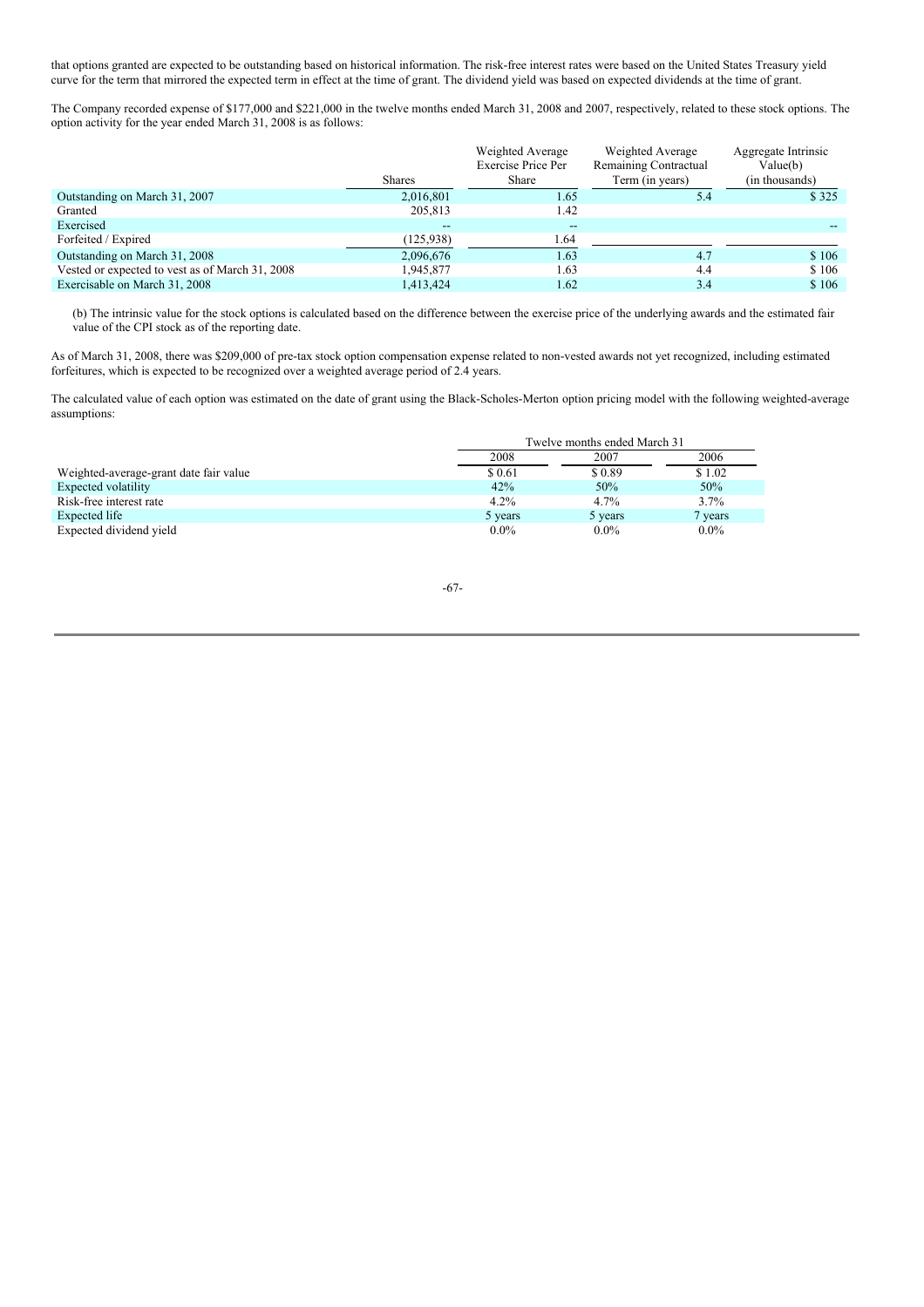that options granted are expected to be outstanding based on historical information. The risk-free interest rates were based on the United States Treasury yield curve for the term that mirrored the expected term in effect at the time of grant. The dividend yield was based on expected dividends at the time of grant.

The Company recorded expense of $177,000 and $221,000 in the twelve months ended March 31, 2008 and 2007, respectively, related to these stock options. The option activity for the year ended March 31, 2008 is as follows:

| | Shares | Weighted Average Exercise Price Per Share | Weighted Average Remaining Contractual Term (in years) | Aggregate Intrinsic Value(b) (in thousands) |
|---|---|---|---|---|
| Outstanding on March 31, 2007 | 2,016,801 | 1.65 | 5.4 | $ 325 |
| Granted | 205,813 | 1.42 | | |
| Exercised | -- | -- | | -- |
| Forfeited / Expired | (125,938) | 1.64 | | |
| Outstanding on March 31, 2008 | 2,096,676 | 1.63 | 4.7 | $ 106 |
| Vested or expected to vest as of March 31, 2008 | 1,945,877 | 1.63 | 4.4 | $ 106 |
| Exercisable on March 31, 2008 | 1,413,424 | 1.62 | 3.4 | $ 106 |

(b) The intrinsic value for the stock options is calculated based on the difference between the exercise price of the underlying awards and the estimated fair value of the CPI stock as of the reporting date.

As of March 31, 2008, there was $209,000 of pre-tax stock option compensation expense related to non-vested awards not yet recognized, including estimated forfeitures, which is expected to be recognized over a weighted average period of 2.4 years.

The calculated value of each option was estimated on the date of grant using the Black-Scholes-Merton option pricing model with the following weighted-average assumptions:

| | Twelve months ended March 31 | | |
|---|---|---|---|
| | 2008 | 2007 | 2006 |
| Weighted-average-grant date fair value | $ 0.61 | $ 0.89 | $ 1.02 |
| Expected volatility | 42% | 50% | 50% |
| Risk-free interest rate | 4.2% | 4.7% | 3.7% |
| Expected life | 5 years | 5 years | 7 years |
| Expected dividend yield | 0.0% | 0.0% | 0.0% |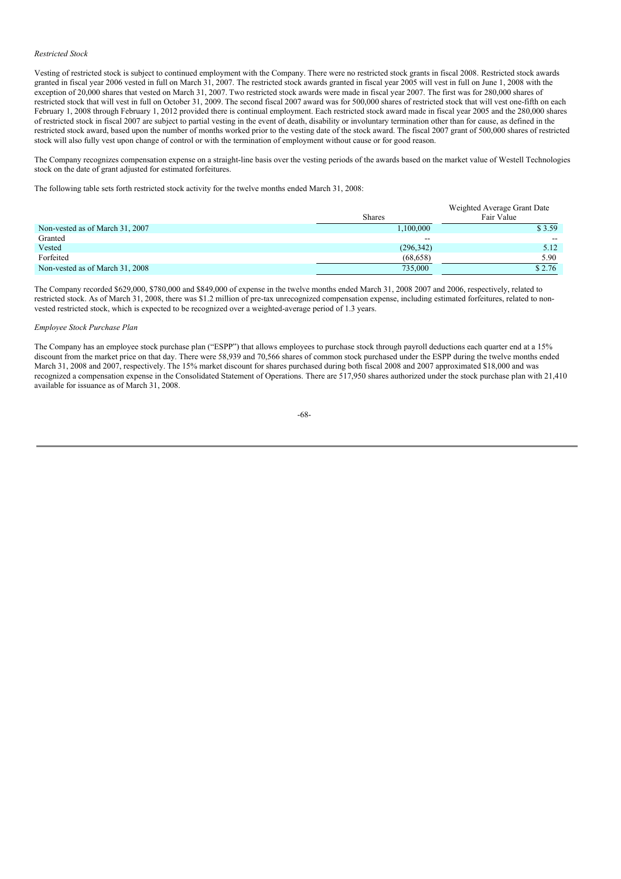*Restricted Stock*

Vesting of restricted stock is subject to continued employment with the Company. There were no restricted stock grants in fiscal 2008. Restricted stock awards granted in fiscal year 2006 vested in full on March 31, 2007. The restricted stock awards granted in fiscal year 2005 will vest in full on June 1, 2008 with the exception of 20,000 shares that vested on March 31, 2007. Two restricted stock awards were made in fiscal year 2007. The first was for 280,000 shares of restricted stock that will vest in full on October 31, 2009. The second fiscal 2007 award was for 500,000 shares of restricted stock that will vest one-fifth on each February 1, 2008 through February 1, 2012 provided there is continual employment. Each restricted stock award made in fiscal year 2005 and the 280,000 shares of restricted stock in fiscal 2007 are subject to partial vesting in the event of death, disability or involuntary termination other than for cause, as defined in the restricted stock award, based upon the number of months worked prior to the vesting date of the stock award. The fiscal 2007 grant of 500,000 shares of restricted stock will also fully vest upon change of control or with the termination of employment without cause or for good reason.

The Company recognizes compensation expense on a straight-line basis over the vesting periods of the awards based on the market value of Westell Technologies stock on the date of grant adjusted for estimated forfeitures.

The following table sets forth restricted stock activity for the twelve months ended March 31, 2008:

| | Shares | Weighted Average Grant Date Fair Value |
|---|---|---|
| Non-vested as of March 31, 2007 | 1,100,000 | $ 3.59 |
| Granted | -- | -- |
| Vested | (296,342) | 5.12 |
| Forfeited | (68,658) | 5.90 |
| Non-vested as of March 31, 2008 | 735,000 | $ 2.76 |

The Company recorded $629,000, $780,000 and $849,000 of expense in the twelve months ended March 31, 2008 2007 and 2006, respectively, related to restricted stock. As of March 31, 2008, there was $1.2 million of pre-tax unrecognized compensation expense, including estimated forfeitures, related to non-vested restricted stock, which is expected to be recognized over a weighted-average period of 1.3 years.

*Employee Stock Purchase Plan*

The Company has an employee stock purchase plan ("ESPP") that allows employees to purchase stock through payroll deductions each quarter end at a 15% discount from the market price on that day. There were 58,939 and 70,566 shares of common stock purchased under the ESPP during the twelve months ended March 31, 2008 and 2007, respectively. The 15% market discount for shares purchased during both fiscal 2008 and 2007 approximated $18,000 and was recognized a compensation expense in the Consolidated Statement of Operations. There are 517,950 shares authorized under the stock purchase plan with 21,410 available for issuance as of March 31, 2008.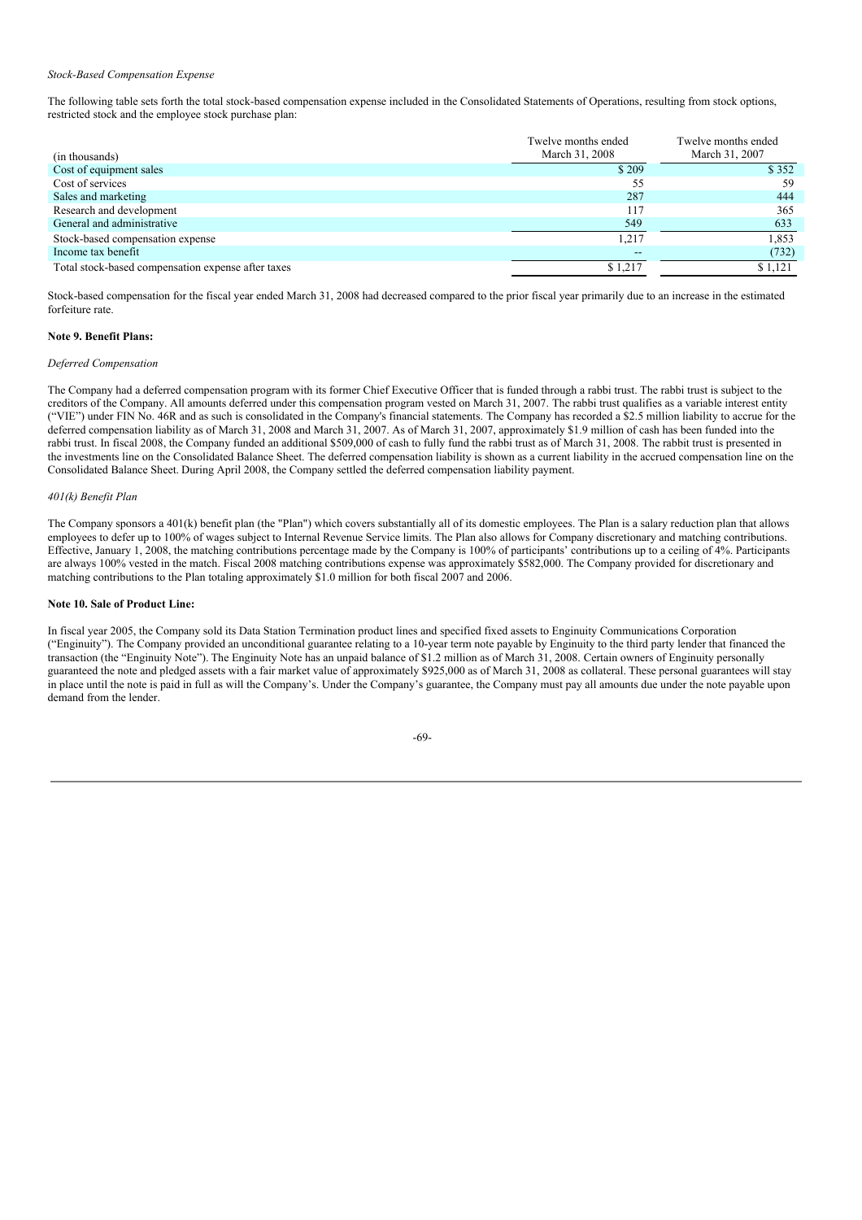*Stock-Based Compensation Expense*

The following table sets forth the total stock-based compensation expense included in the Consolidated Statements of Operations, resulting from stock options, restricted stock and the employee stock purchase plan:

| (in thousands) | Twelve months ended March 31, 2008 | Twelve months ended March 31, 2007 |
|---|---|---|
| Cost of equipment sales | $ 209 | $ 352 |
| Cost of services | 55 | 59 |
| Sales and marketing | 287 | 444 |
| Research and development | 117 | 365 |
| General and administrative | 549 | 633 |
| Stock-based compensation expense | 1,217 | 1,853 |
| Income tax benefit | -- | (732) |
| Total stock-based compensation expense after taxes | $ 1,217 | $ 1,121 |

Stock-based compensation for the fiscal year ended March 31, 2008 had decreased compared to the prior fiscal year primarily due to an increase in the estimated forfeiture rate.

**Note 9. Benefit Plans:**

*Deferred Compensation*

The Company had a deferred compensation program with its former Chief Executive Officer that is funded through a rabbi trust. The rabbi trust is subject to the creditors of the Company. All amounts deferred under this compensation program vested on March 31, 2007. The rabbi trust qualifies as a variable interest entity ("VIE") under FIN No. 46R and as such is consolidated in the Company's financial statements. The Company has recorded a $2.5 million liability to accrue for the deferred compensation liability as of March 31, 2008 and March 31, 2007. As of March 31, 2007, approximately $1.9 million of cash has been funded into the rabbi trust. In fiscal 2008, the Company funded an additional $509,000 of cash to fully fund the rabbi trust as of March 31, 2008. The rabbit trust is presented in the investments line on the Consolidated Balance Sheet. The deferred compensation liability is shown as a current liability in the accrued compensation line on the Consolidated Balance Sheet. During April 2008, the Company settled the deferred compensation liability payment.

*401(k) Benefit Plan*

The Company sponsors a 401(k) benefit plan (the "Plan") which covers substantially all of its domestic employees. The Plan is a salary reduction plan that allows employees to defer up to 100% of wages subject to Internal Revenue Service limits. The Plan also allows for Company discretionary and matching contributions. Effective, January 1, 2008, the matching contributions percentage made by the Company is 100% of participants' contributions up to a ceiling of 4%. Participants are always 100% vested in the match. Fiscal 2008 matching contributions expense was approximately $582,000. The Company provided for discretionary and matching contributions to the Plan totaling approximately $1.0 million for both fiscal 2007 and 2006.

**Note 10. Sale of Product Line:**

In fiscal year 2005, the Company sold its Data Station Termination product lines and specified fixed assets to Enginuity Communications Corporation ("Enginuity"). The Company provided an unconditional guarantee relating to a 10-year term note payable by Enginuity to the third party lender that financed the transaction (the "Enginuity Note"). The Enginuity Note has an unpaid balance of $1.2 million as of March 31, 2008. Certain owners of Enginuity personally guaranteed the note and pledged assets with a fair market value of approximately $925,000 as of March 31, 2008 as collateral. These personal guarantees will stay in place until the note is paid in full as will the Company's. Under the Company's guarantee, the Company must pay all amounts due under the note payable upon demand from the lender.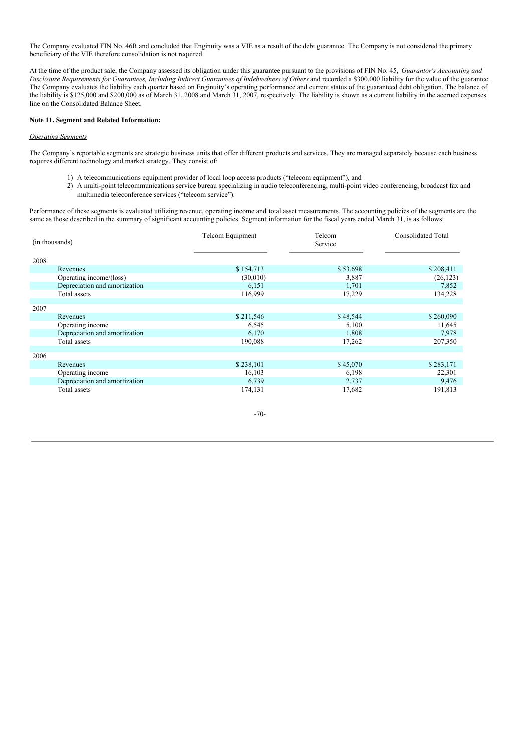The Company evaluated FIN No. 46R and concluded that Enginuity was a VIE as a result of the debt guarantee. The Company is not considered the primary beneficiary of the VIE therefore consolidation is not required.

At the time of the product sale, the Company assessed its obligation under this guarantee pursuant to the provisions of FIN No. 45, *Guarantor's Accounting and Disclosure Requirements for Guarantees, Including Indirect Guarantees of Indebtedness of Others* and recorded a $300,000 liability for the value of the guarantee. The Company evaluates the liability each quarter based on Enginuity's operating performance and current status of the guaranteed debt obligation. The balance of the liability is $125,000 and $200,000 as of March 31, 2008 and March 31, 2007, respectively. The liability is shown as a current liability in the accrued expenses line on the Consolidated Balance Sheet.

**Note 11. Segment and Related Information:**

*Operating Segments*

The Company's reportable segments are strategic business units that offer different products and services. They are managed separately because each business requires different technology and market strategy. They consist of:

1) A telecommunications equipment provider of local loop access products ("telecom equipment"), and
2) A multi-point telecommunications service bureau specializing in audio teleconferencing, multi-point video conferencing, broadcast fax and multimedia teleconference services ("telecom service").

Performance of these segments is evaluated utilizing revenue, operating income and total asset measurements. The accounting policies of the segments are the same as those described in the summary of significant accounting policies. Segment information for the fiscal years ended March 31, is as follows:

| (in thousands) | Telcom Equipment | Telcom Service | Consolidated Total |
|---|---|---|---|
| **2008** | | | |
| Revenues | $ 154,713 | $ 53,698 | $ 208,411 |
| Operating income/(loss) | (30,010) | 3,887 | (26,123) |
| Depreciation and amortization | 6,151 | 1,701 | 7,852 |
| Total assets | 116,999 | 17,229 | 134,228 |
| **2007** | | | |
| Revenues | $ 211,546 | $ 48,544 | $ 260,090 |
| Operating income | 6,545 | 5,100 | 11,645 |
| Depreciation and amortization | 6,170 | 1,808 | 7,978 |
| Total assets | 190,088 | 17,262 | 207,350 |
| **2006** | | | |
| Revenues | $ 238,101 | $ 45,070 | $ 283,171 |
| Operating income | 16,103 | 6,198 | 22,301 |
| Depreciation and amortization | 6,739 | 2,737 | 9,476 |
| Total assets | 174,131 | 17,682 | 191,813 |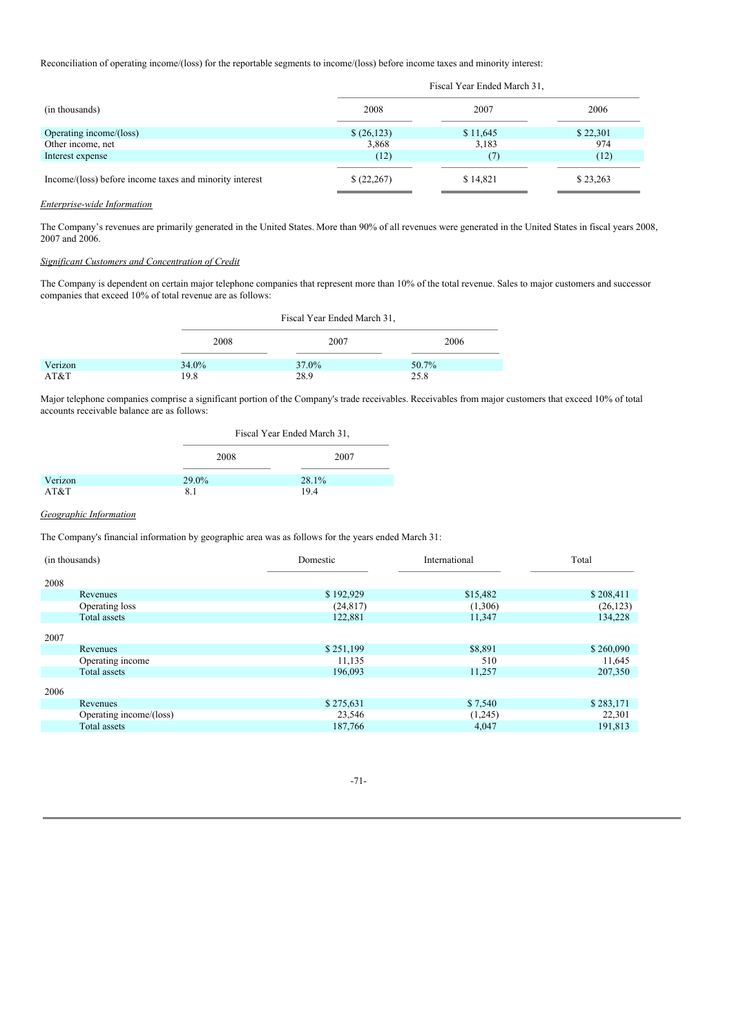Reconciliation of operating income/(loss) for the reportable segments to income/(loss) before income taxes and minority interest:

| (in thousands) | Fiscal Year Ended March 31, 2008 | 2007 | 2006 |
|---|---|---|---|
| Operating income/(loss) | $ (26,123) | $ 11,645 | $ 22,301 |
| Other income, net | 3,868 | 3,183 | 974 |
| Interest expense | (12) | (7) | (12) |
| Income/(loss) before income taxes and minority interest | $ (22,267) | $ 14,821 | $ 23,263 |

*Enterprise-wide Information*

The Company's revenues are primarily generated in the United States. More than 90% of all revenues were generated in the United States in fiscal years 2008, 2007 and 2006.

*Significant Customers and Concentration of Credit*

The Company is dependent on certain major telephone companies that represent more than 10% of the total revenue. Sales to major customers and successor companies that exceed 10% of total revenue are as follows:

| | Fiscal Year Ended March 31, 2008 | 2007 | 2006 |
|---|---|---|---|
| Verizon | 34.0% | 37.0% | 50.7% |
| AT&T | 19.8 | 28.9 | 25.8 |

Major telephone companies comprise a significant portion of the Company's trade receivables. Receivables from major customers that exceed 10% of total accounts receivable balance are as follows:

| | Fiscal Year Ended March 31, 2008 | 2007 |
|---|---|---|
| Verizon | 29.0% | 28.1% |
| AT&T | 8.1 | 19.4 |

*Geographic Information*

The Company's financial information by geographic area was as follows for the years ended March 31:

| (in thousands) | Domestic | International | Total |
|---|---|---|---|
| **2008** | | | |
| Revenues | $ 192,929 | $15,482 | $ 208,411 |
| Operating loss | (24,817) | (1,306) | (26,123) |
| Total assets | 122,881 | 11,347 | 134,228 |
| **2007** | | | |
| Revenues | $ 251,199 | $8,891 | $ 260,090 |
| Operating income | 11,135 | 510 | 11,645 |
| Total assets | 196,093 | 11,257 | 207,350 |
| **2006** | | | |
| Revenues | $ 275,631 | $ 7,540 | $ 283,171 |
| Operating income/(loss) | 23,546 | (1,245) | 22,301 |
| Total assets | 187,766 | 4,047 | 191,813 |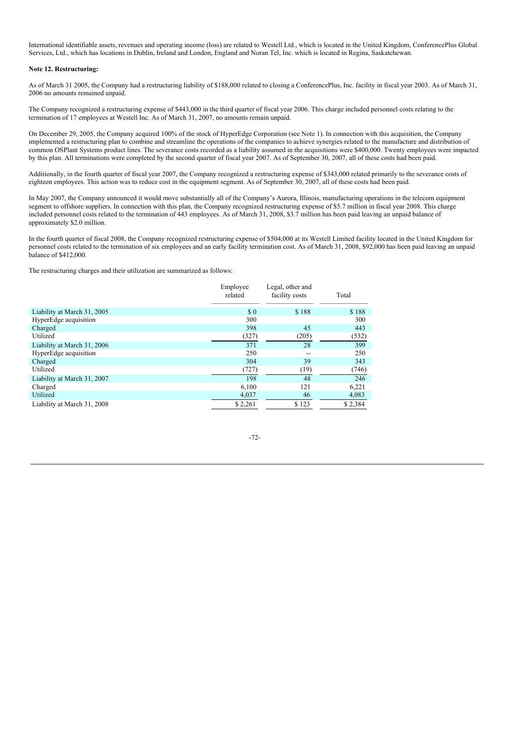International identifiable assets, revenues and operating income (loss) are related to Westell Ltd., which is located in the United Kingdom, ConferencePlus Global Services, Ltd., which has locations in Dublin, Ireland and London, England and Noran Tel, Inc. which is located in Regina, Saskatchewan.

**Note 12. Restructuring:**

As of March 31 2005, the Company had a restructuring liability of $188,000 related to closing a ConferencePlus, Inc. facility in fiscal year 2003. As of March 31, 2006 no amounts remained unpaid.

The Company recognized a restructuring expense of $443,000 in the third quarter of fiscal year 2006. This charge included personnel costs relating to the termination of 17 employees at Westell Inc. As of March 31, 2007, no amounts remain unpaid.

On December 29, 2005, the Company acquired 100% of the stock of HyperEdge Corporation (see Note 1). In connection with this acquisition, the Company implemented a restructuring plan to combine and streamline the operations of the companies to achieve synergies related to the manufacture and distribution of common OSPlant Systems product lines. The severance costs recorded as a liability assumed in the acquisitions were $400,000. Twenty employees were impacted by this plan. All terminations were completed by the second quarter of fiscal year 2007. As of September 30, 2007, all of these costs had been paid.

Additionally, in the fourth quarter of fiscal year 2007, the Company recognized a restructuring expense of $343,000 related primarily to the severance costs of eighteen employees. This action was to reduce cost in the equipment segment. As of September 30, 2007, all of these costs had been paid.

In May 2007, the Company announced it would move substantially all of the Company's Aurora, Illinois, manufacturing operations in the telecom equipment segment to offshore suppliers. In connection with this plan, the Company recognized restructuring expense of $5.7 million in fiscal year 2008. This charge included personnel costs related to the termination of 443 employees. As of March 31, 2008, $3.7 million has been paid leaving an unpaid balance of approximately $2.0 million.

In the fourth quarter of fiscal 2008, the Company recognized restructuring expense of $504,000 at its Westell Limited facility located in the United Kingdom for personnel costs related to the termination of six employees and an early facility termination cost. As of March 31, 2008, $92,000 has been paid leaving an unpaid balance of $412,000.

The restructuring charges and their utilization are summarized as follows:

| | Employee related | Legal, other and facility costs | Total |
|---|---|---|---|
| Liability at March 31, 2005 | $ 0 | $ 188 | $ 188 |
| HyperEdge acquisition | 300 | | 300 |
| Charged | 398 | 45 | 443 |
| Utilized | (327) | (205) | (532) |
| Liability at March 31, 2006 | 371 | 28 | 399 |
| HyperEdge acquisition | 250 | -- | 250 |
| Charged | 304 | 39 | 343 |
| Utilized | (727) | (19) | (746) |
| Liability at March 31, 2007 | 198 | 48 | 246 |
| Charged | 6,100 | 121 | 6,221 |
| Utilized | 4,037 | 46 | 4,083 |
| Liability at March 31, 2008 | $ 2,261 | $ 123 | $ 2,384 |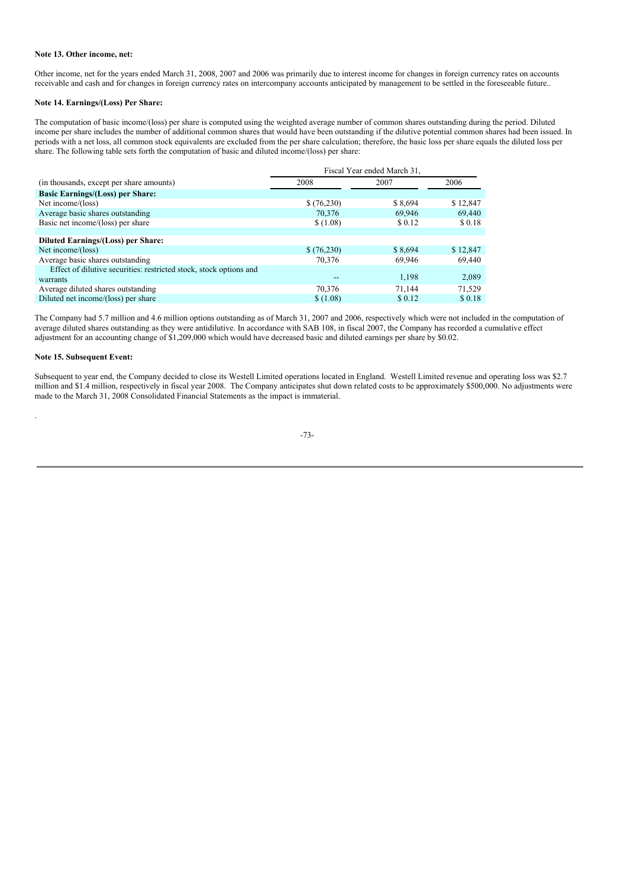**Note 13. Other income, net:**

Other income, net for the years ended March 31, 2008, 2007 and 2006 was primarily due to interest income for changes in foreign currency rates on accounts receivable and cash and for changes in foreign currency rates on intercompany accounts anticipated by management to be settled in the foreseeable future..

**Note 14. Earnings/(Loss) Per Share:**

The computation of basic income/(loss) per share is computed using the weighted average number of common shares outstanding during the period. Diluted income per share includes the number of additional common shares that would have been outstanding if the dilutive potential common shares had been issued. In periods with a net loss, all common stock equivalents are excluded from the per share calculation; therefore, the basic loss per share equals the diluted loss per share. The following table sets forth the computation of basic and diluted income/(loss) per share:

| | Fiscal Year ended March 31, | | |
|---|---|---|---|
| (in thousands, except per share amounts) | 2008 | 2007 | 2006 |
| **Basic Earnings/(Loss) per Share:** | | | |
| Net income/(loss) | $ (76,230) | $ 8,694 | $ 12,847 |
| Average basic shares outstanding | 70,376 | 69,946 | 69,440 |
| Basic net income/(loss) per share | $ (1.08) | $ 0.12 | $ 0.18 |
| | | | |
| **Diluted Earnings/(Loss) per Share:** | | | |
| Net income/(loss) | $ (76,230) | $ 8,694 | $ 12,847 |
| Average basic shares outstanding | 70,376 | 69,946 | 69,440 |
| Effect of dilutive securities: restricted stock, stock options and warrants | -- | 1,198 | 2,089 |
| Average diluted shares outstanding | 70,376 | 71,144 | 71,529 |
| Diluted net income/(loss) per share | $ (1.08) | $ 0.12 | $ 0.18 |

The Company had 5.7 million and 4.6 million options outstanding as of March 31, 2007 and 2006, respectively which were not included in the computation of average diluted shares outstanding as they were antidilutive. In accordance with SAB 108, in fiscal 2007, the Company has recorded a cumulative effect adjustment for an accounting change of $1,209,000 which would have decreased basic and diluted earnings per share by $0.02.

**Note 15. Subsequent Event:**

Subsequent to year end, the Company decided to close its Westell Limited operations located in England. Westell Limited revenue and operating loss was $2.7 million and $1.4 million, respectively in fiscal year 2008. The Company anticipates shut down related costs to be approximately $500,000. No adjustments were made to the March 31, 2008 Consolidated Financial Statements as the impact is immaterial.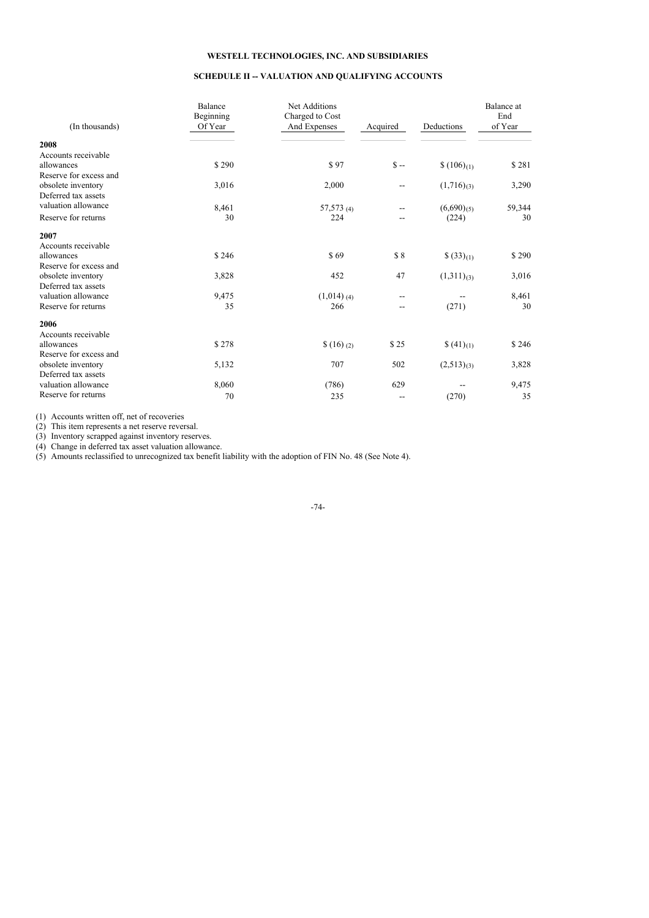**WESTELL TECHNOLOGIES, INC. AND SUBSIDIARIES**

**SCHEDULE II -- VALUATION AND QUALIFYING ACCOUNTS**

| (In thousands) | Balance Beginning Of Year | Net Additions Charged to Cost And Expenses | Acquired | Deductions | Balance at End of Year |
|---|---|---|---|---|---|
| **2008** | | | | | |
| Accounts receivable allowances | $ 290 | $ 97 | $ -- | $ (106)(1) | $ 281 |
| Reserve for excess and obsolete inventory | 3,016 | 2,000 | -- | (1,716)(3) | 3,290 |
| Deferred tax assets valuation allowance | 8,461 | 57,573 (4) | -- | (6,690)(5) | 59,344 |
| Reserve for returns | 30 | 224 | -- | (224) | 30 |
| **2007** | | | | | |
| Accounts receivable allowances | $ 246 | $ 69 | $ 8 | $ (33)(1) | $ 290 |
| Reserve for excess and obsolete inventory | 3,828 | 452 | 47 | (1,311)(3) | 3,016 |
| Deferred tax assets valuation allowance | 9,475 | (1,014) (4) | -- | -- | 8,461 |
| Reserve for returns | 35 | 266 | -- | (271) | 30 |
| **2006** | | | | | |
| Accounts receivable allowances | $ 278 | $ (16) (2) | $ 25 | $ (41)(1) | $ 246 |
| Reserve for excess and obsolete inventory | 5,132 | 707 | 502 | (2,513)(3) | 3,828 |
| Deferred tax assets valuation allowance | 8,060 | (786) | 629 | -- | 9,475 |
| Reserve for returns | 70 | 235 | -- | (270) | 35 |

(1) Accounts written off, net of recoveries

(2) This item represents a net reserve reversal.

(3) Inventory scrapped against inventory reserves.

(4) Change in deferred tax asset valuation allowance.

(5) Amounts reclassified to unrecognized tax benefit liability with the adoption of FIN No. 48 (See Note 4).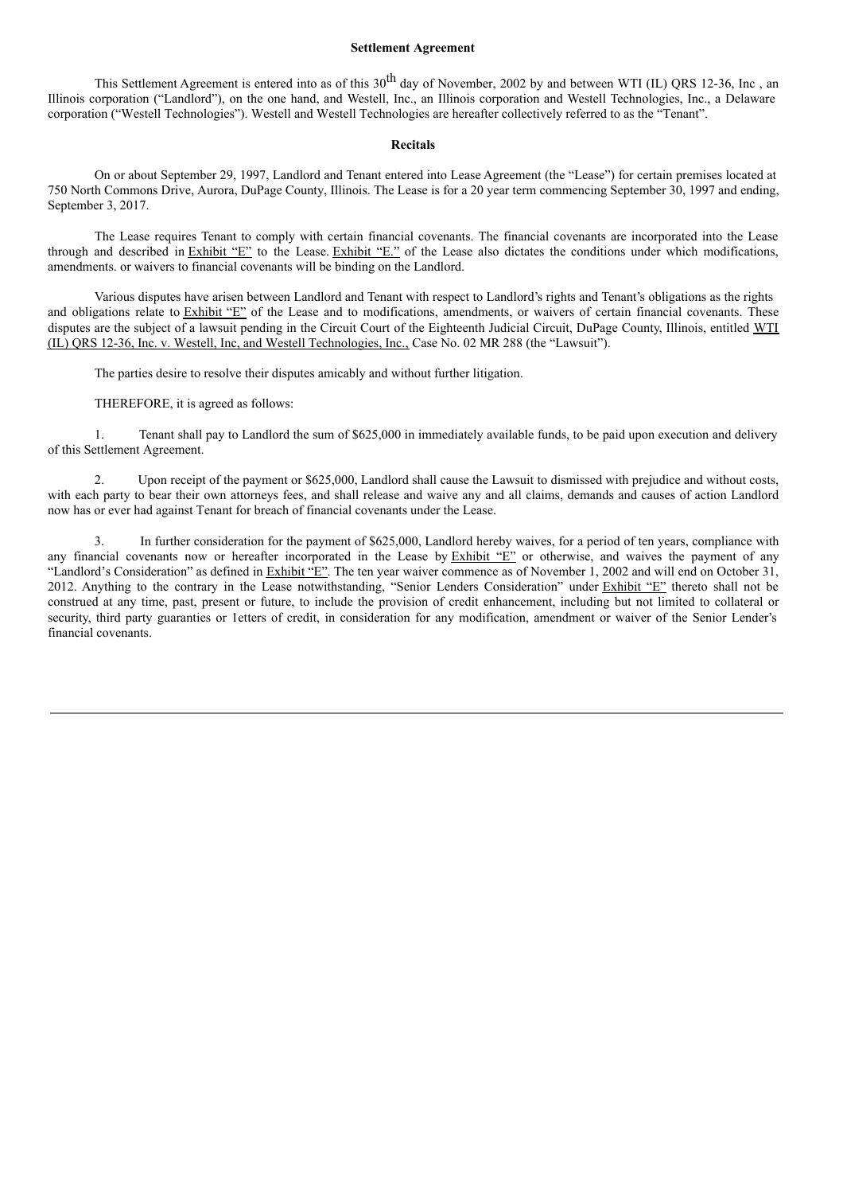**Settlement Agreement**

This Settlement Agreement is entered into as of this 30th day of November, 2002 by and between WTI (IL) QRS 12-36, Inc , an Illinois corporation ("Landlord"), on the one hand, and Westell, Inc., an Illinois corporation and Westell Technologies, Inc., a Delaware corporation ("Westell Technologies"). Westell and Westell Technologies are hereafter collectively referred to as the "Tenant".

**Recitals**

On or about September 29, 1997, Landlord and Tenant entered into Lease Agreement (the "Lease") for certain premises located at 750 North Commons Drive, Aurora, DuPage County, Illinois. The Lease is for a 20 year term commencing September 30, 1997 and ending, September 3, 2017.

The Lease requires Tenant to comply with certain financial covenants. The financial covenants are incorporated into the Lease through and described in Exhibit "E" to the Lease. Exhibit "E." of the Lease also dictates the conditions under which modifications, amendments. or waivers to financial covenants will be binding on the Landlord.

Various disputes have arisen between Landlord and Tenant with respect to Landlord's rights and Tenant's obligations as the rights and obligations relate to Exhibit "E" of the Lease and to modifications, amendments, or waivers of certain financial covenants. These disputes are the subject of a lawsuit pending in the Circuit Court of the Eighteenth Judicial Circuit, DuPage County, Illinois, entitled WTI (IL) QRS 12-36, Inc. v. Westell, Inc, and Westell Technologies, Inc., Case No. 02 MR 288 (the "Lawsuit").

The parties desire to resolve their disputes amicably and without further litigation.

THEREFORE, it is agreed as follows:

1. Tenant shall pay to Landlord the sum of $625,000 in immediately available funds, to be paid upon execution and delivery of this Settlement Agreement.

2. Upon receipt of the payment or $625,000, Landlord shall cause the Lawsuit to dismissed with prejudice and without costs, with each party to bear their own attorneys fees, and shall release and waive any and all claims, demands and causes of action Landlord now has or ever had against Tenant for breach of financial covenants under the Lease.

3. In further consideration for the payment of $625,000, Landlord hereby waives, for a period of ten years, compliance with any financial covenants now or hereafter incorporated in the Lease by Exhibit "E" or otherwise, and waives the payment of any "Landlord's Consideration" as defined in Exhibit "E". The ten year waiver commence as of November 1, 2002 and will end on October 31, 2012. Anything to the contrary in the Lease notwithstanding, "Senior Lenders Consideration" under Exhibit "E" thereto shall not be construed at any time, past, present or future, to include the provision of credit enhancement, including but not limited to collateral or security, third party guaranties or 1etters of credit, in consideration for any modification, amendment or waiver of the Senior Lender's financial covenants.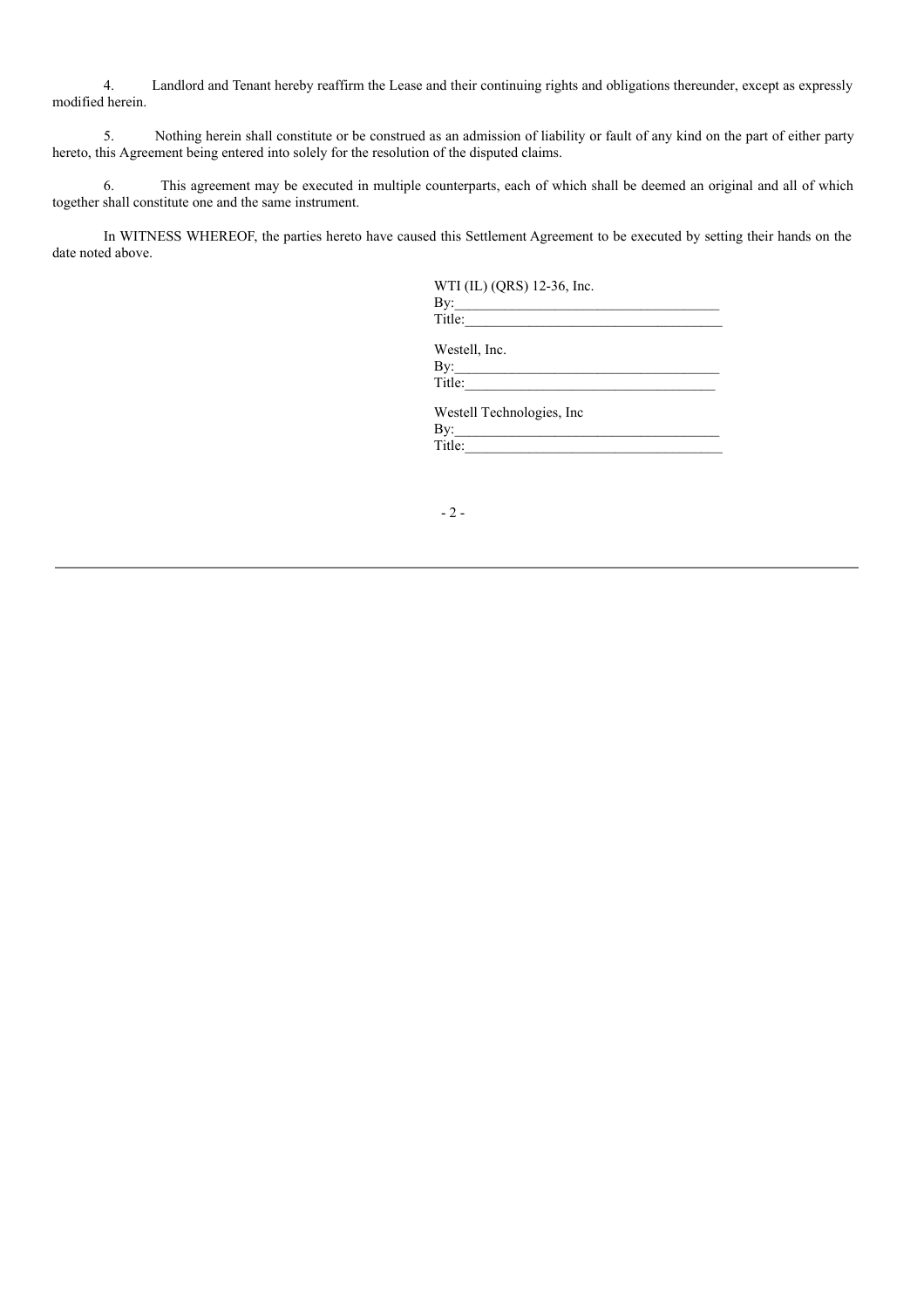4. Landlord and Tenant hereby reaffirm the Lease and their continuing rights and obligations thereunder, except as expressly modified herein.

5. Nothing herein shall constitute or be construed as an admission of liability or fault of any kind on the part of either party hereto, this Agreement being entered into solely for the resolution of the disputed claims.

6. This agreement may be executed in multiple counterparts, each of which shall be deemed an original and all of which together shall constitute one and the same instrument.

In WITNESS WHEREOF, the parties hereto have caused this Settlement Agreement to be executed by setting their hands on the date noted above.

WTI (IL) (QRS) 12-36, Inc.
By:\_\_\_\_\_\_\_\_\_\_\_\_\_\_\_\_\_\_\_\_\_\_\_\_\_\_\_\_\_\_\_\_\_\_\_\_
Title:\_\_\_\_\_\_\_\_\_\_\_\_\_\_\_\_\_\_\_\_\_\_\_\_\_\_\_\_\_\_\_\_\_\_\_

Westell, Inc.
By:\_\_\_\_\_\_\_\_\_\_\_\_\_\_\_\_\_\_\_\_\_\_\_\_\_\_\_\_\_\_\_\_\_\_\_\_
Title:\_\_\_\_\_\_\_\_\_\_\_\_\_\_\_\_\_\_\_\_\_\_\_\_\_\_\_\_\_\_\_\_\_\_\_

Westell Technologies, Inc
By:\_\_\_\_\_\_\_\_\_\_\_\_\_\_\_\_\_\_\_\_\_\_\_\_\_\_\_\_\_\_\_\_\_\_\_\_
Title:\_\_\_\_\_\_\_\_\_\_\_\_\_\_\_\_\_\_\_\_\_\_\_\_\_\_\_\_\_\_\_\_\_\_\_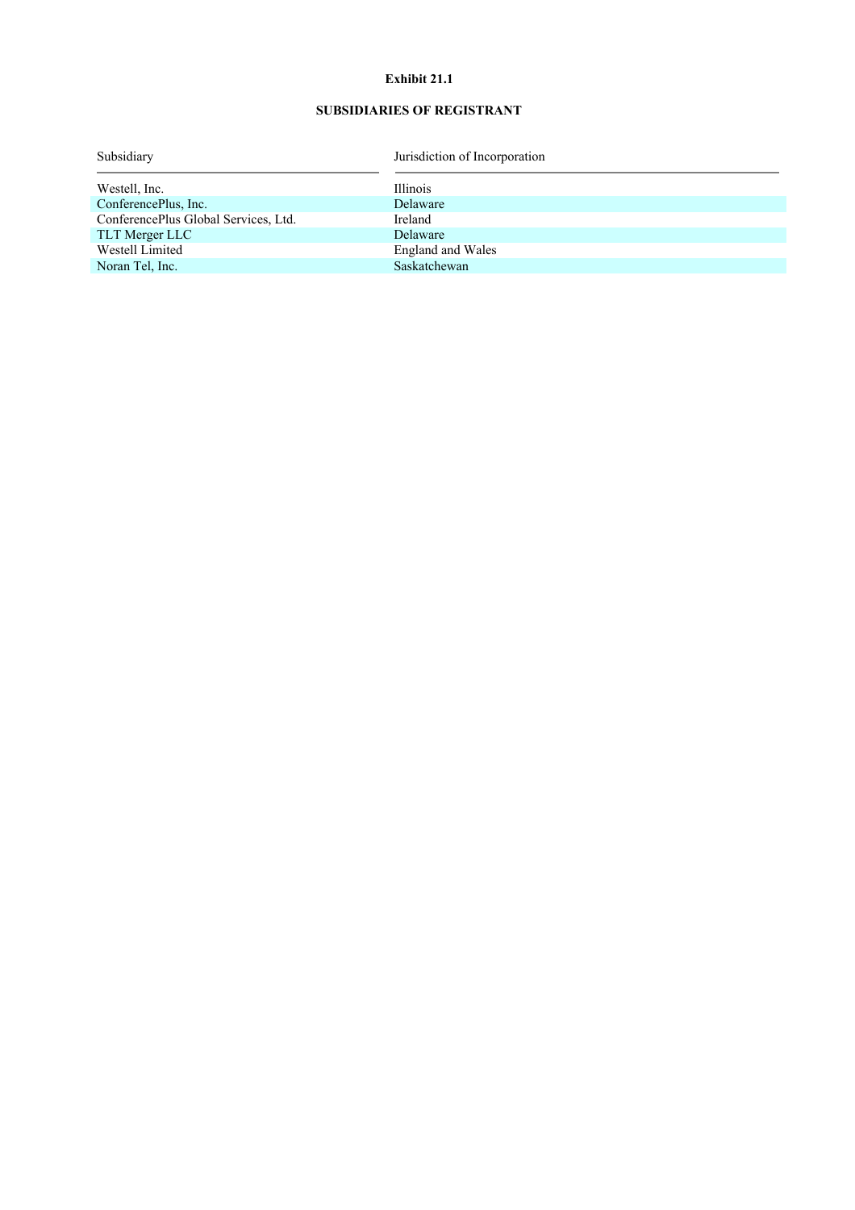**Exhibit 21.1**

**SUBSIDIARIES OF REGISTRANT**

| Subsidiary | Jurisdiction of Incorporation |
|---|---|
| Westell, Inc. | Illinois |
| ConferencePlus, Inc. | Delaware |
| ConferencePlus Global Services, Ltd. | Ireland |
| TLT Merger LLC | Delaware |
| Westell Limited | England and Wales |
| Noran Tel, Inc. | Saskatchewan |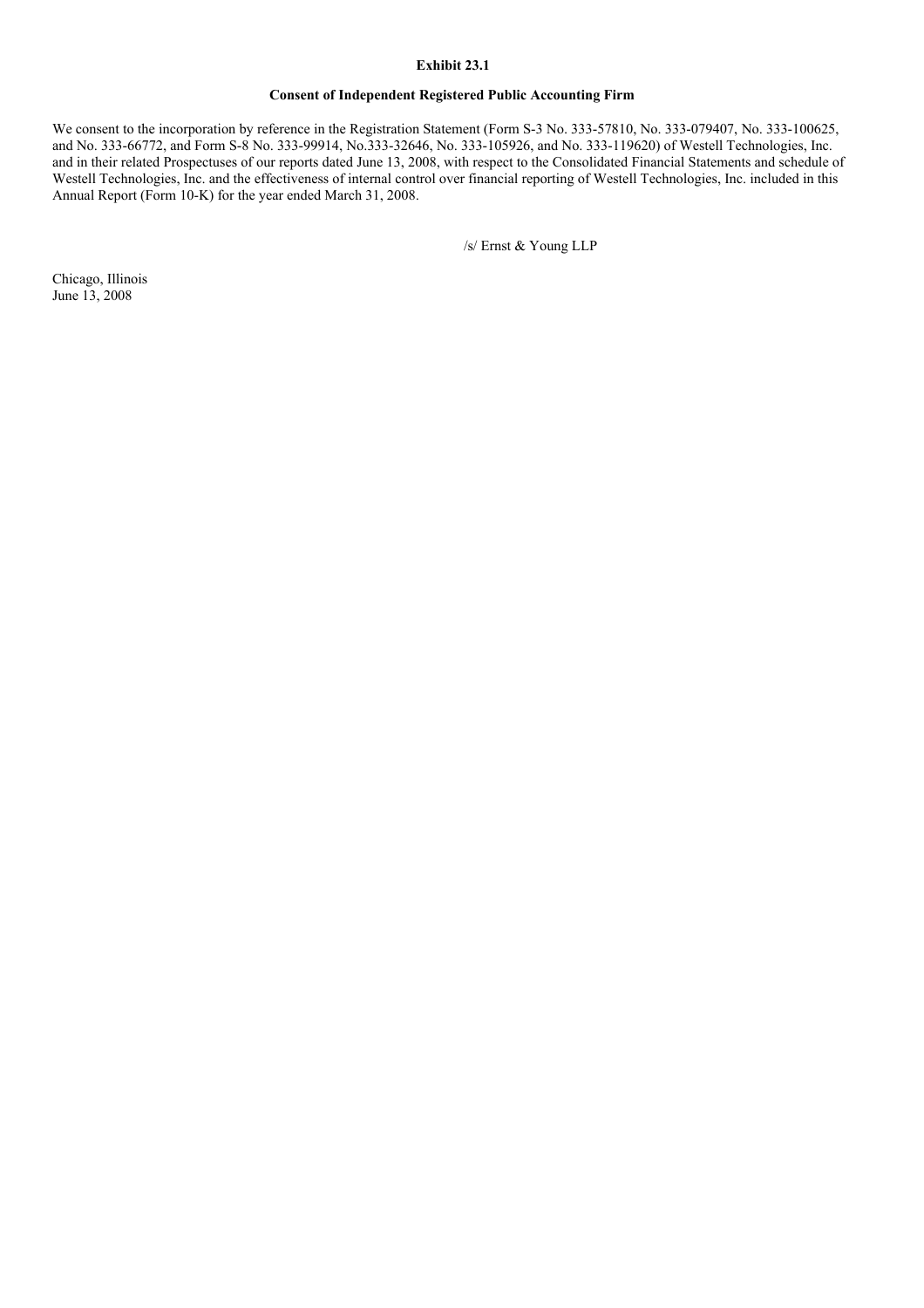**Exhibit 23.1**

**Consent of Independent Registered Public Accounting Firm**

We consent to the incorporation by reference in the Registration Statement (Form S-3 No. 333-57810, No. 333-079407, No. 333-100625, and No. 333-66772, and Form S-8 No. 333-99914, No.333-32646, No. 333-105926, and No. 333-119620) of Westell Technologies, Inc. and in their related Prospectuses of our reports dated June 13, 2008, with respect to the Consolidated Financial Statements and schedule of Westell Technologies, Inc. and the effectiveness of internal control over financial reporting of Westell Technologies, Inc. included in this Annual Report (Form 10-K) for the year ended March 31, 2008.

/s/ Ernst & Young LLP

Chicago, Illinois
June 13, 2008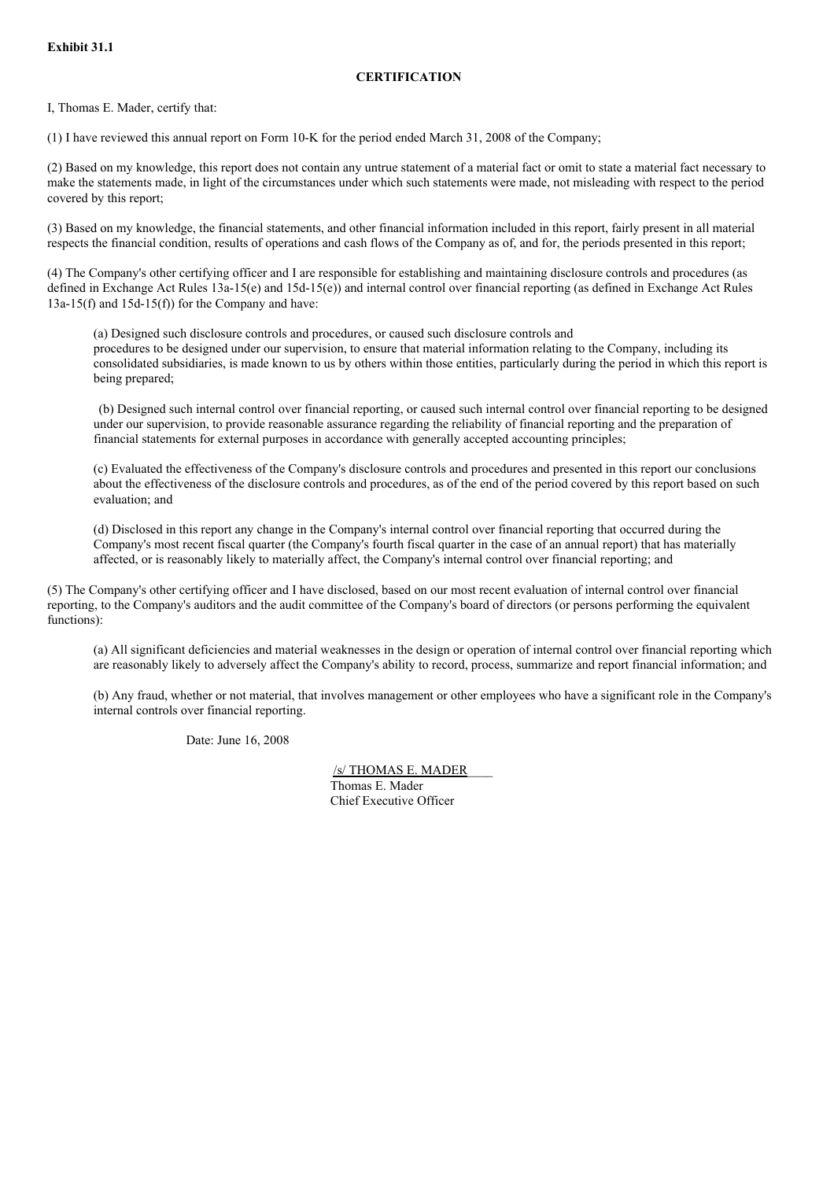**Exhibit 31.1**

**CERTIFICATION**

I, Thomas E. Mader, certify that:

(1) I have reviewed this annual report on Form 10-K for the period ended March 31, 2008 of the Company;

(2) Based on my knowledge, this report does not contain any untrue statement of a material fact or omit to state a material fact necessary to make the statements made, in light of the circumstances under which such statements were made, not misleading with respect to the period covered by this report;

(3) Based on my knowledge, the financial statements, and other financial information included in this report, fairly present in all material respects the financial condition, results of operations and cash flows of the Company as of, and for, the periods presented in this report;

(4) The Company's other certifying officer and I are responsible for establishing and maintaining disclosure controls and procedures (as defined in Exchange Act Rules 13a-15(e) and 15d-15(e)) and internal control over financial reporting (as defined in Exchange Act Rules 13a-15(f) and 15d-15(f)) for the Company and have:

(a) Designed such disclosure controls and procedures, or caused such disclosure controls and procedures to be designed under our supervision, to ensure that material information relating to the Company, including its consolidated subsidiaries, is made known to us by others within those entities, particularly during the period in which this report is being prepared;

(b) Designed such internal control over financial reporting, or caused such internal control over financial reporting to be designed under our supervision, to provide reasonable assurance regarding the reliability of financial reporting and the preparation of financial statements for external purposes in accordance with generally accepted accounting principles;

(c) Evaluated the effectiveness of the Company's disclosure controls and procedures and presented in this report our conclusions about the effectiveness of the disclosure controls and procedures, as of the end of the period covered by this report based on such evaluation; and

(d) Disclosed in this report any change in the Company's internal control over financial reporting that occurred during the Company's most recent fiscal quarter (the Company's fourth fiscal quarter in the case of an annual report) that has materially affected, or is reasonably likely to materially affect, the Company's internal control over financial reporting; and

(5) The Company's other certifying officer and I have disclosed, based on our most recent evaluation of internal control over financial reporting, to the Company's auditors and the audit committee of the Company's board of directors (or persons performing the equivalent functions):

(a) All significant deficiencies and material weaknesses in the design or operation of internal control over financial reporting which are reasonably likely to adversely affect the Company's ability to record, process, summarize and report financial information; and

(b) Any fraud, whether or not material, that involves management or other employees who have a significant role in the Company's internal controls over financial reporting.

Date: June 16, 2008

/s/ THOMAS E. MADER
Thomas E. Mader
Chief Executive Officer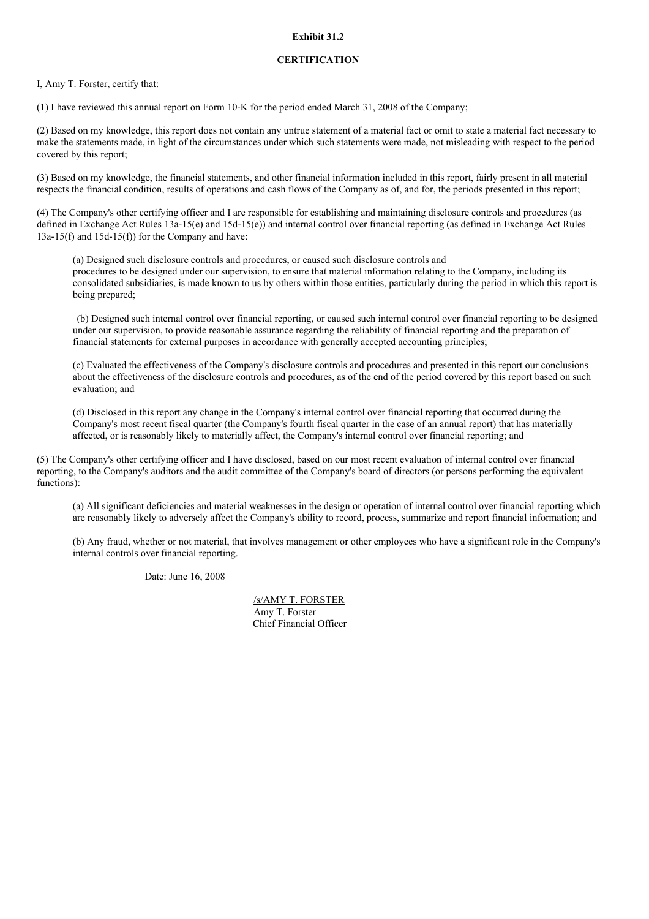**Exhibit 31.2**

**CERTIFICATION**

I, Amy T. Forster, certify that:

(1) I have reviewed this annual report on Form 10-K for the period ended March 31, 2008 of the Company;

(2) Based on my knowledge, this report does not contain any untrue statement of a material fact or omit to state a material fact necessary to make the statements made, in light of the circumstances under which such statements were made, not misleading with respect to the period covered by this report;

(3) Based on my knowledge, the financial statements, and other financial information included in this report, fairly present in all material respects the financial condition, results of operations and cash flows of the Company as of, and for, the periods presented in this report;

(4) The Company's other certifying officer and I are responsible for establishing and maintaining disclosure controls and procedures (as defined in Exchange Act Rules 13a-15(e) and 15d-15(e)) and internal control over financial reporting (as defined in Exchange Act Rules 13a-15(f) and 15d-15(f)) for the Company and have:

(a) Designed such disclosure controls and procedures, or caused such disclosure controls and procedures to be designed under our supervision, to ensure that material information relating to the Company, including its consolidated subsidiaries, is made known to us by others within those entities, particularly during the period in which this report is being prepared;

(b) Designed such internal control over financial reporting, or caused such internal control over financial reporting to be designed under our supervision, to provide reasonable assurance regarding the reliability of financial reporting and the preparation of financial statements for external purposes in accordance with generally accepted accounting principles;

(c) Evaluated the effectiveness of the Company's disclosure controls and procedures and presented in this report our conclusions about the effectiveness of the disclosure controls and procedures, as of the end of the period covered by this report based on such evaluation; and

(d) Disclosed in this report any change in the Company's internal control over financial reporting that occurred during the Company's most recent fiscal quarter (the Company's fourth fiscal quarter in the case of an annual report) that has materially affected, or is reasonably likely to materially affect, the Company's internal control over financial reporting; and

(5) The Company's other certifying officer and I have disclosed, based on our most recent evaluation of internal control over financial reporting, to the Company's auditors and the audit committee of the Company's board of directors (or persons performing the equivalent functions):

(a) All significant deficiencies and material weaknesses in the design or operation of internal control over financial reporting which are reasonably likely to adversely affect the Company's ability to record, process, summarize and report financial information; and

(b) Any fraud, whether or not material, that involves management or other employees who have a significant role in the Company's internal controls over financial reporting.

Date: June 16, 2008

/s/AMY T. FORSTER
Amy T. Forster
Chief Financial Officer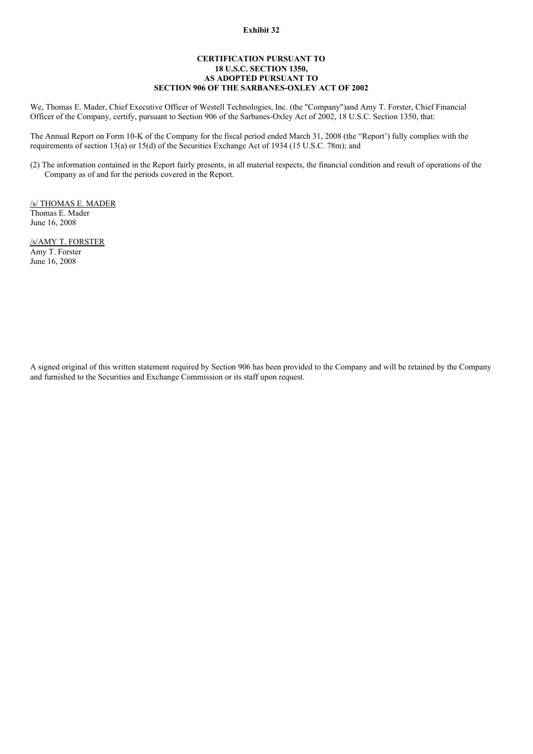**Exhibit 32**

**CERTIFICATION PURSUANT TO**
**18 U.S.C. SECTION 1350,**
**AS ADOPTED PURSUANT TO**
**SECTION 906 OF THE SARBANES-OXLEY ACT OF 2002**

We, Thomas E. Mader, Chief Executive Officer of Westell Technologies, Inc. (the "Company")and Amy T. Forster, Chief Financial Officer of the Company, certify, pursuant to Section 906 of the Sarbanes-Oxley Act of 2002, 18 U.S.C. Section 1350, that:

The Annual Report on Form 10-K of the Company for the fiscal period ended March 31, 2008 (the "Report') fully complies with the requirements of section 13(a) or 15(d) of the Securities Exchange Act of 1934 (15 U.S.C. 78m); and

(2) The information contained in the Report fairly presents, in all material respects, the financial condition and result of operations of the Company as of and for the periods covered in the Report.

/s/ THOMAS E. MADER
Thomas E. Mader
June 16, 2008

/s/AMY T. FORSTER
Amy T. Forster
June 16, 2008

A signed original of this written statement required by Section 906 has been provided to the Company and will be retained by the Company and furnished to the Securities and Exchange Commission or its staff upon request.